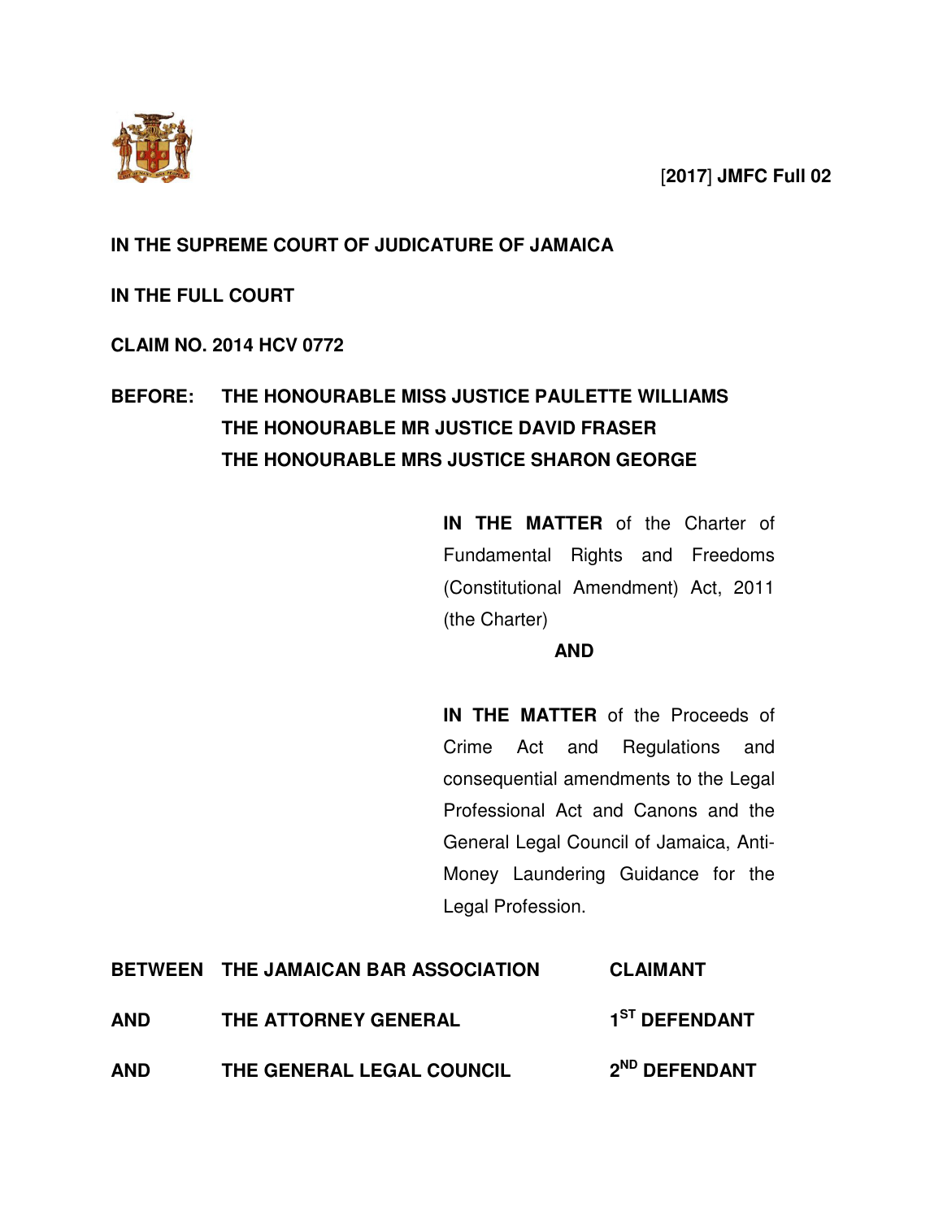[**2017**] **JMFC Full 02**

**IN THE SUPREME COURT OF JUDICATURE OF JAMAICA**

**IN THE FULL COURT**

**CLAIM NO. 2014 HCV 0772**

**BEFORE: THE HONOURABLE MISS JUSTICE PAULETTE WILLIAMS**
**THE HONOURABLE MR JUSTICE DAVID FRASER**
**THE HONOURABLE MRS JUSTICE SHARON GEORGE**

**IN THE MATTER** of the Charter of Fundamental Rights and Freedoms (Constitutional Amendment) Act, 2011 (the Charter)

**AND**

**IN THE MATTER** of the Proceeds of Crime Act and Regulations and consequential amendments to the Legal Professional Act and Canons and the General Legal Council of Jamaica, Anti-Money Laundering Guidance for the Legal Profession.

| | | |
|---|---|---|
| **BETWEEN** | **THE JAMAICAN BAR ASSOCIATION** | **CLAIMANT** |
| **AND** | **THE ATTORNEY GENERAL** | **1ST DEFENDANT** |
| **AND** | **THE GENERAL LEGAL COUNCIL** | **2ND DEFENDANT** |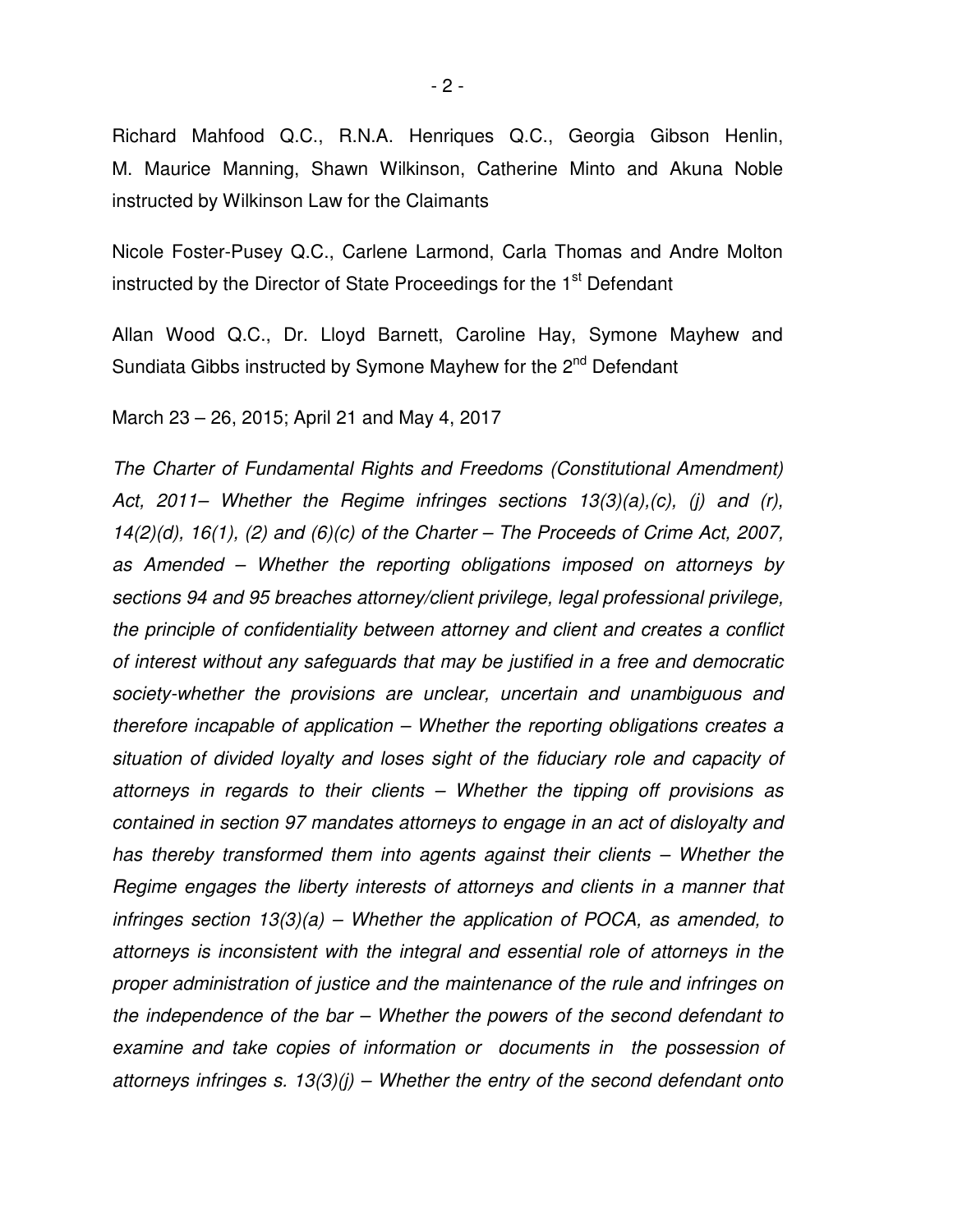Richard Mahfood Q.C., R.N.A. Henriques Q.C., Georgia Gibson Henlin, M. Maurice Manning, Shawn Wilkinson, Catherine Minto and Akuna Noble instructed by Wilkinson Law for the Claimants

Nicole Foster-Pusey Q.C., Carlene Larmond, Carla Thomas and Andre Molton instructed by the Director of State Proceedings for the 1st Defendant

Allan Wood Q.C., Dr. Lloyd Barnett, Caroline Hay, Symone Mayhew and Sundiata Gibbs instructed by Symone Mayhew for the 2nd Defendant

March 23 – 26, 2015; April 21 and May 4, 2017

*The Charter of Fundamental Rights and Freedoms (Constitutional Amendment) Act, 2011– Whether the Regime infringes sections 13(3)(a),(c), (j) and (r), 14(2)(d), 16(1), (2) and (6)(c) of the Charter – The Proceeds of Crime Act, 2007, as Amended – Whether the reporting obligations imposed on attorneys by sections 94 and 95 breaches attorney/client privilege, legal professional privilege, the principle of confidentiality between attorney and client and creates a conflict of interest without any safeguards that may be justified in a free and democratic society-whether the provisions are unclear, uncertain and unambiguous and therefore incapable of application – Whether the reporting obligations creates a situation of divided loyalty and loses sight of the fiduciary role and capacity of attorneys in regards to their clients – Whether the tipping off provisions as contained in section 97 mandates attorneys to engage in an act of disloyalty and has thereby transformed them into agents against their clients – Whether the Regime engages the liberty interests of attorneys and clients in a manner that infringes section 13(3)(a) – Whether the application of POCA, as amended, to attorneys is inconsistent with the integral and essential role of attorneys in the proper administration of justice and the maintenance of the rule and infringes on the independence of the bar – Whether the powers of the second defendant to examine and take copies of information or documents in the possession of attorneys infringes s. 13(3)(j) – Whether the entry of the second defendant onto*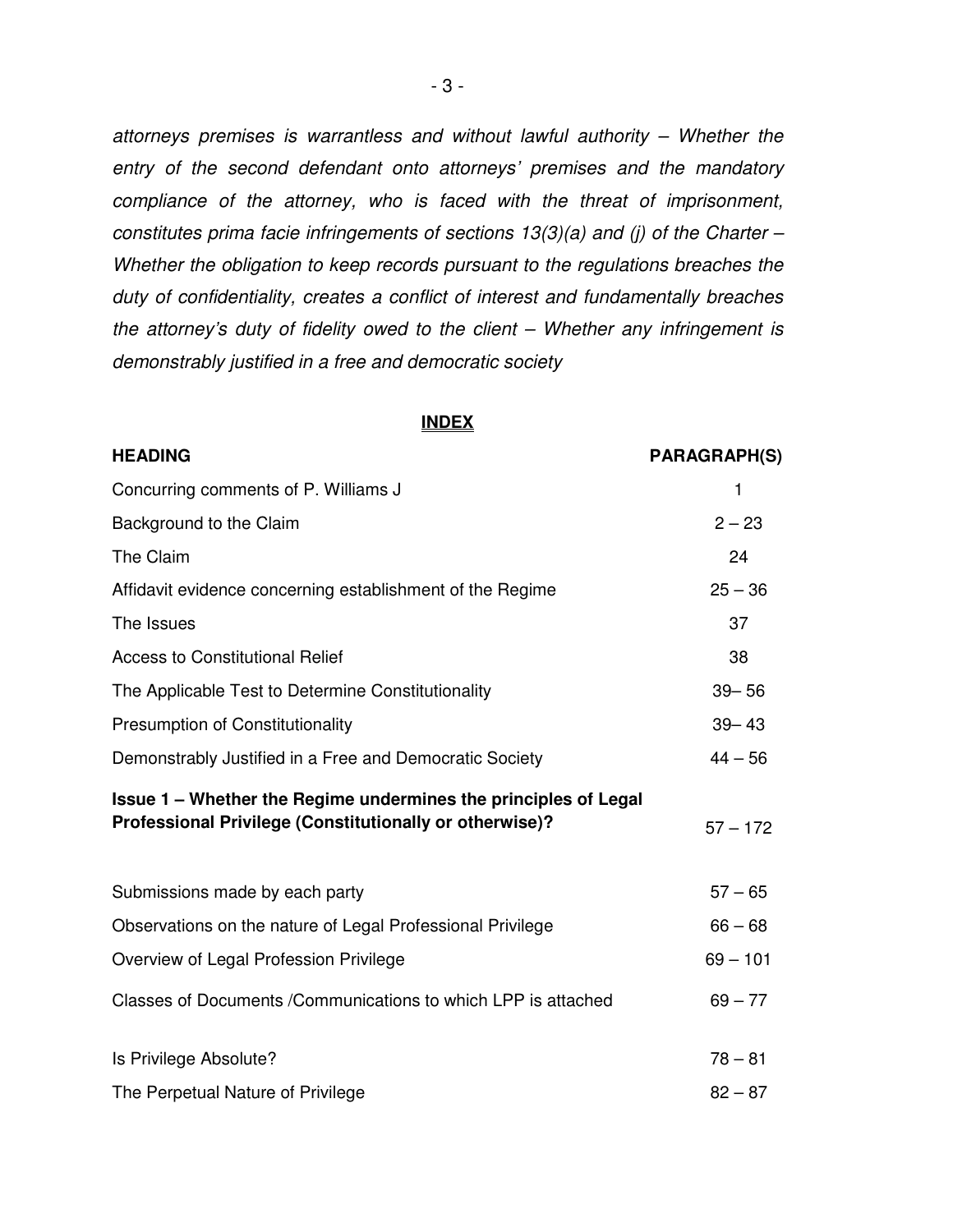*attorneys premises is warrantless and without lawful authority – Whether the entry of the second defendant onto attorneys' premises and the mandatory compliance of the attorney, who is faced with the threat of imprisonment, constitutes prima facie infringements of sections 13(3)(a) and (j) of the Charter – Whether the obligation to keep records pursuant to the regulations breaches the duty of confidentiality, creates a conflict of interest and fundamentally breaches the attorney's duty of fidelity owed to the client – Whether any infringement is demonstrably justified in a free and democratic society*

**INDEX**

| **HEADING** | **PARAGRAPH(S)** |
|---|---|
| Concurring comments of P. Williams J | 1 |
| Background to the Claim | 2 – 23 |
| The Claim | 24 |
| Affidavit evidence concerning establishment of the Regime | 25 – 36 |
| The Issues | 37 |
| Access to Constitutional Relief | 38 |
| The Applicable Test to Determine Constitutionality | 39– 56 |
| Presumption of Constitutionality | 39– 43 |
| Demonstrably Justified in a Free and Democratic Society | 44 – 56 |
| **Issue 1 – Whether the Regime undermines the principles of Legal Professional Privilege (Constitutionally or otherwise)?** | 57 – 172 |
| Submissions made by each party | 57 – 65 |
| Observations on the nature of Legal Professional Privilege | 66 – 68 |
| Overview of Legal Profession Privilege | 69 – 101 |
| Classes of Documents /Communications to which LPP is attached | 69 – 77 |
| Is Privilege Absolute? | 78 – 81 |
| The Perpetual Nature of Privilege | 82 – 87 |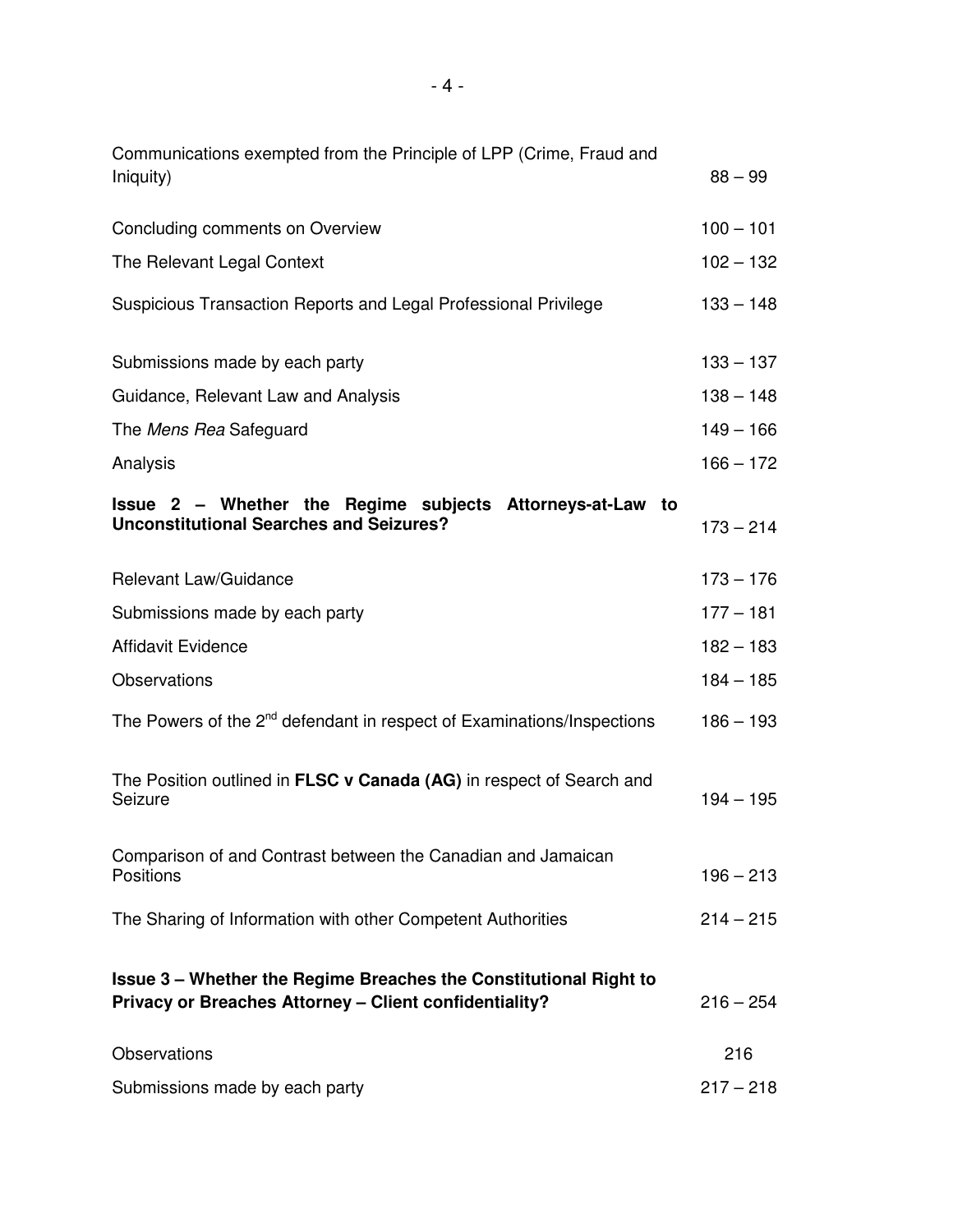| | |
|---|---|
| Communications exempted from the Principle of LPP (Crime, Fraud and Iniquity) | 88 – 99 |
| Concluding comments on Overview | 100 – 101 |
| The Relevant Legal Context | 102 – 132 |
| Suspicious Transaction Reports and Legal Professional Privilege | 133 – 148 |
| Submissions made by each party | 133 – 137 |
| Guidance, Relevant Law and Analysis | 138 – 148 |
| The *Mens Rea* Safeguard | 149 – 166 |
| Analysis | 166 – 172 |
| **Issue 2 – Whether the Regime subjects Attorneys-at-Law to Unconstitutional Searches and Seizures?** | 173 – 214 |
| Relevant Law/Guidance | 173 – 176 |
| Submissions made by each party | 177 – 181 |
| Affidavit Evidence | 182 – 183 |
| Observations | 184 – 185 |
| The Powers of the 2nd defendant in respect of Examinations/Inspections | 186 – 193 |
| The Position outlined in **FLSC v Canada (AG)** in respect of Search and Seizure | 194 – 195 |
| Comparison of and Contrast between the Canadian and Jamaican Positions | 196 – 213 |
| The Sharing of Information with other Competent Authorities | 214 – 215 |
| **Issue 3 – Whether the Regime Breaches the Constitutional Right to Privacy or Breaches Attorney – Client confidentiality?** | 216 – 254 |
| Observations | 216 |
| Submissions made by each party | 217 – 218 |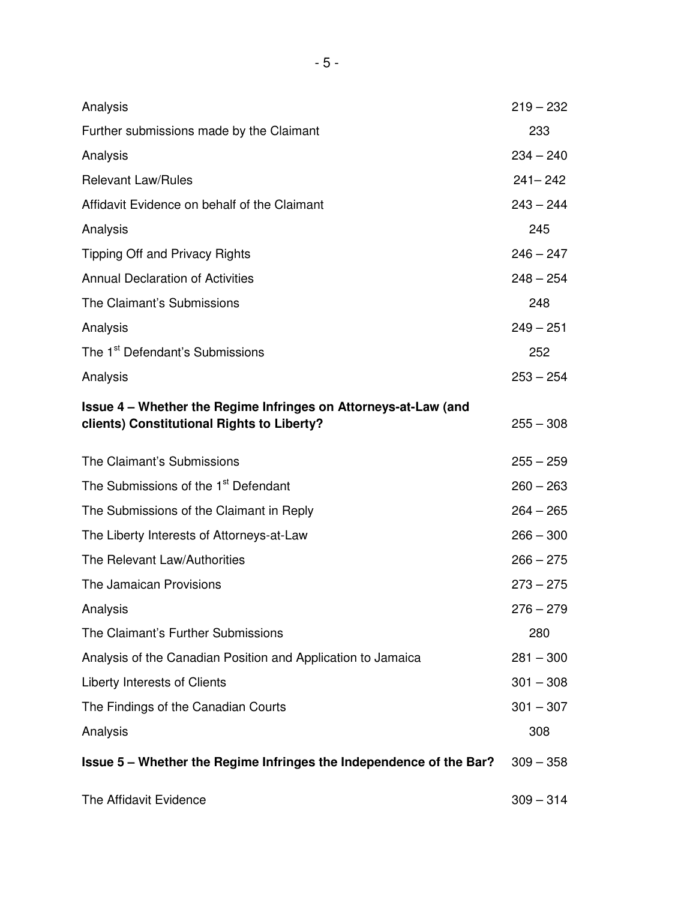| | |
|---|---|
| Analysis | 219 – 232 |
| Further submissions made by the Claimant | 233 |
| Analysis | 234 – 240 |
| Relevant Law/Rules | 241– 242 |
| Affidavit Evidence on behalf of the Claimant | 243 – 244 |
| Analysis | 245 |
| Tipping Off and Privacy Rights | 246 – 247 |
| Annual Declaration of Activities | 248 – 254 |
| The Claimant's Submissions | 248 |
| Analysis | 249 – 251 |
| The 1st Defendant's Submissions | 252 |
| Analysis | 253 – 254 |
| **Issue 4 – Whether the Regime Infringes on Attorneys-at-Law (and clients) Constitutional Rights to Liberty?** | 255 – 308 |
| The Claimant's Submissions | 255 – 259 |
| The Submissions of the 1st Defendant | 260 – 263 |
| The Submissions of the Claimant in Reply | 264 – 265 |
| The Liberty Interests of Attorneys-at-Law | 266 – 300 |
| The Relevant Law/Authorities | 266 – 275 |
| The Jamaican Provisions | 273 – 275 |
| Analysis | 276 – 279 |
| The Claimant's Further Submissions | 280 |
| Analysis of the Canadian Position and Application to Jamaica | 281 – 300 |
| Liberty Interests of Clients | 301 – 308 |
| The Findings of the Canadian Courts | 301 – 307 |
| Analysis | 308 |
| **Issue 5 – Whether the Regime Infringes the Independence of the Bar?** | 309 – 358 |
| The Affidavit Evidence | 309 – 314 |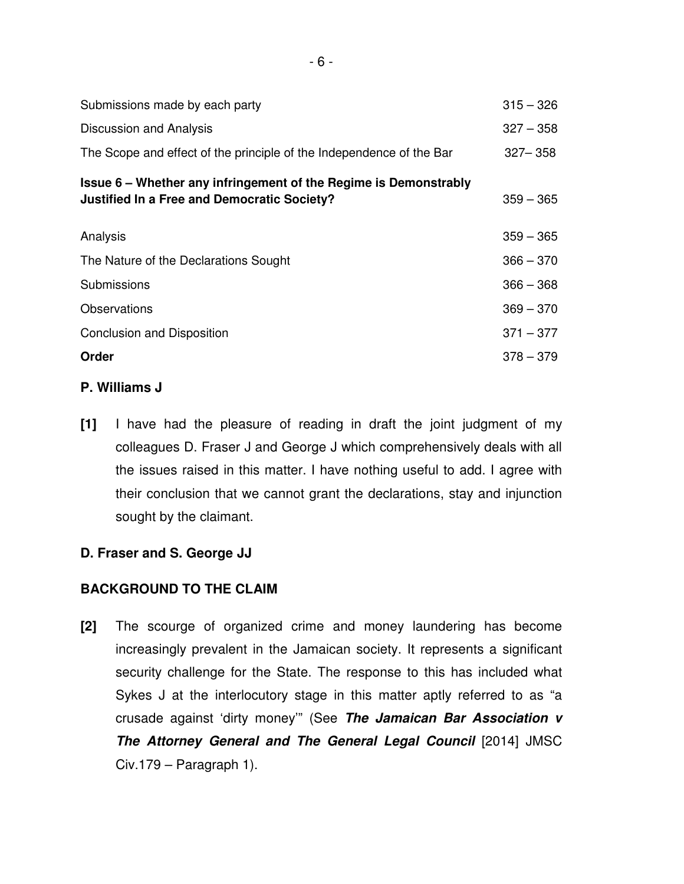| | |
|---|---|
| Submissions made by each party | 315 – 326 |
| Discussion and Analysis | 327 – 358 |
| The Scope and effect of the principle of the Independence of the Bar | 327– 358 |
| **Issue 6 – Whether any infringement of the Regime is Demonstrably Justified In a Free and Democratic Society?** | 359 – 365 |
| Analysis | 359 – 365 |
| The Nature of the Declarations Sought | 366 – 370 |
| Submissions | 366 – 368 |
| Observations | 369 – 370 |
| Conclusion and Disposition | 371 – 377 |
| **Order** | 378 – 379 |

**P. Williams J**

**[1]** I have had the pleasure of reading in draft the joint judgment of my colleagues D. Fraser J and George J which comprehensively deals with all the issues raised in this matter. I have nothing useful to add. I agree with their conclusion that we cannot grant the declarations, stay and injunction sought by the claimant.

**D. Fraser and S. George JJ**

**BACKGROUND TO THE CLAIM**

**[2]** The scourge of organized crime and money laundering has become increasingly prevalent in the Jamaican society. It represents a significant security challenge for the State. The response to this has included what Sykes J at the interlocutory stage in this matter aptly referred to as "a crusade against 'dirty money'" (See ***The Jamaican Bar Association v The Attorney General and The General Legal Council*** [2014] JMSC Civ.179 – Paragraph 1).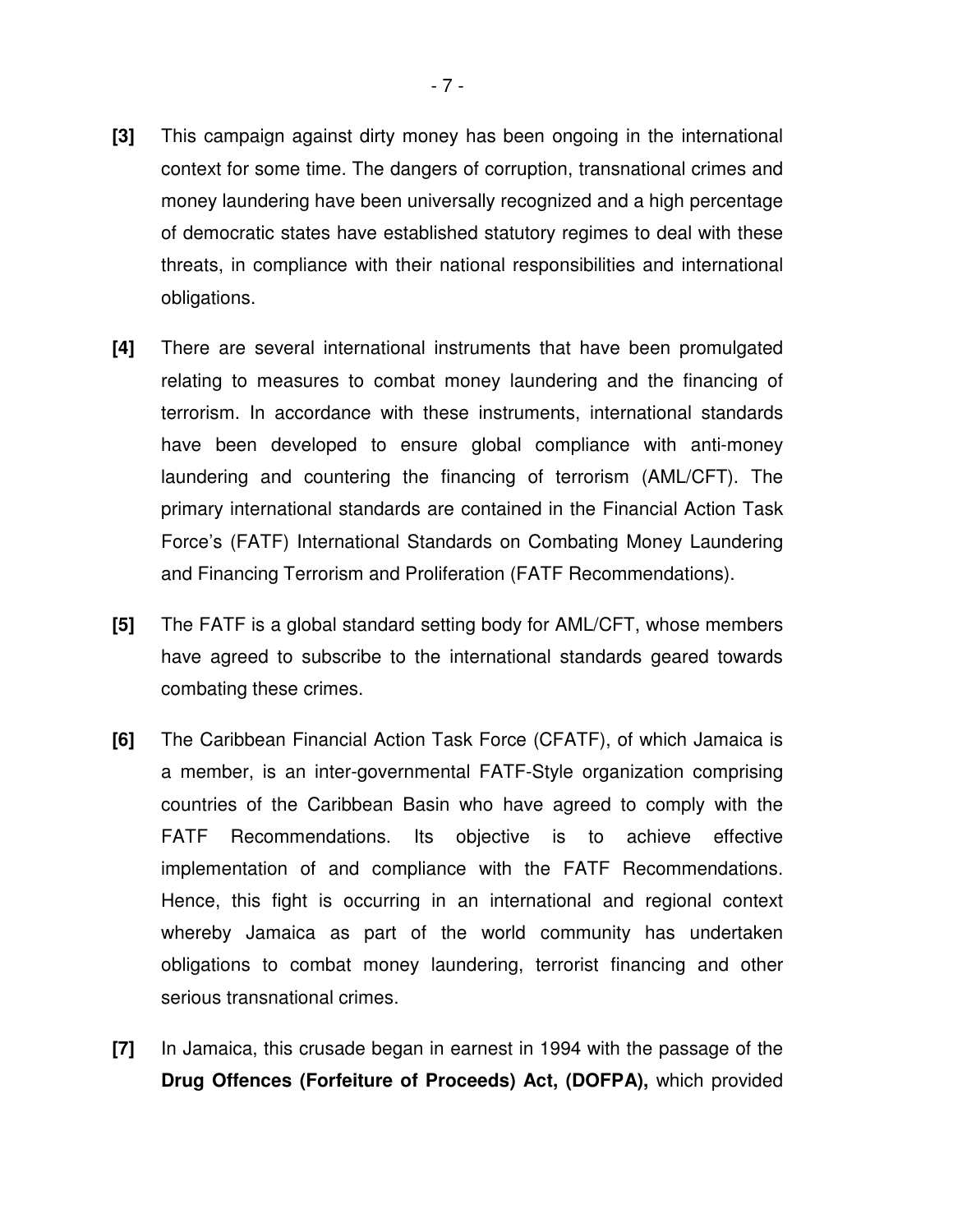**[3]** This campaign against dirty money has been ongoing in the international context for some time. The dangers of corruption, transnational crimes and money laundering have been universally recognized and a high percentage of democratic states have established statutory regimes to deal with these threats, in compliance with their national responsibilities and international obligations.

**[4]** There are several international instruments that have been promulgated relating to measures to combat money laundering and the financing of terrorism. In accordance with these instruments, international standards have been developed to ensure global compliance with anti-money laundering and countering the financing of terrorism (AML/CFT). The primary international standards are contained in the Financial Action Task Force's (FATF) International Standards on Combating Money Laundering and Financing Terrorism and Proliferation (FATF Recommendations).

**[5]** The FATF is a global standard setting body for AML/CFT, whose members have agreed to subscribe to the international standards geared towards combating these crimes.

**[6]** The Caribbean Financial Action Task Force (CFATF), of which Jamaica is a member, is an inter-governmental FATF-Style organization comprising countries of the Caribbean Basin who have agreed to comply with the FATF Recommendations. Its objective is to achieve effective implementation of and compliance with the FATF Recommendations. Hence, this fight is occurring in an international and regional context whereby Jamaica as part of the world community has undertaken obligations to combat money laundering, terrorist financing and other serious transnational crimes.

**[7]** In Jamaica, this crusade began in earnest in 1994 with the passage of the **Drug Offences (Forfeiture of Proceeds) Act, (DOFPA),** which provided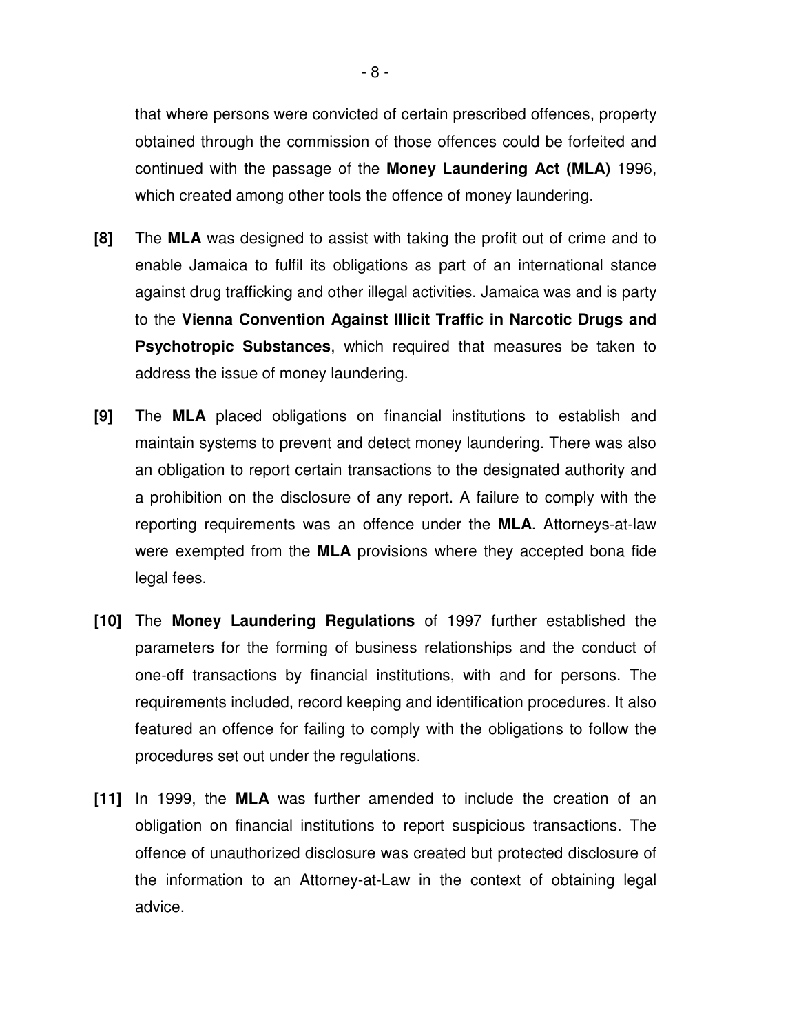that where persons were convicted of certain prescribed offences, property obtained through the commission of those offences could be forfeited and continued with the passage of the **Money Laundering Act (MLA)** 1996, which created among other tools the offence of money laundering.

**[8]** The **MLA** was designed to assist with taking the profit out of crime and to enable Jamaica to fulfil its obligations as part of an international stance against drug trafficking and other illegal activities. Jamaica was and is party to the **Vienna Convention Against Illicit Traffic in Narcotic Drugs and Psychotropic Substances**, which required that measures be taken to address the issue of money laundering.

**[9]** The **MLA** placed obligations on financial institutions to establish and maintain systems to prevent and detect money laundering. There was also an obligation to report certain transactions to the designated authority and a prohibition on the disclosure of any report. A failure to comply with the reporting requirements was an offence under the **MLA**. Attorneys-at-law were exempted from the **MLA** provisions where they accepted bona fide legal fees.

**[10]** The **Money Laundering Regulations** of 1997 further established the parameters for the forming of business relationships and the conduct of one-off transactions by financial institutions, with and for persons. The requirements included, record keeping and identification procedures. It also featured an offence for failing to comply with the obligations to follow the procedures set out under the regulations.

**[11]** In 1999, the **MLA** was further amended to include the creation of an obligation on financial institutions to report suspicious transactions. The offence of unauthorized disclosure was created but protected disclosure of the information to an Attorney-at-Law in the context of obtaining legal advice.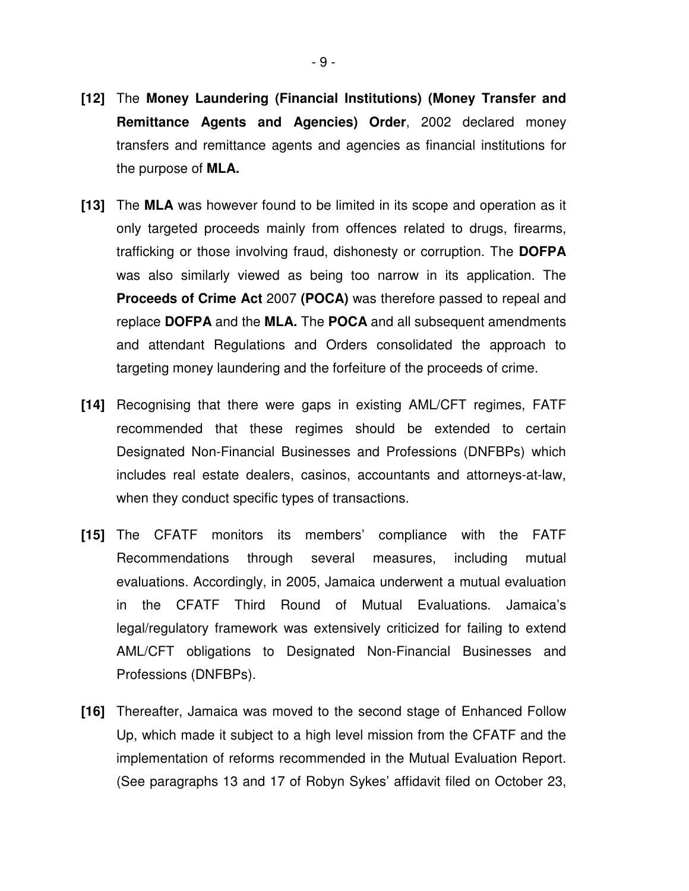**[12]** The **Money Laundering (Financial Institutions) (Money Transfer and Remittance Agents and Agencies) Order**, 2002 declared money transfers and remittance agents and agencies as financial institutions for the purpose of **MLA.**

**[13]** The **MLA** was however found to be limited in its scope and operation as it only targeted proceeds mainly from offences related to drugs, firearms, trafficking or those involving fraud, dishonesty or corruption. The **DOFPA** was also similarly viewed as being too narrow in its application. The **Proceeds of Crime Act** 2007 **(POCA)** was therefore passed to repeal and replace **DOFPA** and the **MLA.** The **POCA** and all subsequent amendments and attendant Regulations and Orders consolidated the approach to targeting money laundering and the forfeiture of the proceeds of crime.

**[14]** Recognising that there were gaps in existing AML/CFT regimes, FATF recommended that these regimes should be extended to certain Designated Non-Financial Businesses and Professions (DNFBPs) which includes real estate dealers, casinos, accountants and attorneys-at-law, when they conduct specific types of transactions.

**[15]** The CFATF monitors its members' compliance with the FATF Recommendations through several measures, including mutual evaluations. Accordingly, in 2005, Jamaica underwent a mutual evaluation in the CFATF Third Round of Mutual Evaluations. Jamaica's legal/regulatory framework was extensively criticized for failing to extend AML/CFT obligations to Designated Non-Financial Businesses and Professions (DNFBPs).

**[16]** Thereafter, Jamaica was moved to the second stage of Enhanced Follow Up, which made it subject to a high level mission from the CFATF and the implementation of reforms recommended in the Mutual Evaluation Report. (See paragraphs 13 and 17 of Robyn Sykes' affidavit filed on October 23,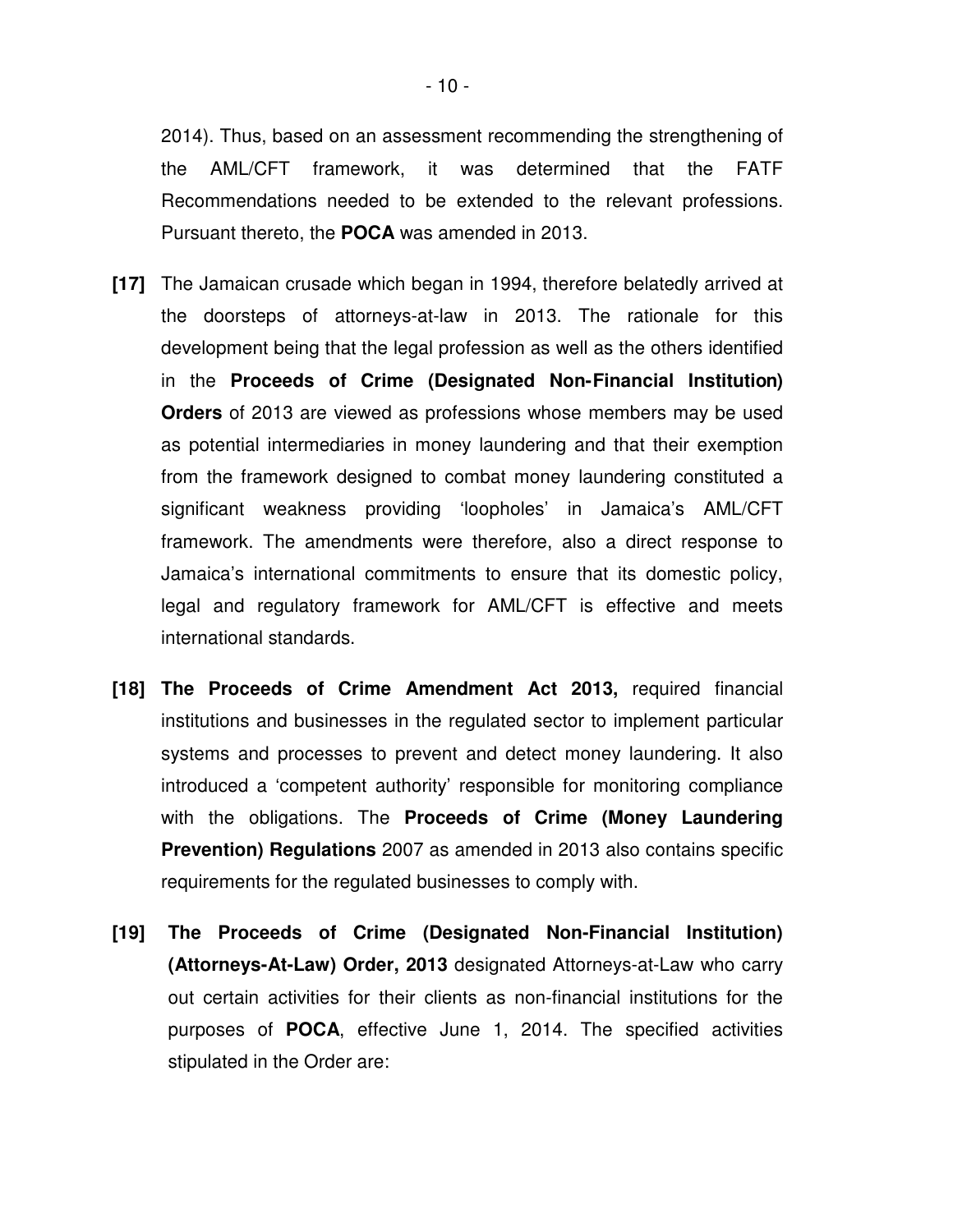2014). Thus, based on an assessment recommending the strengthening of the AML/CFT framework, it was determined that the FATF Recommendations needed to be extended to the relevant professions. Pursuant thereto, the **POCA** was amended in 2013.

**[17]** The Jamaican crusade which began in 1994, therefore belatedly arrived at the doorsteps of attorneys-at-law in 2013. The rationale for this development being that the legal profession as well as the others identified in the **Proceeds of Crime (Designated Non-Financial Institution) Orders** of 2013 are viewed as professions whose members may be used as potential intermediaries in money laundering and that their exemption from the framework designed to combat money laundering constituted a significant weakness providing 'loopholes' in Jamaica's AML/CFT framework. The amendments were therefore, also a direct response to Jamaica's international commitments to ensure that its domestic policy, legal and regulatory framework for AML/CFT is effective and meets international standards.

**[18]** **The Proceeds of Crime Amendment Act 2013,** required financial institutions and businesses in the regulated sector to implement particular systems and processes to prevent and detect money laundering. It also introduced a 'competent authority' responsible for monitoring compliance with the obligations. The **Proceeds of Crime (Money Laundering Prevention) Regulations** 2007 as amended in 2013 also contains specific requirements for the regulated businesses to comply with.

**[19]** **The Proceeds of Crime (Designated Non-Financial Institution) (Attorneys-At-Law) Order, 2013** designated Attorneys-at-Law who carry out certain activities for their clients as non-financial institutions for the purposes of **POCA**, effective June 1, 2014. The specified activities stipulated in the Order are: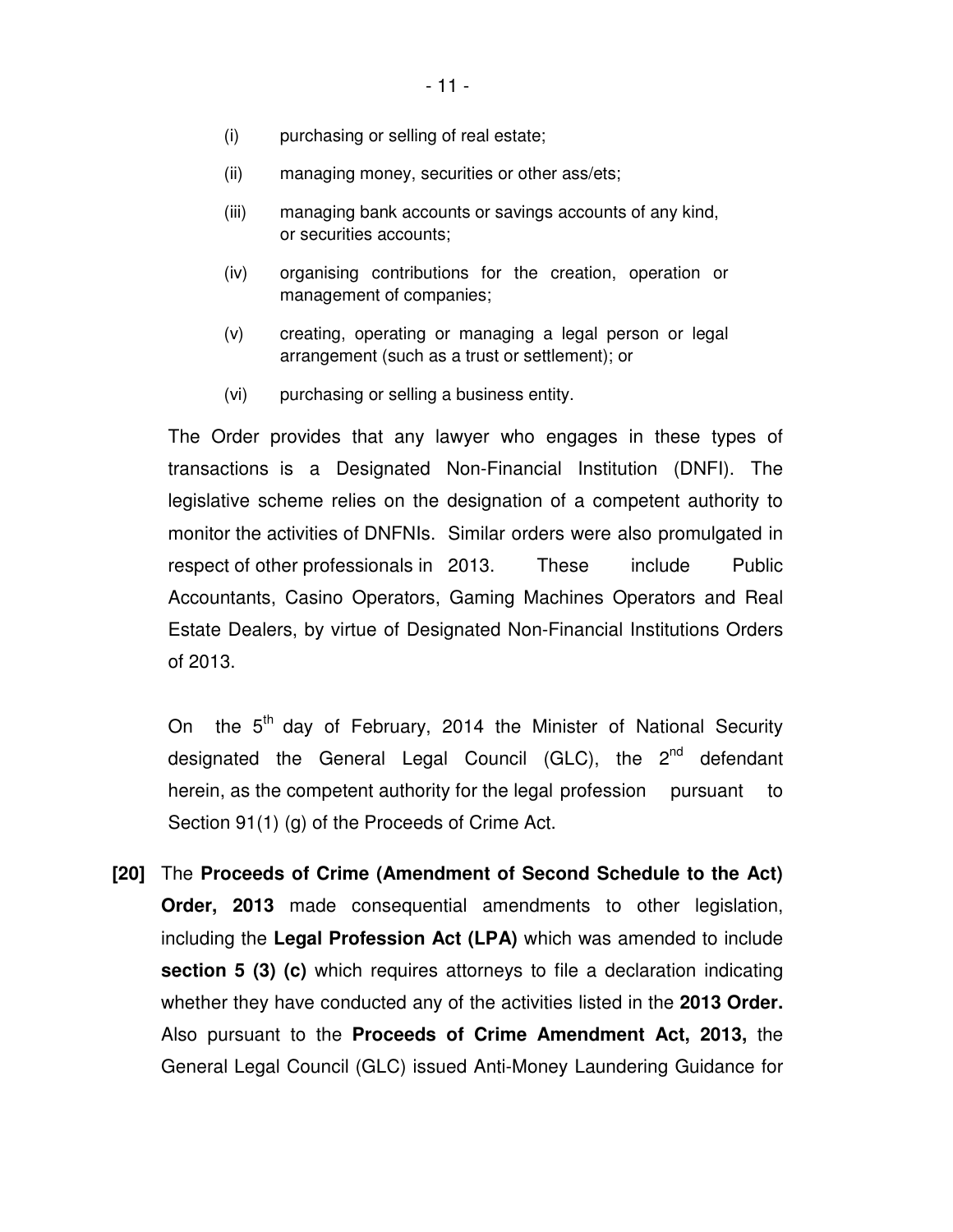(i) purchasing or selling of real estate;

(ii) managing money, securities or other ass/ets;

(iii) managing bank accounts or savings accounts of any kind, or securities accounts;

(iv) organising contributions for the creation, operation or management of companies;

(v) creating, operating or managing a legal person or legal arrangement (such as a trust or settlement); or

(vi) purchasing or selling a business entity.

The Order provides that any lawyer who engages in these types of transactions is a Designated Non-Financial Institution (DNFI). The legislative scheme relies on the designation of a competent authority to monitor the activities of DNFNIs. Similar orders were also promulgated in respect of other professionals in 2013. These include Public Accountants, Casino Operators, Gaming Machines Operators and Real Estate Dealers, by virtue of Designated Non-Financial Institutions Orders of 2013.

On the 5th day of February, 2014 the Minister of National Security designated the General Legal Council (GLC), the 2nd defendant herein, as the competent authority for the legal profession pursuant to Section 91(1) (g) of the Proceeds of Crime Act.

**[20]** The **Proceeds of Crime (Amendment of Second Schedule to the Act) Order, 2013** made consequential amendments to other legislation, including the **Legal Profession Act (LPA)** which was amended to include **section 5 (3) (c)** which requires attorneys to file a declaration indicating whether they have conducted any of the activities listed in the **2013 Order.** Also pursuant to the **Proceeds of Crime Amendment Act, 2013,** the General Legal Council (GLC) issued Anti-Money Laundering Guidance for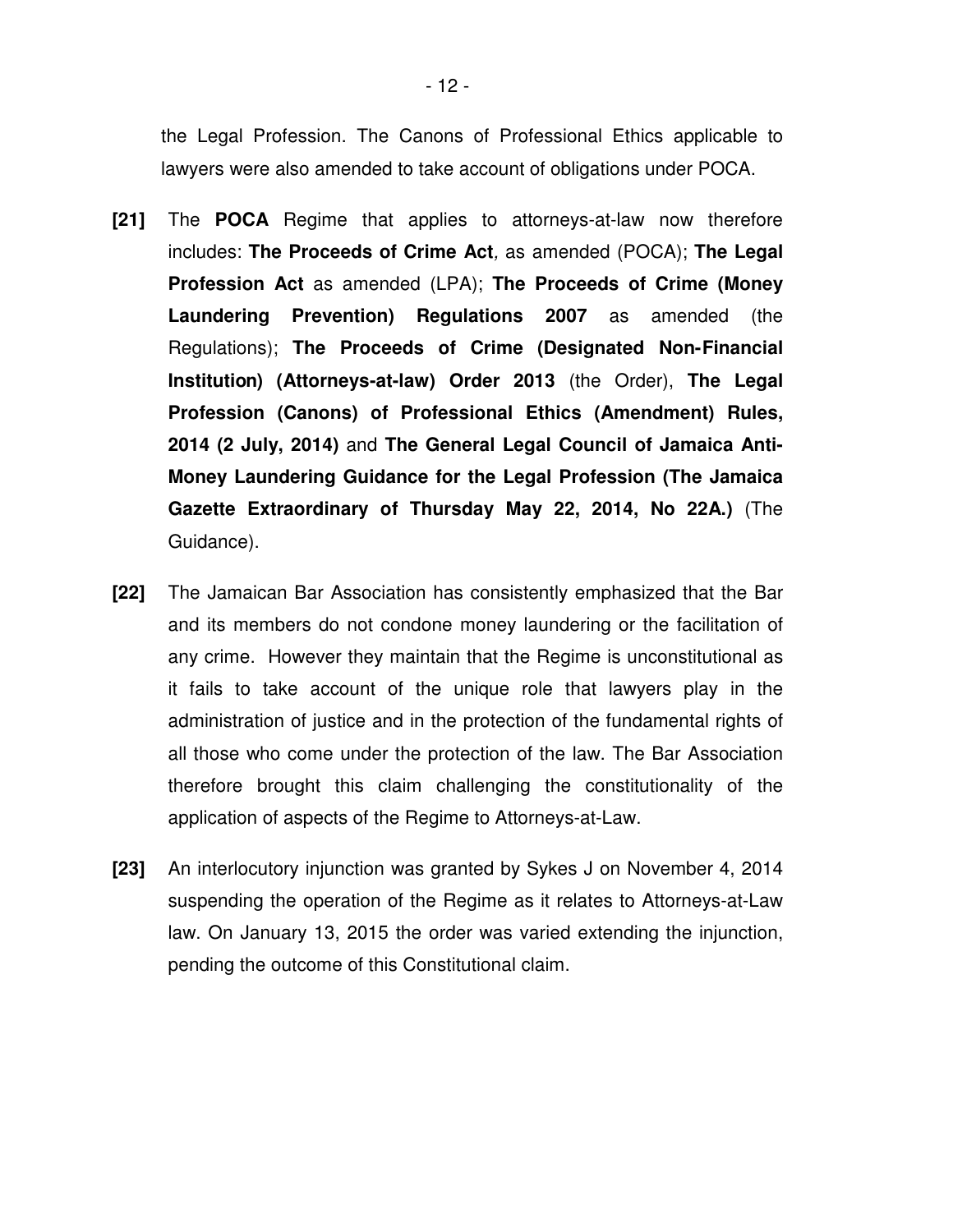the Legal Profession. The Canons of Professional Ethics applicable to lawyers were also amended to take account of obligations under POCA.

**[21]** The **POCA** Regime that applies to attorneys-at-law now therefore includes: **The Proceeds of Crime Act**, as amended (POCA); **The Legal Profession Act** as amended (LPA); **The Proceeds of Crime (Money Laundering Prevention) Regulations 2007** as amended (the Regulations); **The Proceeds of Crime (Designated Non-Financial Institution) (Attorneys-at-law) Order 2013** (the Order), **The Legal Profession (Canons) of Professional Ethics (Amendment) Rules, 2014 (2 July, 2014)** and **The General Legal Council of Jamaica Anti-Money Laundering Guidance for the Legal Profession (The Jamaica Gazette Extraordinary of Thursday May 22, 2014, No 22A.)** (The Guidance).

**[22]** The Jamaican Bar Association has consistently emphasized that the Bar and its members do not condone money laundering or the facilitation of any crime. However they maintain that the Regime is unconstitutional as it fails to take account of the unique role that lawyers play in the administration of justice and in the protection of the fundamental rights of all those who come under the protection of the law. The Bar Association therefore brought this claim challenging the constitutionality of the application of aspects of the Regime to Attorneys-at-Law.

**[23]** An interlocutory injunction was granted by Sykes J on November 4, 2014 suspending the operation of the Regime as it relates to Attorneys-at-Law law. On January 13, 2015 the order was varied extending the injunction, pending the outcome of this Constitutional claim.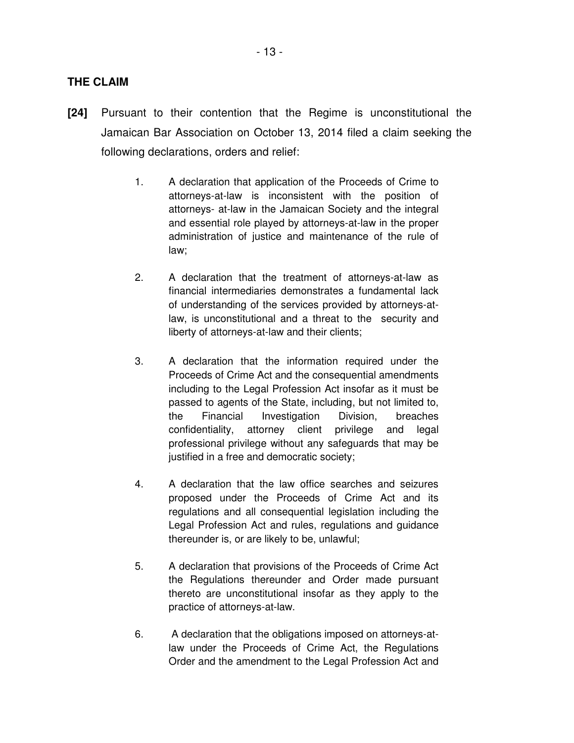## THE CLAIM

**[24]** Pursuant to their contention that the Regime is unconstitutional the Jamaican Bar Association on October 13, 2014 filed a claim seeking the following declarations, orders and relief:

1. A declaration that application of the Proceeds of Crime to attorneys-at-law is inconsistent with the position of attorneys- at-law in the Jamaican Society and the integral and essential role played by attorneys-at-law in the proper administration of justice and maintenance of the rule of law;

2. A declaration that the treatment of attorneys-at-law as financial intermediaries demonstrates a fundamental lack of understanding of the services provided by attorneys-at-law, is unconstitutional and a threat to the security and liberty of attorneys-at-law and their clients;

3. A declaration that the information required under the Proceeds of Crime Act and the consequential amendments including to the Legal Profession Act insofar as it must be passed to agents of the State, including, but not limited to, the Financial Investigation Division, breaches confidentiality, attorney client privilege and legal professional privilege without any safeguards that may be justified in a free and democratic society;

4. A declaration that the law office searches and seizures proposed under the Proceeds of Crime Act and its regulations and all consequential legislation including the Legal Profession Act and rules, regulations and guidance thereunder is, or are likely to be, unlawful;

5. A declaration that provisions of the Proceeds of Crime Act the Regulations thereunder and Order made pursuant thereto are unconstitutional insofar as they apply to the practice of attorneys-at-law.

6. A declaration that the obligations imposed on attorneys-at-law under the Proceeds of Crime Act, the Regulations Order and the amendment to the Legal Profession Act and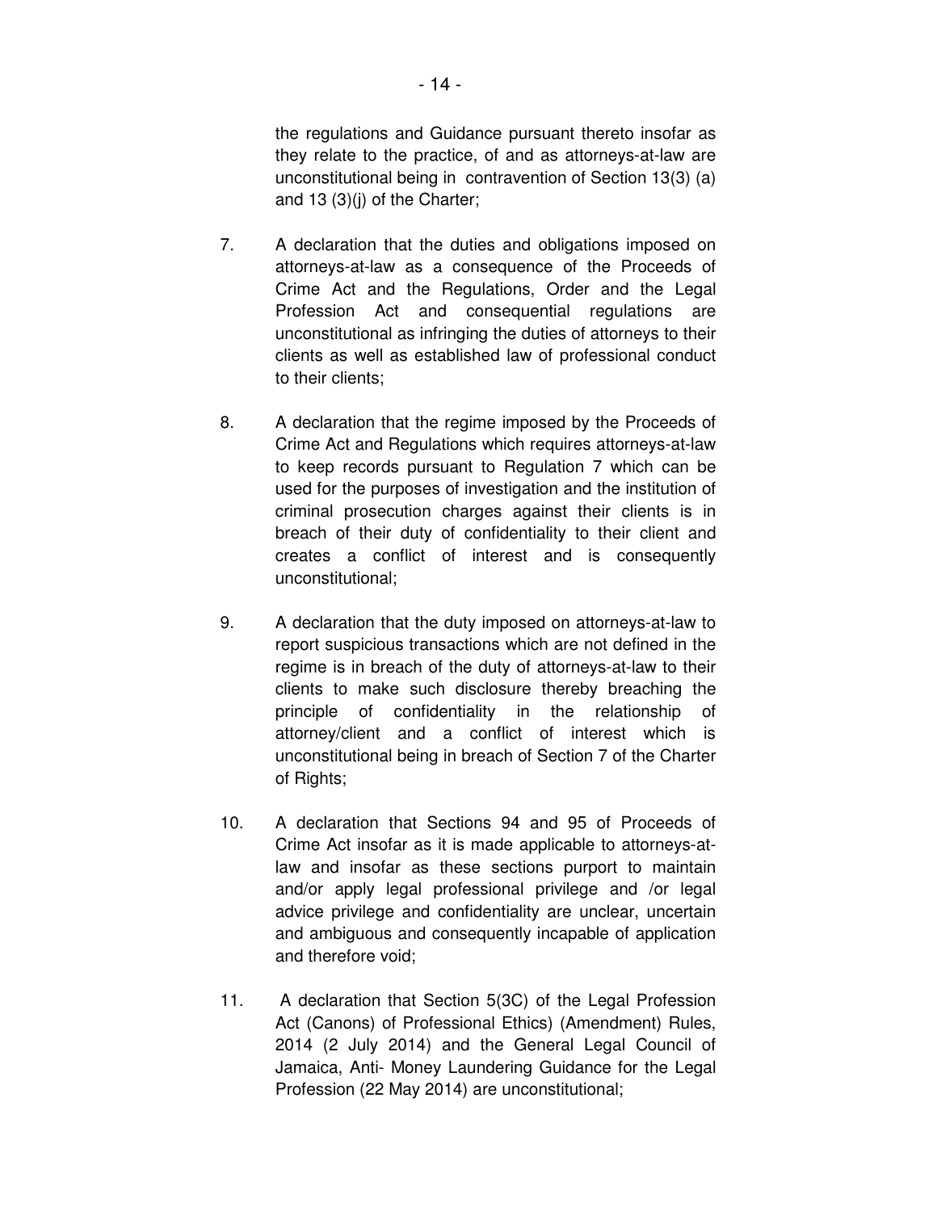the regulations and Guidance pursuant thereto insofar as they relate to the practice, of and as attorneys-at-law are unconstitutional being in contravention of Section 13(3) (a) and 13 (3)(j) of the Charter;

7. A declaration that the duties and obligations imposed on attorneys-at-law as a consequence of the Proceeds of Crime Act and the Regulations, Order and the Legal Profession Act and consequential regulations are unconstitutional as infringing the duties of attorneys to their clients as well as established law of professional conduct to their clients;

8. A declaration that the regime imposed by the Proceeds of Crime Act and Regulations which requires attorneys-at-law to keep records pursuant to Regulation 7 which can be used for the purposes of investigation and the institution of criminal prosecution charges against their clients is in breach of their duty of confidentiality to their client and creates a conflict of interest and is consequently unconstitutional;

9. A declaration that the duty imposed on attorneys-at-law to report suspicious transactions which are not defined in the regime is in breach of the duty of attorneys-at-law to their clients to make such disclosure thereby breaching the principle of confidentiality in the relationship of attorney/client and a conflict of interest which is unconstitutional being in breach of Section 7 of the Charter of Rights;

10. A declaration that Sections 94 and 95 of Proceeds of Crime Act insofar as it is made applicable to attorneys-at-law and insofar as these sections purport to maintain and/or apply legal professional privilege and /or legal advice privilege and confidentiality are unclear, uncertain and ambiguous and consequently incapable of application and therefore void;

11. A declaration that Section 5(3C) of the Legal Profession Act (Canons) of Professional Ethics) (Amendment) Rules, 2014 (2 July 2014) and the General Legal Council of Jamaica, Anti- Money Laundering Guidance for the Legal Profession (22 May 2014) are unconstitutional;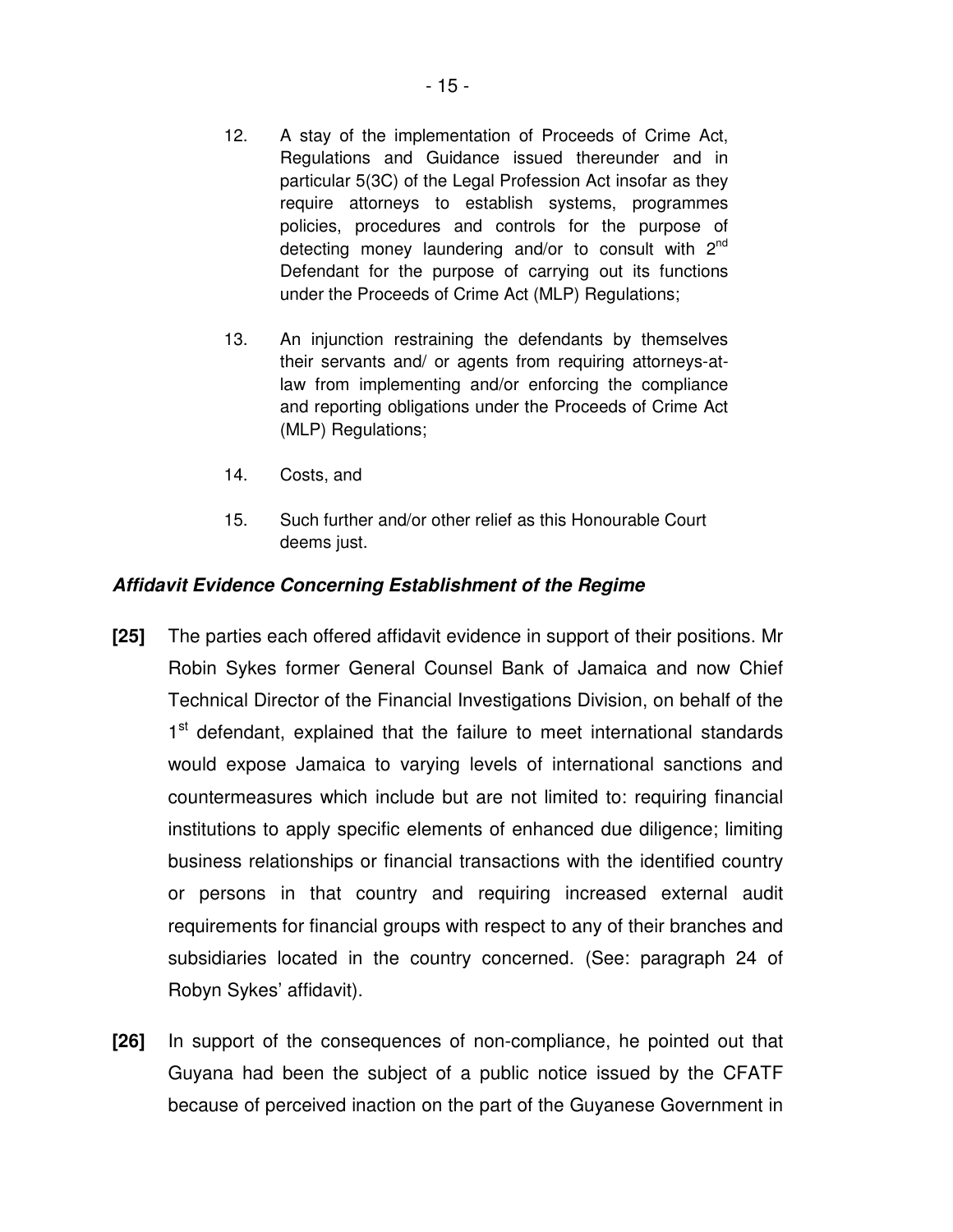12. A stay of the implementation of Proceeds of Crime Act, Regulations and Guidance issued thereunder and in particular 5(3C) of the Legal Profession Act insofar as they require attorneys to establish systems, programmes policies, procedures and controls for the purpose of detecting money laundering and/or to consult with 2nd Defendant for the purpose of carrying out its functions under the Proceeds of Crime Act (MLP) Regulations;

13. An injunction restraining the defendants by themselves their servants and/ or agents from requiring attorneys-at-law from implementing and/or enforcing the compliance and reporting obligations under the Proceeds of Crime Act (MLP) Regulations;

14. Costs, and

15. Such further and/or other relief as this Honourable Court deems just.

***Affidavit Evidence Concerning Establishment of the Regime***

**[25]** The parties each offered affidavit evidence in support of their positions. Mr Robin Sykes former General Counsel Bank of Jamaica and now Chief Technical Director of the Financial Investigations Division, on behalf of the 1st defendant, explained that the failure to meet international standards would expose Jamaica to varying levels of international sanctions and countermeasures which include but are not limited to: requiring financial institutions to apply specific elements of enhanced due diligence; limiting business relationships or financial transactions with the identified country or persons in that country and requiring increased external audit requirements for financial groups with respect to any of their branches and subsidiaries located in the country concerned. (See: paragraph 24 of Robyn Sykes' affidavit).

**[26]** In support of the consequences of non-compliance, he pointed out that Guyana had been the subject of a public notice issued by the CFATF because of perceived inaction on the part of the Guyanese Government in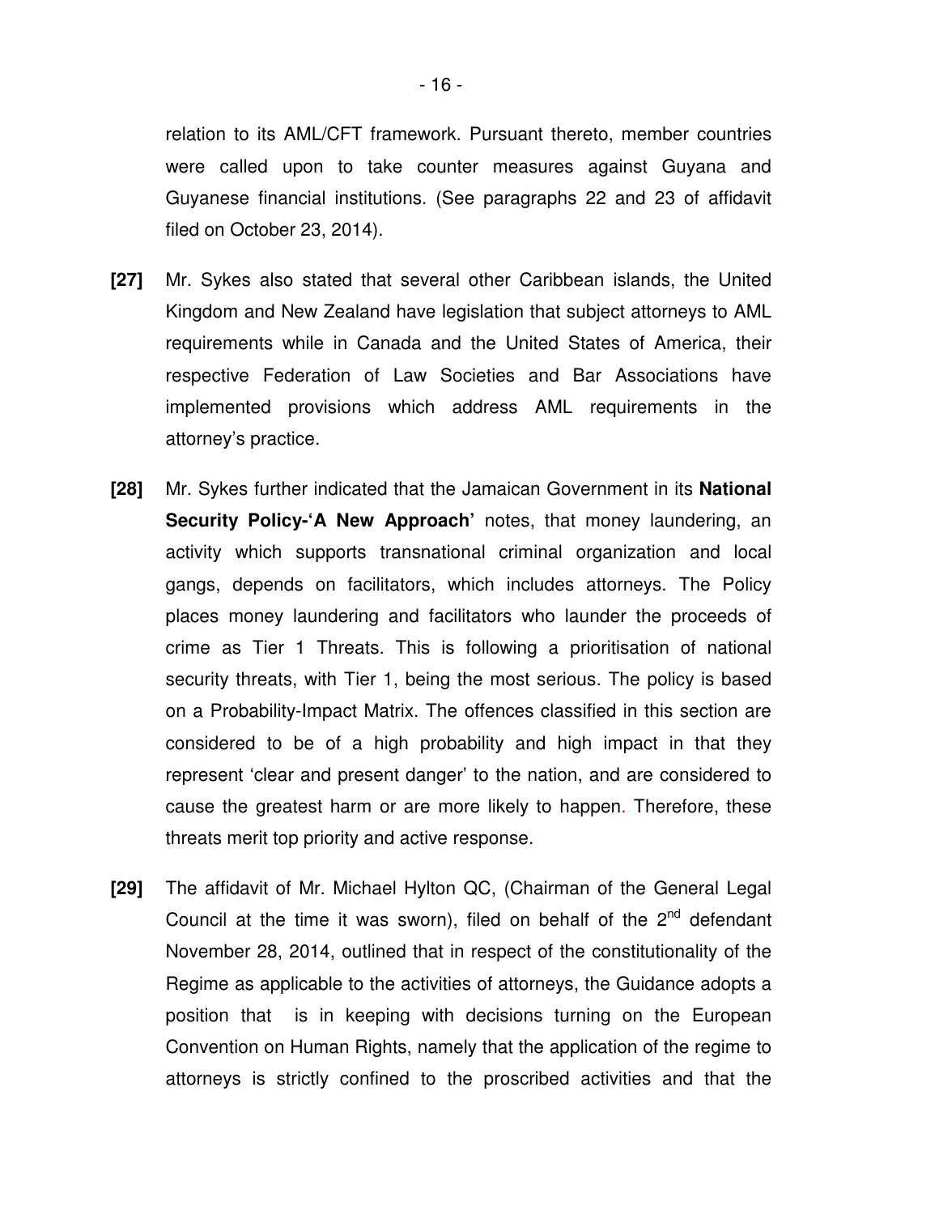relation to its AML/CFT framework. Pursuant thereto, member countries were called upon to take counter measures against Guyana and Guyanese financial institutions. (See paragraphs 22 and 23 of affidavit filed on October 23, 2014).

**[27]** Mr. Sykes also stated that several other Caribbean islands, the United Kingdom and New Zealand have legislation that subject attorneys to AML requirements while in Canada and the United States of America, their respective Federation of Law Societies and Bar Associations have implemented provisions which address AML requirements in the attorney's practice.

**[28]** Mr. Sykes further indicated that the Jamaican Government in its **National Security Policy-'A New Approach'** notes, that money laundering, an activity which supports transnational criminal organization and local gangs, depends on facilitators, which includes attorneys. The Policy places money laundering and facilitators who launder the proceeds of crime as Tier 1 Threats. This is following a prioritisation of national security threats, with Tier 1, being the most serious. The policy is based on a Probability-Impact Matrix. The offences classified in this section are considered to be of a high probability and high impact in that they represent 'clear and present danger' to the nation, and are considered to cause the greatest harm or are more likely to happen. Therefore, these threats merit top priority and active response.

**[29]** The affidavit of Mr. Michael Hylton QC, (Chairman of the General Legal Council at the time it was sworn), filed on behalf of the 2nd defendant November 28, 2014, outlined that in respect of the constitutionality of the Regime as applicable to the activities of attorneys, the Guidance adopts a position that is in keeping with decisions turning on the European Convention on Human Rights, namely that the application of the regime to attorneys is strictly confined to the proscribed activities and that the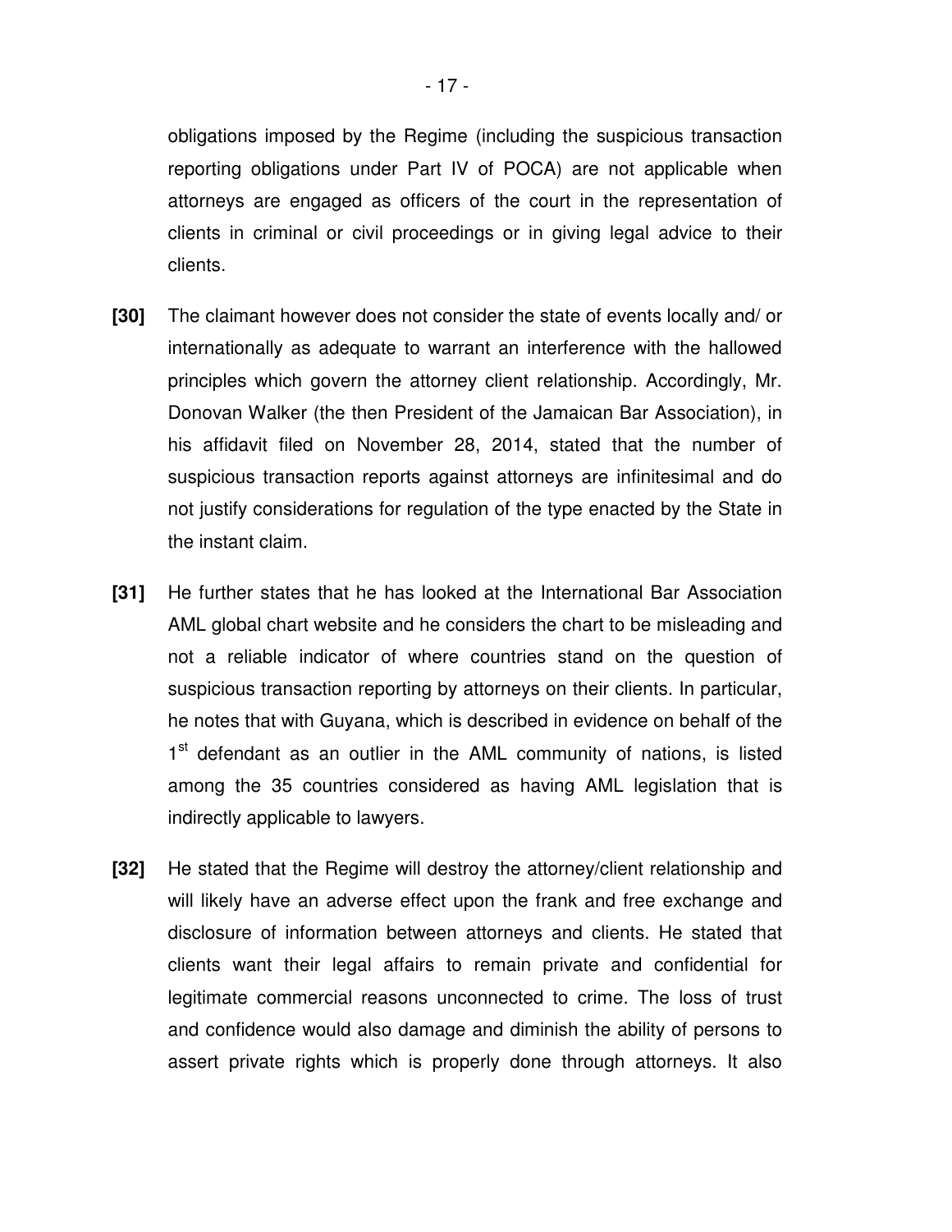obligations imposed by the Regime (including the suspicious transaction reporting obligations under Part IV of POCA) are not applicable when attorneys are engaged as officers of the court in the representation of clients in criminal or civil proceedings or in giving legal advice to their clients.

**[30]** The claimant however does not consider the state of events locally and/ or internationally as adequate to warrant an interference with the hallowed principles which govern the attorney client relationship. Accordingly, Mr. Donovan Walker (the then President of the Jamaican Bar Association), in his affidavit filed on November 28, 2014, stated that the number of suspicious transaction reports against attorneys are infinitesimal and do not justify considerations for regulation of the type enacted by the State in the instant claim.

**[31]** He further states that he has looked at the International Bar Association AML global chart website and he considers the chart to be misleading and not a reliable indicator of where countries stand on the question of suspicious transaction reporting by attorneys on their clients. In particular, he notes that with Guyana, which is described in evidence on behalf of the 1st defendant as an outlier in the AML community of nations, is listed among the 35 countries considered as having AML legislation that is indirectly applicable to lawyers.

**[32]** He stated that the Regime will destroy the attorney/client relationship and will likely have an adverse effect upon the frank and free exchange and disclosure of information between attorneys and clients. He stated that clients want their legal affairs to remain private and confidential for legitimate commercial reasons unconnected to crime. The loss of trust and confidence would also damage and diminish the ability of persons to assert private rights which is properly done through attorneys. It also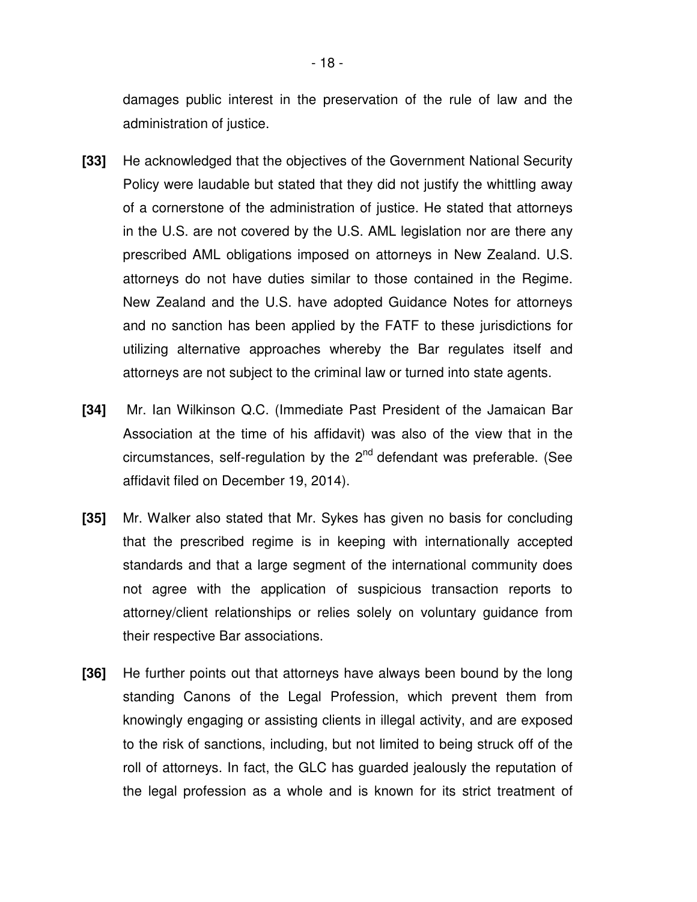damages public interest in the preservation of the rule of law and the administration of justice.

**[33]** He acknowledged that the objectives of the Government National Security Policy were laudable but stated that they did not justify the whittling away of a cornerstone of the administration of justice. He stated that attorneys in the U.S. are not covered by the U.S. AML legislation nor are there any prescribed AML obligations imposed on attorneys in New Zealand. U.S. attorneys do not have duties similar to those contained in the Regime. New Zealand and the U.S. have adopted Guidance Notes for attorneys and no sanction has been applied by the FATF to these jurisdictions for utilizing alternative approaches whereby the Bar regulates itself and attorneys are not subject to the criminal law or turned into state agents.

**[34]** Mr. Ian Wilkinson Q.C. (Immediate Past President of the Jamaican Bar Association at the time of his affidavit) was also of the view that in the circumstances, self-regulation by the 2nd defendant was preferable. (See affidavit filed on December 19, 2014).

**[35]** Mr. Walker also stated that Mr. Sykes has given no basis for concluding that the prescribed regime is in keeping with internationally accepted standards and that a large segment of the international community does not agree with the application of suspicious transaction reports to attorney/client relationships or relies solely on voluntary guidance from their respective Bar associations.

**[36]** He further points out that attorneys have always been bound by the long standing Canons of the Legal Profession, which prevent them from knowingly engaging or assisting clients in illegal activity, and are exposed to the risk of sanctions, including, but not limited to being struck off of the roll of attorneys. In fact, the GLC has guarded jealously the reputation of the legal profession as a whole and is known for its strict treatment of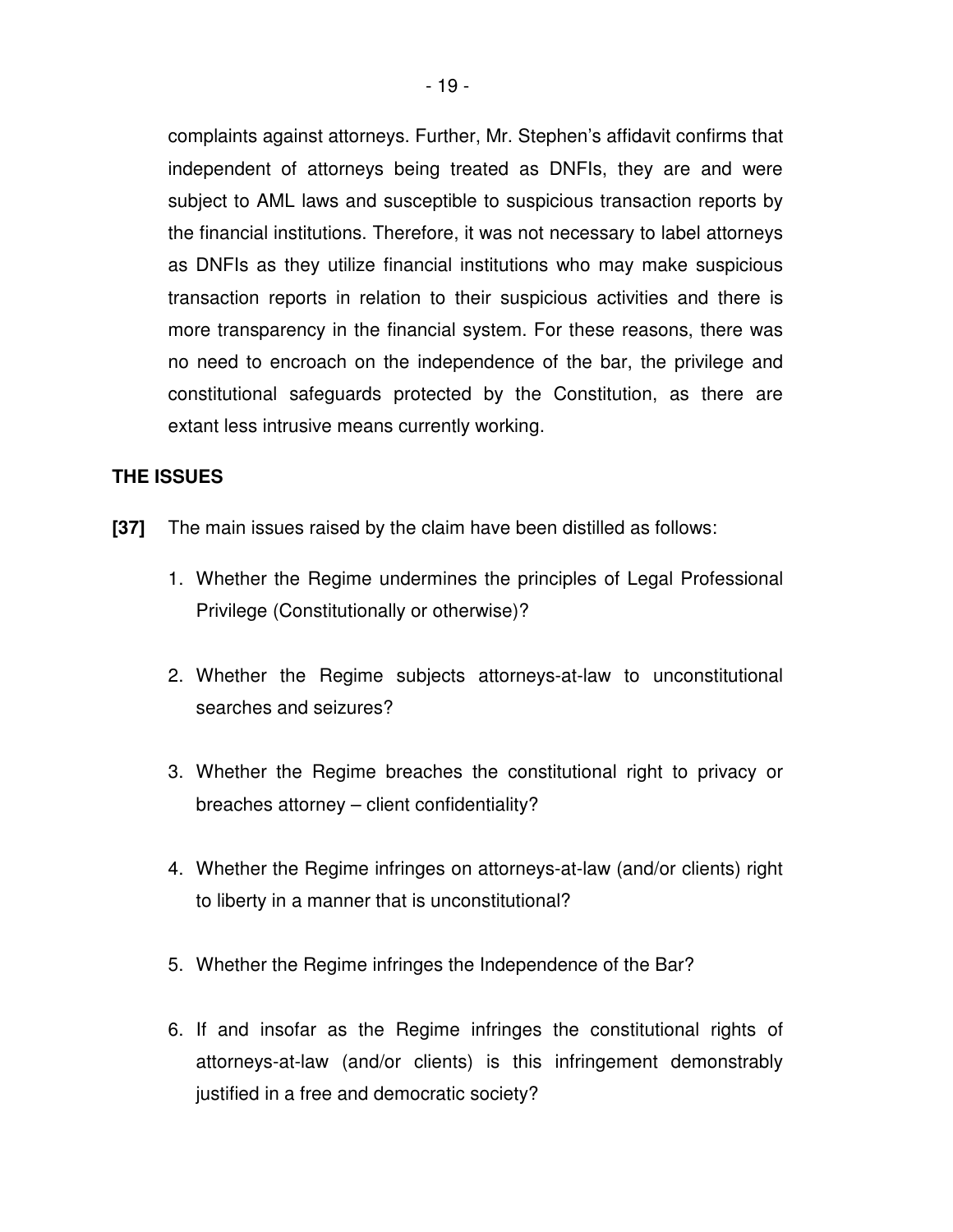complaints against attorneys. Further, Mr. Stephen's affidavit confirms that independent of attorneys being treated as DNFIs, they are and were subject to AML laws and susceptible to suspicious transaction reports by the financial institutions. Therefore, it was not necessary to label attorneys as DNFIs as they utilize financial institutions who may make suspicious transaction reports in relation to their suspicious activities and there is more transparency in the financial system. For these reasons, there was no need to encroach on the independence of the bar, the privilege and constitutional safeguards protected by the Constitution, as there are extant less intrusive means currently working.

**THE ISSUES**

**[37]** The main issues raised by the claim have been distilled as follows:

1. Whether the Regime undermines the principles of Legal Professional Privilege (Constitutionally or otherwise)?

2. Whether the Regime subjects attorneys-at-law to unconstitutional searches and seizures?

3. Whether the Regime breaches the constitutional right to privacy or breaches attorney – client confidentiality?

4. Whether the Regime infringes on attorneys-at-law (and/or clients) right to liberty in a manner that is unconstitutional?

5. Whether the Regime infringes the Independence of the Bar?

6. If and insofar as the Regime infringes the constitutional rights of attorneys-at-law (and/or clients) is this infringement demonstrably justified in a free and democratic society?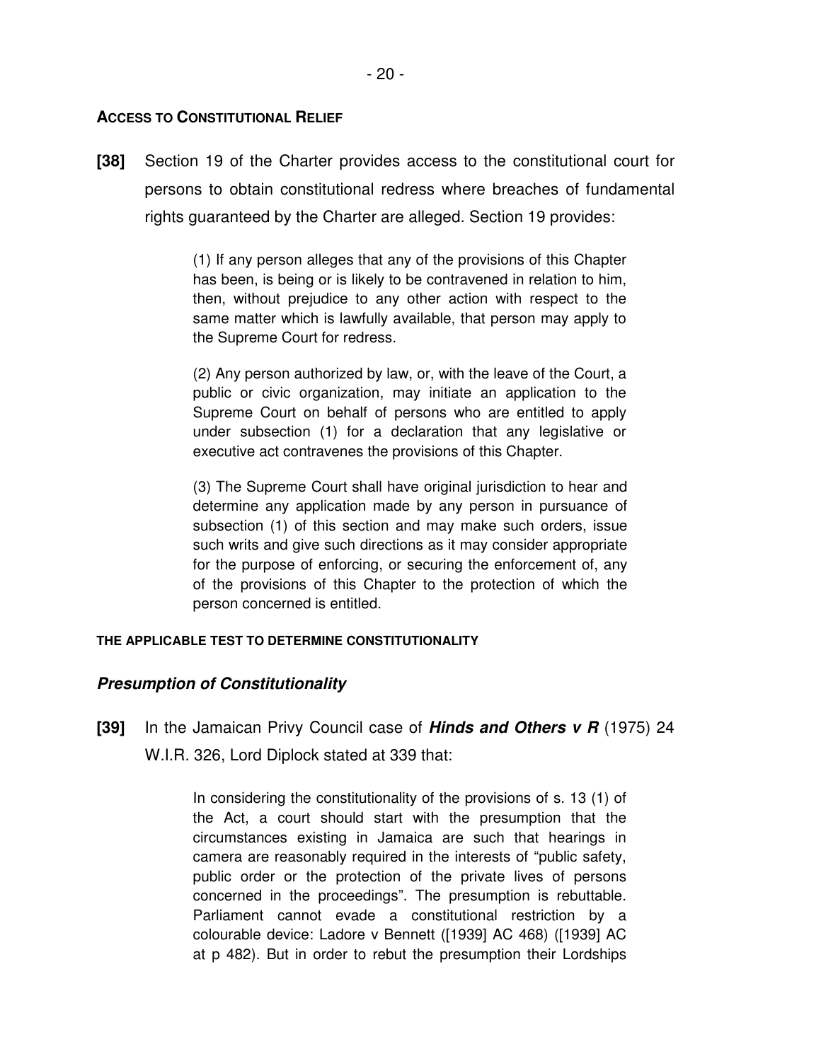## ACCESS TO CONSTITUTIONAL RELIEF

**[38]** Section 19 of the Charter provides access to the constitutional court for persons to obtain constitutional redress where breaches of fundamental rights guaranteed by the Charter are alleged. Section 19 provides:

> (1) If any person alleges that any of the provisions of this Chapter has been, is being or is likely to be contravened in relation to him, then, without prejudice to any other action with respect to the same matter which is lawfully available, that person may apply to the Supreme Court for redress.
>
> (2) Any person authorized by law, or, with the leave of the Court, a public or civic organization, may initiate an application to the Supreme Court on behalf of persons who are entitled to apply under subsection (1) for a declaration that any legislative or executive act contravenes the provisions of this Chapter.
>
> (3) The Supreme Court shall have original jurisdiction to hear and determine any application made by any person in pursuance of subsection (1) of this section and may make such orders, issue such writs and give such directions as it may consider appropriate for the purpose of enforcing, or securing the enforcement of, any of the provisions of this Chapter to the protection of which the person concerned is entitled.

### THE APPLICABLE TEST TO DETERMINE CONSTITUTIONALITY

### *Presumption of Constitutionality*

**[39]** In the Jamaican Privy Council case of ***Hinds and Others v R*** (1975) 24 W.I.R. 326, Lord Diplock stated at 339 that:

> In considering the constitutionality of the provisions of s. 13 (1) of the Act, a court should start with the presumption that the circumstances existing in Jamaica are such that hearings in camera are reasonably required in the interests of "public safety, public order or the protection of the private lives of persons concerned in the proceedings". The presumption is rebuttable. Parliament cannot evade a constitutional restriction by a colourable device: Ladore v Bennett ([1939] AC 468) ([1939] AC at p 482). But in order to rebut the presumption their Lordships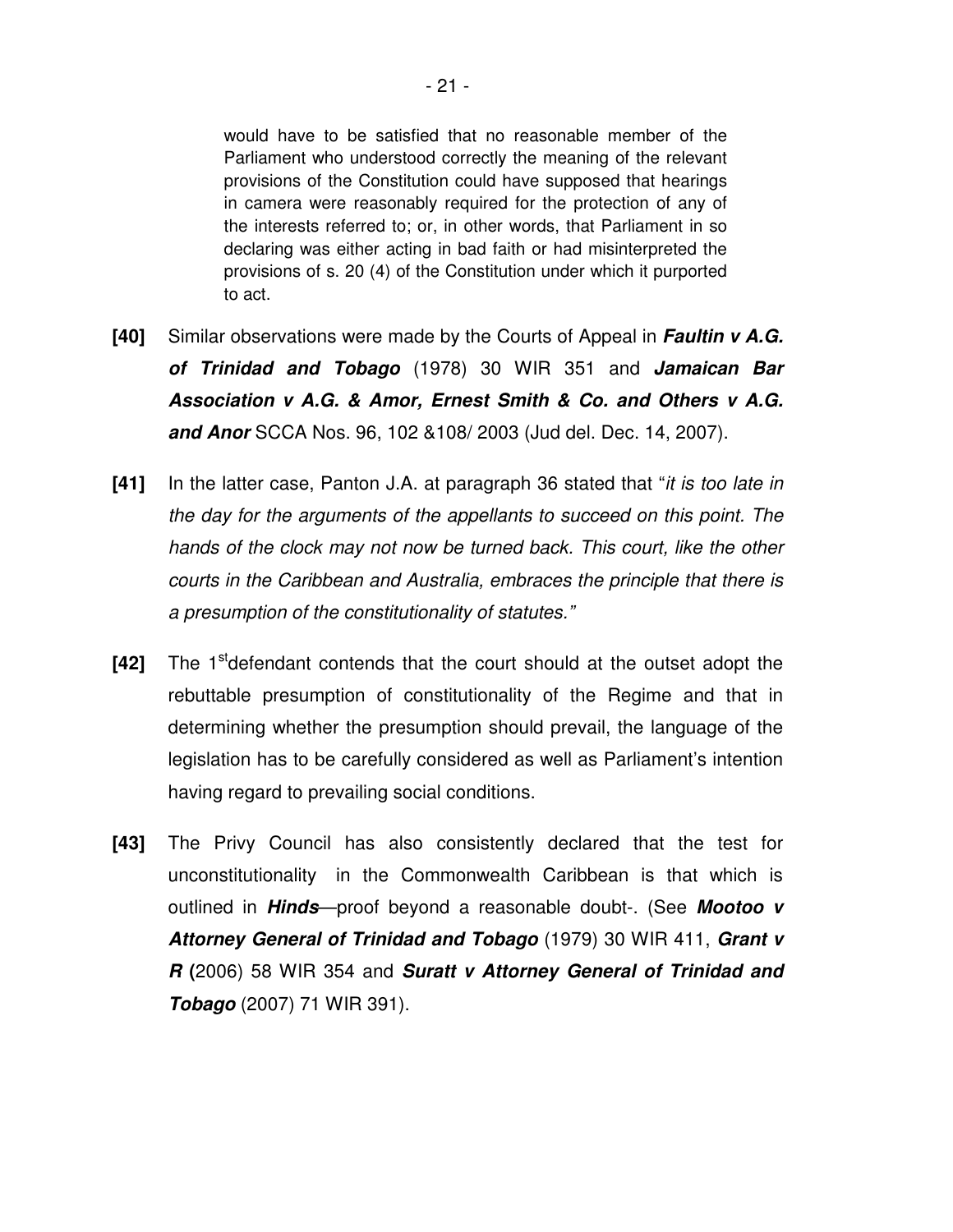would have to be satisfied that no reasonable member of the Parliament who understood correctly the meaning of the relevant provisions of the Constitution could have supposed that hearings in camera were reasonably required for the protection of any of the interests referred to; or, in other words, that Parliament in so declaring was either acting in bad faith or had misinterpreted the provisions of s. 20 (4) of the Constitution under which it purported to act.

**[40]** Similar observations were made by the Courts of Appeal in ***Faultin v A.G. of Trinidad and Tobago*** (1978) 30 WIR 351 and ***Jamaican Bar Association v A.G. & Amor, Ernest Smith & Co. and Others v A.G. and Anor*** SCCA Nos. 96, 102 &108/ 2003 (Jud del. Dec. 14, 2007).

**[41]** In the latter case, Panton J.A. at paragraph 36 stated that "*it is too late in the day for the arguments of the appellants to succeed on this point. The hands of the clock may not now be turned back. This court, like the other courts in the Caribbean and Australia, embraces the principle that there is a presumption of the constitutionality of statutes.*"

**[42]** The 1st defendant contends that the court should at the outset adopt the rebuttable presumption of constitutionality of the Regime and that in determining whether the presumption should prevail, the language of the legislation has to be carefully considered as well as Parliament's intention having regard to prevailing social conditions.

**[43]** The Privy Council has also consistently declared that the test for unconstitutionality in the Commonwealth Caribbean is that which is outlined in ***Hinds***—proof beyond a reasonable doubt-. (See ***Mootoo v Attorney General of Trinidad and Tobago*** (1979) 30 WIR 411, ***Grant v R (***2006) 58 WIR 354 and ***Suratt v Attorney General of Trinidad and Tobago*** (2007) 71 WIR 391).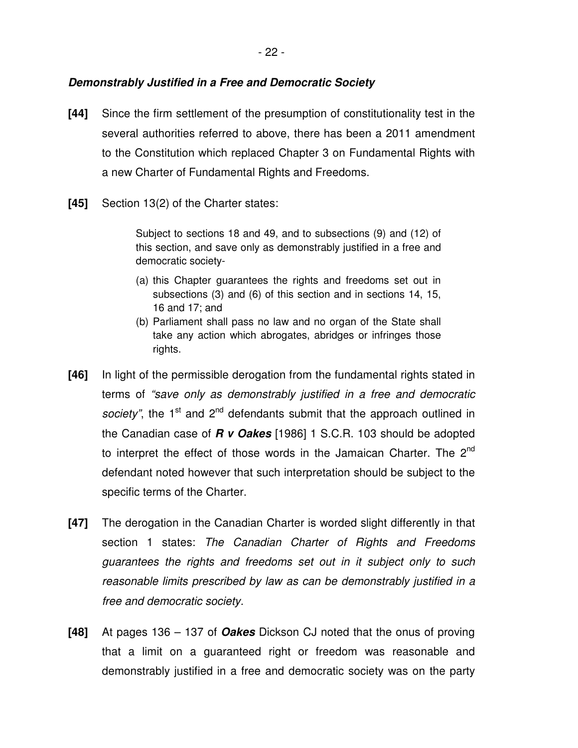***Demonstrably Justified in a Free and Democratic Society***

**[44]** Since the firm settlement of the presumption of constitutionality test in the several authorities referred to above, there has been a 2011 amendment to the Constitution which replaced Chapter 3 on Fundamental Rights with a new Charter of Fundamental Rights and Freedoms.

**[45]** Section 13(2) of the Charter states:

> Subject to sections 18 and 49, and to subsections (9) and (12) of this section, and save only as demonstrably justified in a free and democratic society-
>
> (a) this Chapter guarantees the rights and freedoms set out in subsections (3) and (6) of this section and in sections 14, 15, 16 and 17; and
>
> (b) Parliament shall pass no law and no organ of the State shall take any action which abrogates, abridges or infringes those rights.

**[46]** In light of the permissible derogation from the fundamental rights stated in terms of *"save only as demonstrably justified in a free and democratic society"*, the 1st and 2nd defendants submit that the approach outlined in the Canadian case of ***R v Oakes*** [1986] 1 S.C.R. 103 should be adopted to interpret the effect of those words in the Jamaican Charter. The 2nd defendant noted however that such interpretation should be subject to the specific terms of the Charter.

**[47]** The derogation in the Canadian Charter is worded slight differently in that section 1 states: *The Canadian Charter of Rights and Freedoms guarantees the rights and freedoms set out in it subject only to such reasonable limits prescribed by law as can be demonstrably justified in a free and democratic society.*

**[48]** At pages 136 – 137 of ***Oakes*** Dickson CJ noted that the onus of proving that a limit on a guaranteed right or freedom was reasonable and demonstrably justified in a free and democratic society was on the party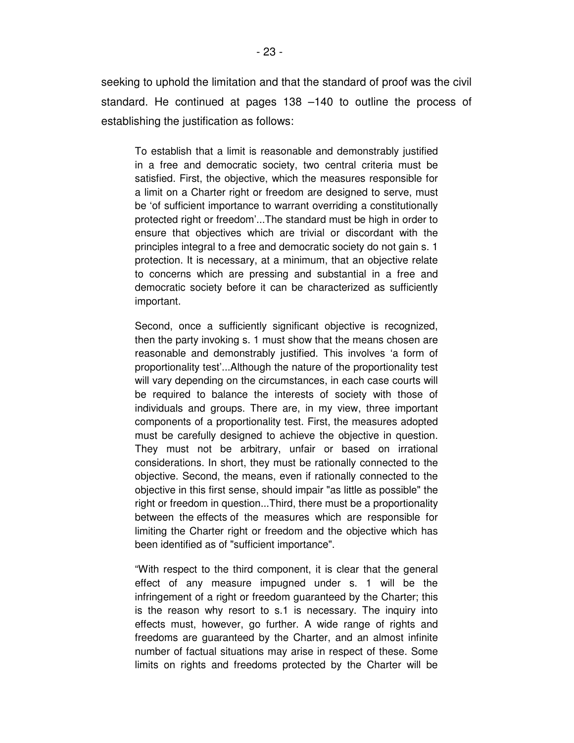seeking to uphold the limitation and that the standard of proof was the civil standard. He continued at pages 138 –140 to outline the process of establishing the justification as follows:

> To establish that a limit is reasonable and demonstrably justified in a free and democratic society, two central criteria must be satisfied. First, the objective, which the measures responsible for a limit on a Charter right or freedom are designed to serve, must be 'of sufficient importance to warrant overriding a constitutionally protected right or freedom'...The standard must be high in order to ensure that objectives which are trivial or discordant with the principles integral to a free and democratic society do not gain s. 1 protection. It is necessary, at a minimum, that an objective relate to concerns which are pressing and substantial in a free and democratic society before it can be characterized as sufficiently important.
>
> Second, once a sufficiently significant objective is recognized, then the party invoking s. 1 must show that the means chosen are reasonable and demonstrably justified. This involves 'a form of proportionality test'...Although the nature of the proportionality test will vary depending on the circumstances, in each case courts will be required to balance the interests of society with those of individuals and groups. There are, in my view, three important components of a proportionality test. First, the measures adopted must be carefully designed to achieve the objective in question. They must not be arbitrary, unfair or based on irrational considerations. In short, they must be rationally connected to the objective. Second, the means, even if rationally connected to the objective in this first sense, should impair "as little as possible" the right or freedom in question...Third, there must be a proportionality between the effects of the measures which are responsible for limiting the Charter right or freedom and the objective which has been identified as of "sufficient importance".
>
> "With respect to the third component, it is clear that the general effect of any measure impugned under s. 1 will be the infringement of a right or freedom guaranteed by the Charter; this is the reason why resort to s.1 is necessary. The inquiry into effects must, however, go further. A wide range of rights and freedoms are guaranteed by the Charter, and an almost infinite number of factual situations may arise in respect of these. Some limits on rights and freedoms protected by the Charter will be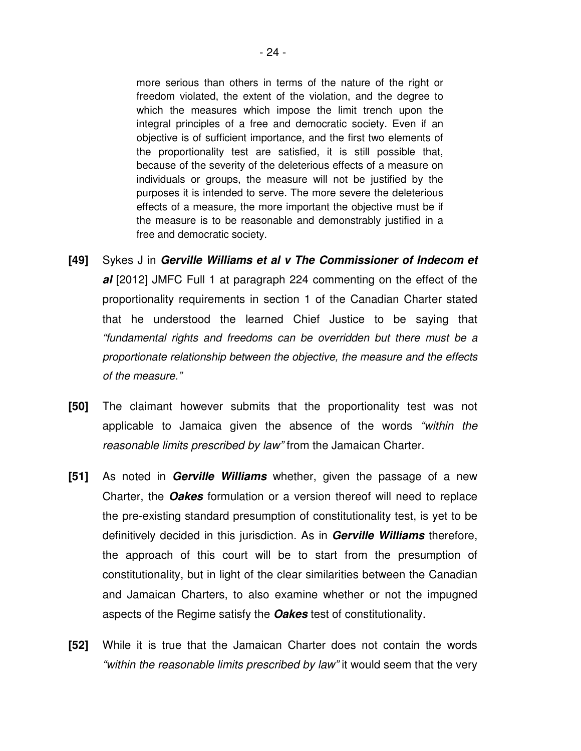> more serious than others in terms of the nature of the right or freedom violated, the extent of the violation, and the degree to which the measures which impose the limit trench upon the integral principles of a free and democratic society. Even if an objective is of sufficient importance, and the first two elements of the proportionality test are satisfied, it is still possible that, because of the severity of the deleterious effects of a measure on individuals or groups, the measure will not be justified by the purposes it is intended to serve. The more severe the deleterious effects of a measure, the more important the objective must be if the measure is to be reasonable and demonstrably justified in a free and democratic society.

**[49]** Sykes J in ***Gerville Williams et al v The Commissioner of Indecom et al*** [2012] JMFC Full 1 at paragraph 224 commenting on the effect of the proportionality requirements in section 1 of the Canadian Charter stated that he understood the learned Chief Justice to be saying that *"fundamental rights and freedoms can be overridden but there must be a proportionate relationship between the objective, the measure and the effects of the measure."*

**[50]** The claimant however submits that the proportionality test was not applicable to Jamaica given the absence of the words *"within the reasonable limits prescribed by law"* from the Jamaican Charter.

**[51]** As noted in ***Gerville Williams*** whether, given the passage of a new Charter, the ***Oakes*** formulation or a version thereof will need to replace the pre-existing standard presumption of constitutionality test, is yet to be definitively decided in this jurisdiction. As in ***Gerville Williams*** therefore, the approach of this court will be to start from the presumption of constitutionality, but in light of the clear similarities between the Canadian and Jamaican Charters, to also examine whether or not the impugned aspects of the Regime satisfy the ***Oakes*** test of constitutionality.

**[52]** While it is true that the Jamaican Charter does not contain the words *"within the reasonable limits prescribed by law"* it would seem that the very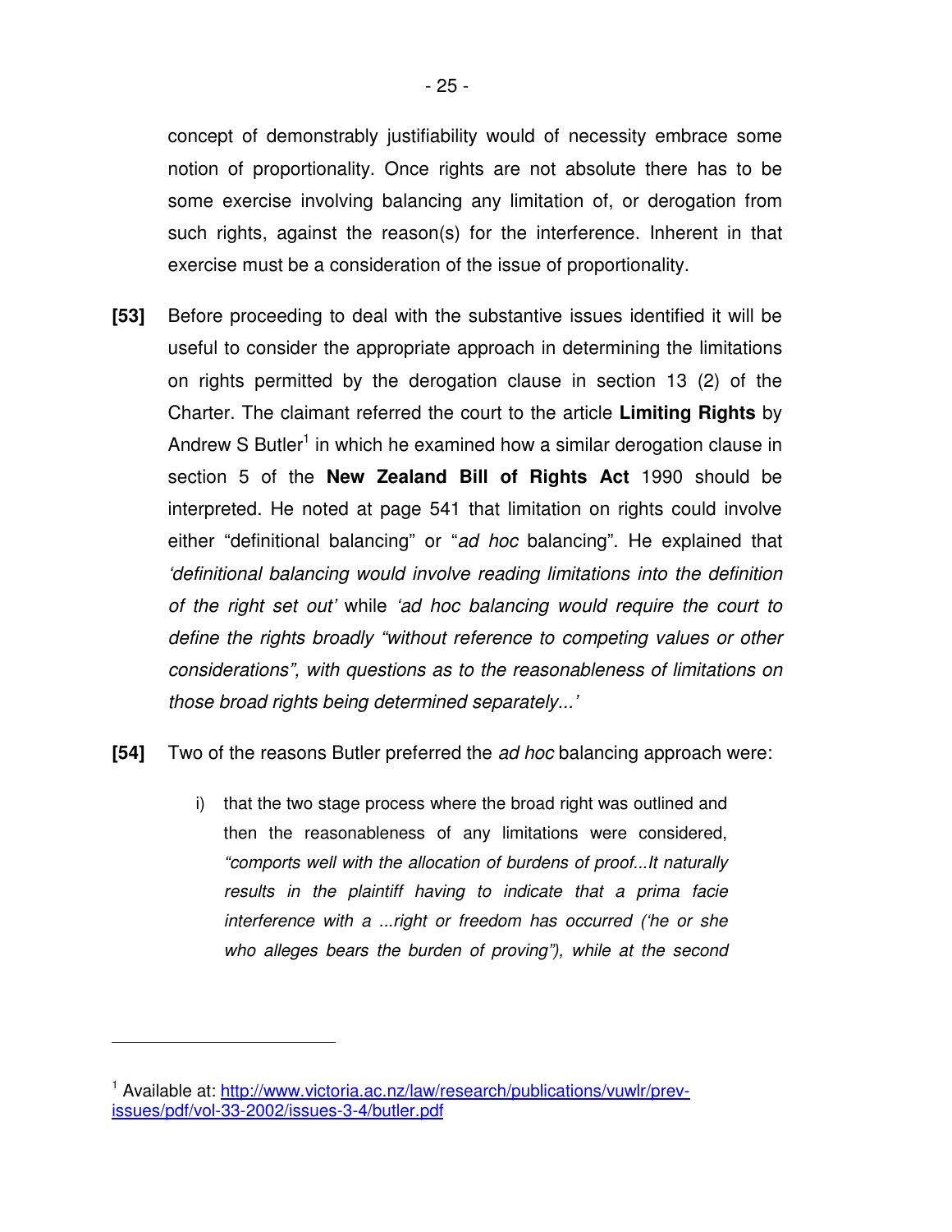concept of demonstrably justifiability would of necessity embrace some notion of proportionality. Once rights are not absolute there has to be some exercise involving balancing any limitation of, or derogation from such rights, against the reason(s) for the interference. Inherent in that exercise must be a consideration of the issue of proportionality.

**[53]** Before proceeding to deal with the substantive issues identified it will be useful to consider the appropriate approach in determining the limitations on rights permitted by the derogation clause in section 13 (2) of the Charter. The claimant referred the court to the article **Limiting Rights** by Andrew S Butler[1] in which he examined how a similar derogation clause in section 5 of the **New Zealand Bill of Rights Act** 1990 should be interpreted. He noted at page 541 that limitation on rights could involve either "definitional balancing" or "*ad hoc* balancing". He explained that *'definitional balancing would involve reading limitations into the definition of the right set out'* while *'ad hoc balancing would require the court to define the rights broadly "without reference to competing values or other considerations", with questions as to the reasonableness of limitations on those broad rights being determined separately...'*

**[54]** Two of the reasons Butler preferred the *ad hoc* balancing approach were:

i) that the two stage process where the broad right was outlined and then the reasonableness of any limitations were considered, *"comports well with the allocation of burdens of proof...It naturally results in the plaintiff having to indicate that a prima facie interference with a ...right or freedom has occurred ('he or she who alleges bears the burden of proving"), while at the second*

---

[1] Available at: http://www.victoria.ac.nz/law/research/publications/vuwlr/prev-issues/pdf/vol-33-2002/issues-3-4/butler.pdf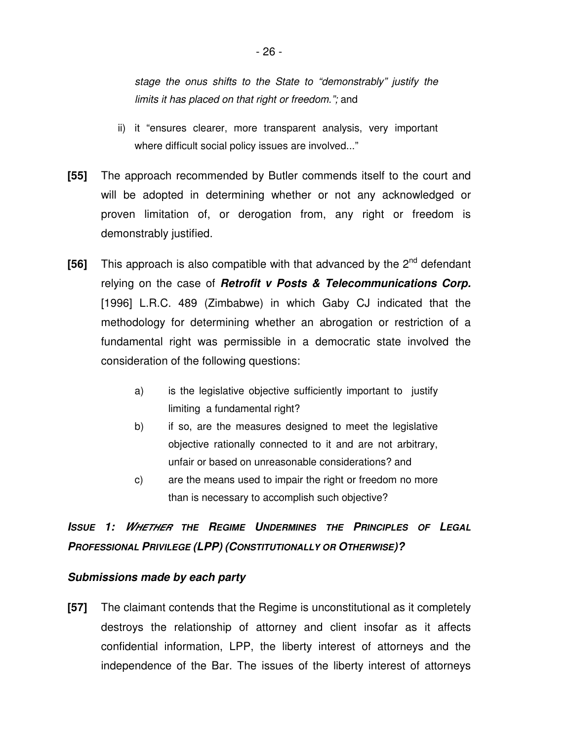*stage the onus shifts to the State to "demonstrably" justify the limits it has placed on that right or freedom.";* and

ii) it "ensures clearer, more transparent analysis, very important where difficult social policy issues are involved..."

**[55]** The approach recommended by Butler commends itself to the court and will be adopted in determining whether or not any acknowledged or proven limitation of, or derogation from, any right or freedom is demonstrably justified.

**[56]** This approach is also compatible with that advanced by the 2nd defendant relying on the case of ***Retrofit v Posts & Telecommunications Corp.*** [1996] L.R.C. 489 (Zimbabwe) in which Gaby CJ indicated that the methodology for determining whether an abrogation or restriction of a fundamental right was permissible in a democratic state involved the consideration of the following questions:

a) is the legislative objective sufficiently important to justify limiting a fundamental right?

b) if so, are the measures designed to meet the legislative objective rationally connected to it and are not arbitrary, unfair or based on unreasonable considerations? and

c) are the means used to impair the right or freedom no more than is necessary to accomplish such objective?

### ***ISSUE 1: WHETHER THE REGIME UNDERMINES THE PRINCIPLES OF LEGAL PROFESSIONAL PRIVILEGE (LPP) (CONSTITUTIONALLY OR OTHERWISE)?***

***Submissions made by each party***

**[57]** The claimant contends that the Regime is unconstitutional as it completely destroys the relationship of attorney and client insofar as it affects confidential information, LPP, the liberty interest of attorneys and the independence of the Bar. The issues of the liberty interest of attorneys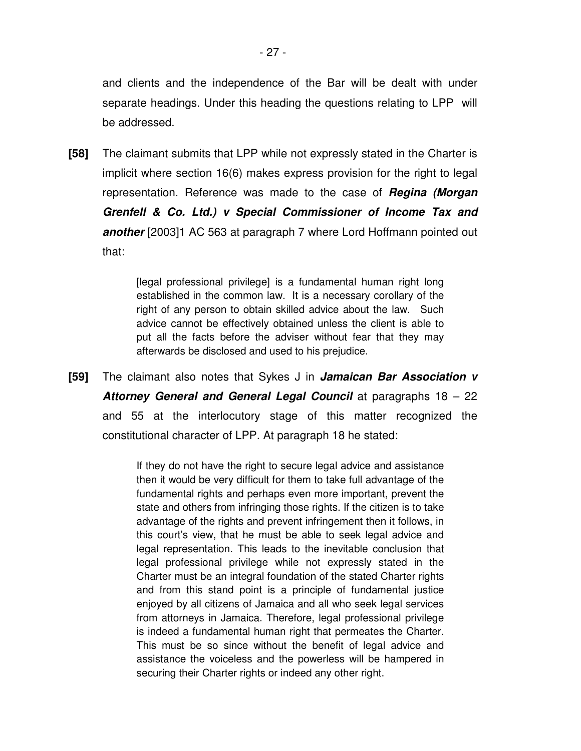and clients and the independence of the Bar will be dealt with under separate headings. Under this heading the questions relating to LPP will be addressed.

**[58]** The claimant submits that LPP while not expressly stated in the Charter is implicit where section 16(6) makes express provision for the right to legal representation. Reference was made to the case of ***Regina (Morgan Grenfell & Co. Ltd.) v Special Commissioner of Income Tax and another*** [2003]1 AC 563 at paragraph 7 where Lord Hoffmann pointed out that:

> [legal professional privilege] is a fundamental human right long established in the common law. It is a necessary corollary of the right of any person to obtain skilled advice about the law. Such advice cannot be effectively obtained unless the client is able to put all the facts before the adviser without fear that they may afterwards be disclosed and used to his prejudice.

**[59]** The claimant also notes that Sykes J in ***Jamaican Bar Association v Attorney General and General Legal Council*** at paragraphs 18 – 22 and 55 at the interlocutory stage of this matter recognized the constitutional character of LPP. At paragraph 18 he stated:

> If they do not have the right to secure legal advice and assistance then it would be very difficult for them to take full advantage of the fundamental rights and perhaps even more important, prevent the state and others from infringing those rights. If the citizen is to take advantage of the rights and prevent infringement then it follows, in this court's view, that he must be able to seek legal advice and legal representation. This leads to the inevitable conclusion that legal professional privilege while not expressly stated in the Charter must be an integral foundation of the stated Charter rights and from this stand point is a principle of fundamental justice enjoyed by all citizens of Jamaica and all who seek legal services from attorneys in Jamaica. Therefore, legal professional privilege is indeed a fundamental human right that permeates the Charter. This must be so since without the benefit of legal advice and assistance the voiceless and the powerless will be hampered in securing their Charter rights or indeed any other right.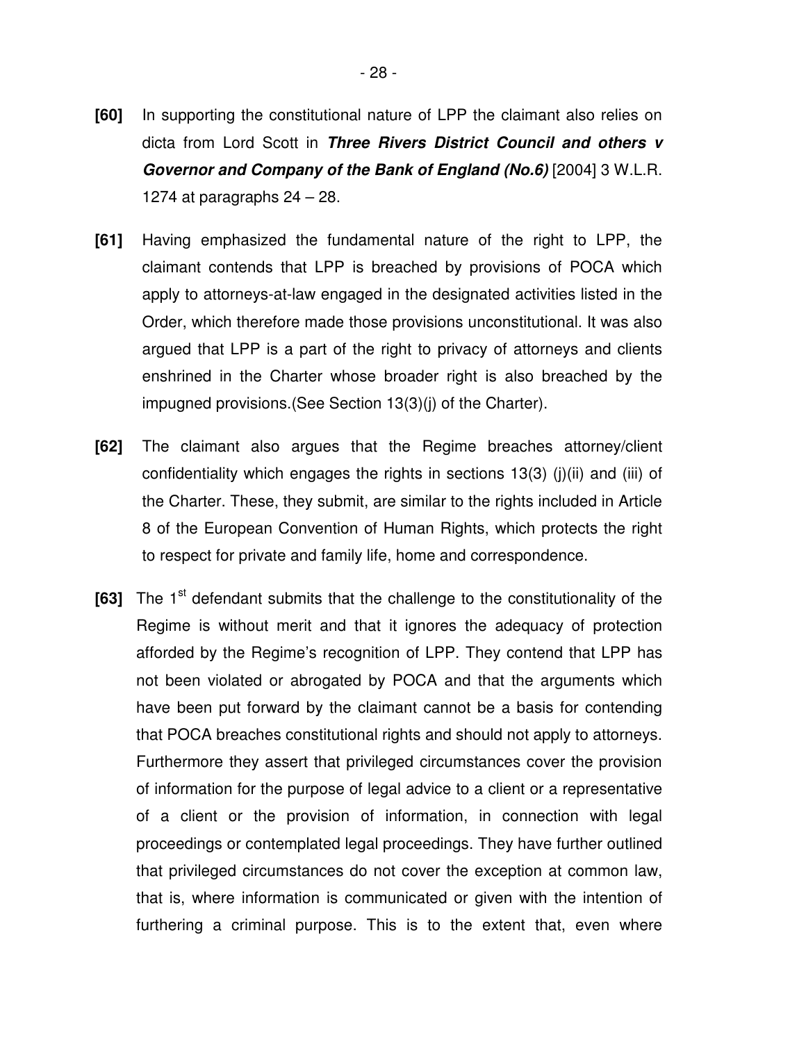**[60]** In supporting the constitutional nature of LPP the claimant also relies on dicta from Lord Scott in ***Three Rivers District Council and others v Governor and Company of the Bank of England (No.6)*** [2004] 3 W.L.R. 1274 at paragraphs 24 – 28.

**[61]** Having emphasized the fundamental nature of the right to LPP, the claimant contends that LPP is breached by provisions of POCA which apply to attorneys-at-law engaged in the designated activities listed in the Order, which therefore made those provisions unconstitutional. It was also argued that LPP is a part of the right to privacy of attorneys and clients enshrined in the Charter whose broader right is also breached by the impugned provisions.(See Section 13(3)(j) of the Charter).

**[62]** The claimant also argues that the Regime breaches attorney/client confidentiality which engages the rights in sections 13(3) (j)(ii) and (iii) of the Charter. These, they submit, are similar to the rights included in Article 8 of the European Convention of Human Rights, which protects the right to respect for private and family life, home and correspondence.

**[63]** The 1st defendant submits that the challenge to the constitutionality of the Regime is without merit and that it ignores the adequacy of protection afforded by the Regime's recognition of LPP. They contend that LPP has not been violated or abrogated by POCA and that the arguments which have been put forward by the claimant cannot be a basis for contending that POCA breaches constitutional rights and should not apply to attorneys. Furthermore they assert that privileged circumstances cover the provision of information for the purpose of legal advice to a client or a representative of a client or the provision of information, in connection with legal proceedings or contemplated legal proceedings. They have further outlined that privileged circumstances do not cover the exception at common law, that is, where information is communicated or given with the intention of furthering a criminal purpose. This is to the extent that, even where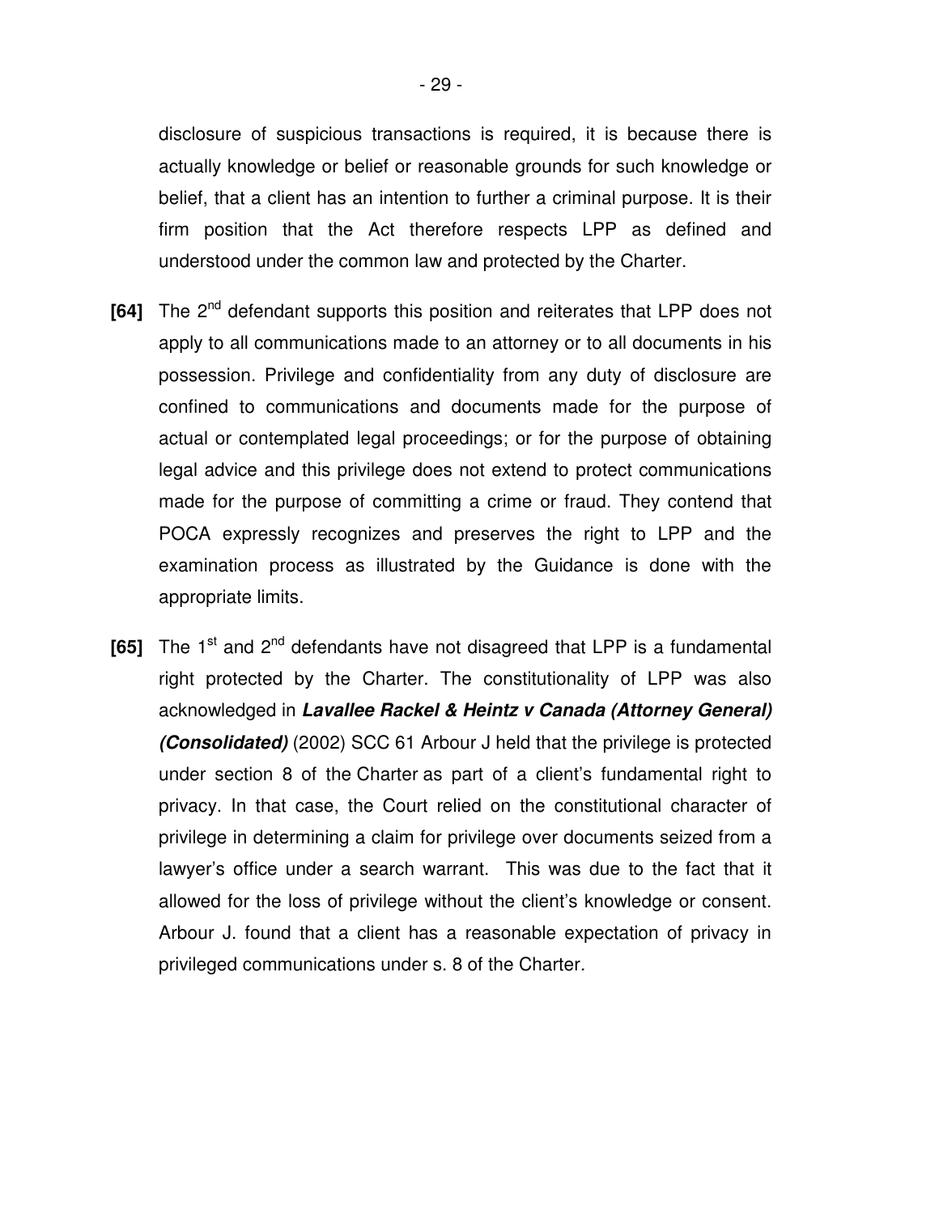disclosure of suspicious transactions is required, it is because there is actually knowledge or belief or reasonable grounds for such knowledge or belief, that a client has an intention to further a criminal purpose. It is their firm position that the Act therefore respects LPP as defined and understood under the common law and protected by the Charter.

**[64]** The 2nd defendant supports this position and reiterates that LPP does not apply to all communications made to an attorney or to all documents in his possession. Privilege and confidentiality from any duty of disclosure are confined to communications and documents made for the purpose of actual or contemplated legal proceedings; or for the purpose of obtaining legal advice and this privilege does not extend to protect communications made for the purpose of committing a crime or fraud. They contend that POCA expressly recognizes and preserves the right to LPP and the examination process as illustrated by the Guidance is done with the appropriate limits.

**[65]** The 1st and 2nd defendants have not disagreed that LPP is a fundamental right protected by the Charter. The constitutionality of LPP was also acknowledged in ***Lavallee Rackel & Heintz v Canada (Attorney General) (Consolidated)*** (2002) SCC 61 Arbour J held that the privilege is protected under section 8 of the Charter as part of a client's fundamental right to privacy. In that case, the Court relied on the constitutional character of privilege in determining a claim for privilege over documents seized from a lawyer's office under a search warrant. This was due to the fact that it allowed for the loss of privilege without the client's knowledge or consent. Arbour J. found that a client has a reasonable expectation of privacy in privileged communications under s. 8 of the Charter.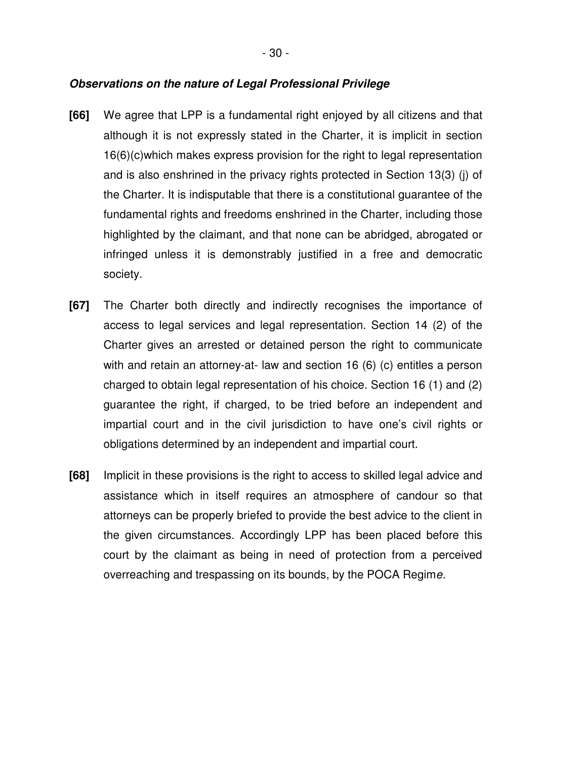***Observations on the nature of Legal Professional Privilege***

**[66]** We agree that LPP is a fundamental right enjoyed by all citizens and that although it is not expressly stated in the Charter, it is implicit in section 16(6)(c)which makes express provision for the right to legal representation and is also enshrined in the privacy rights protected in Section 13(3) (j) of the Charter. It is indisputable that there is a constitutional guarantee of the fundamental rights and freedoms enshrined in the Charter, including those highlighted by the claimant, and that none can be abridged, abrogated or infringed unless it is demonstrably justified in a free and democratic society.

**[67]** The Charter both directly and indirectly recognises the importance of access to legal services and legal representation. Section 14 (2) of the Charter gives an arrested or detained person the right to communicate with and retain an attorney-at- law and section 16 (6) (c) entitles a person charged to obtain legal representation of his choice. Section 16 (1) and (2) guarantee the right, if charged, to be tried before an independent and impartial court and in the civil jurisdiction to have one's civil rights or obligations determined by an independent and impartial court.

**[68]** Implicit in these provisions is the right to access to skilled legal advice and assistance which in itself requires an atmosphere of candour so that attorneys can be properly briefed to provide the best advice to the client in the given circumstances. Accordingly LPP has been placed before this court by the claimant as being in need of protection from a perceived overreaching and trespassing on its bounds, by the POCA Regim*e.*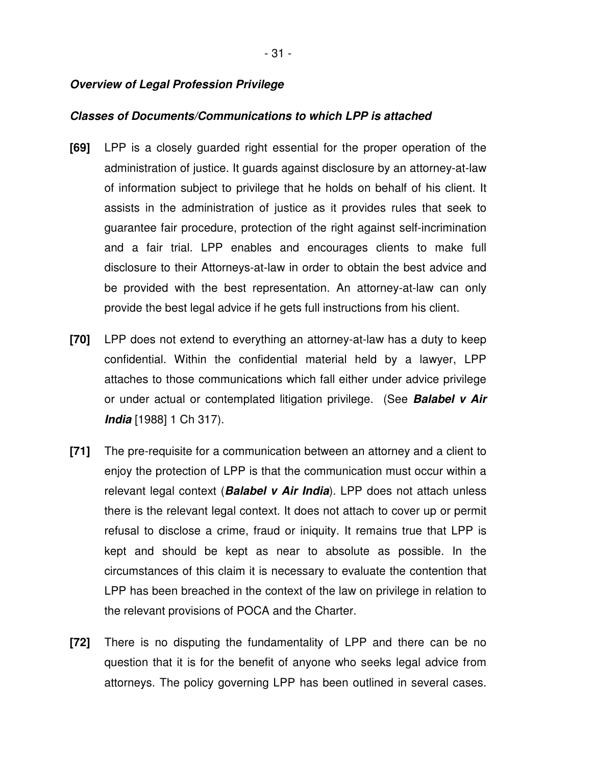***Overview of Legal Profession Privilege***

***Classes of Documents/Communications to which LPP is attached***

**[69]** LPP is a closely guarded right essential for the proper operation of the administration of justice. It guards against disclosure by an attorney-at-law of information subject to privilege that he holds on behalf of his client. It assists in the administration of justice as it provides rules that seek to guarantee fair procedure, protection of the right against self-incrimination and a fair trial. LPP enables and encourages clients to make full disclosure to their Attorneys-at-law in order to obtain the best advice and be provided with the best representation. An attorney-at-law can only provide the best legal advice if he gets full instructions from his client.

**[70]** LPP does not extend to everything an attorney-at-law has a duty to keep confidential. Within the confidential material held by a lawyer, LPP attaches to those communications which fall either under advice privilege or under actual or contemplated litigation privilege. (See ***Balabel v Air India*** [1988] 1 Ch 317).

**[71]** The pre-requisite for a communication between an attorney and a client to enjoy the protection of LPP is that the communication must occur within a relevant legal context (***Balabel v Air India***). LPP does not attach unless there is the relevant legal context. It does not attach to cover up or permit refusal to disclose a crime, fraud or iniquity. It remains true that LPP is kept and should be kept as near to absolute as possible. In the circumstances of this claim it is necessary to evaluate the contention that LPP has been breached in the context of the law on privilege in relation to the relevant provisions of POCA and the Charter.

**[72]** There is no disputing the fundamentality of LPP and there can be no question that it is for the benefit of anyone who seeks legal advice from attorneys. The policy governing LPP has been outlined in several cases.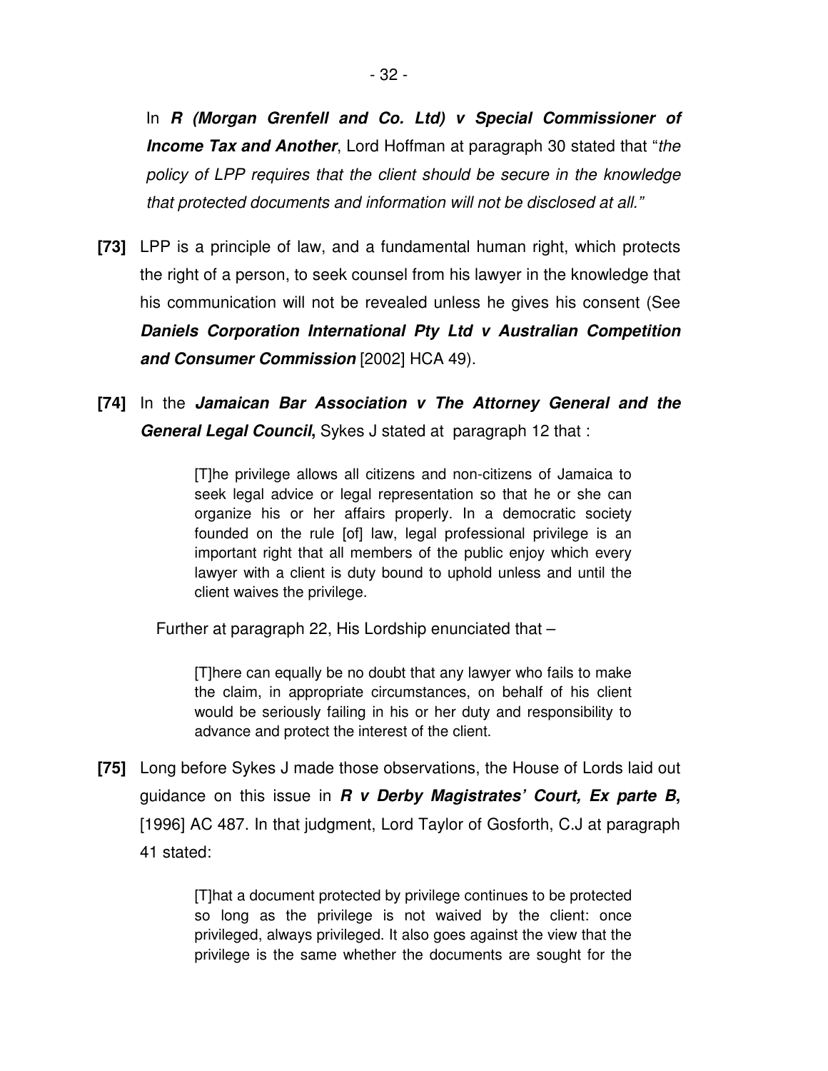In ***R (Morgan Grenfell and Co. Ltd) v Special Commissioner of Income Tax and Another***, Lord Hoffman at paragraph 30 stated that "*the policy of LPP requires that the client should be secure in the knowledge that protected documents and information will not be disclosed at all.*"

**[73]** LPP is a principle of law, and a fundamental human right, which protects the right of a person, to seek counsel from his lawyer in the knowledge that his communication will not be revealed unless he gives his consent (See ***Daniels Corporation International Pty Ltd v Australian Competition and Consumer Commission*** [2002] HCA 49).

**[74]** In the ***Jamaican Bar Association v The Attorney General and the General Legal Council*,** Sykes J stated at paragraph 12 that :

> [T]he privilege allows all citizens and non-citizens of Jamaica to seek legal advice or legal representation so that he or she can organize his or her affairs properly. In a democratic society founded on the rule [of] law, legal professional privilege is an important right that all members of the public enjoy which every lawyer with a client is duty bound to uphold unless and until the client waives the privilege.

Further at paragraph 22, His Lordship enunciated that –

> [T]here can equally be no doubt that any lawyer who fails to make the claim, in appropriate circumstances, on behalf of his client would be seriously failing in his or her duty and responsibility to advance and protect the interest of the client.

**[75]** Long before Sykes J made those observations, the House of Lords laid out guidance on this issue in ***R v Derby Magistrates' Court, Ex parte B*,** [1996] AC 487. In that judgment, Lord Taylor of Gosforth, C.J at paragraph 41 stated:

> [T]hat a document protected by privilege continues to be protected so long as the privilege is not waived by the client: once privileged, always privileged. It also goes against the view that the privilege is the same whether the documents are sought for the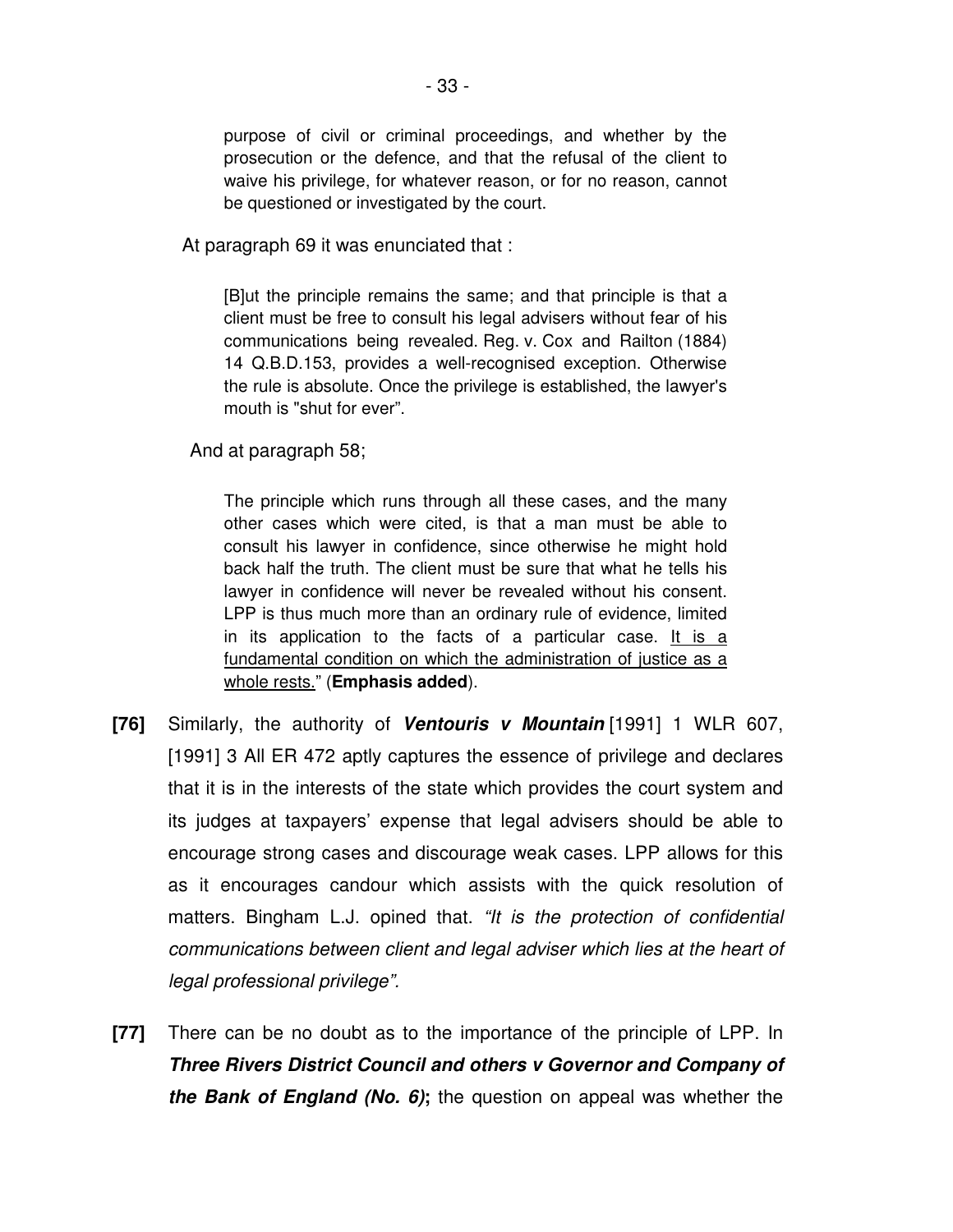> purpose of civil or criminal proceedings, and whether by the prosecution or the defence, and that the refusal of the client to waive his privilege, for whatever reason, or for no reason, cannot be questioned or investigated by the court.

At paragraph 69 it was enunciated that :

> [B]ut the principle remains the same; and that principle is that a client must be free to consult his legal advisers without fear of his communications being revealed. Reg. v. Cox and Railton (1884) 14 Q.B.D.153, provides a well-recognised exception. Otherwise the rule is absolute. Once the privilege is established, the lawyer's mouth is "shut for ever".

And at paragraph 58;

> The principle which runs through all these cases, and the many other cases which were cited, is that a man must be able to consult his lawyer in confidence, since otherwise he might hold back half the truth. The client must be sure that what he tells his lawyer in confidence will never be revealed without his consent. LPP is thus much more than an ordinary rule of evidence, limited in its application to the facts of a particular case. <u>It is a fundamental condition on which the administration of justice as a whole rests.</u>" (**Emphasis added**).

**[76]** Similarly, the authority of ***Ventouris v Mountain*** [1991] 1 WLR 607, [1991] 3 All ER 472 aptly captures the essence of privilege and declares that it is in the interests of the state which provides the court system and its judges at taxpayers' expense that legal advisers should be able to encourage strong cases and discourage weak cases. LPP allows for this as it encourages candour which assists with the quick resolution of matters. Bingham L.J. opined that. *"It is the protection of confidential communications between client and legal adviser which lies at the heart of legal professional privilege".*

**[77]** There can be no doubt as to the importance of the principle of LPP. In ***Three Rivers District Council and others v Governor and Company of the Bank of England (No. 6)*;** the question on appeal was whether the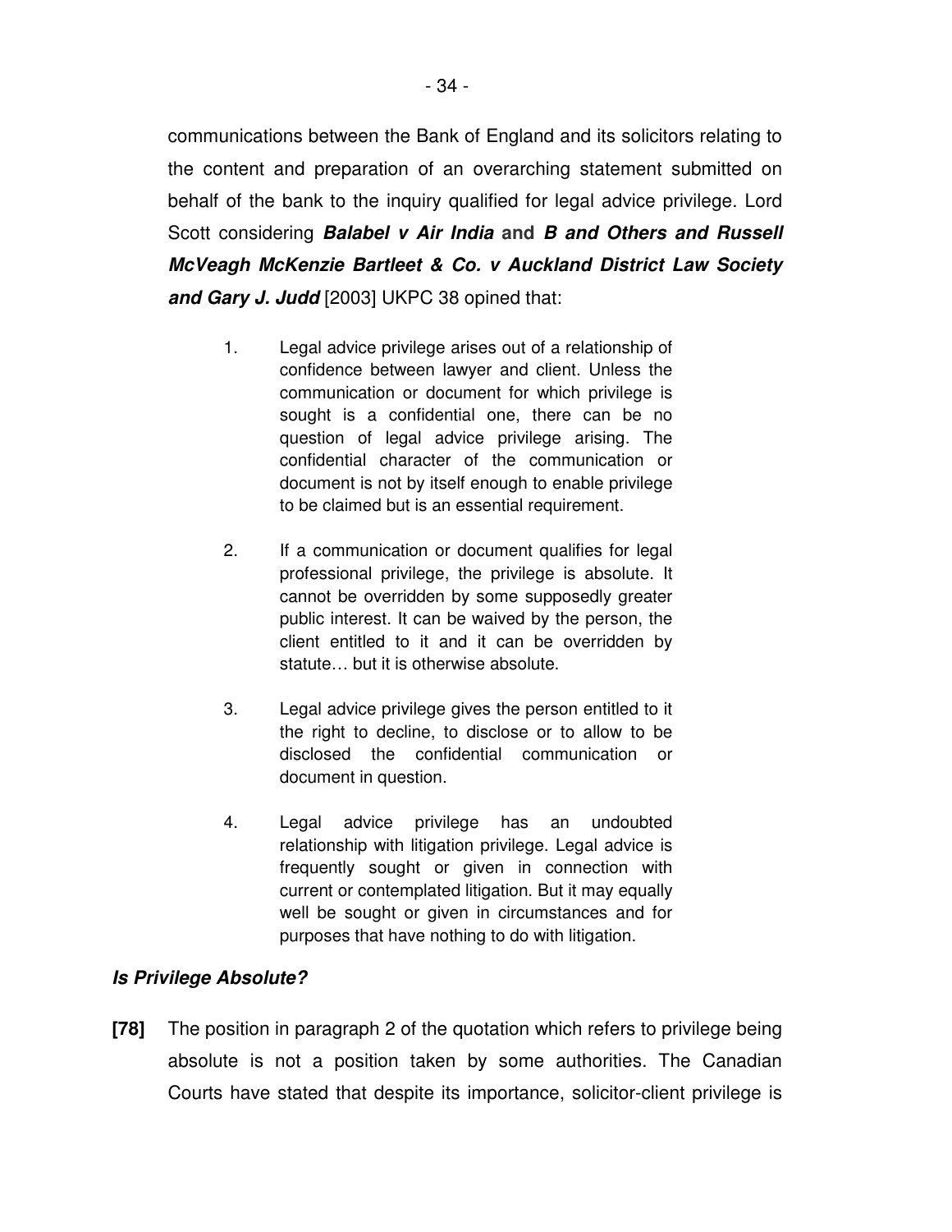communications between the Bank of England and its solicitors relating to the content and preparation of an overarching statement submitted on behalf of the bank to the inquiry qualified for legal advice privilege. Lord Scott considering ***Balabel v Air India*** **and** ***B and Others and Russell McVeagh McKenzie Bartleet & Co. v Auckland District Law Society and Gary J. Judd*** [2003] UKPC 38 opined that:

> 1. Legal advice privilege arises out of a relationship of confidence between lawyer and client. Unless the communication or document for which privilege is sought is a confidential one, there can be no question of legal advice privilege arising. The confidential character of the communication or document is not by itself enough to enable privilege to be claimed but is an essential requirement.
>
> 2. If a communication or document qualifies for legal professional privilege, the privilege is absolute. It cannot be overridden by some supposedly greater public interest. It can be waived by the person, the client entitled to it and it can be overridden by statute… but it is otherwise absolute.
>
> 3. Legal advice privilege gives the person entitled to it the right to decline, to disclose or to allow to be disclosed the confidential communication or document in question.
>
> 4. Legal advice privilege has an undoubted relationship with litigation privilege. Legal advice is frequently sought or given in connection with current or contemplated litigation. But it may equally well be sought or given in circumstances and for purposes that have nothing to do with litigation.

***Is Privilege Absolute?***

**[78]** The position in paragraph 2 of the quotation which refers to privilege being absolute is not a position taken by some authorities. The Canadian Courts have stated that despite its importance, solicitor-client privilege is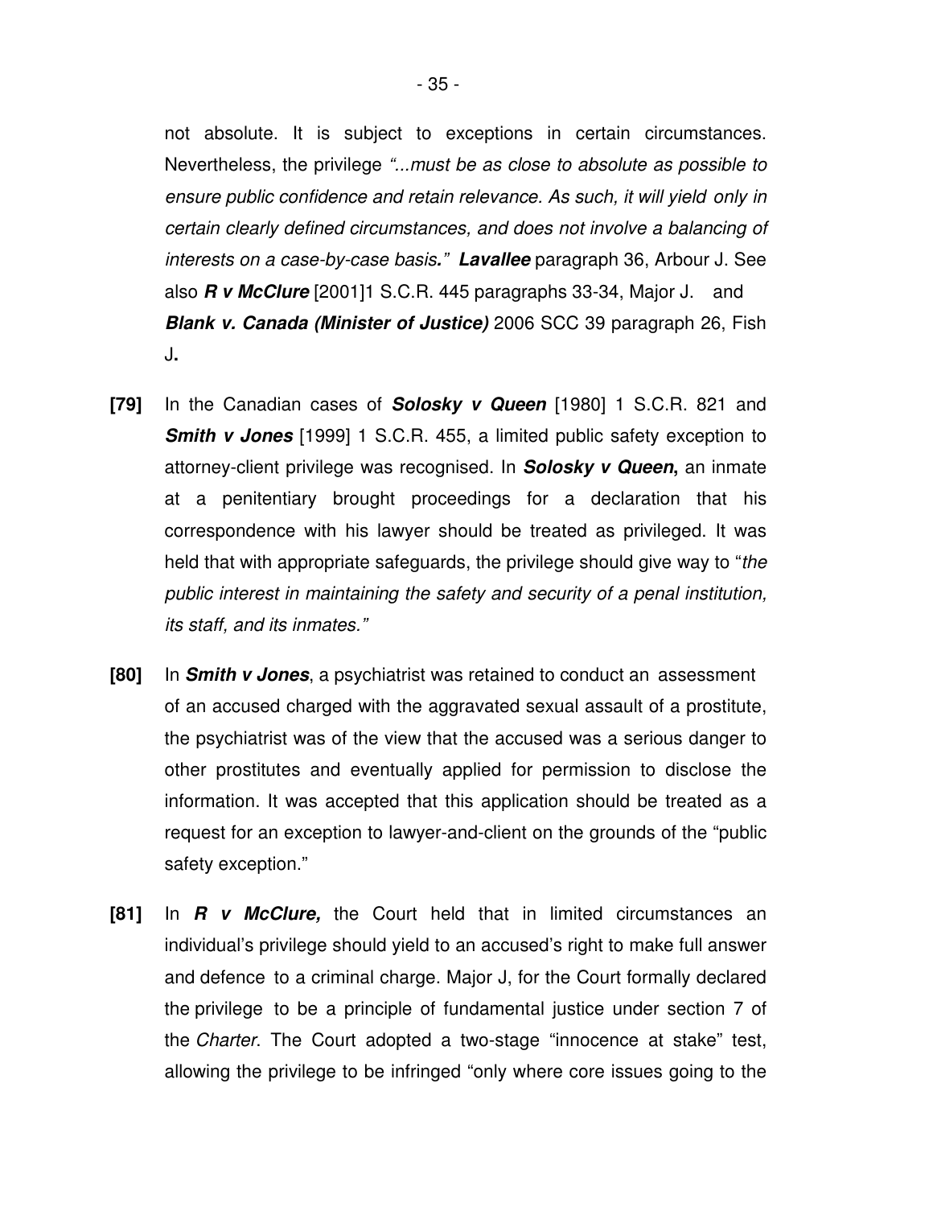not absolute. It is subject to exceptions in certain circumstances. Nevertheless, the privilege *"...must be as close to absolute as possible to ensure public confidence and retain relevance. As such, it will yield only in certain clearly defined circumstances, and does not involve a balancing of interests on a case-by-case basis."* ***Lavallee*** paragraph 36, Arbour J. See also ***R v McClure*** [2001]1 S.C.R. 445 paragraphs 33-34, Major J. and ***Blank v. Canada (Minister of Justice)*** 2006 SCC 39 paragraph 26, Fish J**.**

**[79]** In the Canadian cases of ***Solosky v Queen*** [1980] 1 S.C.R. 821 and ***Smith v Jones*** [1999] 1 S.C.R. 455, a limited public safety exception to attorney-client privilege was recognised. In ***Solosky v Queen*****,** an inmate at a penitentiary brought proceedings for a declaration that his correspondence with his lawyer should be treated as privileged. It was held that with appropriate safeguards, the privilege should give way to "*the public interest in maintaining the safety and security of a penal institution, its staff, and its inmates."*

**[80]** In ***Smith v Jones***, a psychiatrist was retained to conduct an assessment of an accused charged with the aggravated sexual assault of a prostitute, the psychiatrist was of the view that the accused was a serious danger to other prostitutes and eventually applied for permission to disclose the information. It was accepted that this application should be treated as a request for an exception to lawyer-and-client on the grounds of the "public safety exception."

**[81]** In ***R v McClure,*** the Court held that in limited circumstances an individual's privilege should yield to an accused's right to make full answer and defence to a criminal charge. Major J, for the Court formally declared the privilege to be a principle of fundamental justice under section 7 of the *Charter*. The Court adopted a two-stage "innocence at stake" test, allowing the privilege to be infringed "only where core issues going to the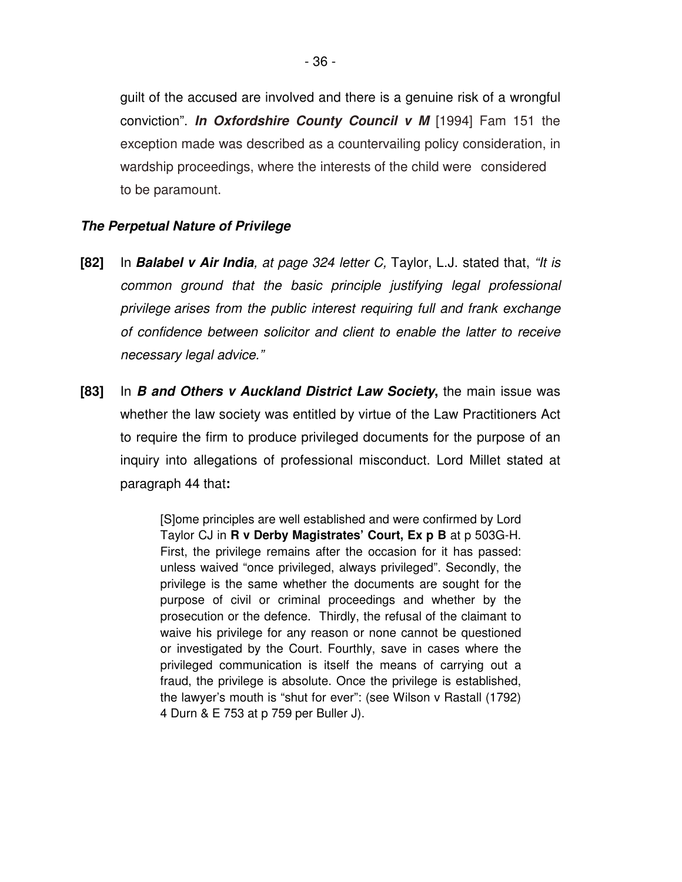guilt of the accused are involved and there is a genuine risk of a wrongful conviction". ***In Oxfordshire County Council v M*** [1994] Fam 151 the exception made was described as a countervailing policy consideration, in wardship proceedings, where the interests of the child were considered to be paramount.

***The Perpetual Nature of Privilege***

**[82]** In ***Balabel v Air India**, at page 324 letter C,* Taylor, L.J. stated that, *"It is common ground that the basic principle justifying legal professional privilege arises from the public interest requiring full and frank exchange of confidence between solicitor and client to enable the latter to receive necessary legal advice."*

**[83]** In ***B and Others v Auckland District Law Society***, the main issue was whether the law society was entitled by virtue of the Law Practitioners Act to require the firm to produce privileged documents for the purpose of an inquiry into allegations of professional misconduct. Lord Millet stated at paragraph 44 that**:**

> [S]ome principles are well established and were confirmed by Lord Taylor CJ in **R v Derby Magistrates' Court, Ex p B** at p 503G-H. First, the privilege remains after the occasion for it has passed: unless waived "once privileged, always privileged". Secondly, the privilege is the same whether the documents are sought for the purpose of civil or criminal proceedings and whether by the prosecution or the defence. Thirdly, the refusal of the claimant to waive his privilege for any reason or none cannot be questioned or investigated by the Court. Fourthly, save in cases where the privileged communication is itself the means of carrying out a fraud, the privilege is absolute. Once the privilege is established, the lawyer's mouth is "shut for ever": (see Wilson v Rastall (1792) 4 Durn & E 753 at p 759 per Buller J).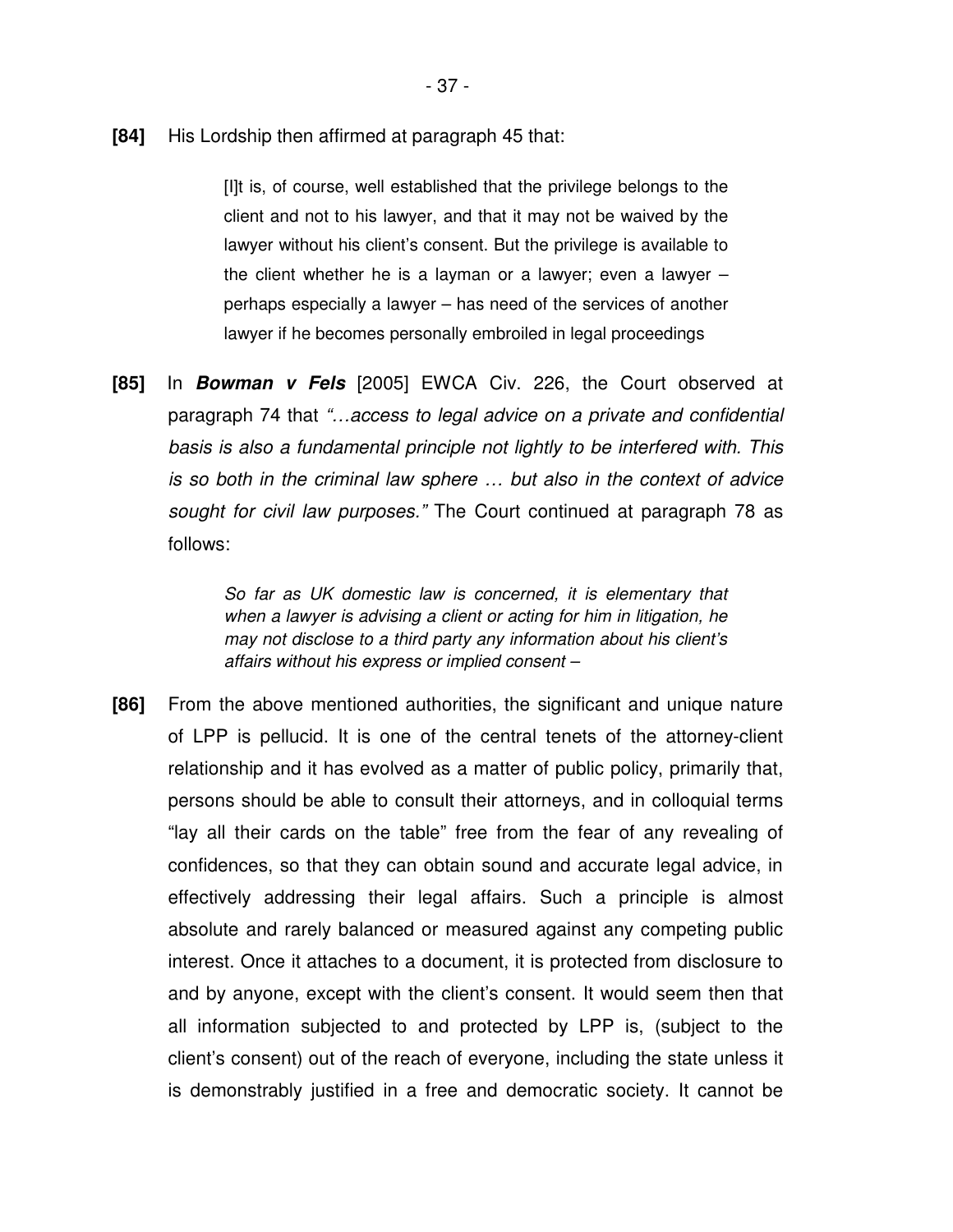**[84]** His Lordship then affirmed at paragraph 45 that:

> [I]t is, of course, well established that the privilege belongs to the client and not to his lawyer, and that it may not be waived by the lawyer without his client's consent. But the privilege is available to the client whether he is a layman or a lawyer; even a lawyer – perhaps especially a lawyer – has need of the services of another lawyer if he becomes personally embroiled in legal proceedings

**[85]** In ***Bowman v Fels*** [2005] EWCA Civ. 226, the Court observed at paragraph 74 that *"…access to legal advice on a private and confidential basis is also a fundamental principle not lightly to be interfered with. This is so both in the criminal law sphere … but also in the context of advice sought for civil law purposes."* The Court continued at paragraph 78 as follows:

> *So far as UK domestic law is concerned, it is elementary that when a lawyer is advising a client or acting for him in litigation, he may not disclose to a third party any information about his client's affairs without his express or implied consent –*

**[86]** From the above mentioned authorities, the significant and unique nature of LPP is pellucid. It is one of the central tenets of the attorney-client relationship and it has evolved as a matter of public policy, primarily that, persons should be able to consult their attorneys, and in colloquial terms "lay all their cards on the table" free from the fear of any revealing of confidences, so that they can obtain sound and accurate legal advice, in effectively addressing their legal affairs. Such a principle is almost absolute and rarely balanced or measured against any competing public interest. Once it attaches to a document, it is protected from disclosure to and by anyone, except with the client's consent. It would seem then that all information subjected to and protected by LPP is, (subject to the client's consent) out of the reach of everyone, including the state unless it is demonstrably justified in a free and democratic society. It cannot be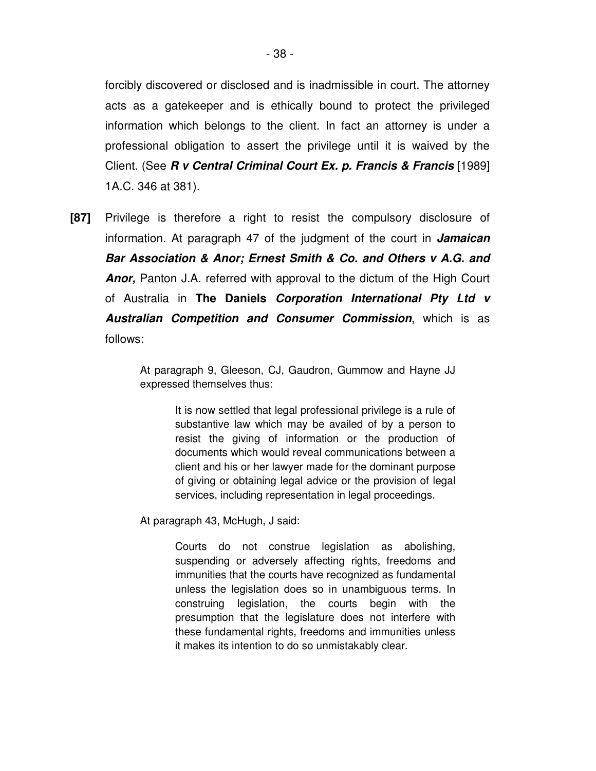forcibly discovered or disclosed and is inadmissible in court. The attorney acts as a gatekeeper and is ethically bound to protect the privileged information which belongs to the client. In fact an attorney is under a professional obligation to assert the privilege until it is waived by the Client. (See ***R v Central Criminal Court Ex. p. Francis & Francis*** [1989] 1A.C. 346 at 381).

**[87]** Privilege is therefore a right to resist the compulsory disclosure of information. At paragraph 47 of the judgment of the court in ***Jamaican Bar Association & Anor; Ernest Smith & Co. and Others v A.G. and Anor,*** Panton J.A. referred with approval to the dictum of the High Court of Australia in **The Daniels *Corporation International Pty Ltd v Australian Competition and Consumer Commission***, which is as follows:

> At paragraph 9, Gleeson, CJ, Gaudron, Gummow and Hayne JJ expressed themselves thus:
>
> > It is now settled that legal professional privilege is a rule of substantive law which may be availed of by a person to resist the giving of information or the production of documents which would reveal communications between a client and his or her lawyer made for the dominant purpose of giving or obtaining legal advice or the provision of legal services, including representation in legal proceedings.
>
> At paragraph 43, McHugh, J said:
>
> > Courts do not construe legislation as abolishing, suspending or adversely affecting rights, freedoms and immunities that the courts have recognized as fundamental unless the legislation does so in unambiguous terms. In construing legislation, the courts begin with the presumption that the legislature does not interfere with these fundamental rights, freedoms and immunities unless it makes its intention to do so unmistakably clear.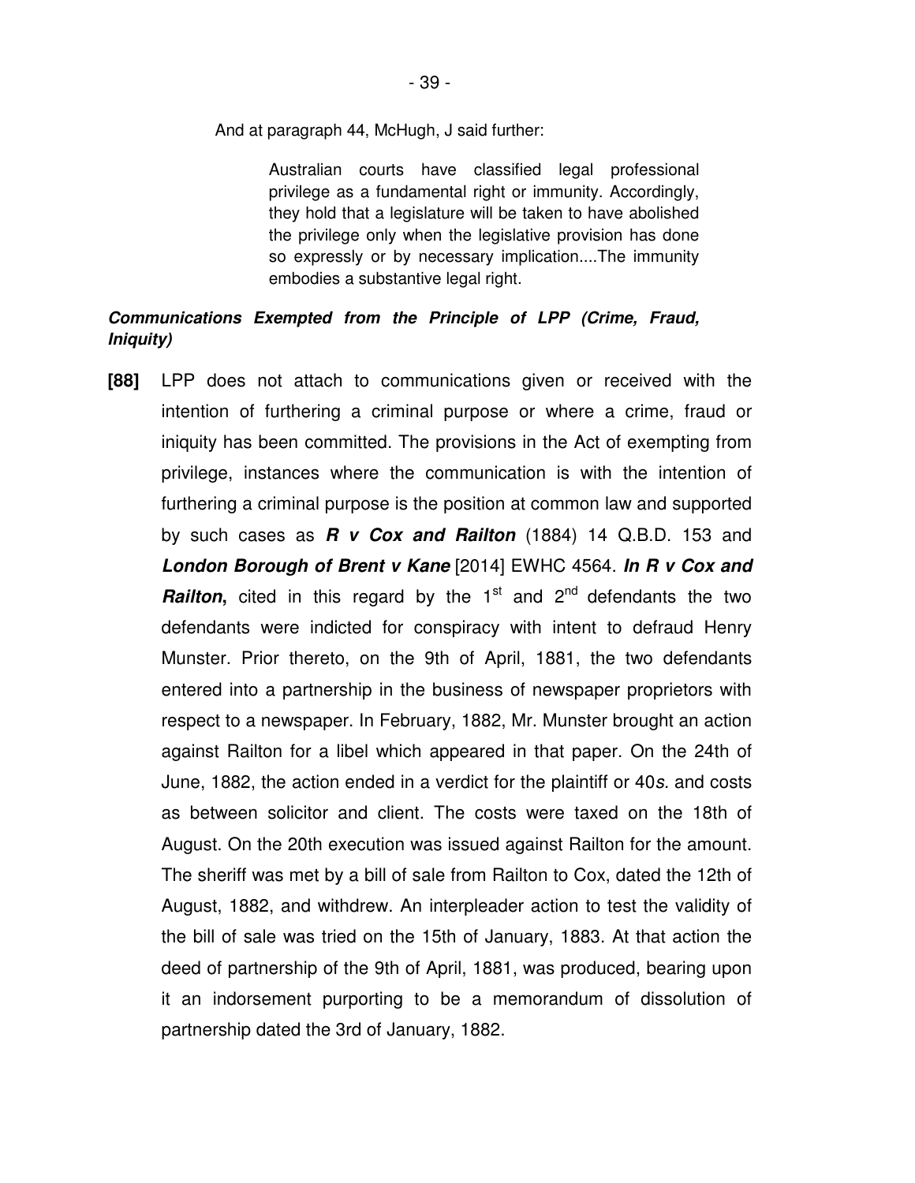And at paragraph 44, McHugh, J said further:

> Australian courts have classified legal professional privilege as a fundamental right or immunity. Accordingly, they hold that a legislature will be taken to have abolished the privilege only when the legislative provision has done so expressly or by necessary implication....The immunity embodies a substantive legal right.

***Communications Exempted from the Principle of LPP (Crime, Fraud, Iniquity)***

**[88]** LPP does not attach to communications given or received with the intention of furthering a criminal purpose or where a crime, fraud or iniquity has been committed. The provisions in the Act of exempting from privilege, instances where the communication is with the intention of furthering a criminal purpose is the position at common law and supported by such cases as ***R v Cox and Railton*** (1884) 14 Q.B.D. 153 and ***London Borough of Brent v Kane*** [2014] EWHC 4564. ***In R v Cox and Railton*****,** cited in this regard by the 1st and 2nd defendants the two defendants were indicted for conspiracy with intent to defraud Henry Munster. Prior thereto, on the 9th of April, 1881, the two defendants entered into a partnership in the business of newspaper proprietors with respect to a newspaper. In February, 1882, Mr. Munster brought an action against Railton for a libel which appeared in that paper. On the 24th of June, 1882, the action ended in a verdict for the plaintiff or 40*s.* and costs as between solicitor and client. The costs were taxed on the 18th of August. On the 20th execution was issued against Railton for the amount. The sheriff was met by a bill of sale from Railton to Cox, dated the 12th of August, 1882, and withdrew. An interpleader action to test the validity of the bill of sale was tried on the 15th of January, 1883. At that action the deed of partnership of the 9th of April, 1881, was produced, bearing upon it an indorsement purporting to be a memorandum of dissolution of partnership dated the 3rd of January, 1882.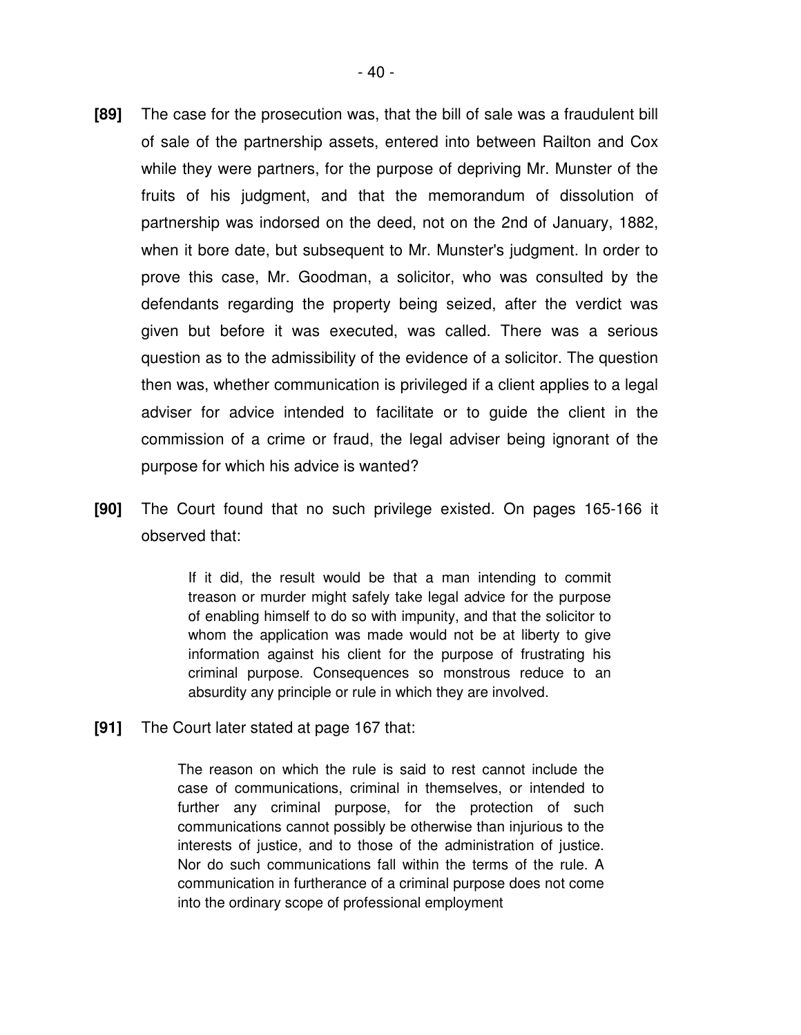**[89]** The case for the prosecution was, that the bill of sale was a fraudulent bill of sale of the partnership assets, entered into between Railton and Cox while they were partners, for the purpose of depriving Mr. Munster of the fruits of his judgment, and that the memorandum of dissolution of partnership was indorsed on the deed, not on the 2nd of January, 1882, when it bore date, but subsequent to Mr. Munster's judgment. In order to prove this case, Mr. Goodman, a solicitor, who was consulted by the defendants regarding the property being seized, after the verdict was given but before it was executed, was called. There was a serious question as to the admissibility of the evidence of a solicitor. The question then was, whether communication is privileged if a client applies to a legal adviser for advice intended to facilitate or to guide the client in the commission of a crime or fraud, the legal adviser being ignorant of the purpose for which his advice is wanted?

**[90]** The Court found that no such privilege existed. On pages 165-166 it observed that:

> If it did, the result would be that a man intending to commit treason or murder might safely take legal advice for the purpose of enabling himself to do so with impunity, and that the solicitor to whom the application was made would not be at liberty to give information against his client for the purpose of frustrating his criminal purpose. Consequences so monstrous reduce to an absurdity any principle or rule in which they are involved.

**[91]** The Court later stated at page 167 that:

> The reason on which the rule is said to rest cannot include the case of communications, criminal in themselves, or intended to further any criminal purpose, for the protection of such communications cannot possibly be otherwise than injurious to the interests of justice, and to those of the administration of justice. Nor do such communications fall within the terms of the rule. A communication in furtherance of a criminal purpose does not come into the ordinary scope of professional employment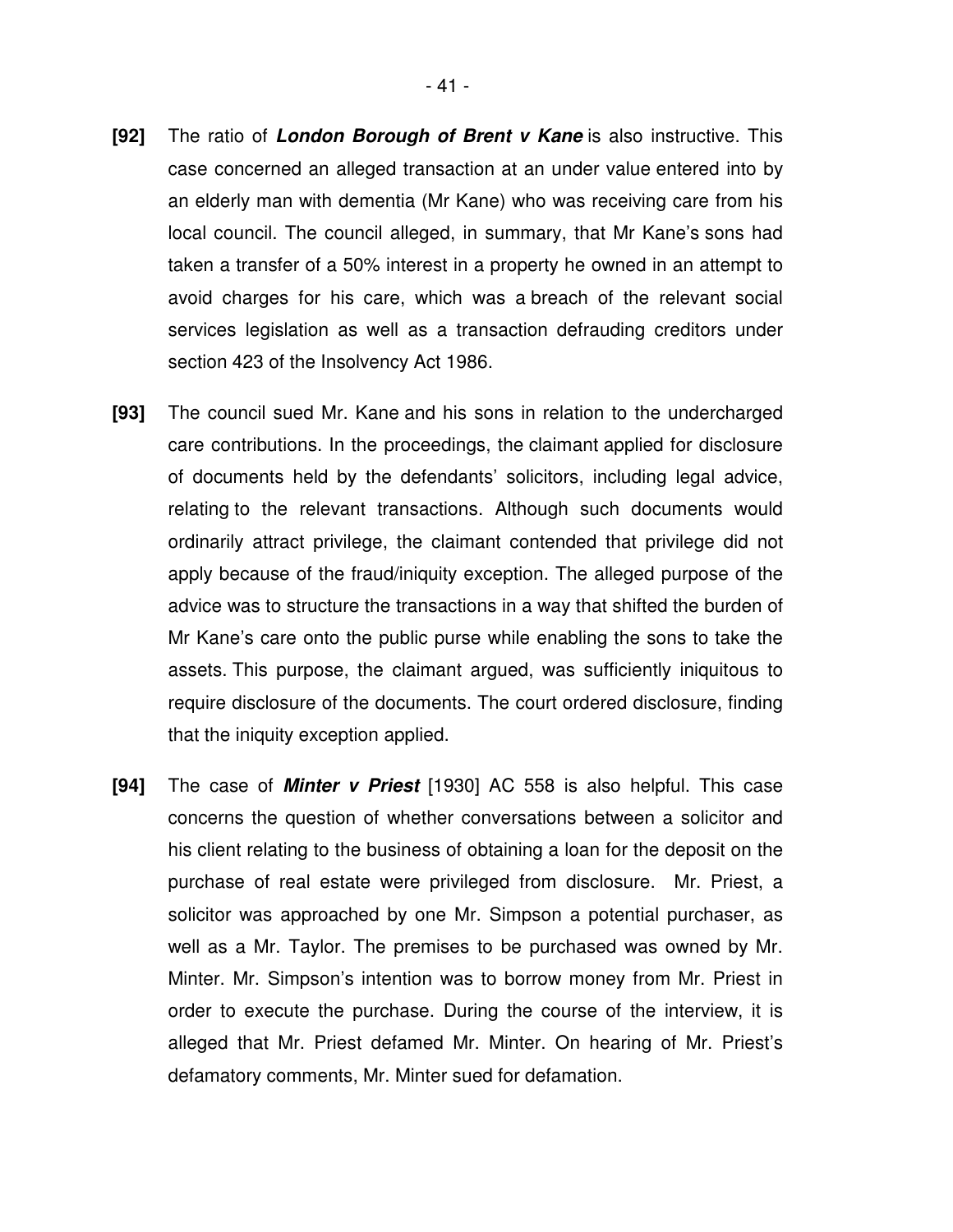**[92]** The ratio of ***London Borough of Brent v Kane*** is also instructive. This case concerned an alleged transaction at an under value entered into by an elderly man with dementia (Mr Kane) who was receiving care from his local council. The council alleged, in summary, that Mr Kane's sons had taken a transfer of a 50% interest in a property he owned in an attempt to avoid charges for his care, which was a breach of the relevant social services legislation as well as a transaction defrauding creditors under section 423 of the Insolvency Act 1986.

**[93]** The council sued Mr. Kane and his sons in relation to the undercharged care contributions. In the proceedings, the claimant applied for disclosure of documents held by the defendants' solicitors, including legal advice, relating to the relevant transactions. Although such documents would ordinarily attract privilege, the claimant contended that privilege did not apply because of the fraud/iniquity exception. The alleged purpose of the advice was to structure the transactions in a way that shifted the burden of Mr Kane's care onto the public purse while enabling the sons to take the assets. This purpose, the claimant argued, was sufficiently iniquitous to require disclosure of the documents. The court ordered disclosure, finding that the iniquity exception applied.

**[94]** The case of ***Minter v Priest*** [1930] AC 558 is also helpful. This case concerns the question of whether conversations between a solicitor and his client relating to the business of obtaining a loan for the deposit on the purchase of real estate were privileged from disclosure. Mr. Priest, a solicitor was approached by one Mr. Simpson a potential purchaser, as well as a Mr. Taylor. The premises to be purchased was owned by Mr. Minter. Mr. Simpson's intention was to borrow money from Mr. Priest in order to execute the purchase. During the course of the interview, it is alleged that Mr. Priest defamed Mr. Minter. On hearing of Mr. Priest's defamatory comments, Mr. Minter sued for defamation.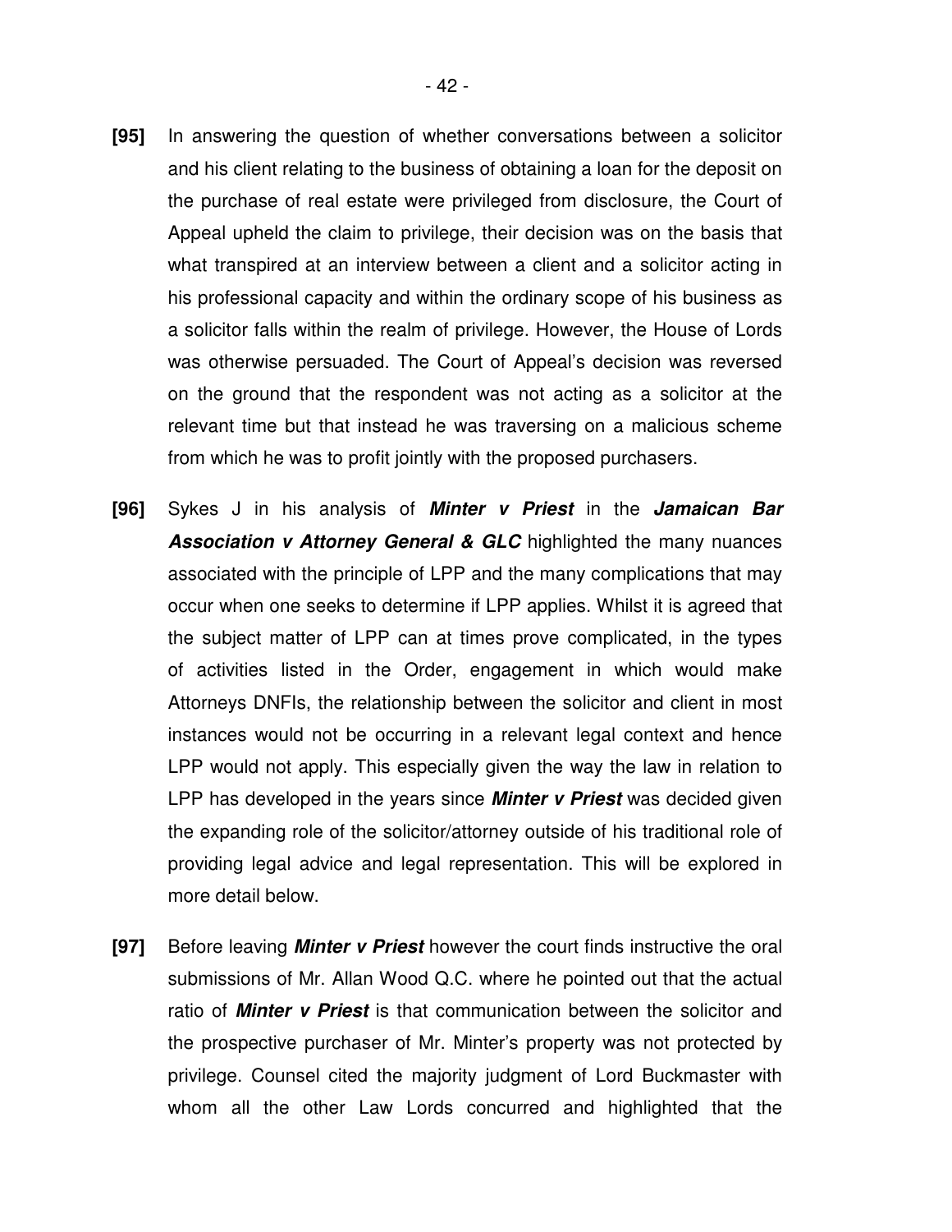**[95]** In answering the question of whether conversations between a solicitor and his client relating to the business of obtaining a loan for the deposit on the purchase of real estate were privileged from disclosure, the Court of Appeal upheld the claim to privilege, their decision was on the basis that what transpired at an interview between a client and a solicitor acting in his professional capacity and within the ordinary scope of his business as a solicitor falls within the realm of privilege. However, the House of Lords was otherwise persuaded. The Court of Appeal's decision was reversed on the ground that the respondent was not acting as a solicitor at the relevant time but that instead he was traversing on a malicious scheme from which he was to profit jointly with the proposed purchasers.

**[96]** Sykes J in his analysis of ***Minter v Priest*** in the ***Jamaican Bar Association v Attorney General & GLC*** highlighted the many nuances associated with the principle of LPP and the many complications that may occur when one seeks to determine if LPP applies. Whilst it is agreed that the subject matter of LPP can at times prove complicated, in the types of activities listed in the Order, engagement in which would make Attorneys DNFIs, the relationship between the solicitor and client in most instances would not be occurring in a relevant legal context and hence LPP would not apply. This especially given the way the law in relation to LPP has developed in the years since ***Minter v Priest*** was decided given the expanding role of the solicitor/attorney outside of his traditional role of providing legal advice and legal representation. This will be explored in more detail below.

**[97]** Before leaving ***Minter v Priest*** however the court finds instructive the oral submissions of Mr. Allan Wood Q.C. where he pointed out that the actual ratio of ***Minter v Priest*** is that communication between the solicitor and the prospective purchaser of Mr. Minter's property was not protected by privilege. Counsel cited the majority judgment of Lord Buckmaster with whom all the other Law Lords concurred and highlighted that the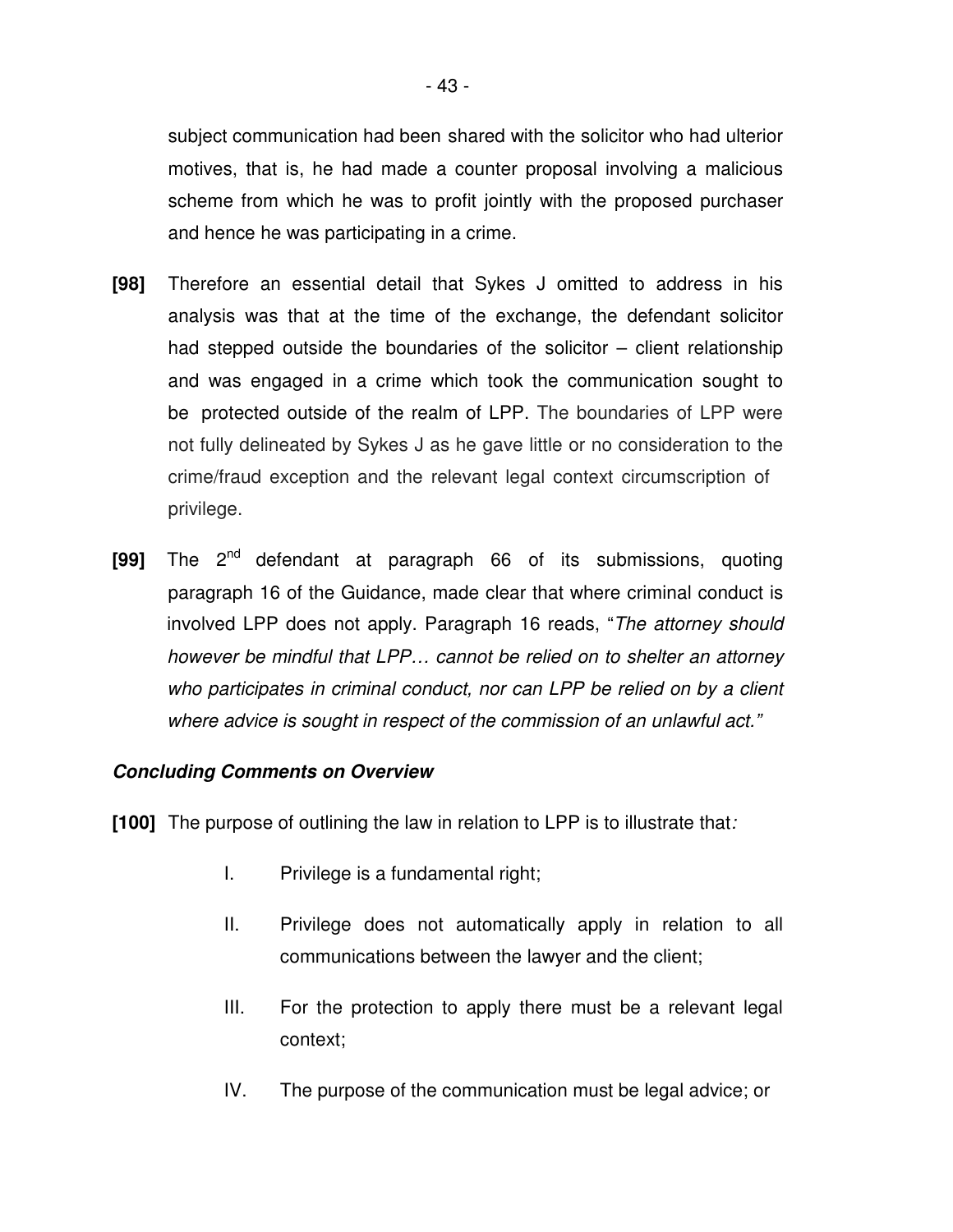subject communication had been shared with the solicitor who had ulterior motives, that is, he had made a counter proposal involving a malicious scheme from which he was to profit jointly with the proposed purchaser and hence he was participating in a crime.

**[98]** Therefore an essential detail that Sykes J omitted to address in his analysis was that at the time of the exchange, the defendant solicitor had stepped outside the boundaries of the solicitor – client relationship and was engaged in a crime which took the communication sought to be protected outside of the realm of LPP. The boundaries of LPP were not fully delineated by Sykes J as he gave little or no consideration to the crime/fraud exception and the relevant legal context circumscription of privilege.

**[99]** The 2nd defendant at paragraph 66 of its submissions, quoting paragraph 16 of the Guidance, made clear that where criminal conduct is involved LPP does not apply. Paragraph 16 reads, "*The attorney should however be mindful that LPP… cannot be relied on to shelter an attorney who participates in criminal conduct, nor can LPP be relied on by a client where advice is sought in respect of the commission of an unlawful act.*"

***Concluding Comments on Overview***

**[100]** The purpose of outlining the law in relation to LPP is to illustrate that*:*

I. Privilege is a fundamental right;

II. Privilege does not automatically apply in relation to all communications between the lawyer and the client;

III. For the protection to apply there must be a relevant legal context;

IV. The purpose of the communication must be legal advice; or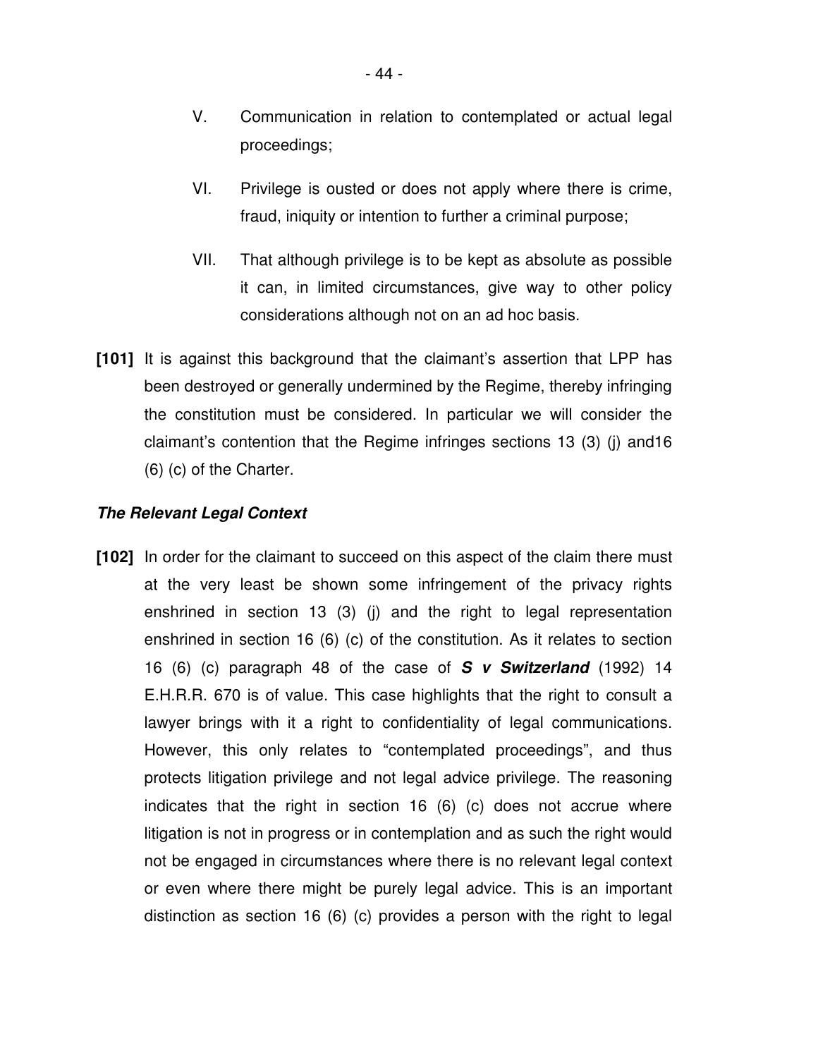V. Communication in relation to contemplated or actual legal proceedings;

VI. Privilege is ousted or does not apply where there is crime, fraud, iniquity or intention to further a criminal purpose;

VII. That although privilege is to be kept as absolute as possible it can, in limited circumstances, give way to other policy considerations although not on an ad hoc basis.

**[101]** It is against this background that the claimant's assertion that LPP has been destroyed or generally undermined by the Regime, thereby infringing the constitution must be considered. In particular we will consider the claimant's contention that the Regime infringes sections 13 (3) (j) and16 (6) (c) of the Charter.

***The Relevant Legal Context***

**[102]** In order for the claimant to succeed on this aspect of the claim there must at the very least be shown some infringement of the privacy rights enshrined in section 13 (3) (j) and the right to legal representation enshrined in section 16 (6) (c) of the constitution. As it relates to section 16 (6) (c) paragraph 48 of the case of ***S v Switzerland*** (1992) 14 E.H.R.R. 670 is of value. This case highlights that the right to consult a lawyer brings with it a right to confidentiality of legal communications. However, this only relates to "contemplated proceedings", and thus protects litigation privilege and not legal advice privilege. The reasoning indicates that the right in section 16 (6) (c) does not accrue where litigation is not in progress or in contemplation and as such the right would not be engaged in circumstances where there is no relevant legal context or even where there might be purely legal advice. This is an important distinction as section 16 (6) (c) provides a person with the right to legal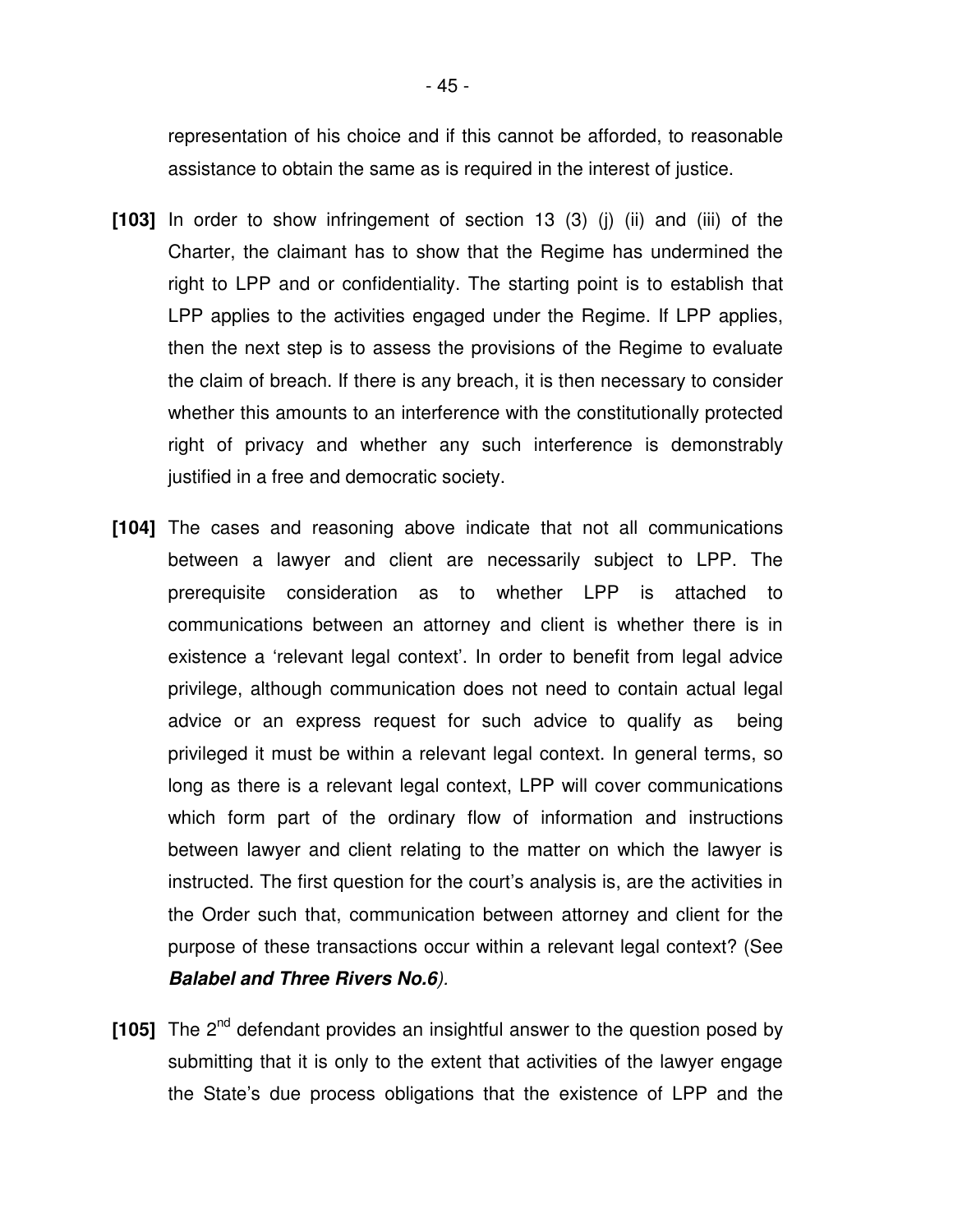representation of his choice and if this cannot be afforded, to reasonable assistance to obtain the same as is required in the interest of justice.

**[103]** In order to show infringement of section 13 (3) (j) (ii) and (iii) of the Charter, the claimant has to show that the Regime has undermined the right to LPP and or confidentiality. The starting point is to establish that LPP applies to the activities engaged under the Regime. If LPP applies, then the next step is to assess the provisions of the Regime to evaluate the claim of breach. If there is any breach, it is then necessary to consider whether this amounts to an interference with the constitutionally protected right of privacy and whether any such interference is demonstrably justified in a free and democratic society.

**[104]** The cases and reasoning above indicate that not all communications between a lawyer and client are necessarily subject to LPP. The prerequisite consideration as to whether LPP is attached to communications between an attorney and client is whether there is in existence a 'relevant legal context'. In order to benefit from legal advice privilege, although communication does not need to contain actual legal advice or an express request for such advice to qualify as being privileged it must be within a relevant legal context. In general terms, so long as there is a relevant legal context, LPP will cover communications which form part of the ordinary flow of information and instructions between lawyer and client relating to the matter on which the lawyer is instructed. The first question for the court's analysis is, are the activities in the Order such that, communication between attorney and client for the purpose of these transactions occur within a relevant legal context? (See ***Balabel and Three Rivers No.6***).

**[105]** The 2nd defendant provides an insightful answer to the question posed by submitting that it is only to the extent that activities of the lawyer engage the State's due process obligations that the existence of LPP and the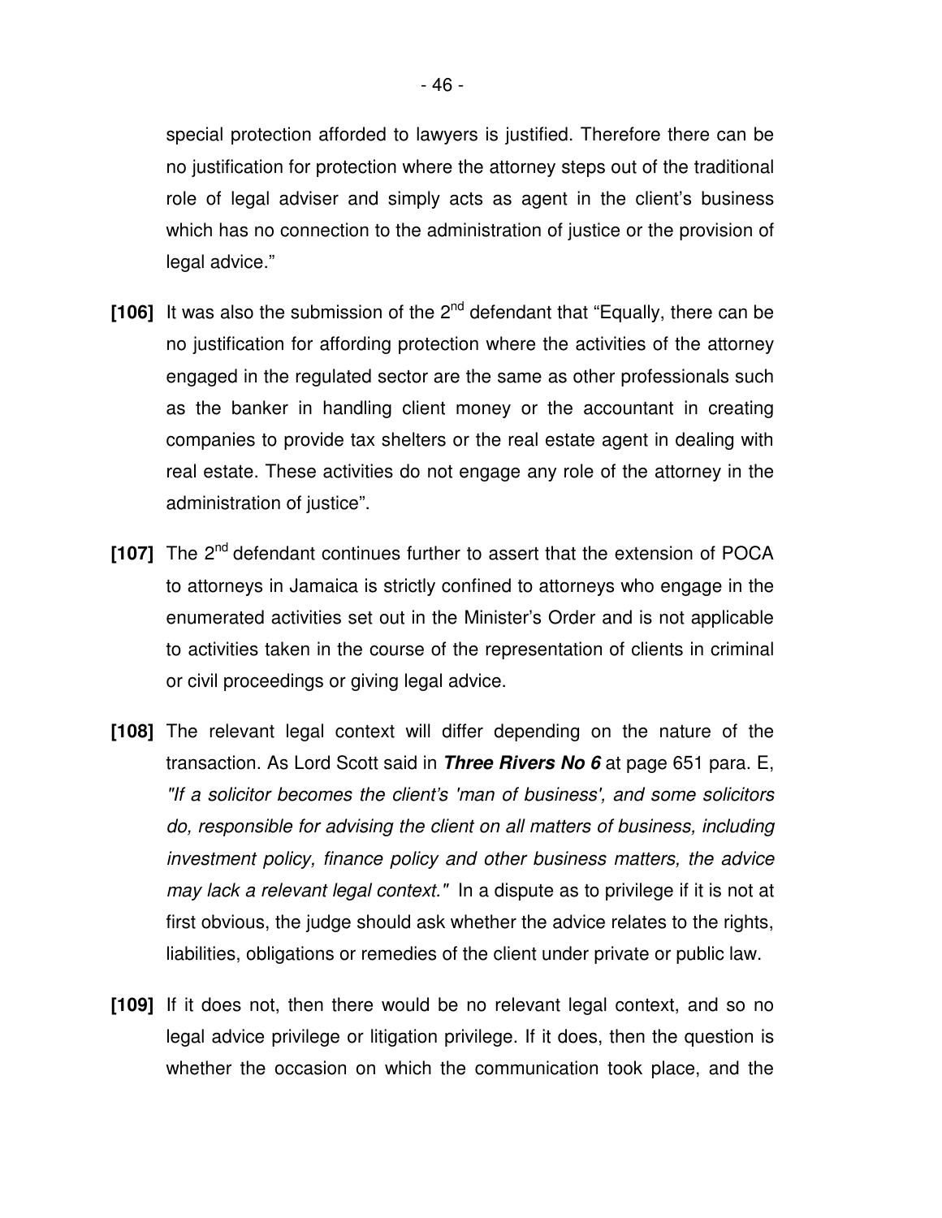special protection afforded to lawyers is justified. Therefore there can be no justification for protection where the attorney steps out of the traditional role of legal adviser and simply acts as agent in the client's business which has no connection to the administration of justice or the provision of legal advice."

**[106]** It was also the submission of the 2nd defendant that "Equally, there can be no justification for affording protection where the activities of the attorney engaged in the regulated sector are the same as other professionals such as the banker in handling client money or the accountant in creating companies to provide tax shelters or the real estate agent in dealing with real estate. These activities do not engage any role of the attorney in the administration of justice".

**[107]** The 2nd defendant continues further to assert that the extension of POCA to attorneys in Jamaica is strictly confined to attorneys who engage in the enumerated activities set out in the Minister's Order and is not applicable to activities taken in the course of the representation of clients in criminal or civil proceedings or giving legal advice.

**[108]** The relevant legal context will differ depending on the nature of the transaction. As Lord Scott said in ***Three Rivers No 6*** at page 651 para. E, *"If a solicitor becomes the client's 'man of business', and some solicitors do, responsible for advising the client on all matters of business, including investment policy, finance policy and other business matters, the advice may lack a relevant legal context."* In a dispute as to privilege if it is not at first obvious, the judge should ask whether the advice relates to the rights, liabilities, obligations or remedies of the client under private or public law.

**[109]** If it does not, then there would be no relevant legal context, and so no legal advice privilege or litigation privilege. If it does, then the question is whether the occasion on which the communication took place, and the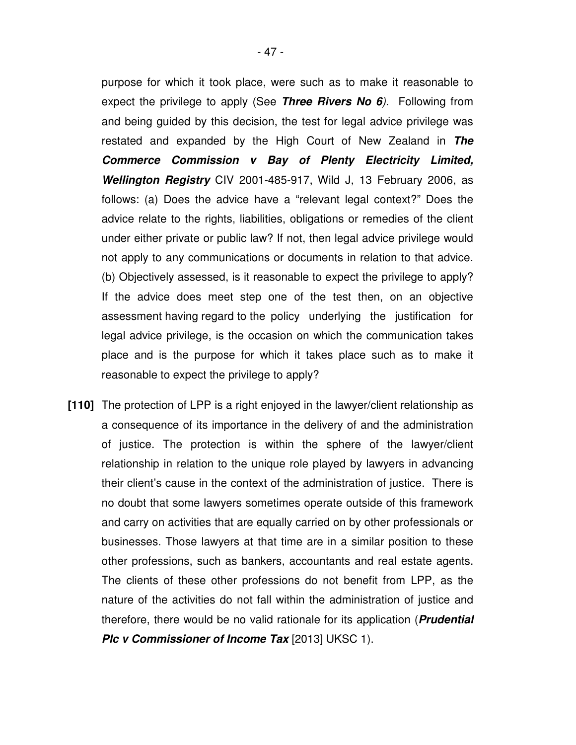purpose for which it took place, were such as to make it reasonable to expect the privilege to apply (See ***Three Rivers No 6***). Following from and being guided by this decision, the test for legal advice privilege was restated and expanded by the High Court of New Zealand in ***The Commerce Commission v Bay of Plenty Electricity Limited, Wellington Registry*** CIV 2001-485-917, Wild J, 13 February 2006, as follows: (a) Does the advice have a "relevant legal context?" Does the advice relate to the rights, liabilities, obligations or remedies of the client under either private or public law? If not, then legal advice privilege would not apply to any communications or documents in relation to that advice. (b) Objectively assessed, is it reasonable to expect the privilege to apply? If the advice does meet step one of the test then, on an objective assessment having regard to the policy underlying the justification for legal advice privilege, is the occasion on which the communication takes place and is the purpose for which it takes place such as to make it reasonable to expect the privilege to apply?

**[110]** The protection of LPP is a right enjoyed in the lawyer/client relationship as a consequence of its importance in the delivery of and the administration of justice. The protection is within the sphere of the lawyer/client relationship in relation to the unique role played by lawyers in advancing their client's cause in the context of the administration of justice. There is no doubt that some lawyers sometimes operate outside of this framework and carry on activities that are equally carried on by other professionals or businesses. Those lawyers at that time are in a similar position to these other professions, such as bankers, accountants and real estate agents. The clients of these other professions do not benefit from LPP, as the nature of the activities do not fall within the administration of justice and therefore, there would be no valid rationale for its application (***Prudential Plc v Commissioner of Income Tax*** [2013] UKSC 1).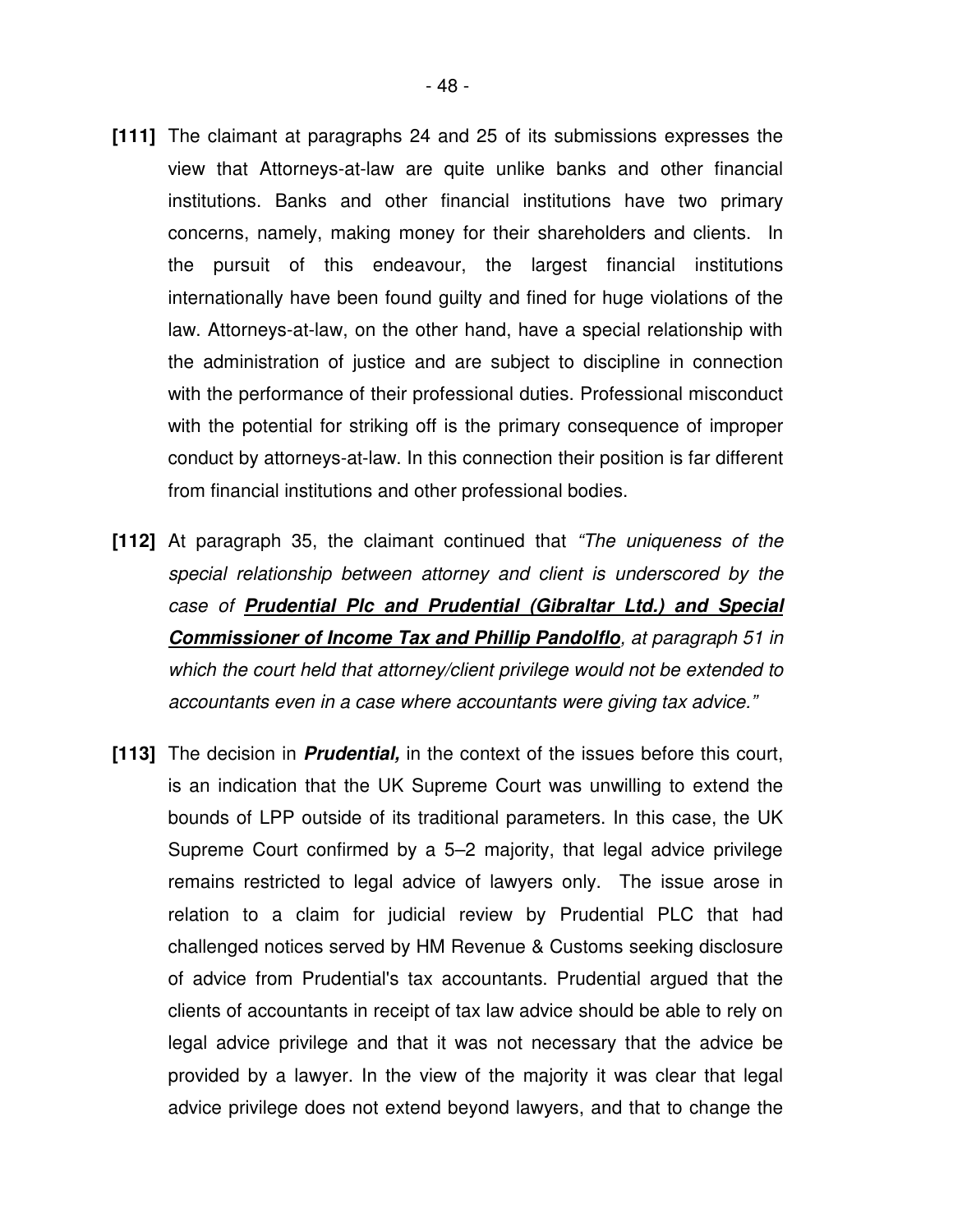**[111]** The claimant at paragraphs 24 and 25 of its submissions expresses the view that Attorneys-at-law are quite unlike banks and other financial institutions. Banks and other financial institutions have two primary concerns, namely, making money for their shareholders and clients. In the pursuit of this endeavour, the largest financial institutions internationally have been found guilty and fined for huge violations of the law. Attorneys-at-law, on the other hand, have a special relationship with the administration of justice and are subject to discipline in connection with the performance of their professional duties. Professional misconduct with the potential for striking off is the primary consequence of improper conduct by attorneys-at-law. In this connection their position is far different from financial institutions and other professional bodies.

**[112]** At paragraph 35, the claimant continued that *"The uniqueness of the special relationship between attorney and client is underscored by the case of **Prudential Plc and Prudential (Gibraltar Ltd.) and Special Commissioner of Income Tax and Phillip Pandolflo**, at paragraph 51 in which the court held that attorney/client privilege would not be extended to accountants even in a case where accountants were giving tax advice."*

**[113]** The decision in ***Prudential,*** in the context of the issues before this court, is an indication that the UK Supreme Court was unwilling to extend the bounds of LPP outside of its traditional parameters. In this case, the UK Supreme Court confirmed by a 5–2 majority, that legal advice privilege remains restricted to legal advice of lawyers only. The issue arose in relation to a claim for judicial review by Prudential PLC that had challenged notices served by HM Revenue & Customs seeking disclosure of advice from Prudential's tax accountants. Prudential argued that the clients of accountants in receipt of tax law advice should be able to rely on legal advice privilege and that it was not necessary that the advice be provided by a lawyer. In the view of the majority it was clear that legal advice privilege does not extend beyond lawyers, and that to change the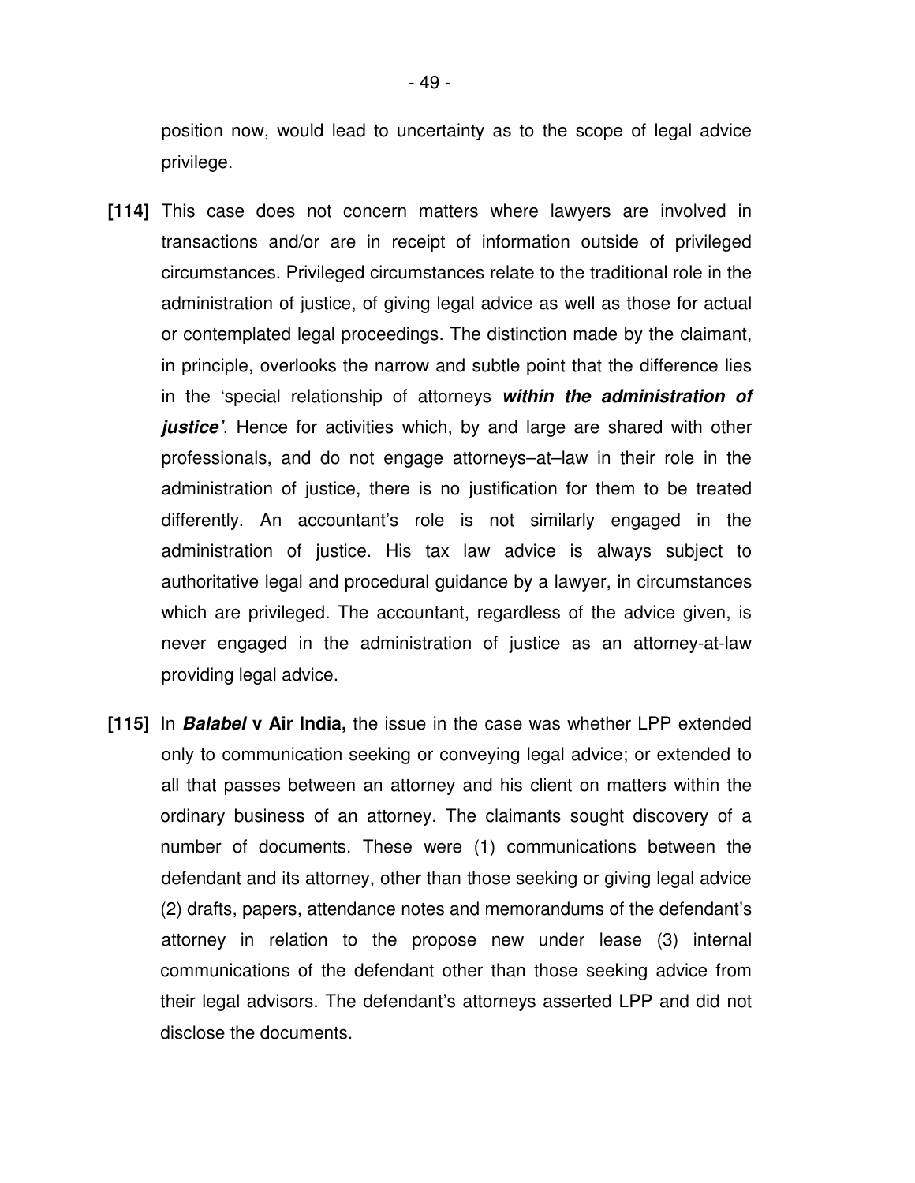position now, would lead to uncertainty as to the scope of legal advice privilege.

**[114]** This case does not concern matters where lawyers are involved in transactions and/or are in receipt of information outside of privileged circumstances. Privileged circumstances relate to the traditional role in the administration of justice, of giving legal advice as well as those for actual or contemplated legal proceedings. The distinction made by the claimant, in principle, overlooks the narrow and subtle point that the difference lies in the 'special relationship of attorneys ***within the administration of justice'***. Hence for activities which, by and large are shared with other professionals, and do not engage attorneys–at–law in their role in the administration of justice, there is no justification for them to be treated differently. An accountant's role is not similarly engaged in the administration of justice. His tax law advice is always subject to authoritative legal and procedural guidance by a lawyer, in circumstances which are privileged. The accountant, regardless of the advice given, is never engaged in the administration of justice as an attorney-at-law providing legal advice.

**[115]** In ***Balabel* v Air India,** the issue in the case was whether LPP extended only to communication seeking or conveying legal advice; or extended to all that passes between an attorney and his client on matters within the ordinary business of an attorney. The claimants sought discovery of a number of documents. These were (1) communications between the defendant and its attorney, other than those seeking or giving legal advice (2) drafts, papers, attendance notes and memorandums of the defendant's attorney in relation to the propose new under lease (3) internal communications of the defendant other than those seeking advice from their legal advisors. The defendant's attorneys asserted LPP and did not disclose the documents.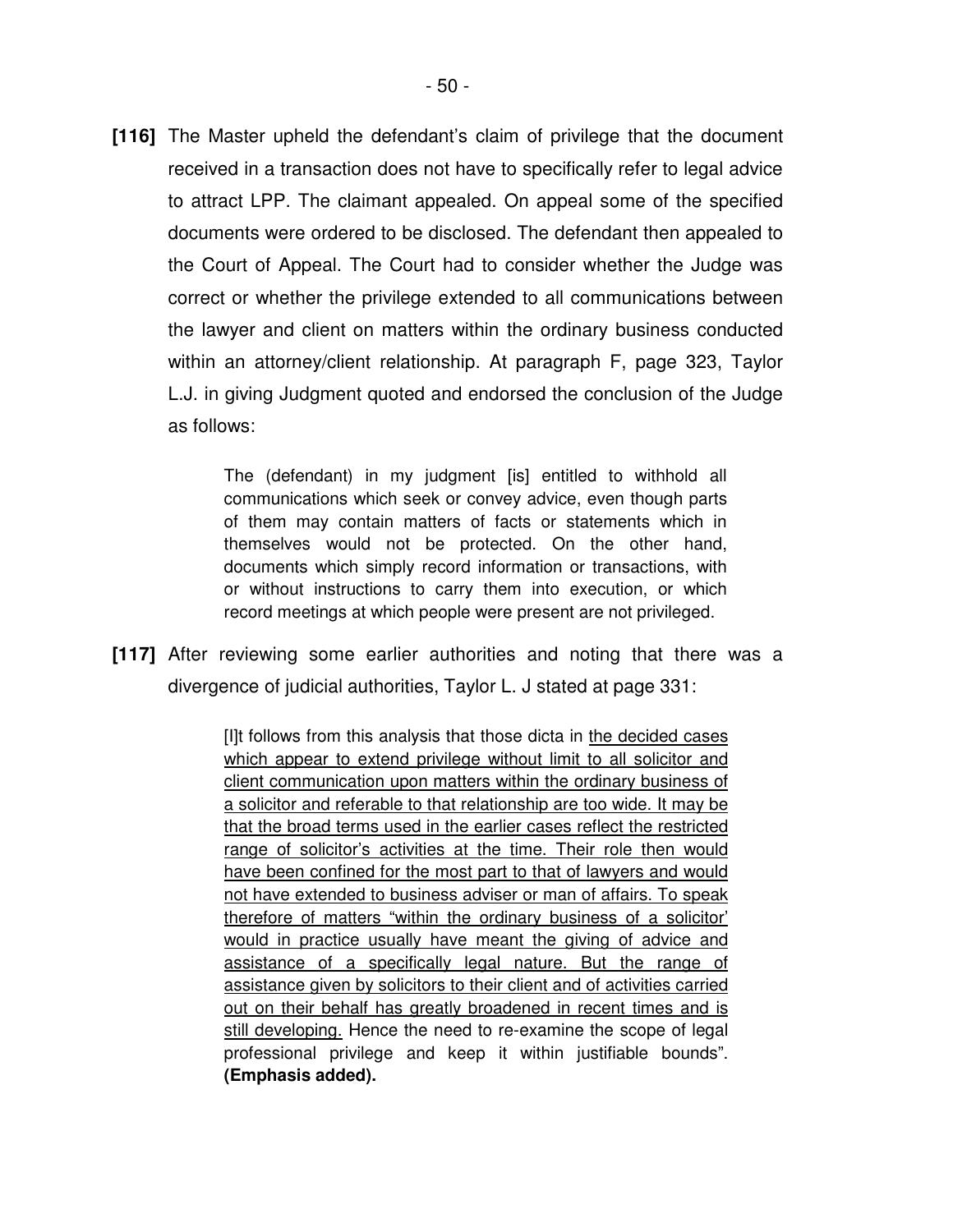**[116]** The Master upheld the defendant's claim of privilege that the document received in a transaction does not have to specifically refer to legal advice to attract LPP. The claimant appealed. On appeal some of the specified documents were ordered to be disclosed. The defendant then appealed to the Court of Appeal. The Court had to consider whether the Judge was correct or whether the privilege extended to all communications between the lawyer and client on matters within the ordinary business conducted within an attorney/client relationship. At paragraph F, page 323, Taylor L.J. in giving Judgment quoted and endorsed the conclusion of the Judge as follows:

> The (defendant) in my judgment [is] entitled to withhold all communications which seek or convey advice, even though parts of them may contain matters of facts or statements which in themselves would not be protected. On the other hand, documents which simply record information or transactions, with or without instructions to carry them into execution, or which record meetings at which people were present are not privileged.

**[117]** After reviewing some earlier authorities and noting that there was a divergence of judicial authorities, Taylor L. J stated at page 331:

> [I]t follows from this analysis that those dicta in <u>the decided cases which appear to extend privilege without limit to all solicitor and client communication upon matters within the ordinary business of a solicitor and referable to that relationship are too wide. It may be that the broad terms used in the earlier cases reflect the restricted range of solicitor's activities at the time. Their role then would have been confined for the most part to that of lawyers and would not have extended to business adviser or man of affairs. To speak therefore of matters "within the ordinary business of a solicitor' would in practice usually have meant the giving of advice and assistance of a specifically legal nature. But the range of assistance given by solicitors to their client and of activities carried out on their behalf has greatly broadened in recent times and is still developing.</u> Hence the need to re-examine the scope of legal professional privilege and keep it within justifiable bounds". **(Emphasis added).**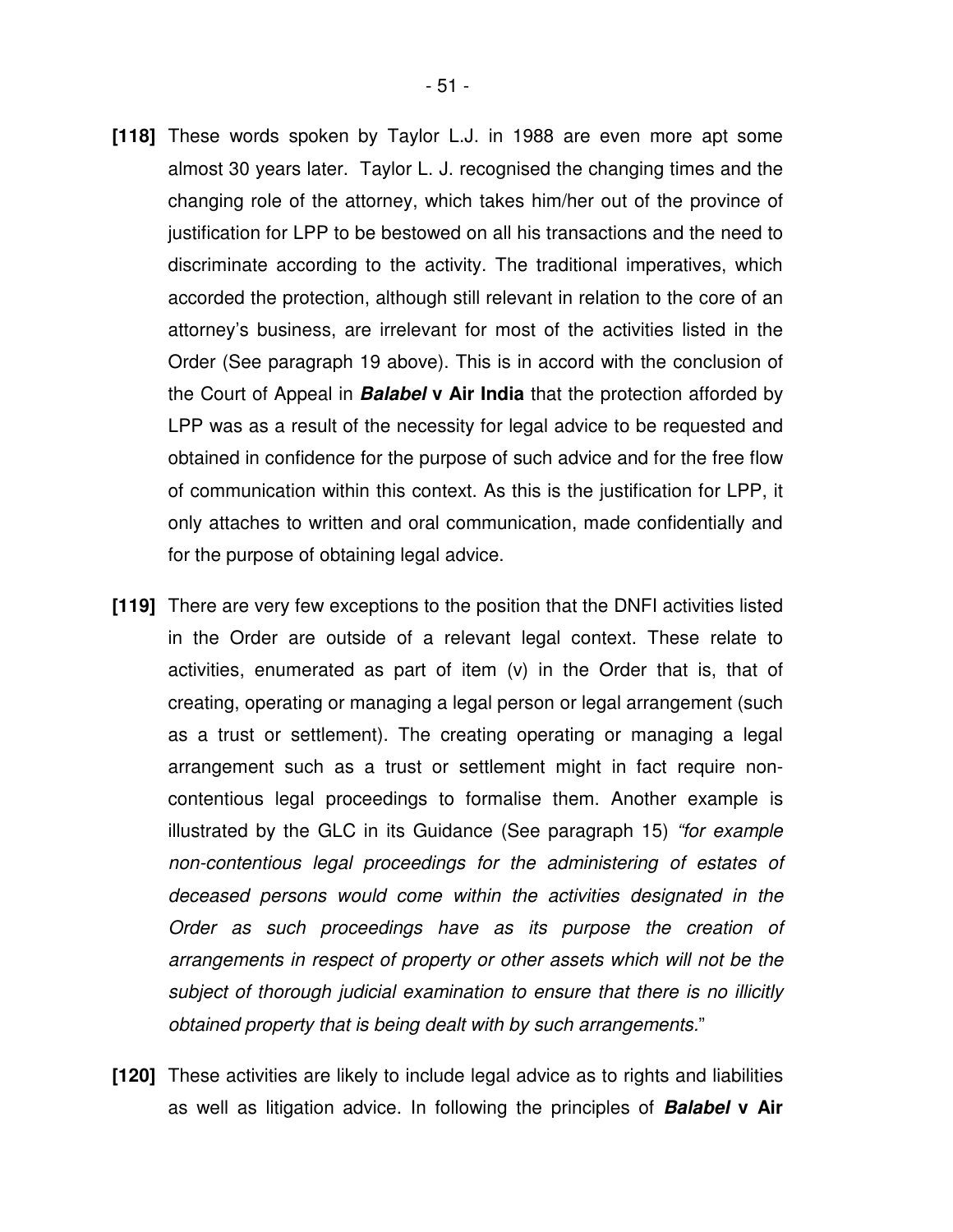**[118]** These words spoken by Taylor L.J. in 1988 are even more apt some almost 30 years later. Taylor L. J. recognised the changing times and the changing role of the attorney, which takes him/her out of the province of justification for LPP to be bestowed on all his transactions and the need to discriminate according to the activity. The traditional imperatives, which accorded the protection, although still relevant in relation to the core of an attorney's business, are irrelevant for most of the activities listed in the Order (See paragraph 19 above). This is in accord with the conclusion of the Court of Appeal in ***Balabel* v Air India** that the protection afforded by LPP was as a result of the necessity for legal advice to be requested and obtained in confidence for the purpose of such advice and for the free flow of communication within this context. As this is the justification for LPP, it only attaches to written and oral communication, made confidentially and for the purpose of obtaining legal advice.

**[119]** There are very few exceptions to the position that the DNFI activities listed in the Order are outside of a relevant legal context. These relate to activities, enumerated as part of item (v) in the Order that is, that of creating, operating or managing a legal person or legal arrangement (such as a trust or settlement). The creating operating or managing a legal arrangement such as a trust or settlement might in fact require non-contentious legal proceedings to formalise them. Another example is illustrated by the GLC in its Guidance (See paragraph 15) *"for example non-contentious legal proceedings for the administering of estates of deceased persons would come within the activities designated in the Order as such proceedings have as its purpose the creation of arrangements in respect of property or other assets which will not be the subject of thorough judicial examination to ensure that there is no illicitly obtained property that is being dealt with by such arrangements.*"

**[120]** These activities are likely to include legal advice as to rights and liabilities as well as litigation advice. In following the principles of ***Balabel* v Air**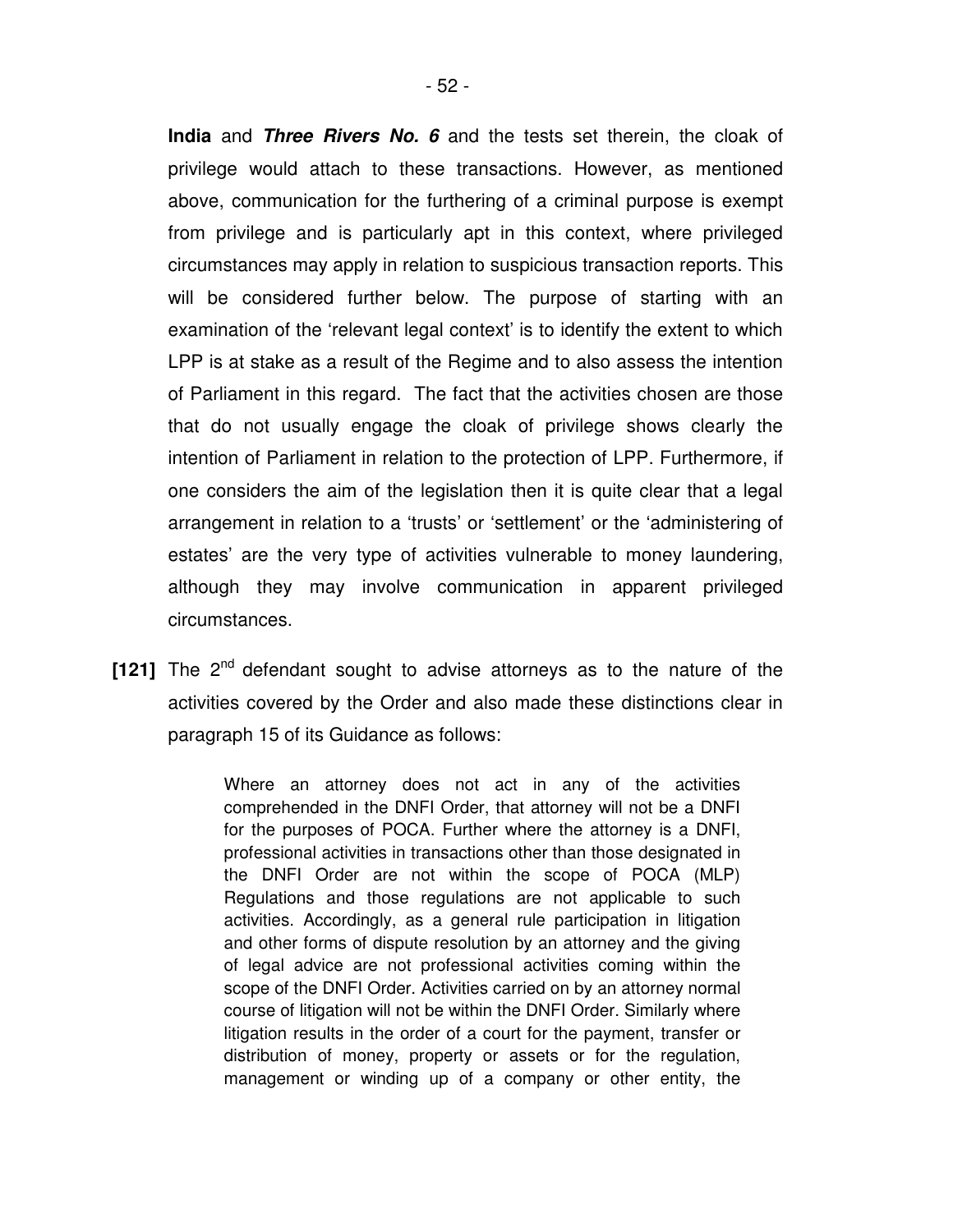**India** and ***Three Rivers No. 6*** and the tests set therein, the cloak of privilege would attach to these transactions. However, as mentioned above, communication for the furthering of a criminal purpose is exempt from privilege and is particularly apt in this context, where privileged circumstances may apply in relation to suspicious transaction reports. This will be considered further below. The purpose of starting with an examination of the 'relevant legal context' is to identify the extent to which LPP is at stake as a result of the Regime and to also assess the intention of Parliament in this regard. The fact that the activities chosen are those that do not usually engage the cloak of privilege shows clearly the intention of Parliament in relation to the protection of LPP. Furthermore, if one considers the aim of the legislation then it is quite clear that a legal arrangement in relation to a 'trusts' or 'settlement' or the 'administering of estates' are the very type of activities vulnerable to money laundering, although they may involve communication in apparent privileged circumstances.

**[121]** The 2nd defendant sought to advise attorneys as to the nature of the activities covered by the Order and also made these distinctions clear in paragraph 15 of its Guidance as follows:

> Where an attorney does not act in any of the activities comprehended in the DNFI Order, that attorney will not be a DNFI for the purposes of POCA. Further where the attorney is a DNFI, professional activities in transactions other than those designated in the DNFI Order are not within the scope of POCA (MLP) Regulations and those regulations are not applicable to such activities. Accordingly, as a general rule participation in litigation and other forms of dispute resolution by an attorney and the giving of legal advice are not professional activities coming within the scope of the DNFI Order. Activities carried on by an attorney normal course of litigation will not be within the DNFI Order. Similarly where litigation results in the order of a court for the payment, transfer or distribution of money, property or assets or for the regulation, management or winding up of a company or other entity, the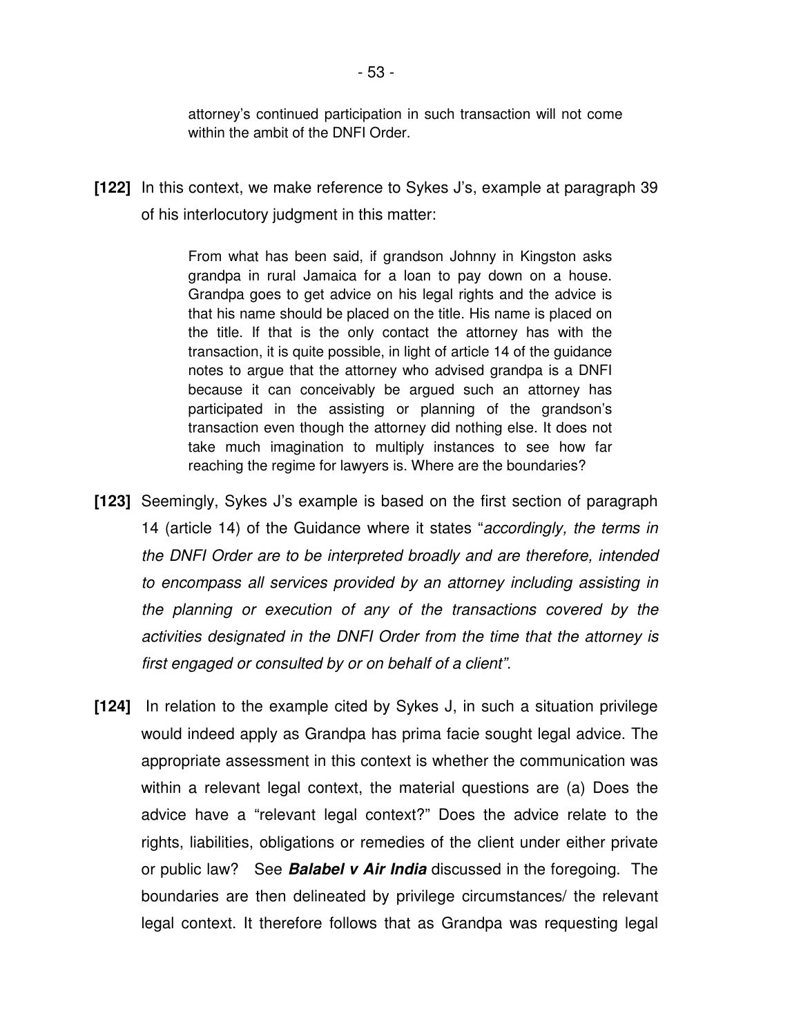> attorney's continued participation in such transaction will not come within the ambit of the DNFI Order.

**[122]** In this context, we make reference to Sykes J's, example at paragraph 39 of his interlocutory judgment in this matter:

> From what has been said, if grandson Johnny in Kingston asks grandpa in rural Jamaica for a loan to pay down on a house. Grandpa goes to get advice on his legal rights and the advice is that his name should be placed on the title. His name is placed on the title. If that is the only contact the attorney has with the transaction, it is quite possible, in light of article 14 of the guidance notes to argue that the attorney who advised grandpa is a DNFI because it can conceivably be argued such an attorney has participated in the assisting or planning of the grandson's transaction even though the attorney did nothing else. It does not take much imagination to multiply instances to see how far reaching the regime for lawyers is. Where are the boundaries?

**[123]** Seemingly, Sykes J's example is based on the first section of paragraph 14 (article 14) of the Guidance where it states "*accordingly, the terms in the DNFI Order are to be interpreted broadly and are therefore, intended to encompass all services provided by an attorney including assisting in the planning or execution of any of the transactions covered by the activities designated in the DNFI Order from the time that the attorney is first engaged or consulted by or on behalf of a client".*

**[124]** In relation to the example cited by Sykes J, in such a situation privilege would indeed apply as Grandpa has prima facie sought legal advice. The appropriate assessment in this context is whether the communication was within a relevant legal context, the material questions are (a) Does the advice have a "relevant legal context?" Does the advice relate to the rights, liabilities, obligations or remedies of the client under either private or public law? See ***Balabel v Air India*** discussed in the foregoing. The boundaries are then delineated by privilege circumstances/ the relevant legal context. It therefore follows that as Grandpa was requesting legal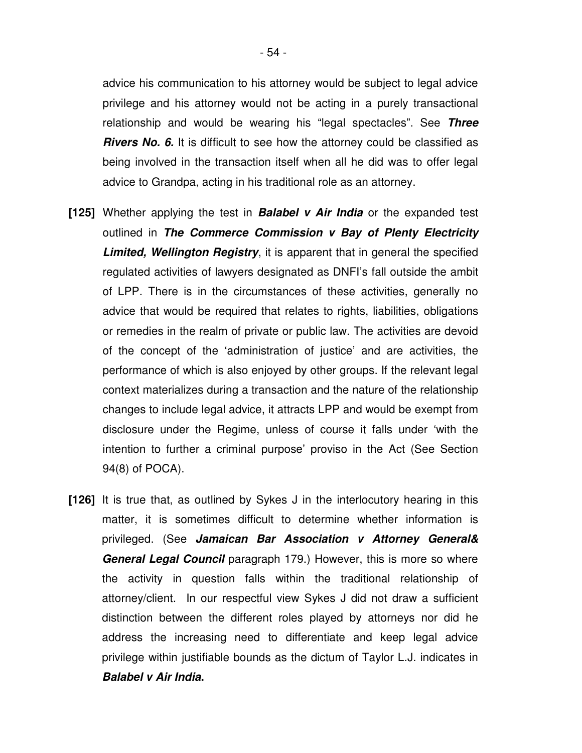advice his communication to his attorney would be subject to legal advice privilege and his attorney would not be acting in a purely transactional relationship and would be wearing his "legal spectacles". See ***Three Rivers No. 6.*** It is difficult to see how the attorney could be classified as being involved in the transaction itself when all he did was to offer legal advice to Grandpa, acting in his traditional role as an attorney.

**[125]** Whether applying the test in ***Balabel v Air India*** or the expanded test outlined in ***The Commerce Commission v Bay of Plenty Electricity Limited, Wellington Registry***, it is apparent that in general the specified regulated activities of lawyers designated as DNFI's fall outside the ambit of LPP. There is in the circumstances of these activities, generally no advice that would be required that relates to rights, liabilities, obligations or remedies in the realm of private or public law. The activities are devoid of the concept of the 'administration of justice' and are activities, the performance of which is also enjoyed by other groups. If the relevant legal context materializes during a transaction and the nature of the relationship changes to include legal advice, it attracts LPP and would be exempt from disclosure under the Regime, unless of course it falls under 'with the intention to further a criminal purpose' proviso in the Act (See Section 94(8) of POCA).

**[126]** It is true that, as outlined by Sykes J in the interlocutory hearing in this matter, it is sometimes difficult to determine whether information is privileged. (See ***Jamaican Bar Association v Attorney General& General Legal Council*** paragraph 179.) However, this is more so where the activity in question falls within the traditional relationship of attorney/client. In our respectful view Sykes J did not draw a sufficient distinction between the different roles played by attorneys nor did he address the increasing need to differentiate and keep legal advice privilege within justifiable bounds as the dictum of Taylor L.J. indicates in ***Balabel v Air India*.**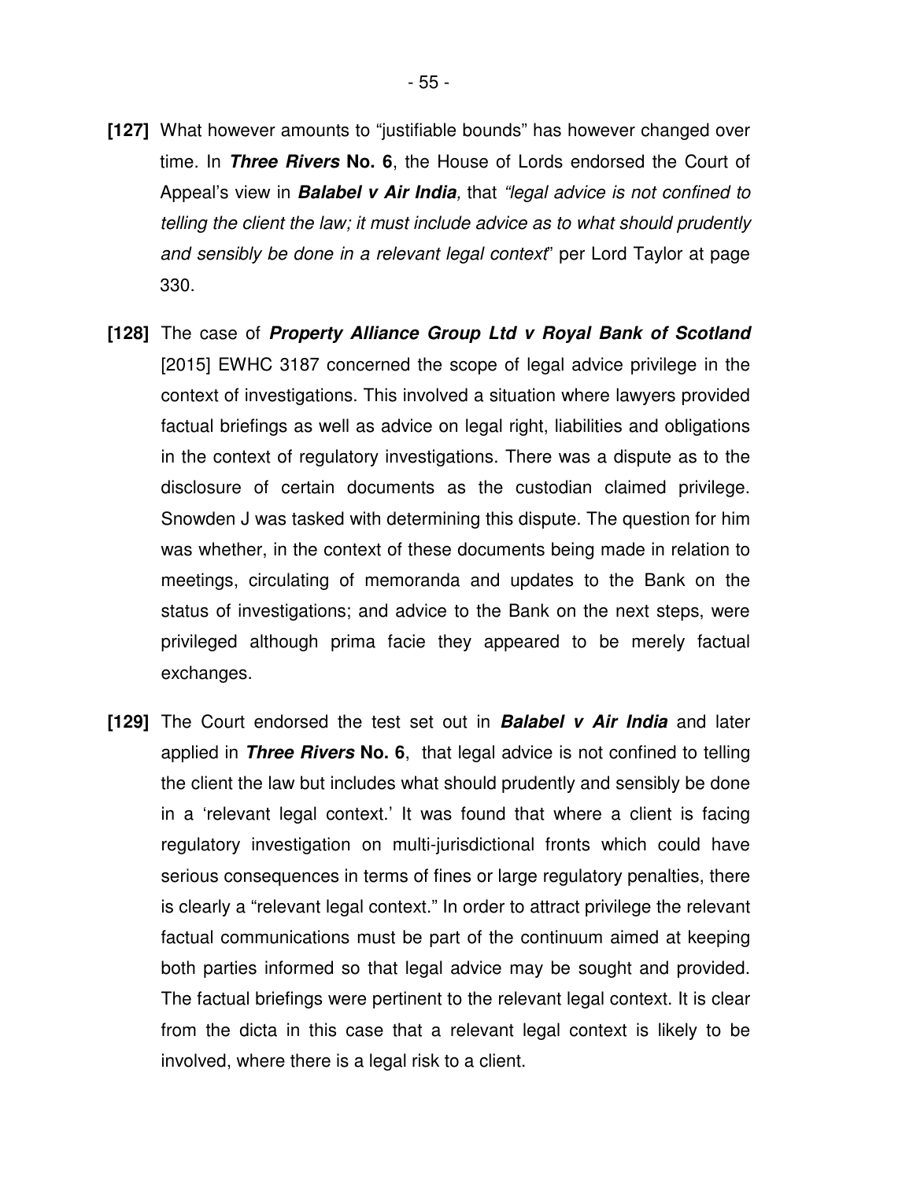**[127]** What however amounts to "justifiable bounds" has however changed over time. In ***Three Rivers*** **No. 6**, the House of Lords endorsed the Court of Appeal's view in ***Balabel v Air India****,* that *"legal advice is not confined to telling the client the law; it must include advice as to what should prudently and sensibly be done in a relevant legal context*" per Lord Taylor at page 330.

**[128]** The case of ***Property Alliance Group Ltd v Royal Bank of Scotland*** [2015] EWHC 3187 concerned the scope of legal advice privilege in the context of investigations. This involved a situation where lawyers provided factual briefings as well as advice on legal right, liabilities and obligations in the context of regulatory investigations. There was a dispute as to the disclosure of certain documents as the custodian claimed privilege. Snowden J was tasked with determining this dispute. The question for him was whether, in the context of these documents being made in relation to meetings, circulating of memoranda and updates to the Bank on the status of investigations; and advice to the Bank on the next steps, were privileged although prima facie they appeared to be merely factual exchanges.

**[129]** The Court endorsed the test set out in ***Balabel v Air India*** and later applied in ***Three Rivers*** **No. 6**, that legal advice is not confined to telling the client the law but includes what should prudently and sensibly be done in a 'relevant legal context.' It was found that where a client is facing regulatory investigation on multi-jurisdictional fronts which could have serious consequences in terms of fines or large regulatory penalties, there is clearly a "relevant legal context." In order to attract privilege the relevant factual communications must be part of the continuum aimed at keeping both parties informed so that legal advice may be sought and provided. The factual briefings were pertinent to the relevant legal context. It is clear from the dicta in this case that a relevant legal context is likely to be involved, where there is a legal risk to a client.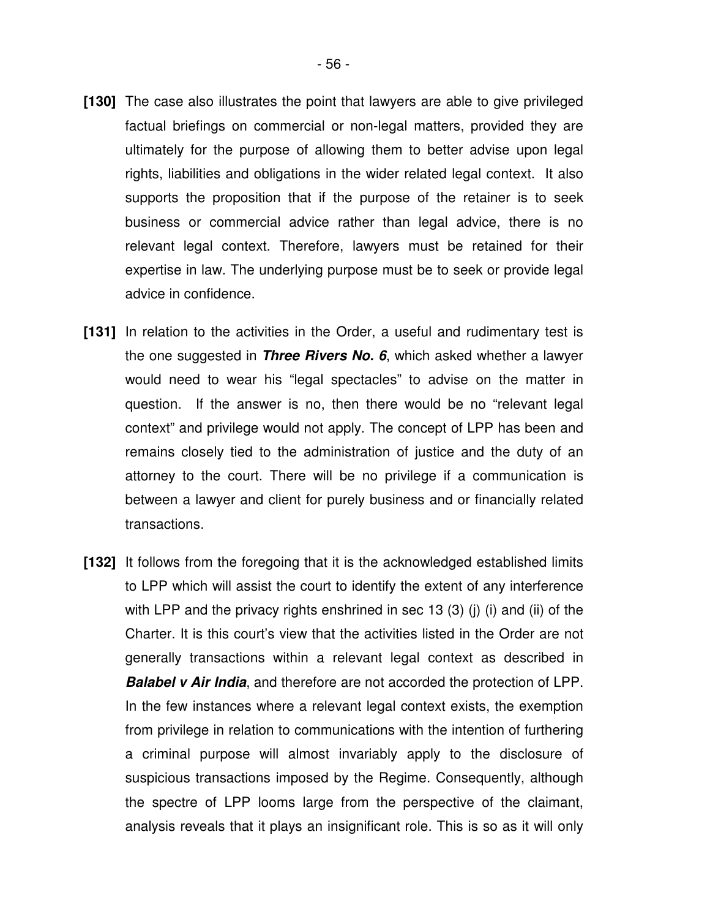**[130]** The case also illustrates the point that lawyers are able to give privileged factual briefings on commercial or non-legal matters, provided they are ultimately for the purpose of allowing them to better advise upon legal rights, liabilities and obligations in the wider related legal context. It also supports the proposition that if the purpose of the retainer is to seek business or commercial advice rather than legal advice, there is no relevant legal context. Therefore, lawyers must be retained for their expertise in law. The underlying purpose must be to seek or provide legal advice in confidence.

**[131]** In relation to the activities in the Order, a useful and rudimentary test is the one suggested in ***Three Rivers No. 6***, which asked whether a lawyer would need to wear his "legal spectacles" to advise on the matter in question. If the answer is no, then there would be no "relevant legal context" and privilege would not apply. The concept of LPP has been and remains closely tied to the administration of justice and the duty of an attorney to the court. There will be no privilege if a communication is between a lawyer and client for purely business and or financially related transactions.

**[132]** It follows from the foregoing that it is the acknowledged established limits to LPP which will assist the court to identify the extent of any interference with LPP and the privacy rights enshrined in sec 13 (3) (j) (i) and (ii) of the Charter. It is this court's view that the activities listed in the Order are not generally transactions within a relevant legal context as described in ***Balabel v Air India***, and therefore are not accorded the protection of LPP. In the few instances where a relevant legal context exists, the exemption from privilege in relation to communications with the intention of furthering a criminal purpose will almost invariably apply to the disclosure of suspicious transactions imposed by the Regime. Consequently, although the spectre of LPP looms large from the perspective of the claimant, analysis reveals that it plays an insignificant role. This is so as it will only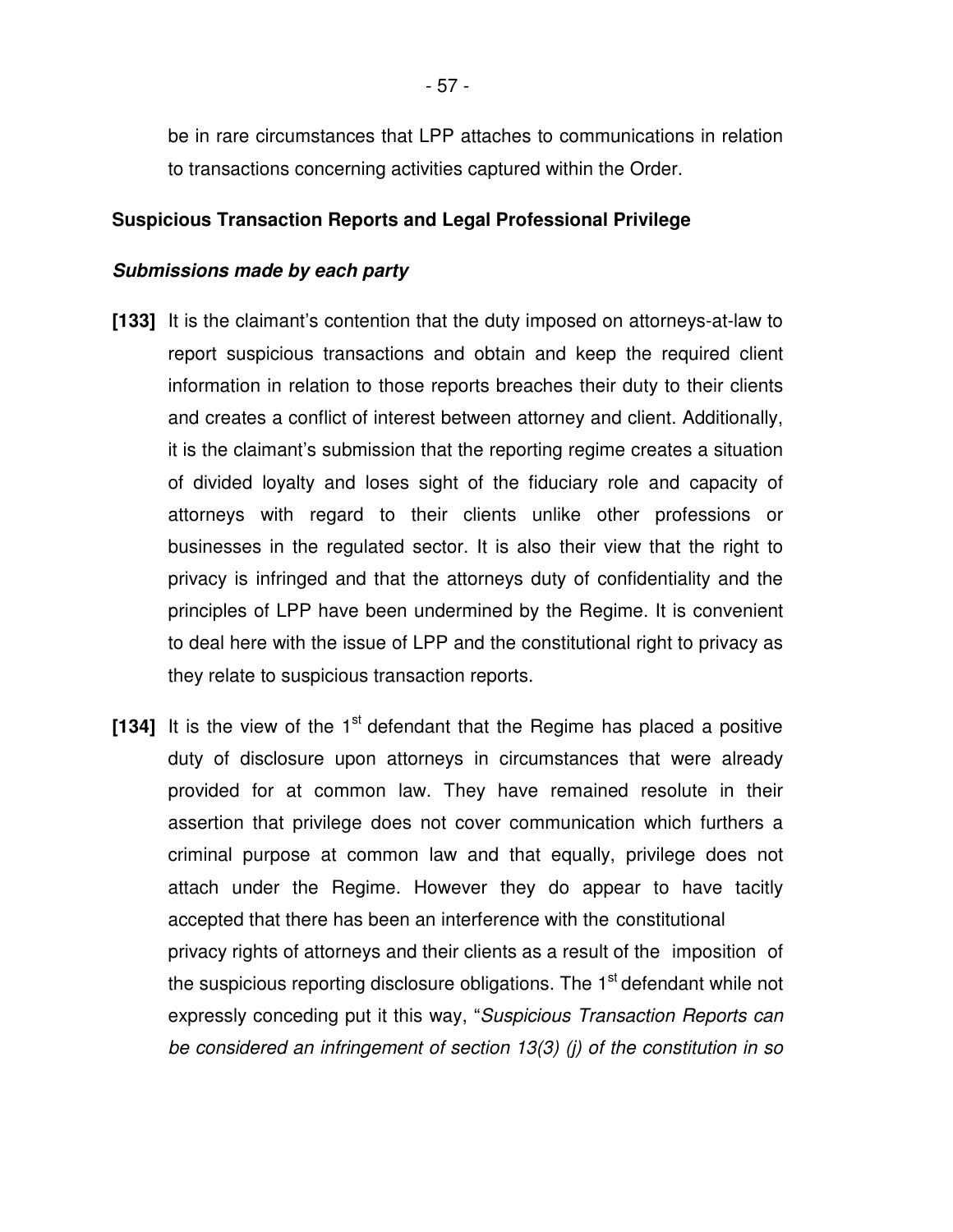be in rare circumstances that LPP attaches to communications in relation to transactions concerning activities captured within the Order.

**Suspicious Transaction Reports and Legal Professional Privilege**

***Submissions made by each party***

**[133]** It is the claimant's contention that the duty imposed on attorneys-at-law to report suspicious transactions and obtain and keep the required client information in relation to those reports breaches their duty to their clients and creates a conflict of interest between attorney and client. Additionally, it is the claimant's submission that the reporting regime creates a situation of divided loyalty and loses sight of the fiduciary role and capacity of attorneys with regard to their clients unlike other professions or businesses in the regulated sector. It is also their view that the right to privacy is infringed and that the attorneys duty of confidentiality and the principles of LPP have been undermined by the Regime. It is convenient to deal here with the issue of LPP and the constitutional right to privacy as they relate to suspicious transaction reports.

**[134]** It is the view of the 1st defendant that the Regime has placed a positive duty of disclosure upon attorneys in circumstances that were already provided for at common law. They have remained resolute in their assertion that privilege does not cover communication which furthers a criminal purpose at common law and that equally, privilege does not attach under the Regime. However they do appear to have tacitly accepted that there has been an interference with the constitutional privacy rights of attorneys and their clients as a result of the imposition of the suspicious reporting disclosure obligations. The 1st defendant while not expressly conceding put it this way, "*Suspicious Transaction Reports can be considered an infringement of section 13(3) (j) of the constitution in so*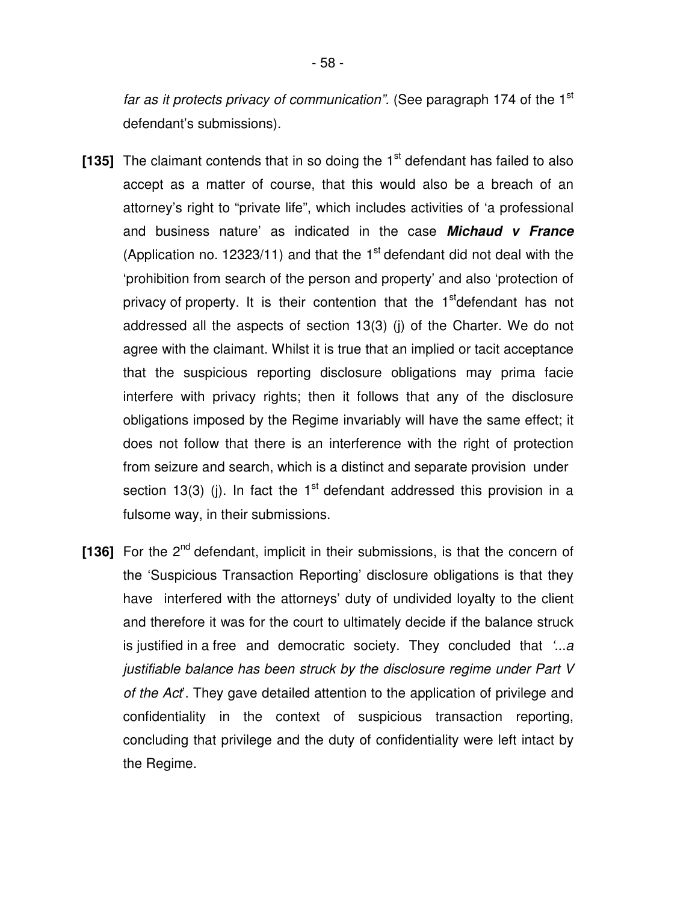*far as it protects privacy of communication".* (See paragraph 174 of the 1st defendant's submissions).

**[135]** The claimant contends that in so doing the 1st defendant has failed to also accept as a matter of course, that this would also be a breach of an attorney's right to "private life", which includes activities of 'a professional and business nature' as indicated in the case ***Michaud v France*** (Application no. 12323/11) and that the 1st defendant did not deal with the 'prohibition from search of the person and property' and also 'protection of privacy of property. It is their contention that the 1st defendant has not addressed all the aspects of section 13(3) (j) of the Charter. We do not agree with the claimant. Whilst it is true that an implied or tacit acceptance that the suspicious reporting disclosure obligations may prima facie interfere with privacy rights; then it follows that any of the disclosure obligations imposed by the Regime invariably will have the same effect; it does not follow that there is an interference with the right of protection from seizure and search, which is a distinct and separate provision under section 13(3) (j). In fact the 1st defendant addressed this provision in a fulsome way, in their submissions.

**[136]** For the 2nd defendant, implicit in their submissions, is that the concern of the 'Suspicious Transaction Reporting' disclosure obligations is that they have interfered with the attorneys' duty of undivided loyalty to the client and therefore it was for the court to ultimately decide if the balance struck is justified in a free and democratic society. They concluded that *'...a justifiable balance has been struck by the disclosure regime under Part V of the Act'*. They gave detailed attention to the application of privilege and confidentiality in the context of suspicious transaction reporting, concluding that privilege and the duty of confidentiality were left intact by the Regime.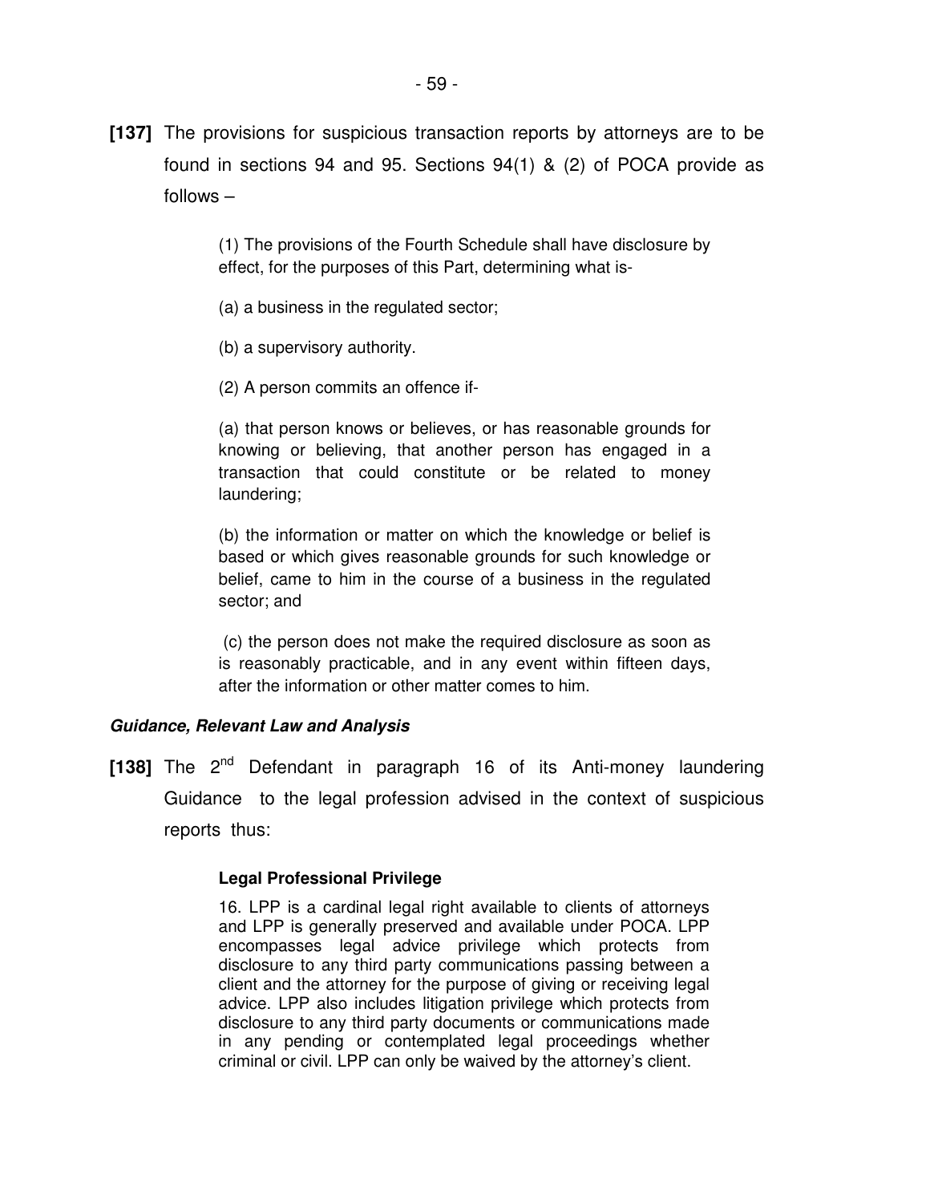**[137]** The provisions for suspicious transaction reports by attorneys are to be found in sections 94 and 95. Sections 94(1) & (2) of POCA provide as follows –

> (1) The provisions of the Fourth Schedule shall have disclosure by effect, for the purposes of this Part, determining what is-
>
> (a) a business in the regulated sector;
>
> (b) a supervisory authority.
>
> (2) A person commits an offence if-
>
> (a) that person knows or believes, or has reasonable grounds for knowing or believing, that another person has engaged in a transaction that could constitute or be related to money laundering;
>
> (b) the information or matter on which the knowledge or belief is based or which gives reasonable grounds for such knowledge or belief, came to him in the course of a business in the regulated sector; and
>
> (c) the person does not make the required disclosure as soon as is reasonably practicable, and in any event within fifteen days, after the information or other matter comes to him.

***Guidance, Relevant Law and Analysis***

**[138]** The 2nd Defendant in paragraph 16 of its Anti-money laundering Guidance to the legal profession advised in the context of suspicious reports thus:

> **Legal Professional Privilege**
>
> 16. LPP is a cardinal legal right available to clients of attorneys and LPP is generally preserved and available under POCA. LPP encompasses legal advice privilege which protects from disclosure to any third party communications passing between a client and the attorney for the purpose of giving or receiving legal advice. LPP also includes litigation privilege which protects from disclosure to any third party documents or communications made in any pending or contemplated legal proceedings whether criminal or civil. LPP can only be waived by the attorney's client.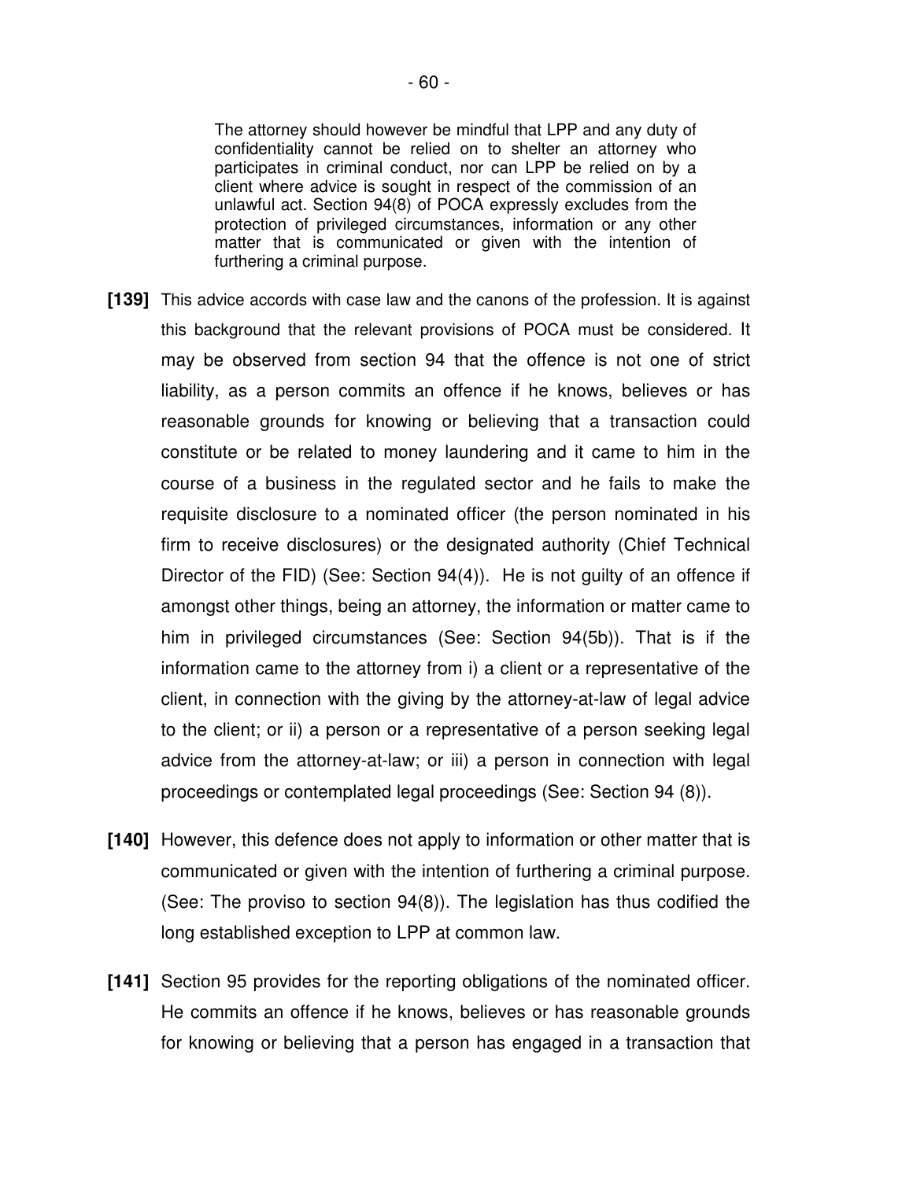> The attorney should however be mindful that LPP and any duty of confidentiality cannot be relied on to shelter an attorney who participates in criminal conduct, nor can LPP be relied on by a client where advice is sought in respect of the commission of an unlawful act. Section 94(8) of POCA expressly excludes from the protection of privileged circumstances, information or any other matter that is communicated or given with the intention of furthering a criminal purpose.

**[139]** This advice accords with case law and the canons of the profession. It is against this background that the relevant provisions of POCA must be considered. It may be observed from section 94 that the offence is not one of strict liability, as a person commits an offence if he knows, believes or has reasonable grounds for knowing or believing that a transaction could constitute or be related to money laundering and it came to him in the course of a business in the regulated sector and he fails to make the requisite disclosure to a nominated officer (the person nominated in his firm to receive disclosures) or the designated authority (Chief Technical Director of the FID) (See: Section 94(4)). He is not guilty of an offence if amongst other things, being an attorney, the information or matter came to him in privileged circumstances (See: Section 94(5b)). That is if the information came to the attorney from i) a client or a representative of the client, in connection with the giving by the attorney-at-law of legal advice to the client; or ii) a person or a representative of a person seeking legal advice from the attorney-at-law; or iii) a person in connection with legal proceedings or contemplated legal proceedings (See: Section 94 (8)).

**[140]** However, this defence does not apply to information or other matter that is communicated or given with the intention of furthering a criminal purpose. (See: The proviso to section 94(8)). The legislation has thus codified the long established exception to LPP at common law.

**[141]** Section 95 provides for the reporting obligations of the nominated officer. He commits an offence if he knows, believes or has reasonable grounds for knowing or believing that a person has engaged in a transaction that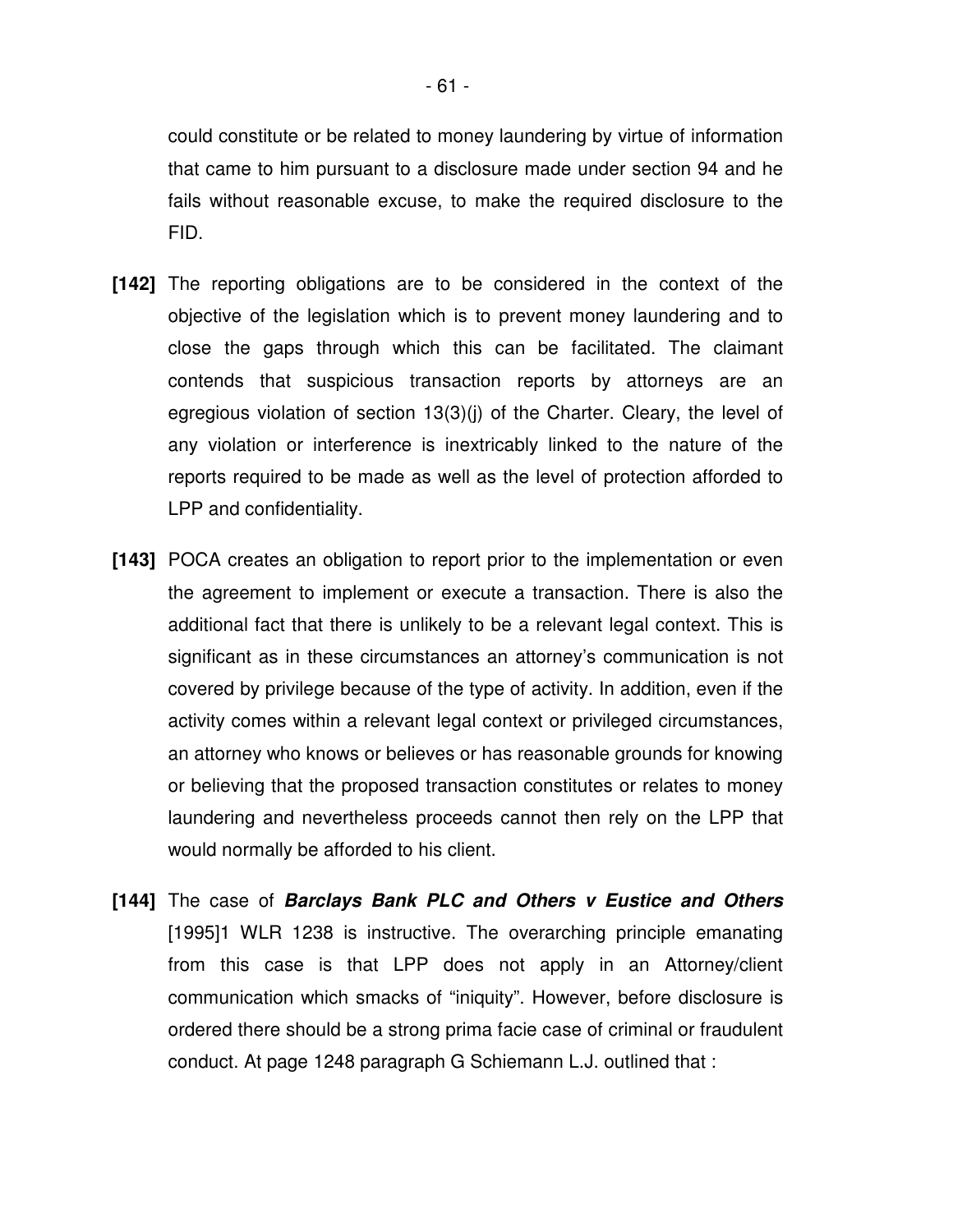could constitute or be related to money laundering by virtue of information that came to him pursuant to a disclosure made under section 94 and he fails without reasonable excuse, to make the required disclosure to the FID.

**[142]** The reporting obligations are to be considered in the context of the objective of the legislation which is to prevent money laundering and to close the gaps through which this can be facilitated. The claimant contends that suspicious transaction reports by attorneys are an egregious violation of section 13(3)(j) of the Charter. Cleary, the level of any violation or interference is inextricably linked to the nature of the reports required to be made as well as the level of protection afforded to LPP and confidentiality.

**[143]** POCA creates an obligation to report prior to the implementation or even the agreement to implement or execute a transaction. There is also the additional fact that there is unlikely to be a relevant legal context. This is significant as in these circumstances an attorney's communication is not covered by privilege because of the type of activity. In addition, even if the activity comes within a relevant legal context or privileged circumstances, an attorney who knows or believes or has reasonable grounds for knowing or believing that the proposed transaction constitutes or relates to money laundering and nevertheless proceeds cannot then rely on the LPP that would normally be afforded to his client.

**[144]** The case of ***Barclays Bank PLC and Others v Eustice and Others*** [1995]1 WLR 1238 is instructive. The overarching principle emanating from this case is that LPP does not apply in an Attorney/client communication which smacks of "iniquity". However, before disclosure is ordered there should be a strong prima facie case of criminal or fraudulent conduct. At page 1248 paragraph G Schiemann L.J. outlined that :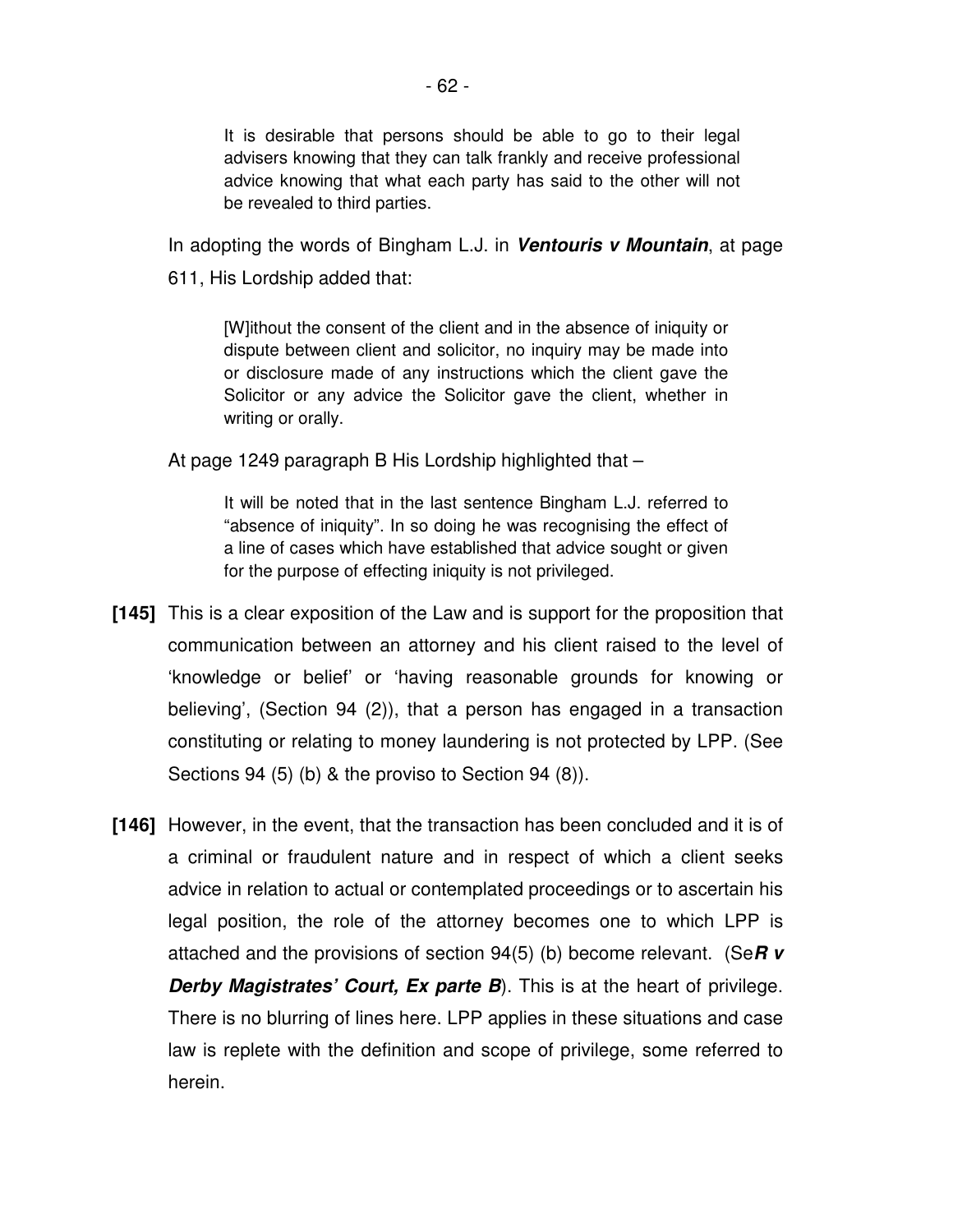> It is desirable that persons should be able to go to their legal advisers knowing that they can talk frankly and receive professional advice knowing that what each party has said to the other will not be revealed to third parties.

In adopting the words of Bingham L.J. in ***Ventouris v Mountain***, at page 611, His Lordship added that:

> [W]ithout the consent of the client and in the absence of iniquity or dispute between client and solicitor, no inquiry may be made into or disclosure made of any instructions which the client gave the Solicitor or any advice the Solicitor gave the client, whether in writing or orally.

At page 1249 paragraph B His Lordship highlighted that –

> It will be noted that in the last sentence Bingham L.J. referred to "absence of iniquity". In so doing he was recognising the effect of a line of cases which have established that advice sought or given for the purpose of effecting iniquity is not privileged.

**[145]** This is a clear exposition of the Law and is support for the proposition that communication between an attorney and his client raised to the level of 'knowledge or belief' or 'having reasonable grounds for knowing or believing', (Section 94 (2)), that a person has engaged in a transaction constituting or relating to money laundering is not protected by LPP. (See Sections 94 (5) (b) & the proviso to Section 94 (8)).

**[146]** However, in the event, that the transaction has been concluded and it is of a criminal or fraudulent nature and in respect of which a client seeks advice in relation to actual or contemplated proceedings or to ascertain his legal position, the role of the attorney becomes one to which LPP is attached and the provisions of section 94(5) (b) become relevant. (Se***R v Derby Magistrates' Court, Ex parte B***). This is at the heart of privilege. There is no blurring of lines here. LPP applies in these situations and case law is replete with the definition and scope of privilege, some referred to herein.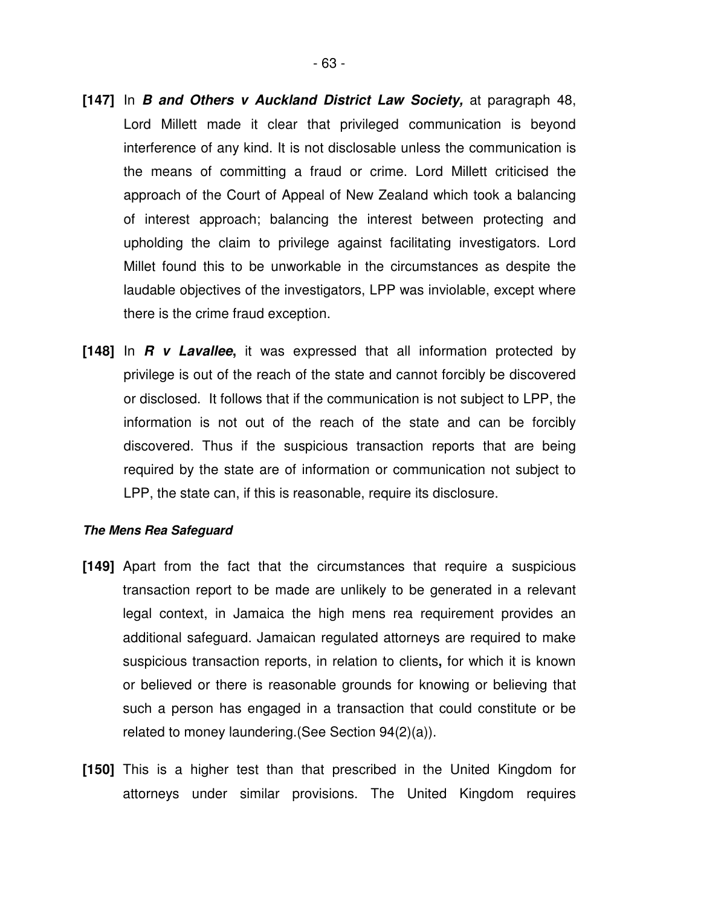**[147]** In ***B and Others v Auckland District Law Society,*** at paragraph 48, Lord Millett made it clear that privileged communication is beyond interference of any kind. It is not disclosable unless the communication is the means of committing a fraud or crime. Lord Millett criticised the approach of the Court of Appeal of New Zealand which took a balancing of interest approach; balancing the interest between protecting and upholding the claim to privilege against facilitating investigators. Lord Millet found this to be unworkable in the circumstances as despite the laudable objectives of the investigators, LPP was inviolable, except where there is the crime fraud exception.

**[148]** In ***R v Lavallee*****,** it was expressed that all information protected by privilege is out of the reach of the state and cannot forcibly be discovered or disclosed. It follows that if the communication is not subject to LPP, the information is not out of the reach of the state and can be forcibly discovered. Thus if the suspicious transaction reports that are being required by the state are of information or communication not subject to LPP, the state can, if this is reasonable, require its disclosure.

***The Mens Rea Safeguard***

**[149]** Apart from the fact that the circumstances that require a suspicious transaction report to be made are unlikely to be generated in a relevant legal context, in Jamaica the high mens rea requirement provides an additional safeguard. Jamaican regulated attorneys are required to make suspicious transaction reports, in relation to clients**,** for which it is known or believed or there is reasonable grounds for knowing or believing that such a person has engaged in a transaction that could constitute or be related to money laundering.(See Section 94(2)(a)).

**[150]** This is a higher test than that prescribed in the United Kingdom for attorneys under similar provisions. The United Kingdom requires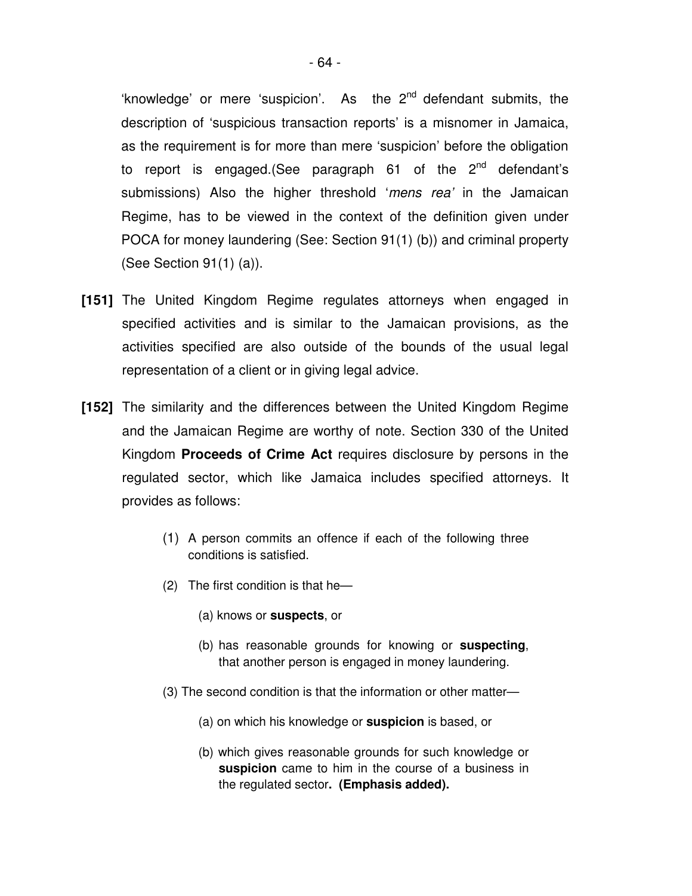'knowledge' or mere 'suspicion'. As the 2nd defendant submits, the description of 'suspicious transaction reports' is a misnomer in Jamaica, as the requirement is for more than mere 'suspicion' before the obligation to report is engaged.(See paragraph 61 of the 2nd defendant's submissions) Also the higher threshold '*mens rea'* in the Jamaican Regime, has to be viewed in the context of the definition given under POCA for money laundering (See: Section 91(1) (b)) and criminal property (See Section 91(1) (a)).

**[151]** The United Kingdom Regime regulates attorneys when engaged in specified activities and is similar to the Jamaican provisions, as the activities specified are also outside of the bounds of the usual legal representation of a client or in giving legal advice.

**[152]** The similarity and the differences between the United Kingdom Regime and the Jamaican Regime are worthy of note. Section 330 of the United Kingdom **Proceeds of Crime Act** requires disclosure by persons in the regulated sector, which like Jamaica includes specified attorneys. It provides as follows:

> (1) A person commits an offence if each of the following three conditions is satisfied.
>
> (2) The first condition is that he—
>
> (a) knows or **suspects**, or
>
> (b) has reasonable grounds for knowing or **suspecting**, that another person is engaged in money laundering.
>
> (3) The second condition is that the information or other matter—
>
> (a) on which his knowledge or **suspicion** is based, or
>
> (b) which gives reasonable grounds for such knowledge or **suspicion** came to him in the course of a business in the regulated sector**. (Emphasis added).**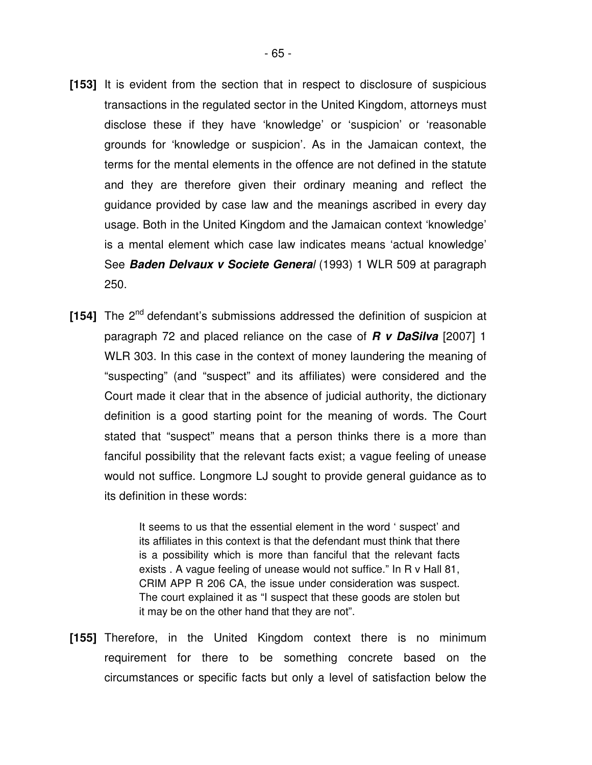**[153]** It is evident from the section that in respect to disclosure of suspicious transactions in the regulated sector in the United Kingdom, attorneys must disclose these if they have 'knowledge' or 'suspicion' or 'reasonable grounds for 'knowledge or suspicion'. As in the Jamaican context, the terms for the mental elements in the offence are not defined in the statute and they are therefore given their ordinary meaning and reflect the guidance provided by case law and the meanings ascribed in every day usage. Both in the United Kingdom and the Jamaican context 'knowledge' is a mental element which case law indicates means 'actual knowledge' See ***Baden Delvaux v Societe General*** (1993) 1 WLR 509 at paragraph 250.

**[154]** The 2nd defendant's submissions addressed the definition of suspicion at paragraph 72 and placed reliance on the case of ***R v DaSilva*** [2007] 1 WLR 303. In this case in the context of money laundering the meaning of "suspecting" (and "suspect" and its affiliates) were considered and the Court made it clear that in the absence of judicial authority, the dictionary definition is a good starting point for the meaning of words. The Court stated that "suspect" means that a person thinks there is a more than fanciful possibility that the relevant facts exist; a vague feeling of unease would not suffice. Longmore LJ sought to provide general guidance as to its definition in these words:

> It seems to us that the essential element in the word ' suspect' and its affiliates in this context is that the defendant must think that there is a possibility which is more than fanciful that the relevant facts exists . A vague feeling of unease would not suffice." In R v Hall 81, CRIM APP R 206 CA, the issue under consideration was suspect. The court explained it as "I suspect that these goods are stolen but it may be on the other hand that they are not".

**[155]** Therefore, in the United Kingdom context there is no minimum requirement for there to be something concrete based on the circumstances or specific facts but only a level of satisfaction below the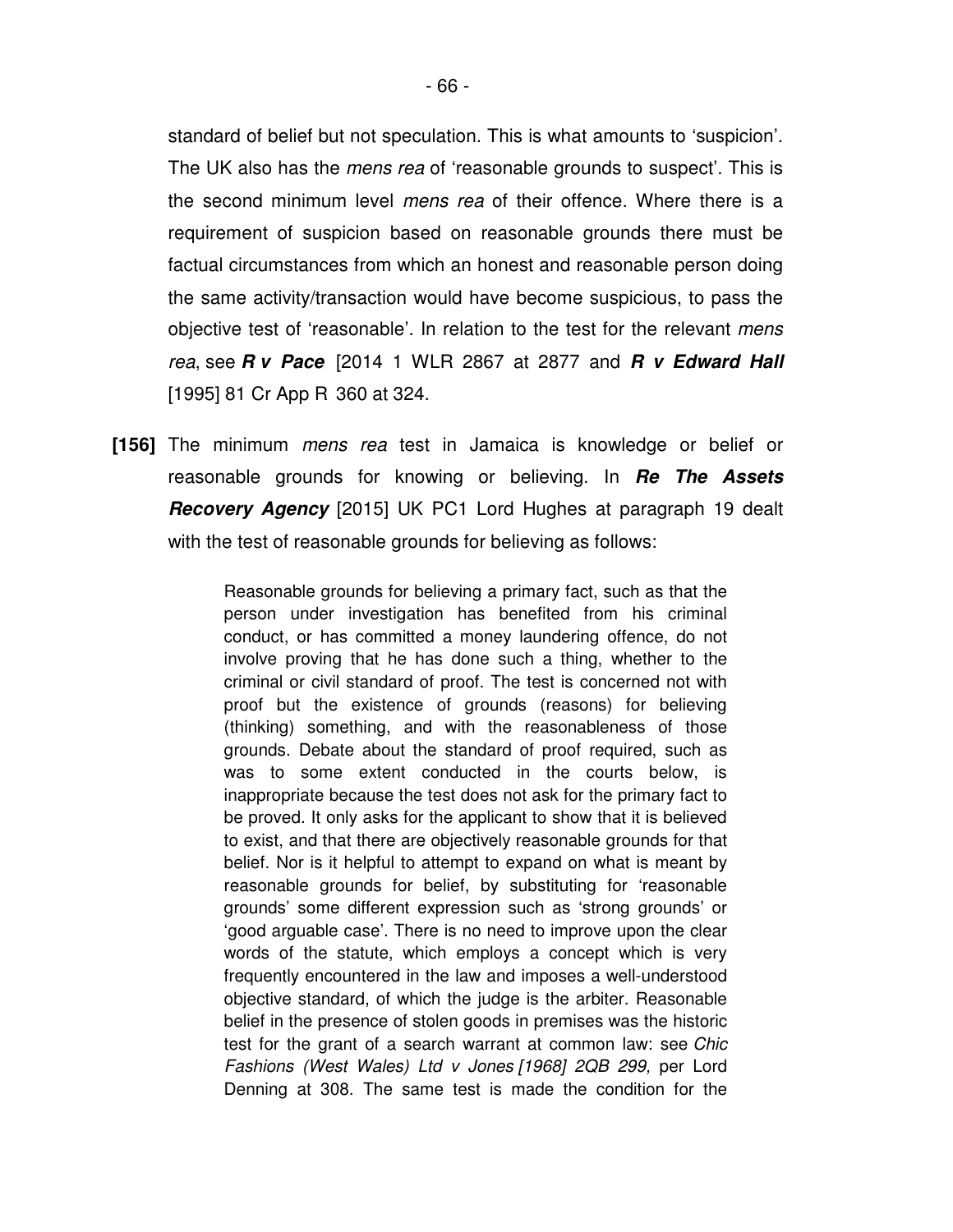standard of belief but not speculation. This is what amounts to 'suspicion'. The UK also has the *mens rea* of 'reasonable grounds to suspect'. This is the second minimum level *mens rea* of their offence. Where there is a requirement of suspicion based on reasonable grounds there must be factual circumstances from which an honest and reasonable person doing the same activity/transaction would have become suspicious, to pass the objective test of 'reasonable'. In relation to the test for the relevant *mens rea*, see ***R v Pace*** [2014 1 WLR 2867 at 2877 and ***R v Edward Hall*** [1995] 81 Cr App R 360 at 324.

**[156]** The minimum *mens rea* test in Jamaica is knowledge or belief or reasonable grounds for knowing or believing. In ***Re The Assets Recovery Agency*** [2015] UK PC1 Lord Hughes at paragraph 19 dealt with the test of reasonable grounds for believing as follows:

> Reasonable grounds for believing a primary fact, such as that the person under investigation has benefited from his criminal conduct, or has committed a money laundering offence, do not involve proving that he has done such a thing, whether to the criminal or civil standard of proof. The test is concerned not with proof but the existence of grounds (reasons) for believing (thinking) something, and with the reasonableness of those grounds. Debate about the standard of proof required, such as was to some extent conducted in the courts below, is inappropriate because the test does not ask for the primary fact to be proved. It only asks for the applicant to show that it is believed to exist, and that there are objectively reasonable grounds for that belief. Nor is it helpful to attempt to expand on what is meant by reasonable grounds for belief, by substituting for 'reasonable grounds' some different expression such as 'strong grounds' or 'good arguable case'. There is no need to improve upon the clear words of the statute, which employs a concept which is very frequently encountered in the law and imposes a well-understood objective standard, of which the judge is the arbiter. Reasonable belief in the presence of stolen goods in premises was the historic test for the grant of a search warrant at common law: see *Chic Fashions (West Wales) Ltd v Jones [1968] 2QB 299,* per Lord Denning at 308. The same test is made the condition for the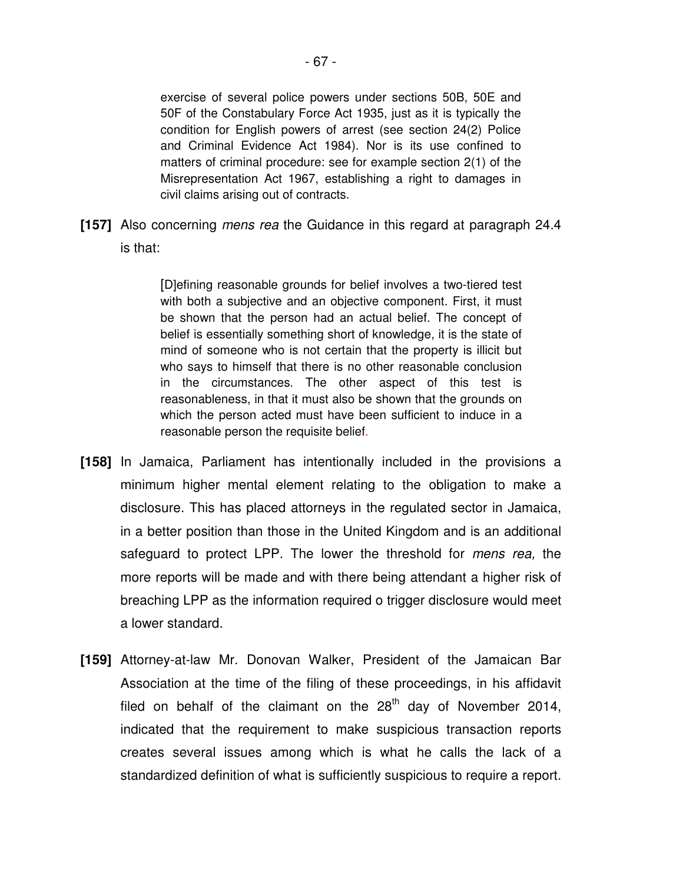> exercise of several police powers under sections 50B, 50E and 50F of the Constabulary Force Act 1935, just as it is typically the condition for English powers of arrest (see section 24(2) Police and Criminal Evidence Act 1984). Nor is its use confined to matters of criminal procedure: see for example section 2(1) of the Misrepresentation Act 1967, establishing a right to damages in civil claims arising out of contracts.

**[157]** Also concerning *mens rea* the Guidance in this regard at paragraph 24.4 is that:

> [D]efining reasonable grounds for belief involves a two-tiered test with both a subjective and an objective component. First, it must be shown that the person had an actual belief. The concept of belief is essentially something short of knowledge, it is the state of mind of someone who is not certain that the property is illicit but who says to himself that there is no other reasonable conclusion in the circumstances. The other aspect of this test is reasonableness, in that it must also be shown that the grounds on which the person acted must have been sufficient to induce in a reasonable person the requisite belief.

**[158]** In Jamaica, Parliament has intentionally included in the provisions a minimum higher mental element relating to the obligation to make a disclosure. This has placed attorneys in the regulated sector in Jamaica, in a better position than those in the United Kingdom and is an additional safeguard to protect LPP. The lower the threshold for *mens rea,* the more reports will be made and with there being attendant a higher risk of breaching LPP as the information required o trigger disclosure would meet a lower standard.

**[159]** Attorney-at-law Mr. Donovan Walker, President of the Jamaican Bar Association at the time of the filing of these proceedings, in his affidavit filed on behalf of the claimant on the 28th day of November 2014, indicated that the requirement to make suspicious transaction reports creates several issues among which is what he calls the lack of a standardized definition of what is sufficiently suspicious to require a report.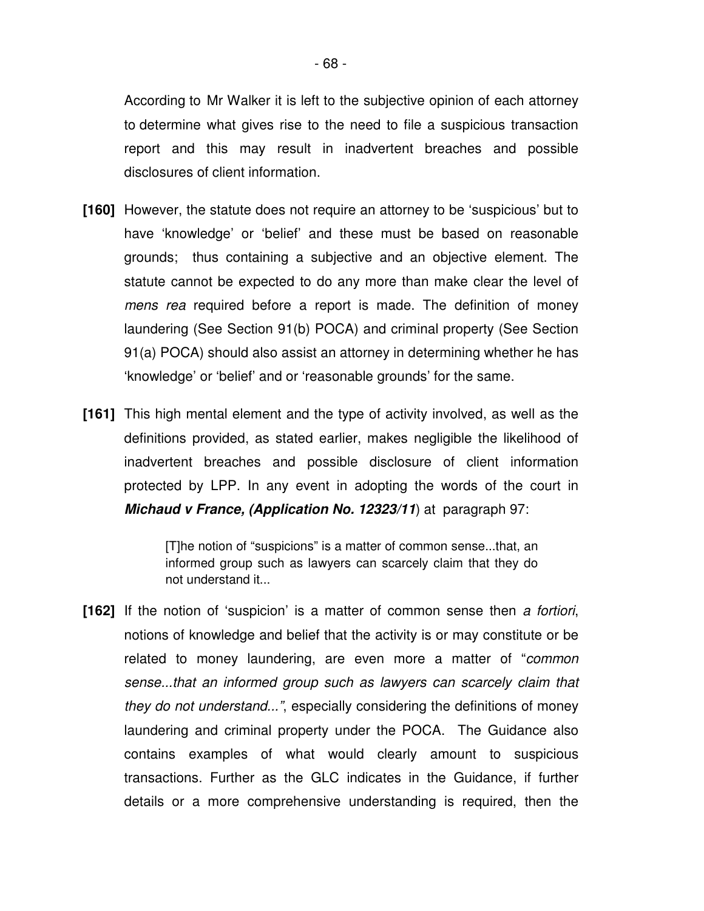According to Mr Walker it is left to the subjective opinion of each attorney to determine what gives rise to the need to file a suspicious transaction report and this may result in inadvertent breaches and possible disclosures of client information.

**[160]** However, the statute does not require an attorney to be 'suspicious' but to have 'knowledge' or 'belief' and these must be based on reasonable grounds; thus containing a subjective and an objective element. The statute cannot be expected to do any more than make clear the level of *mens rea* required before a report is made. The definition of money laundering (See Section 91(b) POCA) and criminal property (See Section 91(a) POCA) should also assist an attorney in determining whether he has 'knowledge' or 'belief' and or 'reasonable grounds' for the same.

**[161]** This high mental element and the type of activity involved, as well as the definitions provided, as stated earlier, makes negligible the likelihood of inadvertent breaches and possible disclosure of client information protected by LPP. In any event in adopting the words of the court in ***Michaud v France, (Application No. 12323/11***) at paragraph 97:

> [T]he notion of "suspicions" is a matter of common sense...that, an informed group such as lawyers can scarcely claim that they do not understand it...

**[162]** If the notion of 'suspicion' is a matter of common sense then *a fortiori*, notions of knowledge and belief that the activity is or may constitute or be related to money laundering, are even more a matter of "*common sense...that an informed group such as lawyers can scarcely claim that they do not understand..."*, especially considering the definitions of money laundering and criminal property under the POCA. The Guidance also contains examples of what would clearly amount to suspicious transactions. Further as the GLC indicates in the Guidance, if further details or a more comprehensive understanding is required, then the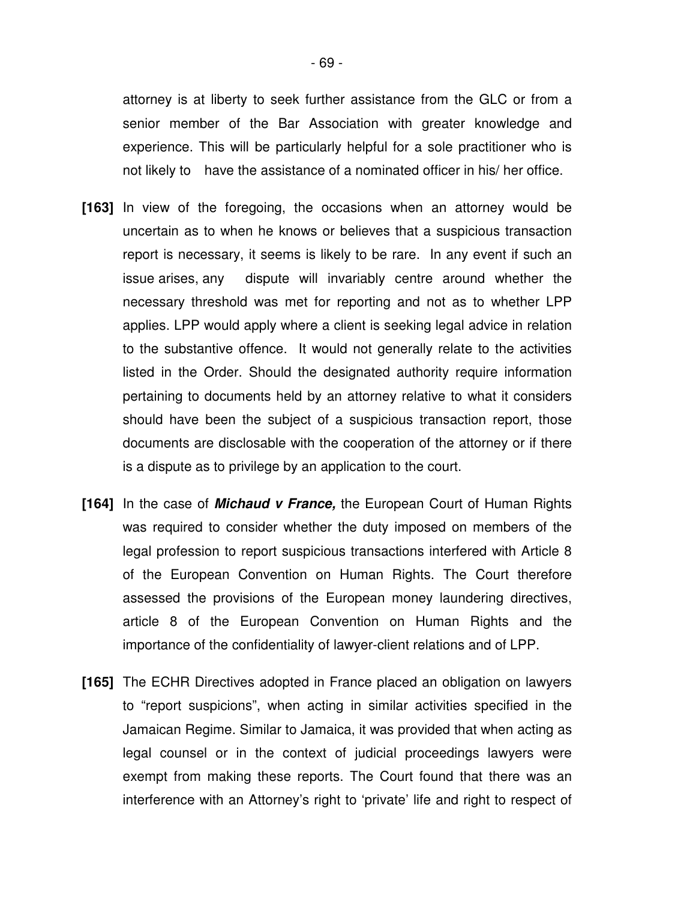attorney is at liberty to seek further assistance from the GLC or from a senior member of the Bar Association with greater knowledge and experience. This will be particularly helpful for a sole practitioner who is not likely to have the assistance of a nominated officer in his/ her office.

**[163]** In view of the foregoing, the occasions when an attorney would be uncertain as to when he knows or believes that a suspicious transaction report is necessary, it seems is likely to be rare. In any event if such an issue arises, any dispute will invariably centre around whether the necessary threshold was met for reporting and not as to whether LPP applies. LPP would apply where a client is seeking legal advice in relation to the substantive offence. It would not generally relate to the activities listed in the Order. Should the designated authority require information pertaining to documents held by an attorney relative to what it considers should have been the subject of a suspicious transaction report, those documents are disclosable with the cooperation of the attorney or if there is a dispute as to privilege by an application to the court.

**[164]** In the case of ***Michaud v France,*** the European Court of Human Rights was required to consider whether the duty imposed on members of the legal profession to report suspicious transactions interfered with Article 8 of the European Convention on Human Rights. The Court therefore assessed the provisions of the European money laundering directives, article 8 of the European Convention on Human Rights and the importance of the confidentiality of lawyer-client relations and of LPP.

**[165]** The ECHR Directives adopted in France placed an obligation on lawyers to "report suspicions", when acting in similar activities specified in the Jamaican Regime. Similar to Jamaica, it was provided that when acting as legal counsel or in the context of judicial proceedings lawyers were exempt from making these reports. The Court found that there was an interference with an Attorney's right to 'private' life and right to respect of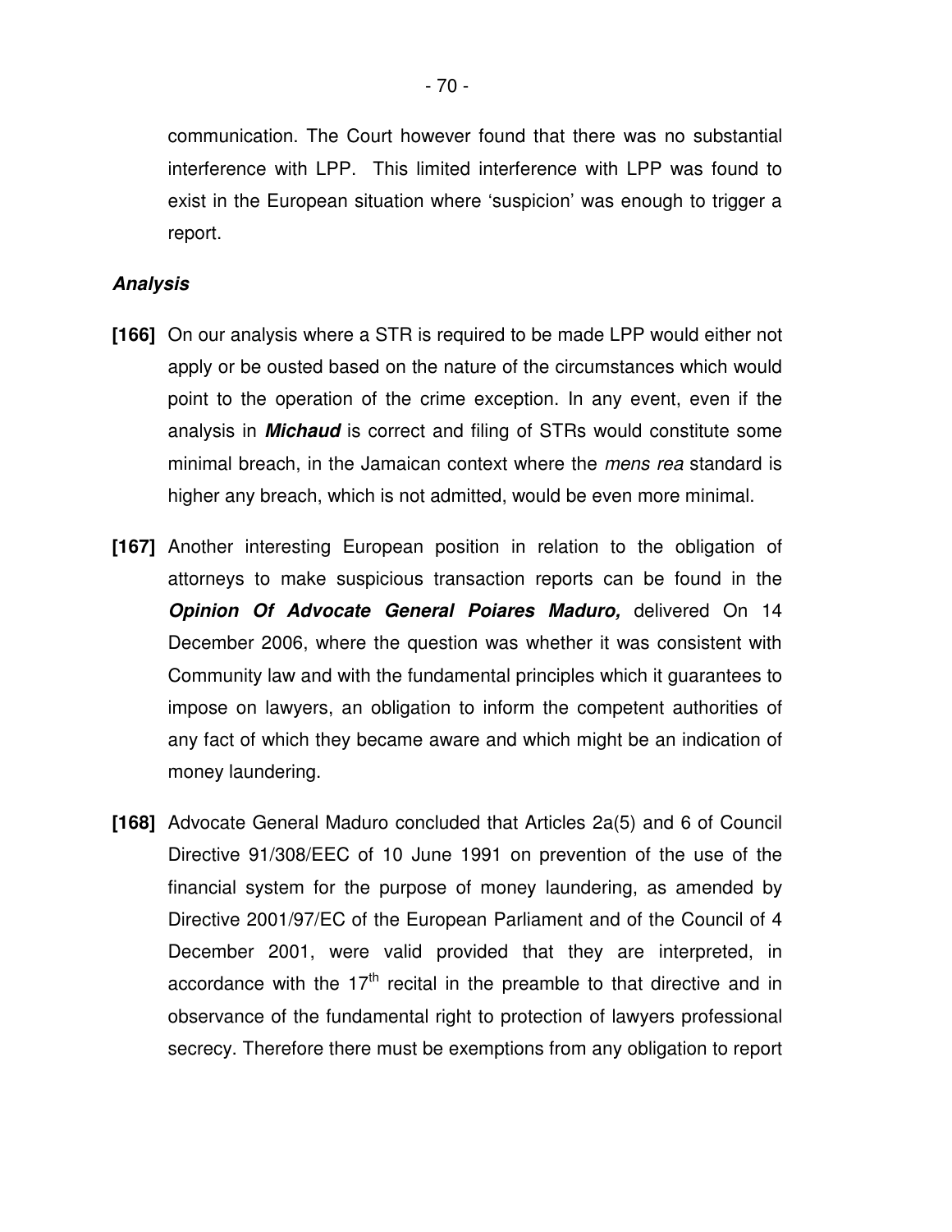communication. The Court however found that there was no substantial interference with LPP. This limited interference with LPP was found to exist in the European situation where 'suspicion' was enough to trigger a report.

### *Analysis*

**[166]** On our analysis where a STR is required to be made LPP would either not apply or be ousted based on the nature of the circumstances which would point to the operation of the crime exception. In any event, even if the analysis in ***Michaud*** is correct and filing of STRs would constitute some minimal breach, in the Jamaican context where the *mens rea* standard is higher any breach, which is not admitted, would be even more minimal.

**[167]** Another interesting European position in relation to the obligation of attorneys to make suspicious transaction reports can be found in the ***Opinion Of Advocate General Poiares Maduro,*** delivered On 14 December 2006, where the question was whether it was consistent with Community law and with the fundamental principles which it guarantees to impose on lawyers, an obligation to inform the competent authorities of any fact of which they became aware and which might be an indication of money laundering.

**[168]** Advocate General Maduro concluded that Articles 2a(5) and 6 of Council Directive 91/308/EEC of 10 June 1991 on prevention of the use of the financial system for the purpose of money laundering, as amended by Directive 2001/97/EC of the European Parliament and of the Council of 4 December 2001, were valid provided that they are interpreted, in accordance with the 17th recital in the preamble to that directive and in observance of the fundamental right to protection of lawyers professional secrecy. Therefore there must be exemptions from any obligation to report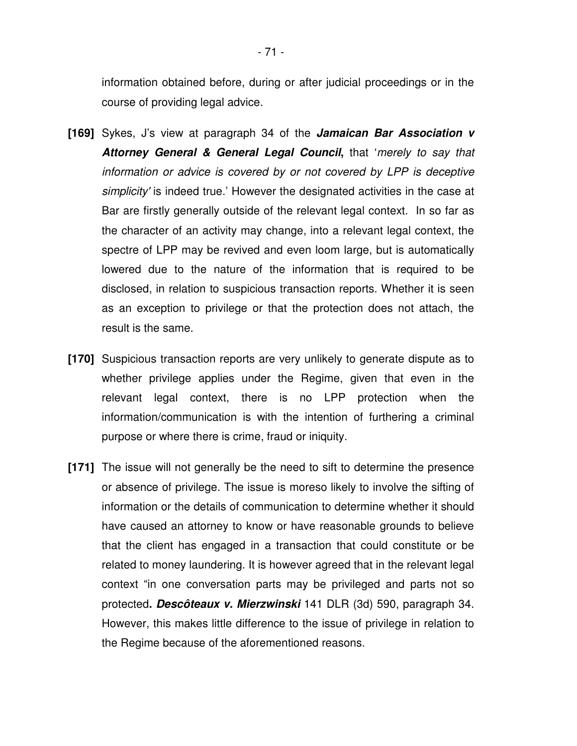information obtained before, during or after judicial proceedings or in the course of providing legal advice.

**[169]** Sykes, J's view at paragraph 34 of the ***Jamaican Bar Association v Attorney General & General Legal Council***, that '*merely to say that information or advice is covered by or not covered by LPP is deceptive simplicity'* is indeed true.' However the designated activities in the case at Bar are firstly generally outside of the relevant legal context. In so far as the character of an activity may change, into a relevant legal context, the spectre of LPP may be revived and even loom large, but is automatically lowered due to the nature of the information that is required to be disclosed, in relation to suspicious transaction reports. Whether it is seen as an exception to privilege or that the protection does not attach, the result is the same.

**[170]** Suspicious transaction reports are very unlikely to generate dispute as to whether privilege applies under the Regime, given that even in the relevant legal context, there is no LPP protection when the information/communication is with the intention of furthering a criminal purpose or where there is crime, fraud or iniquity.

**[171]** The issue will not generally be the need to sift to determine the presence or absence of privilege. The issue is moreso likely to involve the sifting of information or the details of communication to determine whether it should have caused an attorney to know or have reasonable grounds to believe that the client has engaged in a transaction that could constitute or be related to money laundering. It is however agreed that in the relevant legal context "in one conversation parts may be privileged and parts not so protected**. *Descôteaux v. Mierzwinski*** 141 DLR (3d) 590, paragraph 34. However, this makes little difference to the issue of privilege in relation to the Regime because of the aforementioned reasons.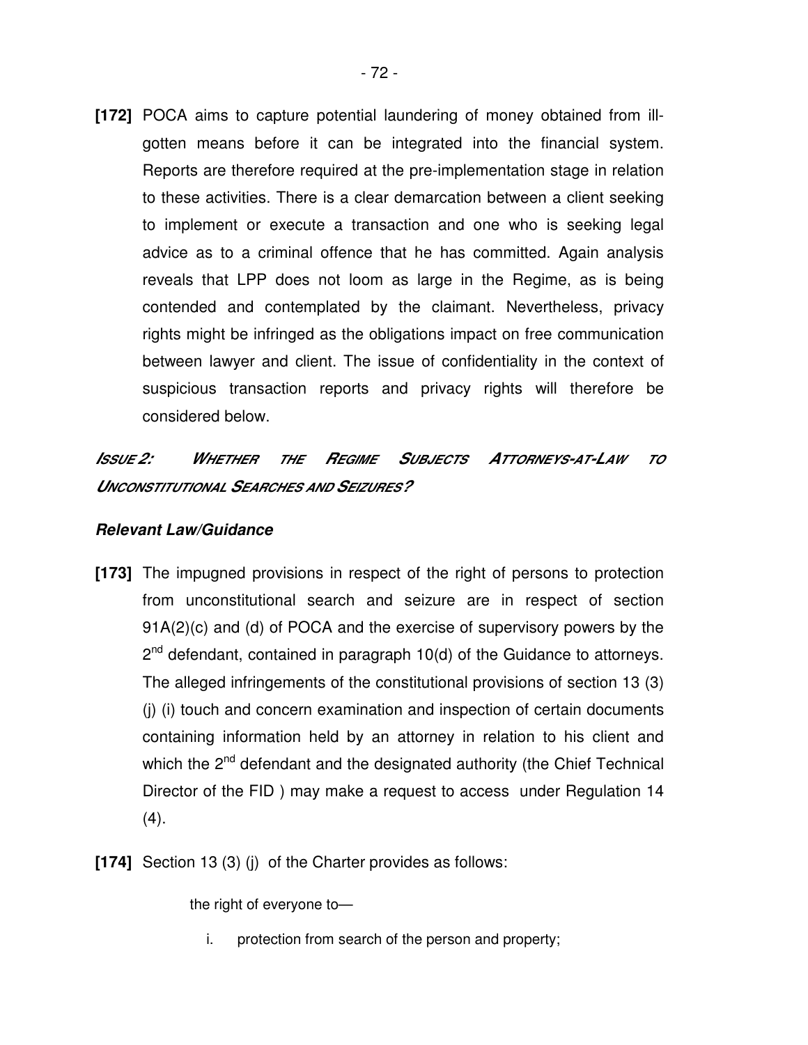**[172]** POCA aims to capture potential laundering of money obtained from ill-gotten means before it can be integrated into the financial system. Reports are therefore required at the pre-implementation stage in relation to these activities. There is a clear demarcation between a client seeking to implement or execute a transaction and one who is seeking legal advice as to a criminal offence that he has committed. Again analysis reveals that LPP does not loom as large in the Regime, as is being contended and contemplated by the claimant. Nevertheless, privacy rights might be infringed as the obligations impact on free communication between lawyer and client. The issue of confidentiality in the context of suspicious transaction reports and privacy rights will therefore be considered below.

***ISSUE 2: WHETHER THE REGIME SUBJECTS ATTORNEYS-AT-LAW TO UNCONSTITUTIONAL SEARCHES AND SEIZURES?***

***Relevant Law/Guidance***

**[173]** The impugned provisions in respect of the right of persons to protection from unconstitutional search and seizure are in respect of section 91A(2)(c) and (d) of POCA and the exercise of supervisory powers by the 2nd defendant, contained in paragraph 10(d) of the Guidance to attorneys. The alleged infringements of the constitutional provisions of section 13 (3) (j) (i) touch and concern examination and inspection of certain documents containing information held by an attorney in relation to his client and which the 2nd defendant and the designated authority (the Chief Technical Director of the FID ) may make a request to access under Regulation 14 (4).

**[174]** Section 13 (3) (j) of the Charter provides as follows:

> the right of everyone to—
>
> i. protection from search of the person and property;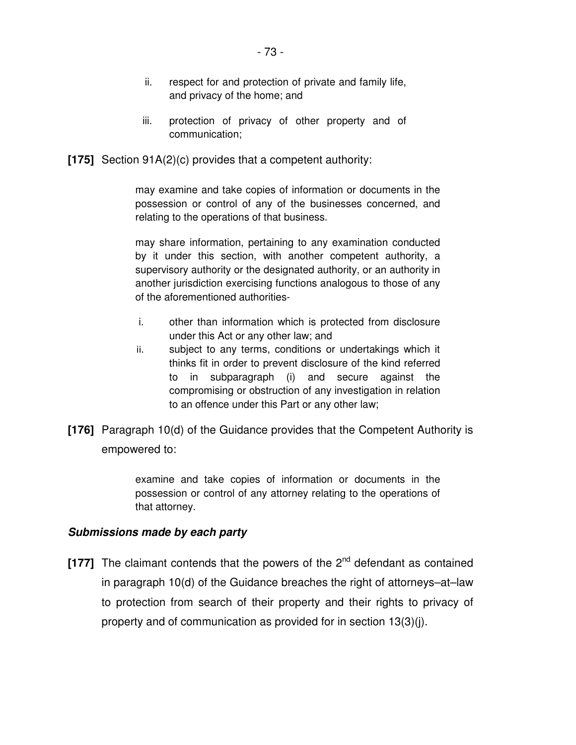ii. respect for and protection of private and family life, and privacy of the home; and

   iii. protection of privacy of other property and of communication;

**[175]** Section 91A(2)(c) provides that a competent authority:

> may examine and take copies of information or documents in the possession or control of any of the businesses concerned, and relating to the operations of that business.
>
> may share information, pertaining to any examination conducted by it under this section, with another competent authority, a supervisory authority or the designated authority, or an authority in another jurisdiction exercising functions analogous to those of any of the aforementioned authorities-
>
> i. other than information which is protected from disclosure under this Act or any other law; and
>
> ii. subject to any terms, conditions or undertakings which it thinks fit in order to prevent disclosure of the kind referred to in subparagraph (i) and secure against the compromising or obstruction of any investigation in relation to an offence under this Part or any other law;

**[176]** Paragraph 10(d) of the Guidance provides that the Competent Authority is empowered to:

> examine and take copies of information or documents in the possession or control of any attorney relating to the operations of that attorney.

### ***Submissions made by each party***

**[177]** The claimant contends that the powers of the 2nd defendant as contained in paragraph 10(d) of the Guidance breaches the right of attorneys–at–law to protection from search of their property and their rights to privacy of property and of communication as provided for in section 13(3)(j).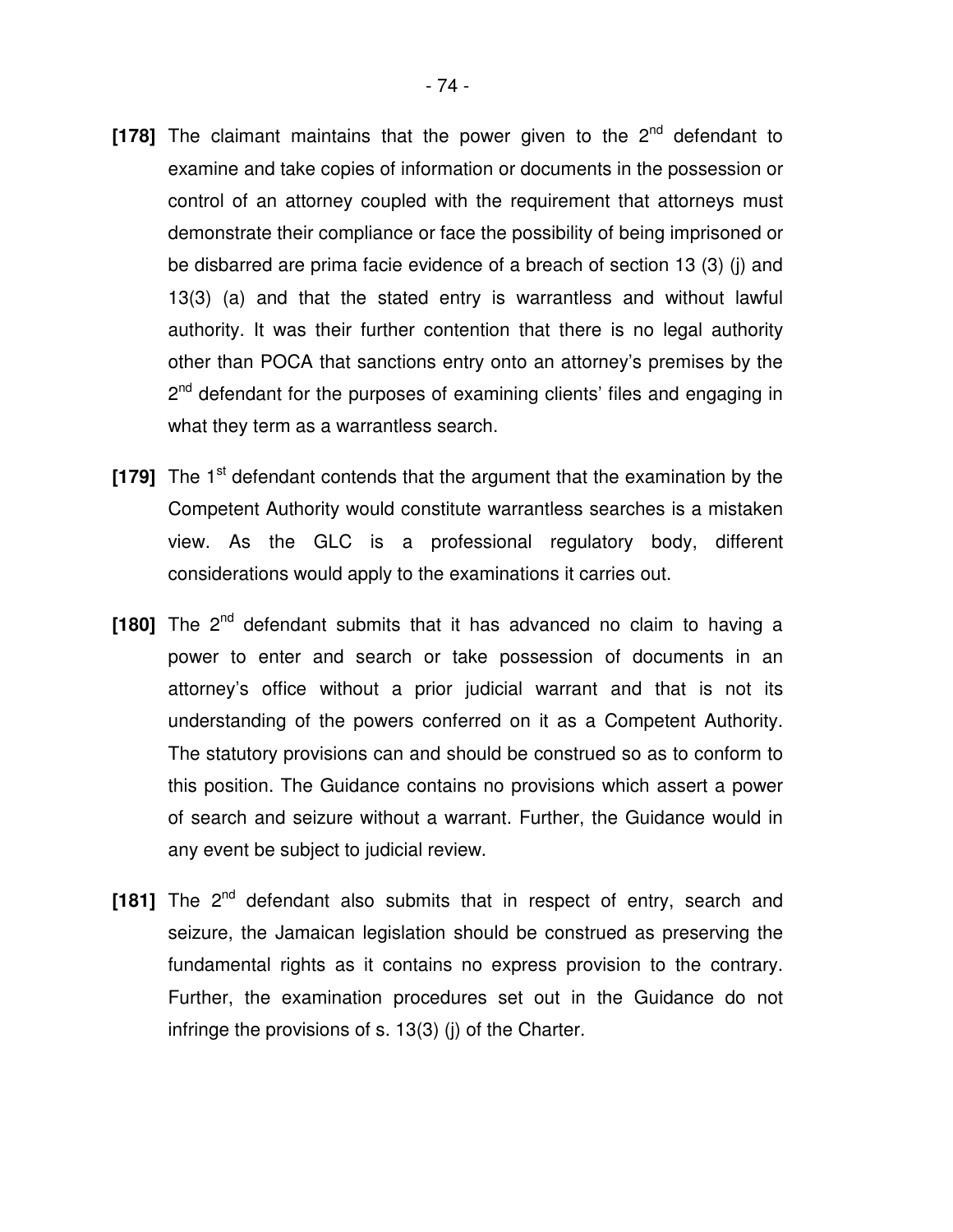**[178]** The claimant maintains that the power given to the 2nd defendant to examine and take copies of information or documents in the possession or control of an attorney coupled with the requirement that attorneys must demonstrate their compliance or face the possibility of being imprisoned or be disbarred are prima facie evidence of a breach of section 13 (3) (j) and 13(3) (a) and that the stated entry is warrantless and without lawful authority. It was their further contention that there is no legal authority other than POCA that sanctions entry onto an attorney's premises by the 2nd defendant for the purposes of examining clients' files and engaging in what they term as a warrantless search.

**[179]** The 1st defendant contends that the argument that the examination by the Competent Authority would constitute warrantless searches is a mistaken view. As the GLC is a professional regulatory body, different considerations would apply to the examinations it carries out.

**[180]** The 2nd defendant submits that it has advanced no claim to having a power to enter and search or take possession of documents in an attorney's office without a prior judicial warrant and that is not its understanding of the powers conferred on it as a Competent Authority. The statutory provisions can and should be construed so as to conform to this position. The Guidance contains no provisions which assert a power of search and seizure without a warrant. Further, the Guidance would in any event be subject to judicial review.

**[181]** The 2nd defendant also submits that in respect of entry, search and seizure, the Jamaican legislation should be construed as preserving the fundamental rights as it contains no express provision to the contrary. Further, the examination procedures set out in the Guidance do not infringe the provisions of s. 13(3) (j) of the Charter.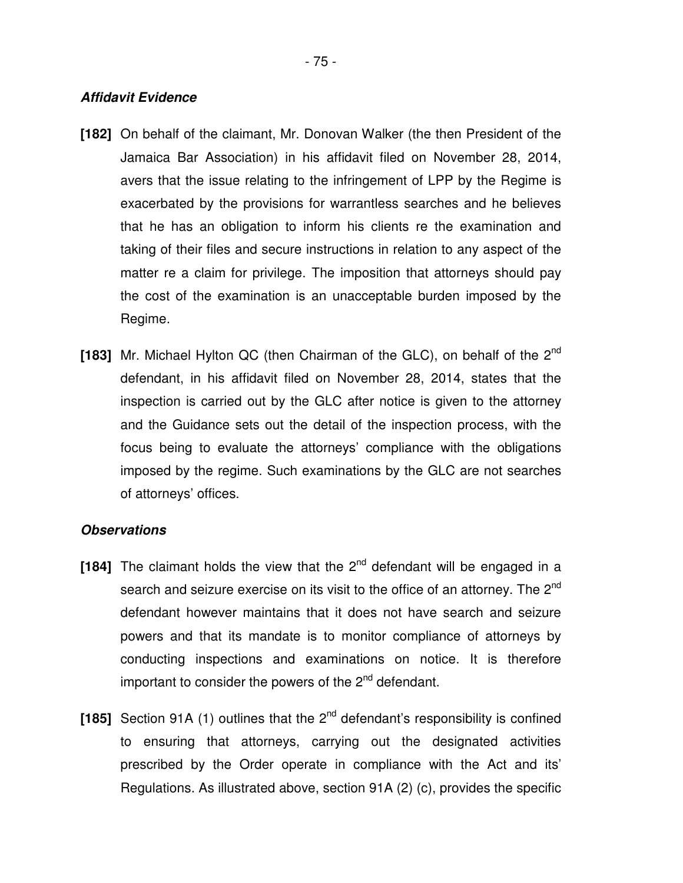***Affidavit Evidence***

**[182]** On behalf of the claimant, Mr. Donovan Walker (the then President of the Jamaica Bar Association) in his affidavit filed on November 28, 2014, avers that the issue relating to the infringement of LPP by the Regime is exacerbated by the provisions for warrantless searches and he believes that he has an obligation to inform his clients re the examination and taking of their files and secure instructions in relation to any aspect of the matter re a claim for privilege. The imposition that attorneys should pay the cost of the examination is an unacceptable burden imposed by the Regime.

**[183]** Mr. Michael Hylton QC (then Chairman of the GLC), on behalf of the 2nd defendant, in his affidavit filed on November 28, 2014, states that the inspection is carried out by the GLC after notice is given to the attorney and the Guidance sets out the detail of the inspection process, with the focus being to evaluate the attorneys' compliance with the obligations imposed by the regime. Such examinations by the GLC are not searches of attorneys' offices.

***Observations***

**[184]** The claimant holds the view that the 2nd defendant will be engaged in a search and seizure exercise on its visit to the office of an attorney. The 2nd defendant however maintains that it does not have search and seizure powers and that its mandate is to monitor compliance of attorneys by conducting inspections and examinations on notice. It is therefore important to consider the powers of the 2nd defendant.

**[185]** Section 91A (1) outlines that the 2nd defendant's responsibility is confined to ensuring that attorneys, carrying out the designated activities prescribed by the Order operate in compliance with the Act and its' Regulations. As illustrated above, section 91A (2) (c), provides the specific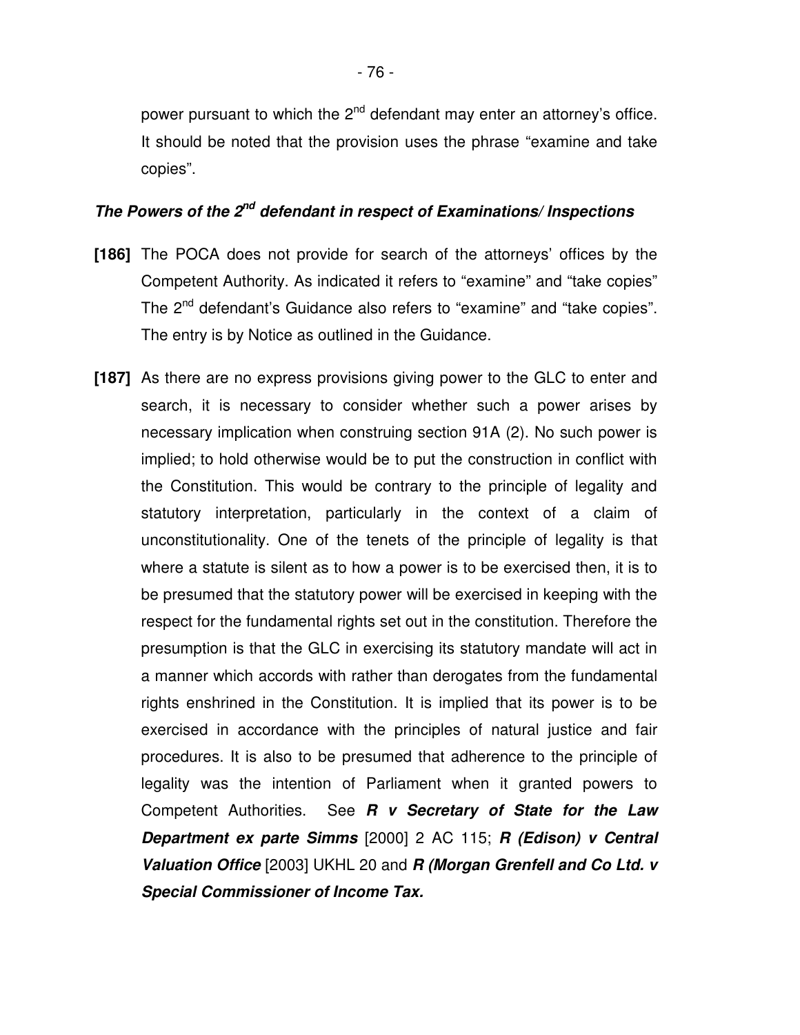power pursuant to which the 2nd defendant may enter an attorney's office. It should be noted that the provision uses the phrase "examine and take copies".

### ***The Powers of the 2nd defendant in respect of Examinations/ Inspections***

**[186]** The POCA does not provide for search of the attorneys' offices by the Competent Authority. As indicated it refers to "examine" and "take copies" The 2nd defendant's Guidance also refers to "examine" and "take copies". The entry is by Notice as outlined in the Guidance.

**[187]** As there are no express provisions giving power to the GLC to enter and search, it is necessary to consider whether such a power arises by necessary implication when construing section 91A (2). No such power is implied; to hold otherwise would be to put the construction in conflict with the Constitution. This would be contrary to the principle of legality and statutory interpretation, particularly in the context of a claim of unconstitutionality. One of the tenets of the principle of legality is that where a statute is silent as to how a power is to be exercised then, it is to be presumed that the statutory power will be exercised in keeping with the respect for the fundamental rights set out in the constitution. Therefore the presumption is that the GLC in exercising its statutory mandate will act in a manner which accords with rather than derogates from the fundamental rights enshrined in the Constitution. It is implied that its power is to be exercised in accordance with the principles of natural justice and fair procedures. It is also to be presumed that adherence to the principle of legality was the intention of Parliament when it granted powers to Competent Authorities. See ***R v Secretary of State for the Law Department ex parte Simms*** [2000] 2 AC 115; ***R (Edison) v Central Valuation Office*** [2003] UKHL 20 and ***R (Morgan Grenfell and Co Ltd. v Special Commissioner of Income Tax.***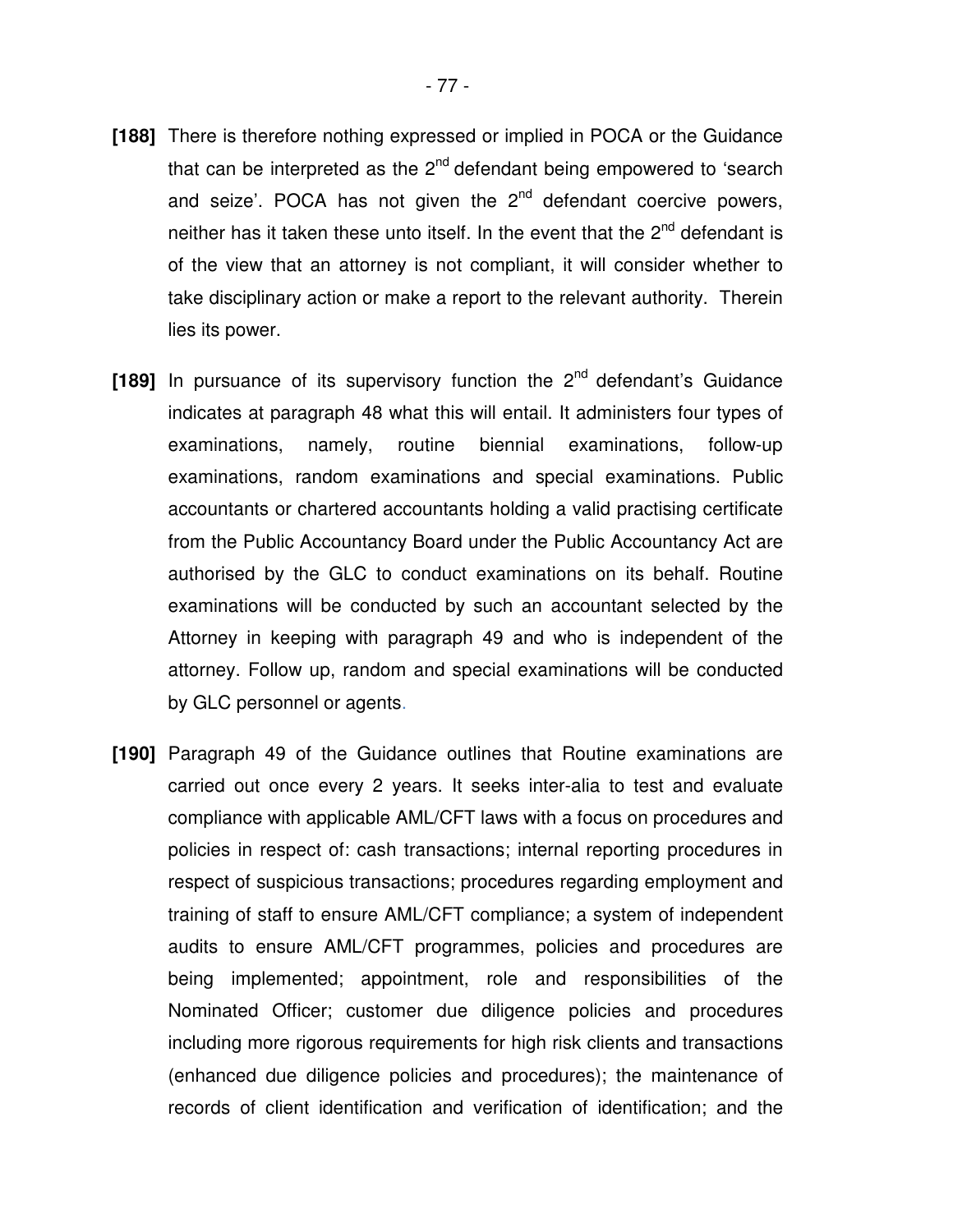**[188]** There is therefore nothing expressed or implied in POCA or the Guidance that can be interpreted as the 2nd defendant being empowered to 'search and seize'. POCA has not given the 2nd defendant coercive powers, neither has it taken these unto itself. In the event that the 2nd defendant is of the view that an attorney is not compliant, it will consider whether to take disciplinary action or make a report to the relevant authority. Therein lies its power.

**[189]** In pursuance of its supervisory function the 2nd defendant's Guidance indicates at paragraph 48 what this will entail. It administers four types of examinations, namely, routine biennial examinations, follow-up examinations, random examinations and special examinations. Public accountants or chartered accountants holding a valid practising certificate from the Public Accountancy Board under the Public Accountancy Act are authorised by the GLC to conduct examinations on its behalf. Routine examinations will be conducted by such an accountant selected by the Attorney in keeping with paragraph 49 and who is independent of the attorney. Follow up, random and special examinations will be conducted by GLC personnel or agents.

**[190]** Paragraph 49 of the Guidance outlines that Routine examinations are carried out once every 2 years. It seeks inter-alia to test and evaluate compliance with applicable AML/CFT laws with a focus on procedures and policies in respect of: cash transactions; internal reporting procedures in respect of suspicious transactions; procedures regarding employment and training of staff to ensure AML/CFT compliance; a system of independent audits to ensure AML/CFT programmes, policies and procedures are being implemented; appointment, role and responsibilities of the Nominated Officer; customer due diligence policies and procedures including more rigorous requirements for high risk clients and transactions (enhanced due diligence policies and procedures); the maintenance of records of client identification and verification of identification; and the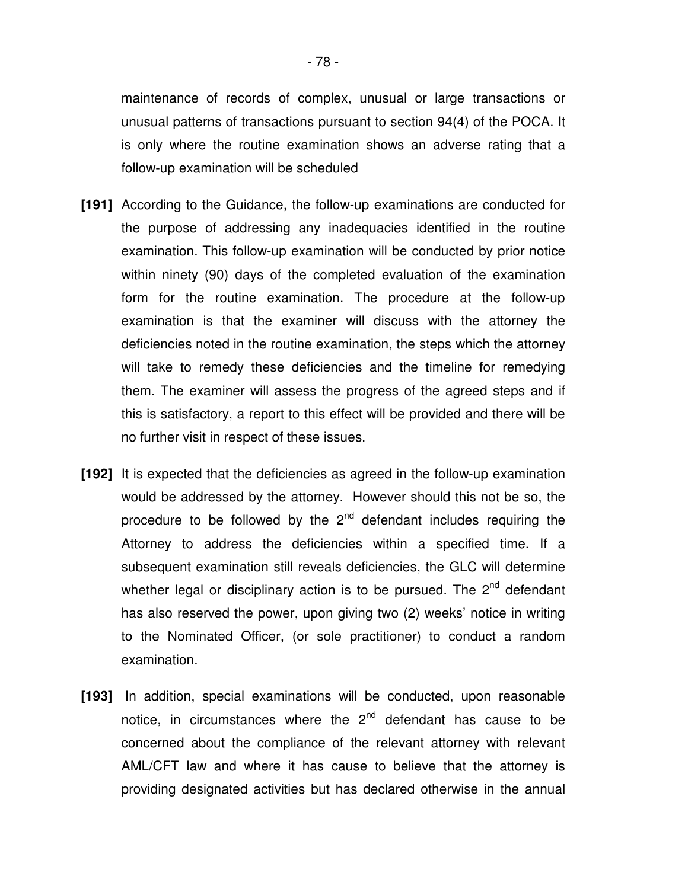maintenance of records of complex, unusual or large transactions or unusual patterns of transactions pursuant to section 94(4) of the POCA. It is only where the routine examination shows an adverse rating that a follow-up examination will be scheduled

**[191]** According to the Guidance, the follow-up examinations are conducted for the purpose of addressing any inadequacies identified in the routine examination. This follow-up examination will be conducted by prior notice within ninety (90) days of the completed evaluation of the examination form for the routine examination. The procedure at the follow-up examination is that the examiner will discuss with the attorney the deficiencies noted in the routine examination, the steps which the attorney will take to remedy these deficiencies and the timeline for remedying them. The examiner will assess the progress of the agreed steps and if this is satisfactory, a report to this effect will be provided and there will be no further visit in respect of these issues.

**[192]** It is expected that the deficiencies as agreed in the follow-up examination would be addressed by the attorney. However should this not be so, the procedure to be followed by the 2nd defendant includes requiring the Attorney to address the deficiencies within a specified time. If a subsequent examination still reveals deficiencies, the GLC will determine whether legal or disciplinary action is to be pursued. The 2nd defendant has also reserved the power, upon giving two (2) weeks' notice in writing to the Nominated Officer, (or sole practitioner) to conduct a random examination.

**[193]** In addition, special examinations will be conducted, upon reasonable notice, in circumstances where the 2nd defendant has cause to be concerned about the compliance of the relevant attorney with relevant AML/CFT law and where it has cause to believe that the attorney is providing designated activities but has declared otherwise in the annual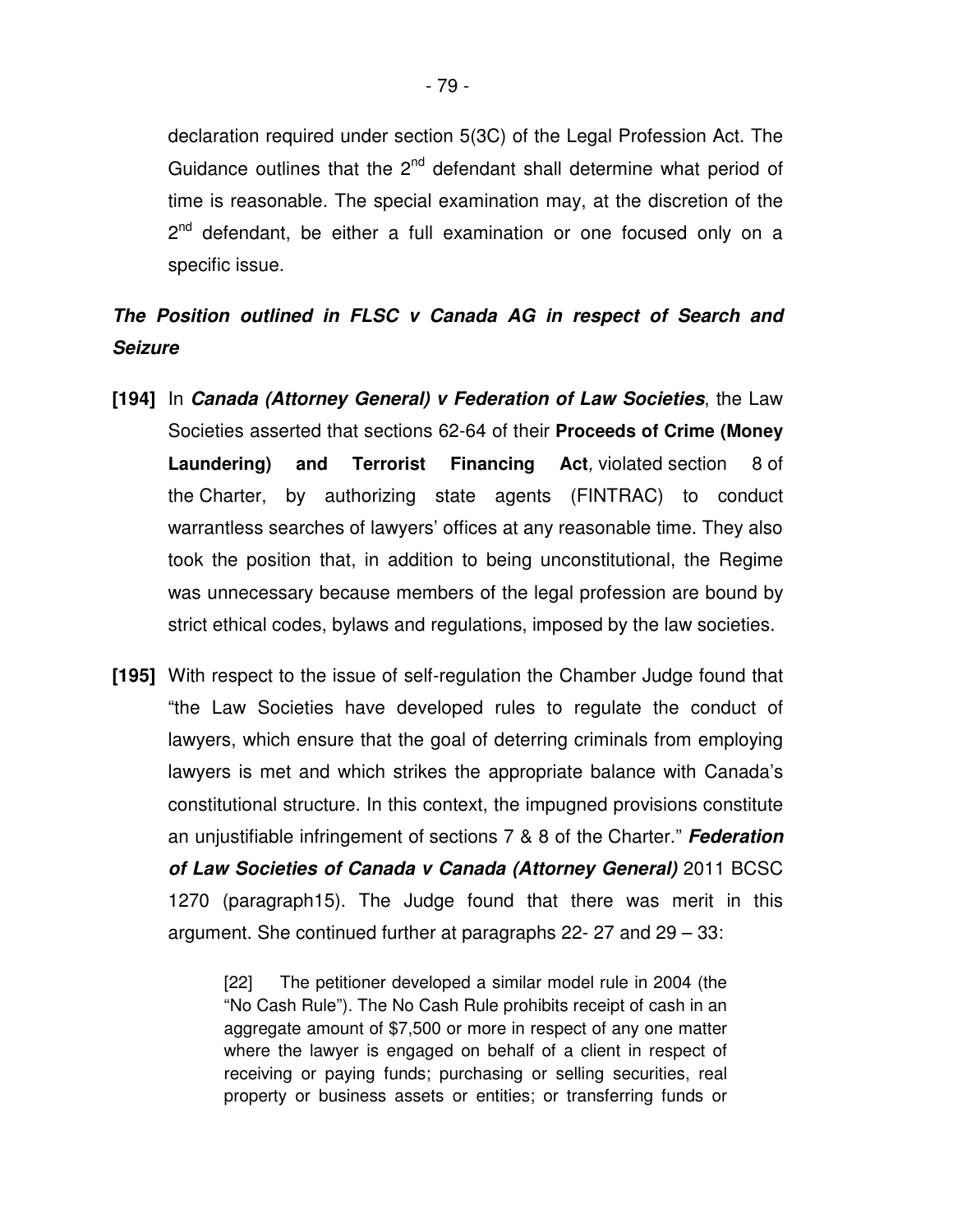declaration required under section 5(3C) of the Legal Profession Act. The Guidance outlines that the 2nd defendant shall determine what period of time is reasonable. The special examination may, at the discretion of the 2nd defendant, be either a full examination or one focused only on a specific issue.

***The Position outlined in FLSC v Canada AG in respect of Search and Seizure***

**[194]** In ***Canada (Attorney General) v Federation of Law Societies***, the Law Societies asserted that sections 62-64 of their **Proceeds of Crime (Money Laundering) and Terrorist Financing Act**, violated section 8 of the Charter, by authorizing state agents (FINTRAC) to conduct warrantless searches of lawyers' offices at any reasonable time. They also took the position that, in addition to being unconstitutional, the Regime was unnecessary because members of the legal profession are bound by strict ethical codes, bylaws and regulations, imposed by the law societies.

**[195]** With respect to the issue of self-regulation the Chamber Judge found that "the Law Societies have developed rules to regulate the conduct of lawyers, which ensure that the goal of deterring criminals from employing lawyers is met and which strikes the appropriate balance with Canada's constitutional structure. In this context, the impugned provisions constitute an unjustifiable infringement of sections 7 & 8 of the Charter." ***Federation of Law Societies of Canada v Canada (Attorney General)*** 2011 BCSC 1270 (paragraph15). The Judge found that there was merit in this argument. She continued further at paragraphs 22- 27 and 29 – 33:

> [22] The petitioner developed a similar model rule in 2004 (the "No Cash Rule"). The No Cash Rule prohibits receipt of cash in an aggregate amount of $7,500 or more in respect of any one matter where the lawyer is engaged on behalf of a client in respect of receiving or paying funds; purchasing or selling securities, real property or business assets or entities; or transferring funds or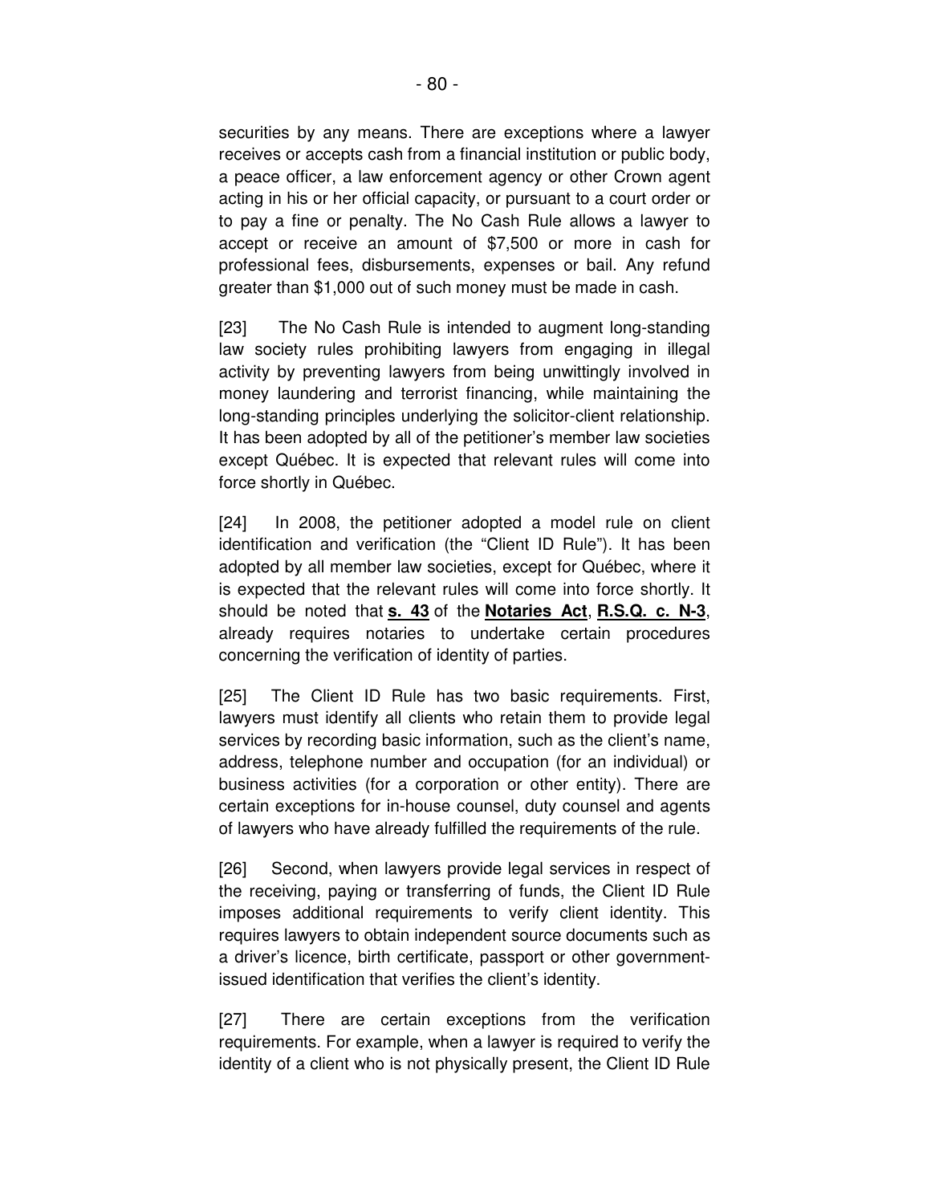securities by any means. There are exceptions where a lawyer receives or accepts cash from a financial institution or public body, a peace officer, a law enforcement agency or other Crown agent acting in his or her official capacity, or pursuant to a court order or to pay a fine or penalty. The No Cash Rule allows a lawyer to accept or receive an amount of $7,500 or more in cash for professional fees, disbursements, expenses or bail. Any refund greater than $1,000 out of such money must be made in cash.

[23] The No Cash Rule is intended to augment long-standing law society rules prohibiting lawyers from engaging in illegal activity by preventing lawyers from being unwittingly involved in money laundering and terrorist financing, while maintaining the long-standing principles underlying the solicitor-client relationship. It has been adopted by all of the petitioner's member law societies except Québec. It is expected that relevant rules will come into force shortly in Québec.

[24] In 2008, the petitioner adopted a model rule on client identification and verification (the "Client ID Rule"). It has been adopted by all member law societies, except for Québec, where it is expected that the relevant rules will come into force shortly. It should be noted that **s. 43** of the **Notaries Act**, **R.S.Q. c. N-3**, already requires notaries to undertake certain procedures concerning the verification of identity of parties.

[25] The Client ID Rule has two basic requirements. First, lawyers must identify all clients who retain them to provide legal services by recording basic information, such as the client's name, address, telephone number and occupation (for an individual) or business activities (for a corporation or other entity). There are certain exceptions for in-house counsel, duty counsel and agents of lawyers who have already fulfilled the requirements of the rule.

[26] Second, when lawyers provide legal services in respect of the receiving, paying or transferring of funds, the Client ID Rule imposes additional requirements to verify client identity. This requires lawyers to obtain independent source documents such as a driver's licence, birth certificate, passport or other government-issued identification that verifies the client's identity.

[27] There are certain exceptions from the verification requirements. For example, when a lawyer is required to verify the identity of a client who is not physically present, the Client ID Rule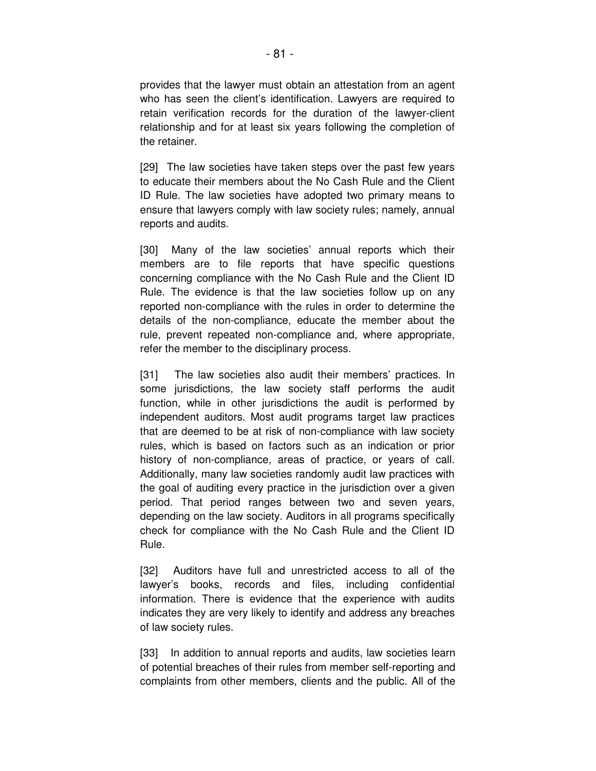provides that the lawyer must obtain an attestation from an agent who has seen the client's identification. Lawyers are required to retain verification records for the duration of the lawyer-client relationship and for at least six years following the completion of the retainer.

[29] The law societies have taken steps over the past few years to educate their members about the No Cash Rule and the Client ID Rule. The law societies have adopted two primary means to ensure that lawyers comply with law society rules; namely, annual reports and audits.

[30] Many of the law societies' annual reports which their members are to file reports that have specific questions concerning compliance with the No Cash Rule and the Client ID Rule. The evidence is that the law societies follow up on any reported non-compliance with the rules in order to determine the details of the non-compliance, educate the member about the rule, prevent repeated non-compliance and, where appropriate, refer the member to the disciplinary process.

[31] The law societies also audit their members' practices. In some jurisdictions, the law society staff performs the audit function, while in other jurisdictions the audit is performed by independent auditors. Most audit programs target law practices that are deemed to be at risk of non-compliance with law society rules, which is based on factors such as an indication or prior history of non-compliance, areas of practice, or years of call. Additionally, many law societies randomly audit law practices with the goal of auditing every practice in the jurisdiction over a given period. That period ranges between two and seven years, depending on the law society. Auditors in all programs specifically check for compliance with the No Cash Rule and the Client ID Rule.

[32] Auditors have full and unrestricted access to all of the lawyer's books, records and files, including confidential information. There is evidence that the experience with audits indicates they are very likely to identify and address any breaches of law society rules.

[33] In addition to annual reports and audits, law societies learn of potential breaches of their rules from member self-reporting and complaints from other members, clients and the public. All of the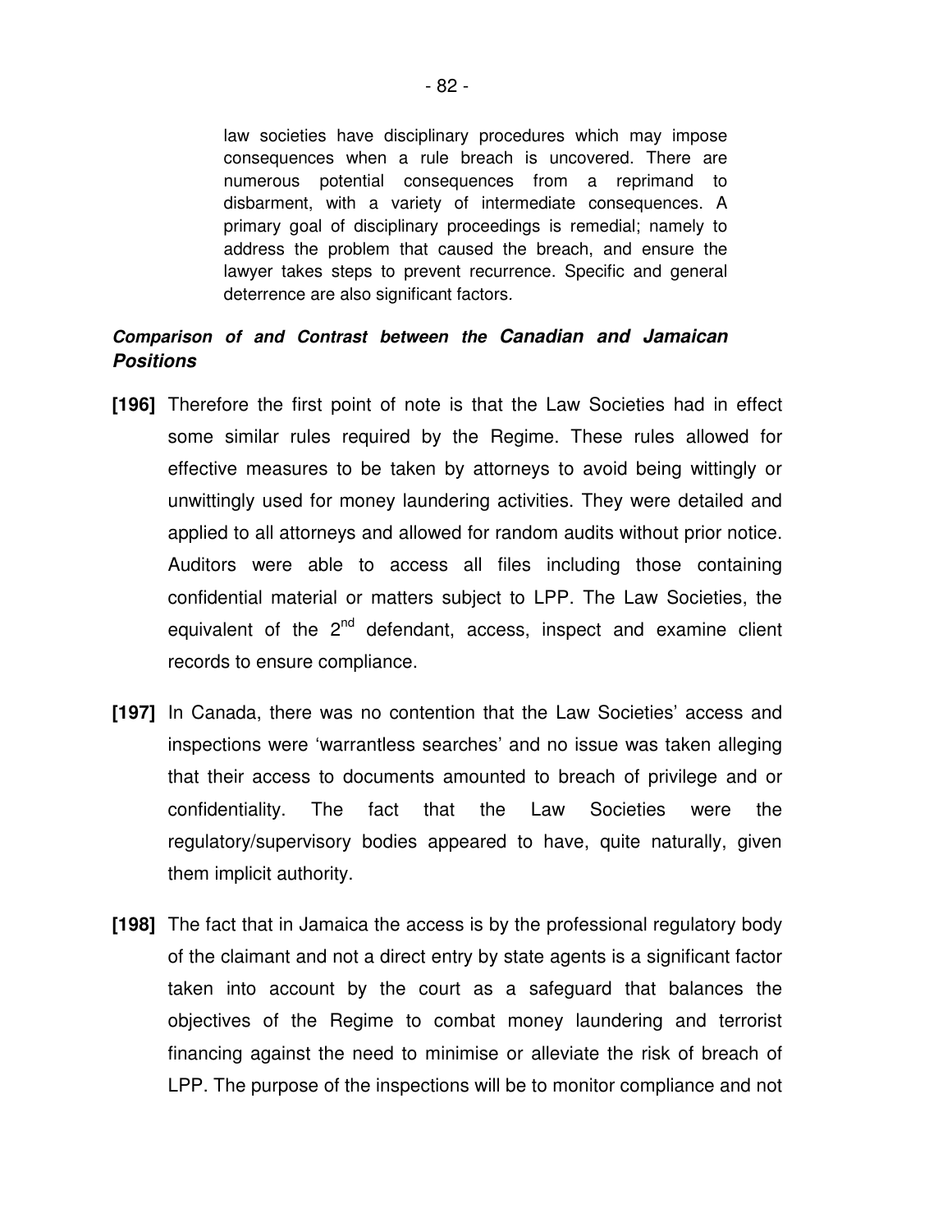> law societies have disciplinary procedures which may impose consequences when a rule breach is uncovered. There are numerous potential consequences from a reprimand to disbarment, with a variety of intermediate consequences. A primary goal of disciplinary proceedings is remedial; namely to address the problem that caused the breach, and ensure the lawyer takes steps to prevent recurrence. Specific and general deterrence are also significant factors.

***Comparison of and Contrast between the Canadian and Jamaican Positions***

**[196]** Therefore the first point of note is that the Law Societies had in effect some similar rules required by the Regime. These rules allowed for effective measures to be taken by attorneys to avoid being wittingly or unwittingly used for money laundering activities. They were detailed and applied to all attorneys and allowed for random audits without prior notice. Auditors were able to access all files including those containing confidential material or matters subject to LPP. The Law Societies, the equivalent of the 2nd defendant, access, inspect and examine client records to ensure compliance.

**[197]** In Canada, there was no contention that the Law Societies' access and inspections were 'warrantless searches' and no issue was taken alleging that their access to documents amounted to breach of privilege and or confidentiality. The fact that the Law Societies were the regulatory/supervisory bodies appeared to have, quite naturally, given them implicit authority.

**[198]** The fact that in Jamaica the access is by the professional regulatory body of the claimant and not a direct entry by state agents is a significant factor taken into account by the court as a safeguard that balances the objectives of the Regime to combat money laundering and terrorist financing against the need to minimise or alleviate the risk of breach of LPP. The purpose of the inspections will be to monitor compliance and not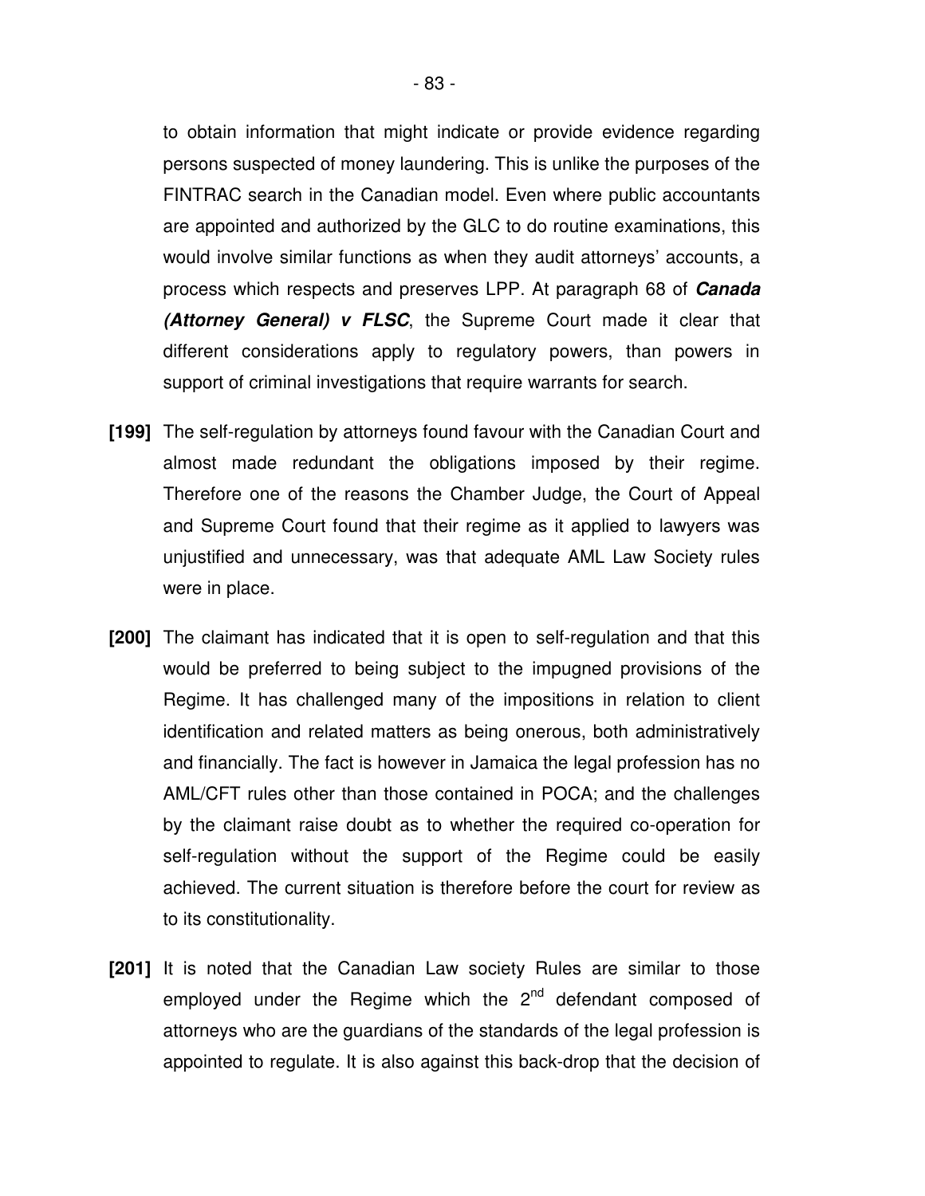to obtain information that might indicate or provide evidence regarding persons suspected of money laundering. This is unlike the purposes of the FINTRAC search in the Canadian model. Even where public accountants are appointed and authorized by the GLC to do routine examinations, this would involve similar functions as when they audit attorneys' accounts, a process which respects and preserves LPP. At paragraph 68 of ***Canada (Attorney General) v FLSC***, the Supreme Court made it clear that different considerations apply to regulatory powers, than powers in support of criminal investigations that require warrants for search.

**[199]** The self-regulation by attorneys found favour with the Canadian Court and almost made redundant the obligations imposed by their regime. Therefore one of the reasons the Chamber Judge, the Court of Appeal and Supreme Court found that their regime as it applied to lawyers was unjustified and unnecessary, was that adequate AML Law Society rules were in place.

**[200]** The claimant has indicated that it is open to self-regulation and that this would be preferred to being subject to the impugned provisions of the Regime. It has challenged many of the impositions in relation to client identification and related matters as being onerous, both administratively and financially. The fact is however in Jamaica the legal profession has no AML/CFT rules other than those contained in POCA; and the challenges by the claimant raise doubt as to whether the required co-operation for self-regulation without the support of the Regime could be easily achieved. The current situation is therefore before the court for review as to its constitutionality.

**[201]** It is noted that the Canadian Law society Rules are similar to those employed under the Regime which the 2nd defendant composed of attorneys who are the guardians of the standards of the legal profession is appointed to regulate. It is also against this back-drop that the decision of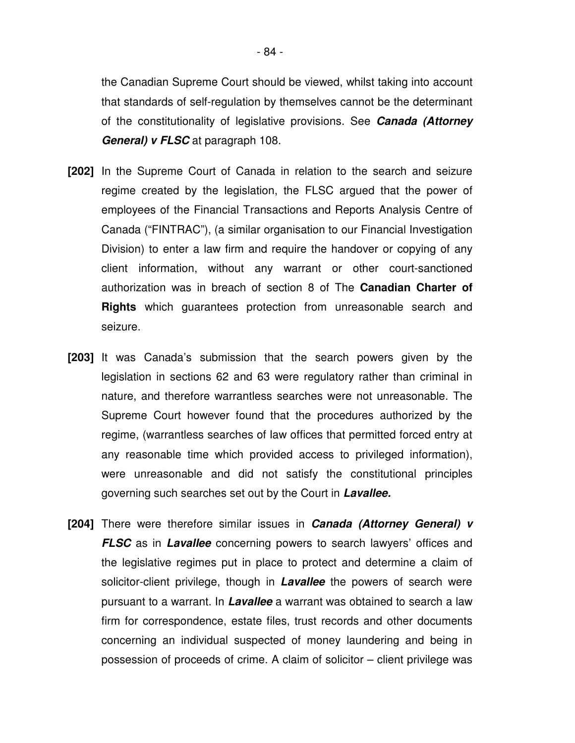the Canadian Supreme Court should be viewed, whilst taking into account that standards of self-regulation by themselves cannot be the determinant of the constitutionality of legislative provisions. See ***Canada (Attorney General) v FLSC*** at paragraph 108.

**[202]** In the Supreme Court of Canada in relation to the search and seizure regime created by the legislation, the FLSC argued that the power of employees of the Financial Transactions and Reports Analysis Centre of Canada ("FINTRAC"), (a similar organisation to our Financial Investigation Division) to enter a law firm and require the handover or copying of any client information, without any warrant or other court-sanctioned authorization was in breach of section 8 of The **Canadian Charter of Rights** which guarantees protection from unreasonable search and seizure.

**[203]** It was Canada's submission that the search powers given by the legislation in sections 62 and 63 were regulatory rather than criminal in nature, and therefore warrantless searches were not unreasonable. The Supreme Court however found that the procedures authorized by the regime, (warrantless searches of law offices that permitted forced entry at any reasonable time which provided access to privileged information), were unreasonable and did not satisfy the constitutional principles governing such searches set out by the Court in ***Lavallee.***

**[204]** There were therefore similar issues in ***Canada (Attorney General) v FLSC*** as in ***Lavallee*** concerning powers to search lawyers' offices and the legislative regimes put in place to protect and determine a claim of solicitor-client privilege, though in ***Lavallee*** the powers of search were pursuant to a warrant. In ***Lavallee*** a warrant was obtained to search a law firm for correspondence, estate files, trust records and other documents concerning an individual suspected of money laundering and being in possession of proceeds of crime. A claim of solicitor – client privilege was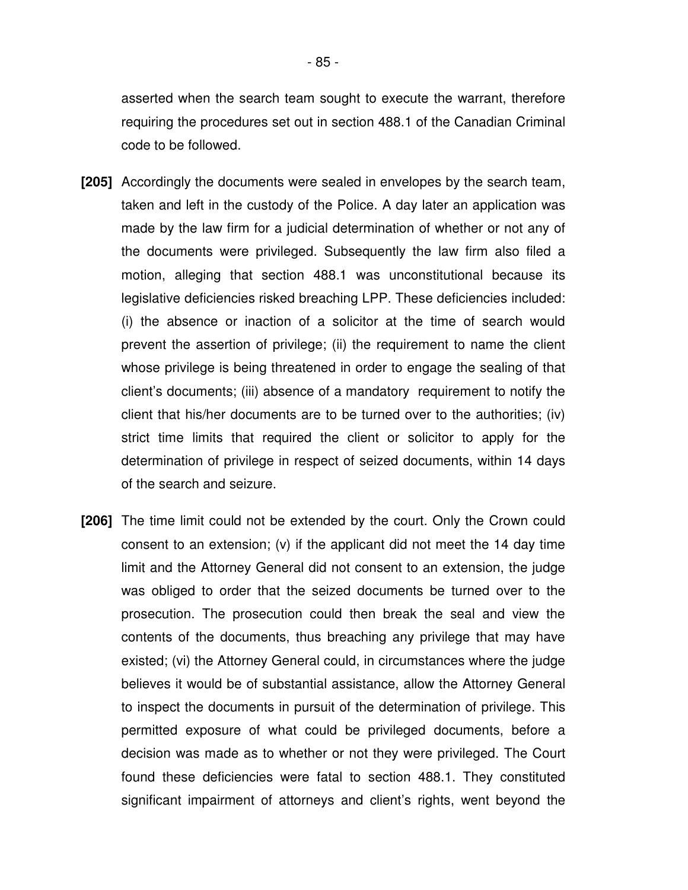asserted when the search team sought to execute the warrant, therefore requiring the procedures set out in section 488.1 of the Canadian Criminal code to be followed.

**[205]** Accordingly the documents were sealed in envelopes by the search team, taken and left in the custody of the Police. A day later an application was made by the law firm for a judicial determination of whether or not any of the documents were privileged. Subsequently the law firm also filed a motion, alleging that section 488.1 was unconstitutional because its legislative deficiencies risked breaching LPP. These deficiencies included: (i) the absence or inaction of a solicitor at the time of search would prevent the assertion of privilege; (ii) the requirement to name the client whose privilege is being threatened in order to engage the sealing of that client's documents; (iii) absence of a mandatory requirement to notify the client that his/her documents are to be turned over to the authorities; (iv) strict time limits that required the client or solicitor to apply for the determination of privilege in respect of seized documents, within 14 days of the search and seizure.

**[206]** The time limit could not be extended by the court. Only the Crown could consent to an extension; (v) if the applicant did not meet the 14 day time limit and the Attorney General did not consent to an extension, the judge was obliged to order that the seized documents be turned over to the prosecution. The prosecution could then break the seal and view the contents of the documents, thus breaching any privilege that may have existed; (vi) the Attorney General could, in circumstances where the judge believes it would be of substantial assistance, allow the Attorney General to inspect the documents in pursuit of the determination of privilege. This permitted exposure of what could be privileged documents, before a decision was made as to whether or not they were privileged. The Court found these deficiencies were fatal to section 488.1. They constituted significant impairment of attorneys and client's rights, went beyond the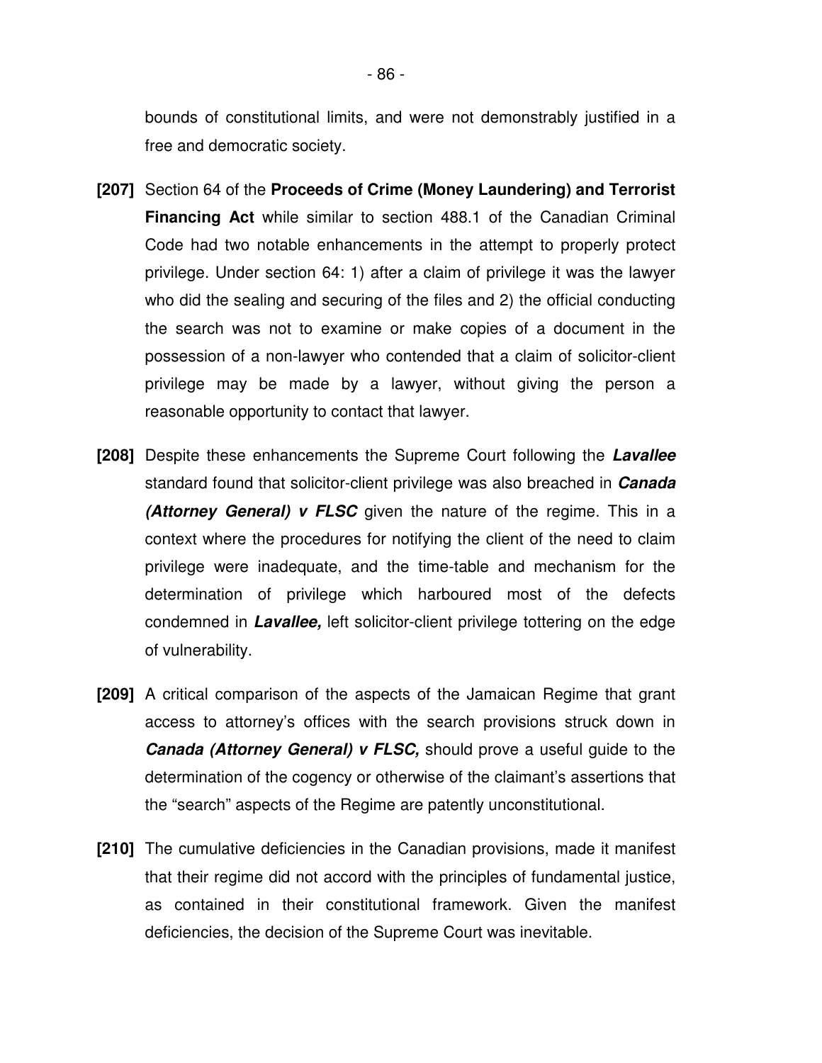bounds of constitutional limits, and were not demonstrably justified in a free and democratic society.

**[207]** Section 64 of the **Proceeds of Crime (Money Laundering) and Terrorist Financing Act** while similar to section 488.1 of the Canadian Criminal Code had two notable enhancements in the attempt to properly protect privilege. Under section 64: 1) after a claim of privilege it was the lawyer who did the sealing and securing of the files and 2) the official conducting the search was not to examine or make copies of a document in the possession of a non-lawyer who contended that a claim of solicitor-client privilege may be made by a lawyer, without giving the person a reasonable opportunity to contact that lawyer.

**[208]** Despite these enhancements the Supreme Court following the ***Lavallee*** standard found that solicitor-client privilege was also breached in ***Canada (Attorney General) v FLSC*** given the nature of the regime. This in a context where the procedures for notifying the client of the need to claim privilege were inadequate, and the time-table and mechanism for the determination of privilege which harboured most of the defects condemned in ***Lavallee,*** left solicitor-client privilege tottering on the edge of vulnerability.

**[209]** A critical comparison of the aspects of the Jamaican Regime that grant access to attorney's offices with the search provisions struck down in ***Canada (Attorney General) v FLSC,*** should prove a useful guide to the determination of the cogency or otherwise of the claimant's assertions that the "search" aspects of the Regime are patently unconstitutional.

**[210]** The cumulative deficiencies in the Canadian provisions, made it manifest that their regime did not accord with the principles of fundamental justice, as contained in their constitutional framework. Given the manifest deficiencies, the decision of the Supreme Court was inevitable.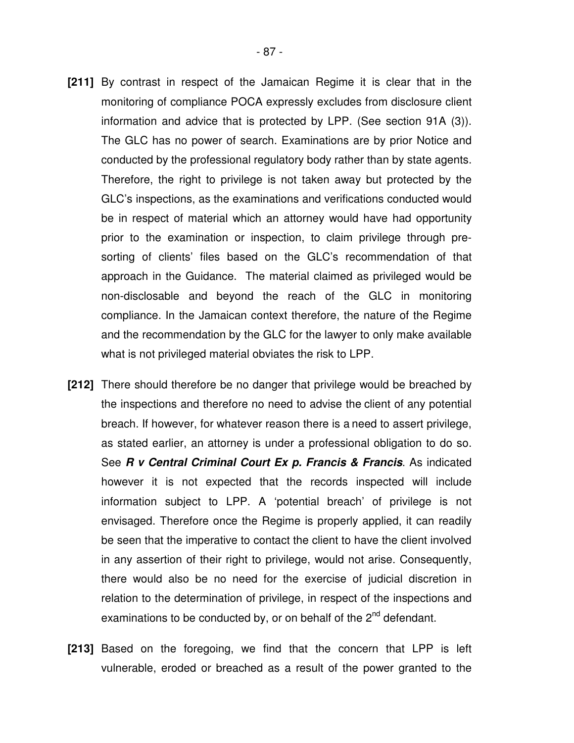**[211]** By contrast in respect of the Jamaican Regime it is clear that in the monitoring of compliance POCA expressly excludes from disclosure client information and advice that is protected by LPP. (See section 91A (3)). The GLC has no power of search. Examinations are by prior Notice and conducted by the professional regulatory body rather than by state agents. Therefore, the right to privilege is not taken away but protected by the GLC's inspections, as the examinations and verifications conducted would be in respect of material which an attorney would have had opportunity prior to the examination or inspection, to claim privilege through pre-sorting of clients' files based on the GLC's recommendation of that approach in the Guidance. The material claimed as privileged would be non-disclosable and beyond the reach of the GLC in monitoring compliance. In the Jamaican context therefore, the nature of the Regime and the recommendation by the GLC for the lawyer to only make available what is not privileged material obviates the risk to LPP.

**[212]** There should therefore be no danger that privilege would be breached by the inspections and therefore no need to advise the client of any potential breach. If however, for whatever reason there is a need to assert privilege, as stated earlier, an attorney is under a professional obligation to do so. See ***R v Central Criminal Court Ex p. Francis & Francis***. As indicated however it is not expected that the records inspected will include information subject to LPP. A 'potential breach' of privilege is not envisaged. Therefore once the Regime is properly applied, it can readily be seen that the imperative to contact the client to have the client involved in any assertion of their right to privilege, would not arise. Consequently, there would also be no need for the exercise of judicial discretion in relation to the determination of privilege, in respect of the inspections and examinations to be conducted by, or on behalf of the 2nd defendant.

**[213]** Based on the foregoing, we find that the concern that LPP is left vulnerable, eroded or breached as a result of the power granted to the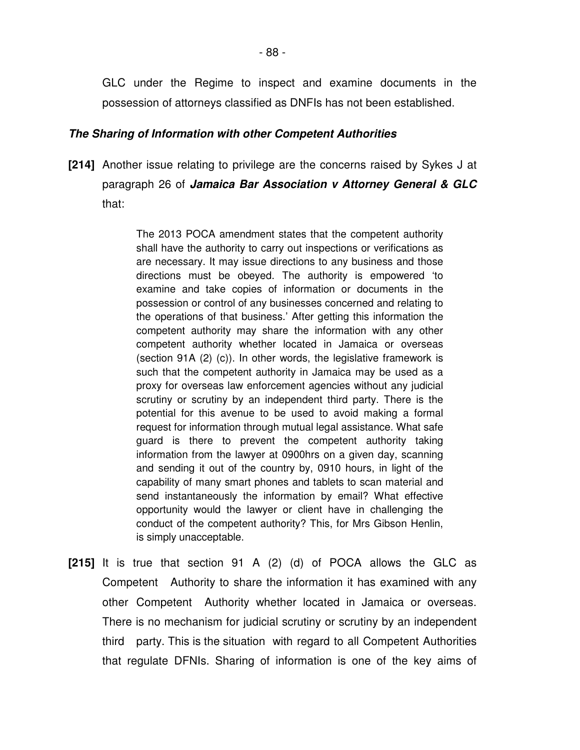GLC under the Regime to inspect and examine documents in the possession of attorneys classified as DNFIs has not been established.

### ***The Sharing of Information with other Competent Authorities***

**[214]** Another issue relating to privilege are the concerns raised by Sykes J at paragraph 26 of ***Jamaica Bar Association v Attorney General & GLC*** that:

> The 2013 POCA amendment states that the competent authority shall have the authority to carry out inspections or verifications as are necessary. It may issue directions to any business and those directions must be obeyed. The authority is empowered 'to examine and take copies of information or documents in the possession or control of any businesses concerned and relating to the operations of that business.' After getting this information the competent authority may share the information with any other competent authority whether located in Jamaica or overseas (section 91A (2) (c)). In other words, the legislative framework is such that the competent authority in Jamaica may be used as a proxy for overseas law enforcement agencies without any judicial scrutiny or scrutiny by an independent third party. There is the potential for this avenue to be used to avoid making a formal request for information through mutual legal assistance. What safe guard is there to prevent the competent authority taking information from the lawyer at 0900hrs on a given day, scanning and sending it out of the country by, 0910 hours, in light of the capability of many smart phones and tablets to scan material and send instantaneously the information by email? What effective opportunity would the lawyer or client have in challenging the conduct of the competent authority? This, for Mrs Gibson Henlin, is simply unacceptable.

**[215]** It is true that section 91 A (2) (d) of POCA allows the GLC as Competent Authority to share the information it has examined with any other Competent Authority whether located in Jamaica or overseas. There is no mechanism for judicial scrutiny or scrutiny by an independent third party. This is the situation with regard to all Competent Authorities that regulate DFNIs. Sharing of information is one of the key aims of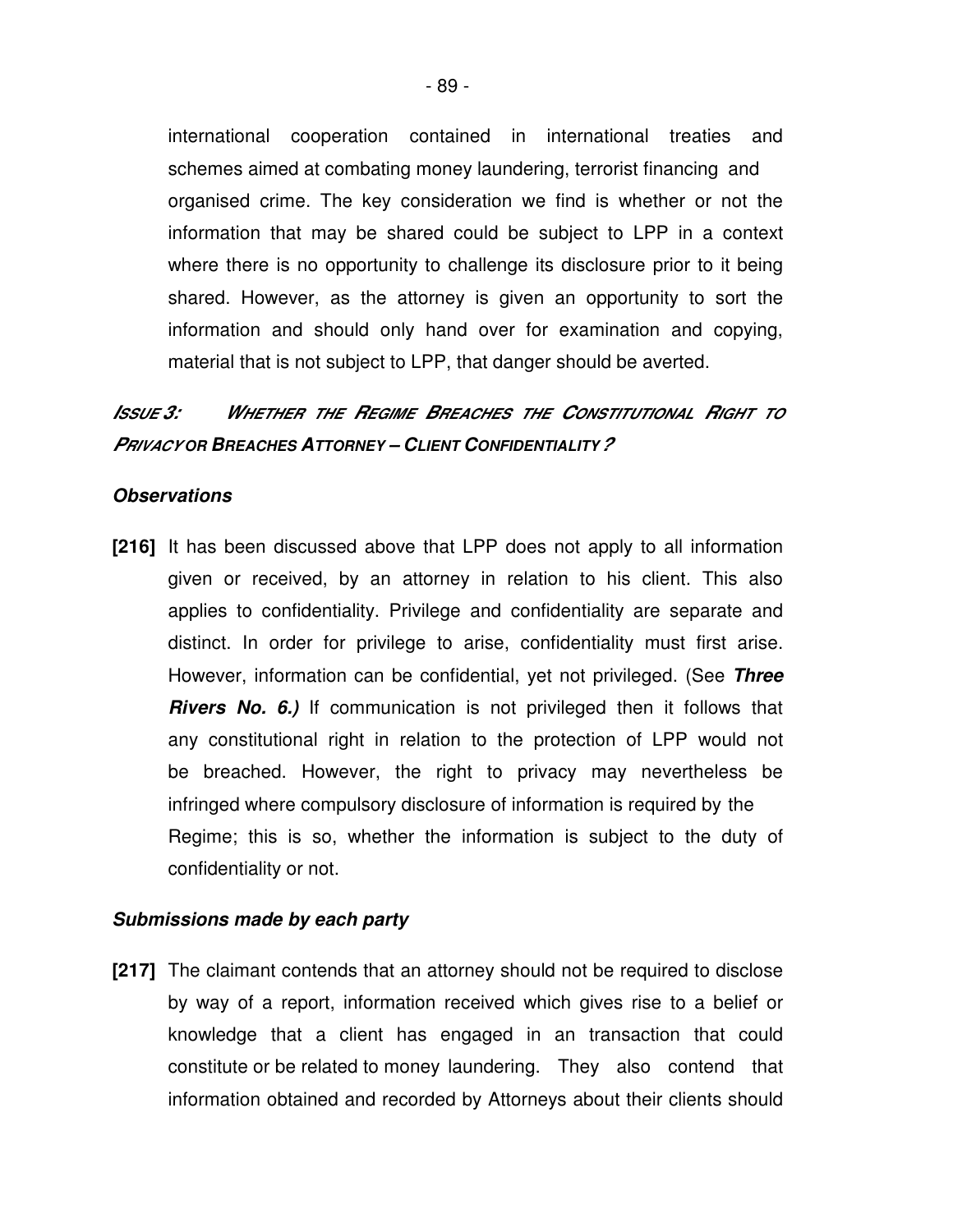international cooperation contained in international treaties and schemes aimed at combating money laundering, terrorist financing and organised crime. The key consideration we find is whether or not the information that may be shared could be subject to LPP in a context where there is no opportunity to challenge its disclosure prior to it being shared. However, as the attorney is given an opportunity to sort the information and should only hand over for examination and copying, material that is not subject to LPP, that danger should be averted.

### *ISSUE 3: WHETHER THE REGIME BREACHES THE CONSTITUTIONAL RIGHT TO PRIVACY OR BREACHES ATTORNEY – CLIENT CONFIDENTIALITY?*

***Observations***

**[216]** It has been discussed above that LPP does not apply to all information given or received, by an attorney in relation to his client. This also applies to confidentiality. Privilege and confidentiality are separate and distinct. In order for privilege to arise, confidentiality must first arise. However, information can be confidential, yet not privileged. (See ***Three Rivers No. 6.)*** If communication is not privileged then it follows that any constitutional right in relation to the protection of LPP would not be breached. However, the right to privacy may nevertheless be infringed where compulsory disclosure of information is required by the Regime; this is so, whether the information is subject to the duty of confidentiality or not.

***Submissions made by each party***

**[217]** The claimant contends that an attorney should not be required to disclose by way of a report, information received which gives rise to a belief or knowledge that a client has engaged in an transaction that could constitute or be related to money laundering. They also contend that information obtained and recorded by Attorneys about their clients should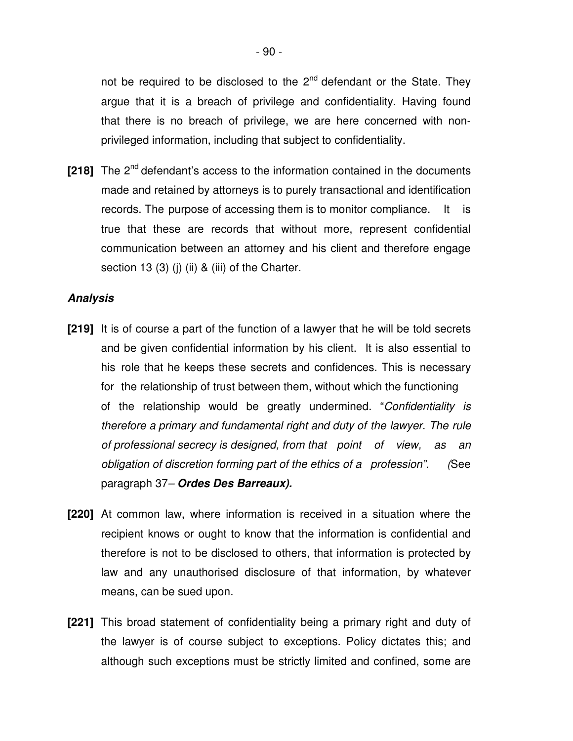not be required to be disclosed to the 2nd defendant or the State. They argue that it is a breach of privilege and confidentiality. Having found that there is no breach of privilege, we are here concerned with non-privileged information, including that subject to confidentiality.

**[218]** The 2nd defendant's access to the information contained in the documents made and retained by attorneys is to purely transactional and identification records. The purpose of accessing them is to monitor compliance. It is true that these are records that without more, represent confidential communication between an attorney and his client and therefore engage section 13 (3) (j) (ii) & (iii) of the Charter.

***Analysis***

**[219]** It is of course a part of the function of a lawyer that he will be told secrets and be given confidential information by his client. It is also essential to his role that he keeps these secrets and confidences. This is necessary for the relationship of trust between them, without which the functioning of the relationship would be greatly undermined. "*Confidentiality is therefore a primary and fundamental right and duty of the lawyer. The rule of professional secrecy is designed, from that point of view, as an obligation of discretion forming part of the ethics of a profession". (*See paragraph 37– ***Ordes Des Barreaux).***

**[220]** At common law, where information is received in a situation where the recipient knows or ought to know that the information is confidential and therefore is not to be disclosed to others, that information is protected by law and any unauthorised disclosure of that information, by whatever means, can be sued upon.

**[221]** This broad statement of confidentiality being a primary right and duty of the lawyer is of course subject to exceptions. Policy dictates this; and although such exceptions must be strictly limited and confined, some are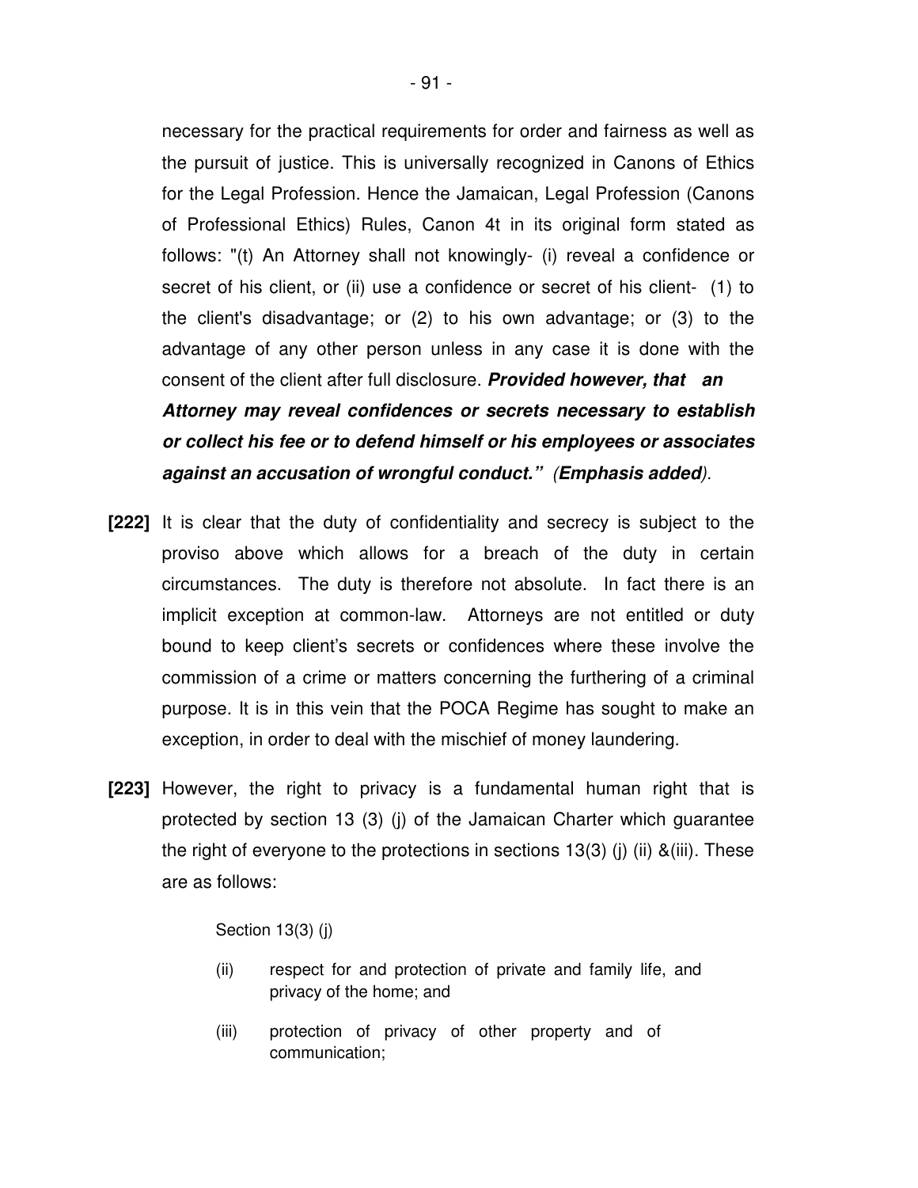necessary for the practical requirements for order and fairness as well as the pursuit of justice. This is universally recognized in Canons of Ethics for the Legal Profession. Hence the Jamaican, Legal Profession (Canons of Professional Ethics) Rules, Canon 4t in its original form stated as follows: "(t) An Attorney shall not knowingly- (i) reveal a confidence or secret of his client, or (ii) use a confidence or secret of his client- (1) to the client's disadvantage; or (2) to his own advantage; or (3) to the advantage of any other person unless in any case it is done with the consent of the client after full disclosure. ***Provided however, that an Attorney may reveal confidences or secrets necessary to establish or collect his fee or to defend himself or his employees or associates against an accusation of wrongful conduct."*** *(**Emphasis added**).*

**[222]** It is clear that the duty of confidentiality and secrecy is subject to the proviso above which allows for a breach of the duty in certain circumstances. The duty is therefore not absolute. In fact there is an implicit exception at common-law. Attorneys are not entitled or duty bound to keep client's secrets or confidences where these involve the commission of a crime or matters concerning the furthering of a criminal purpose. It is in this vein that the POCA Regime has sought to make an exception, in order to deal with the mischief of money laundering.

**[223]** However, the right to privacy is a fundamental human right that is protected by section 13 (3) (j) of the Jamaican Charter which guarantee the right of everyone to the protections in sections 13(3) (j) (ii) &(iii). These are as follows:

> Section 13(3) (j)
>
> (ii) respect for and protection of private and family life, and privacy of the home; and
>
> (iii) protection of privacy of other property and of communication;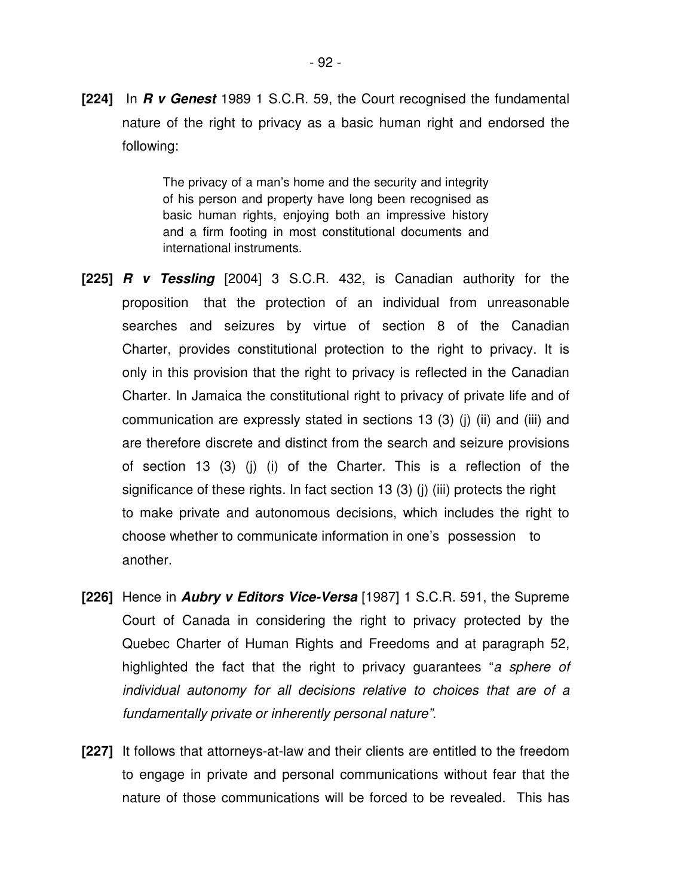**[224]** In ***R v Genest*** 1989 1 S.C.R. 59, the Court recognised the fundamental nature of the right to privacy as a basic human right and endorsed the following:

> The privacy of a man's home and the security and integrity of his person and property have long been recognised as basic human rights, enjoying both an impressive history and a firm footing in most constitutional documents and international instruments.

**[225]** ***R v Tessling*** [2004] 3 S.C.R. 432, is Canadian authority for the proposition that the protection of an individual from unreasonable searches and seizures by virtue of section 8 of the Canadian Charter, provides constitutional protection to the right to privacy. It is only in this provision that the right to privacy is reflected in the Canadian Charter. In Jamaica the constitutional right to privacy of private life and of communication are expressly stated in sections 13 (3) (j) (ii) and (iii) and are therefore discrete and distinct from the search and seizure provisions of section 13 (3) (j) (i) of the Charter. This is a reflection of the significance of these rights. In fact section 13 (3) (j) (iii) protects the right to make private and autonomous decisions, which includes the right to choose whether to communicate information in one's possession to another.

**[226]** Hence in ***Aubry v Editors Vice-Versa*** [1987] 1 S.C.R. 591, the Supreme Court of Canada in considering the right to privacy protected by the Quebec Charter of Human Rights and Freedoms and at paragraph 52, highlighted the fact that the right to privacy guarantees "*a sphere of individual autonomy for all decisions relative to choices that are of a fundamentally private or inherently personal nature".*

**[227]** It follows that attorneys-at-law and their clients are entitled to the freedom to engage in private and personal communications without fear that the nature of those communications will be forced to be revealed. This has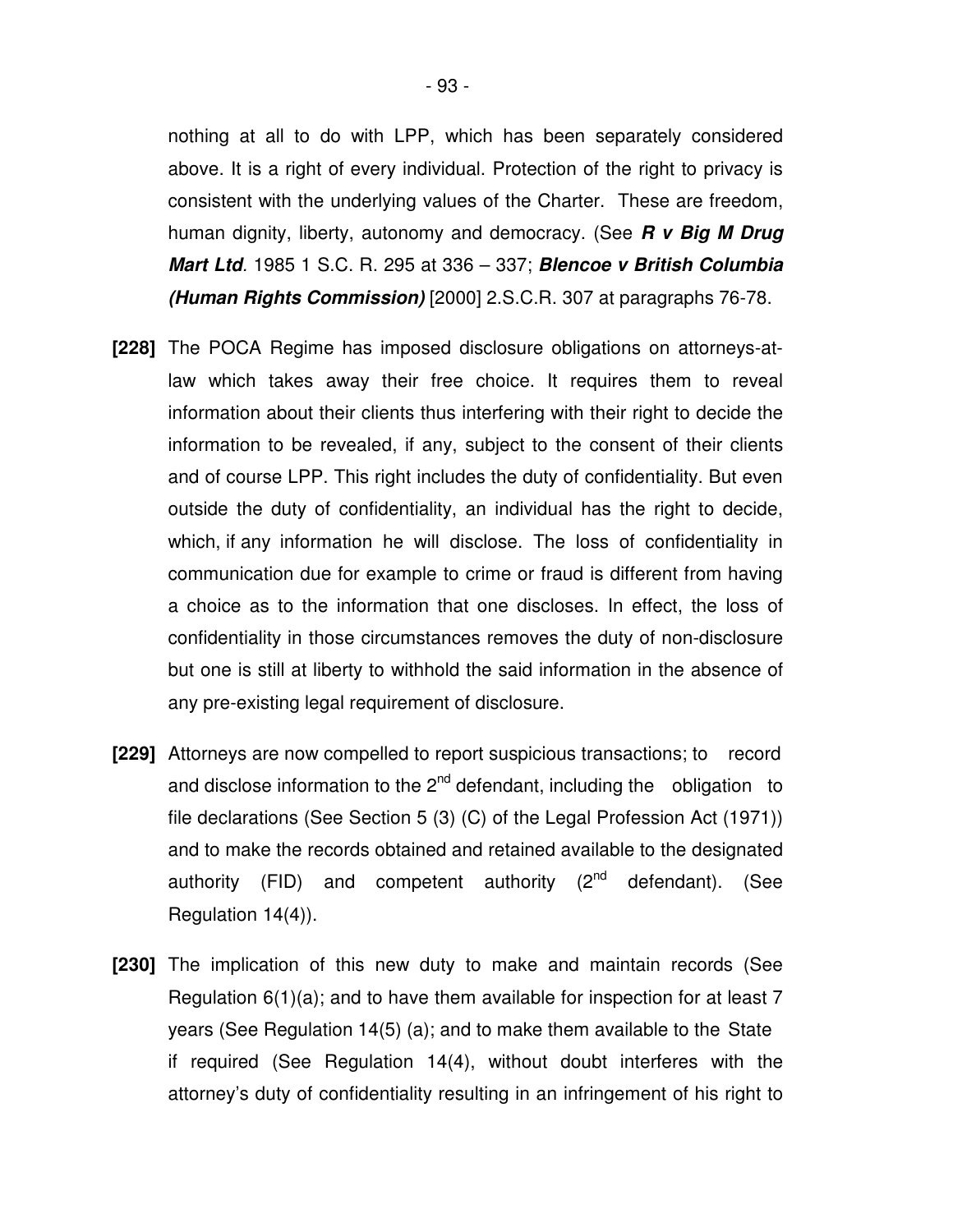nothing at all to do with LPP, which has been separately considered above. It is a right of every individual. Protection of the right to privacy is consistent with the underlying values of the Charter. These are freedom, human dignity, liberty, autonomy and democracy. (See ***R v Big M Drug Mart Ltd***. 1985 1 S.C. R. 295 at 336 – 337; ***Blencoe v British Columbia (Human Rights Commission)*** [2000] 2.S.C.R. 307 at paragraphs 76-78.

**[228]** The POCA Regime has imposed disclosure obligations on attorneys-at-law which takes away their free choice. It requires them to reveal information about their clients thus interfering with their right to decide the information to be revealed, if any, subject to the consent of their clients and of course LPP. This right includes the duty of confidentiality. But even outside the duty of confidentiality, an individual has the right to decide, which, if any information he will disclose. The loss of confidentiality in communication due for example to crime or fraud is different from having a choice as to the information that one discloses. In effect, the loss of confidentiality in those circumstances removes the duty of non-disclosure but one is still at liberty to withhold the said information in the absence of any pre-existing legal requirement of disclosure.

**[229]** Attorneys are now compelled to report suspicious transactions; to record and disclose information to the 2nd defendant, including the obligation to file declarations (See Section 5 (3) (C) of the Legal Profession Act (1971)) and to make the records obtained and retained available to the designated authority (FID) and competent authority (2nd defendant). (See Regulation 14(4)).

**[230]** The implication of this new duty to make and maintain records (See Regulation 6(1)(a); and to have them available for inspection for at least 7 years (See Regulation 14(5) (a); and to make them available to the State if required (See Regulation 14(4), without doubt interferes with the attorney's duty of confidentiality resulting in an infringement of his right to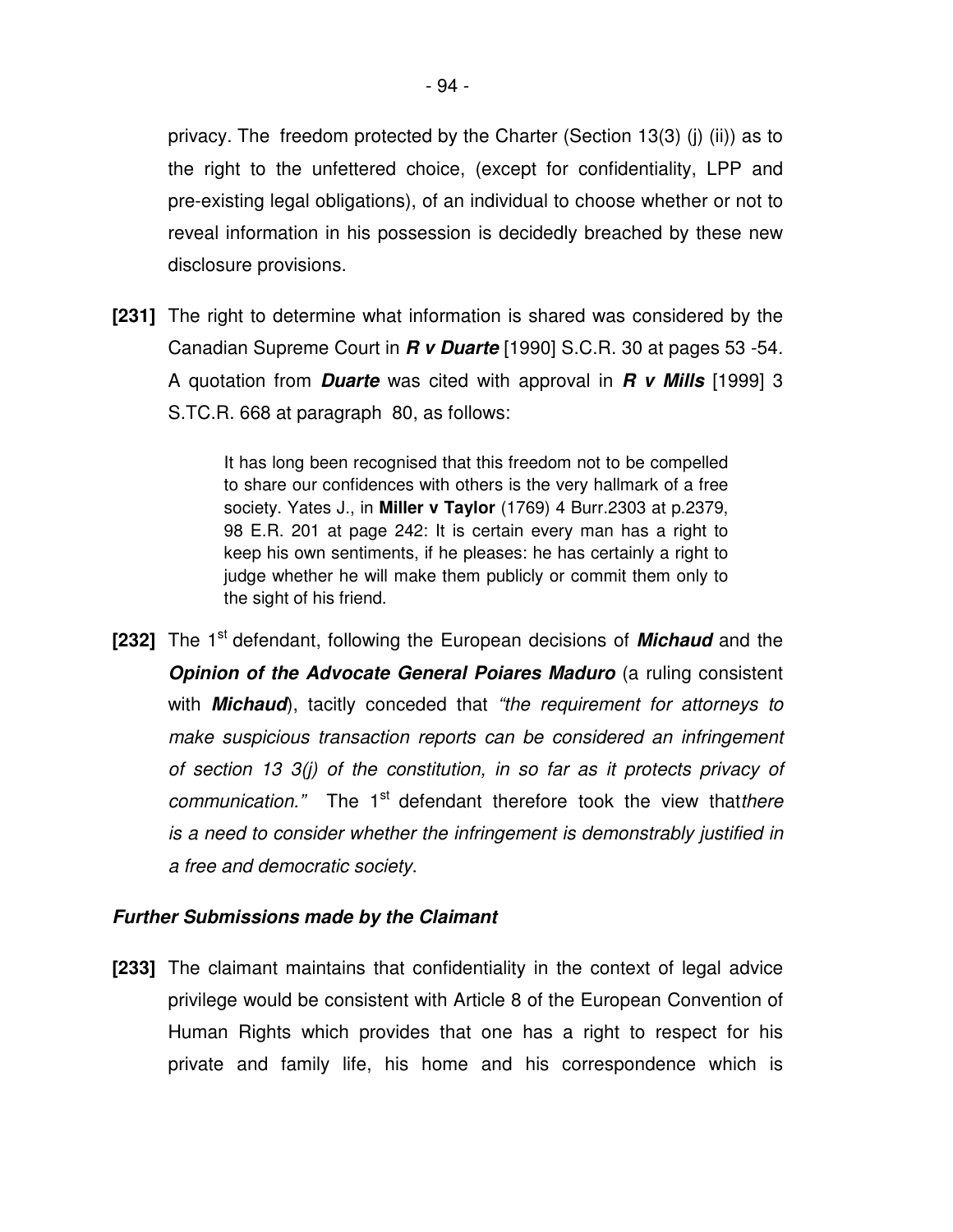privacy. The freedom protected by the Charter (Section 13(3) (j) (ii)) as to the right to the unfettered choice, (except for confidentiality, LPP and pre-existing legal obligations), of an individual to choose whether or not to reveal information in his possession is decidedly breached by these new disclosure provisions.

**[231]** The right to determine what information is shared was considered by the Canadian Supreme Court in ***R v Duarte*** [1990] S.C.R. 30 at pages 53 -54. A quotation from ***Duarte*** was cited with approval in ***R v Mills*** [1999] 3 S.TC.R. 668 at paragraph 80, as follows:

> It has long been recognised that this freedom not to be compelled to share our confidences with others is the very hallmark of a free society. Yates J., in **Miller v Taylor** (1769) 4 Burr.2303 at p.2379, 98 E.R. 201 at page 242: It is certain every man has a right to keep his own sentiments, if he pleases: he has certainly a right to judge whether he will make them publicly or commit them only to the sight of his friend.

**[232]** The 1st defendant, following the European decisions of ***Michaud*** and the ***Opinion of the Advocate General Poiares Maduro*** (a ruling consistent with ***Michaud***), tacitly conceded that *"the requirement for attorneys to make suspicious transaction reports can be considered an infringement of section 13 3(j) of the constitution, in so far as it protects privacy of communication."* The 1st defendant therefore took the view that*there is a need to consider whether the infringement is demonstrably justified in a free and democratic society*.

***Further Submissions made by the Claimant***

**[233]** The claimant maintains that confidentiality in the context of legal advice privilege would be consistent with Article 8 of the European Convention of Human Rights which provides that one has a right to respect for his private and family life, his home and his correspondence which is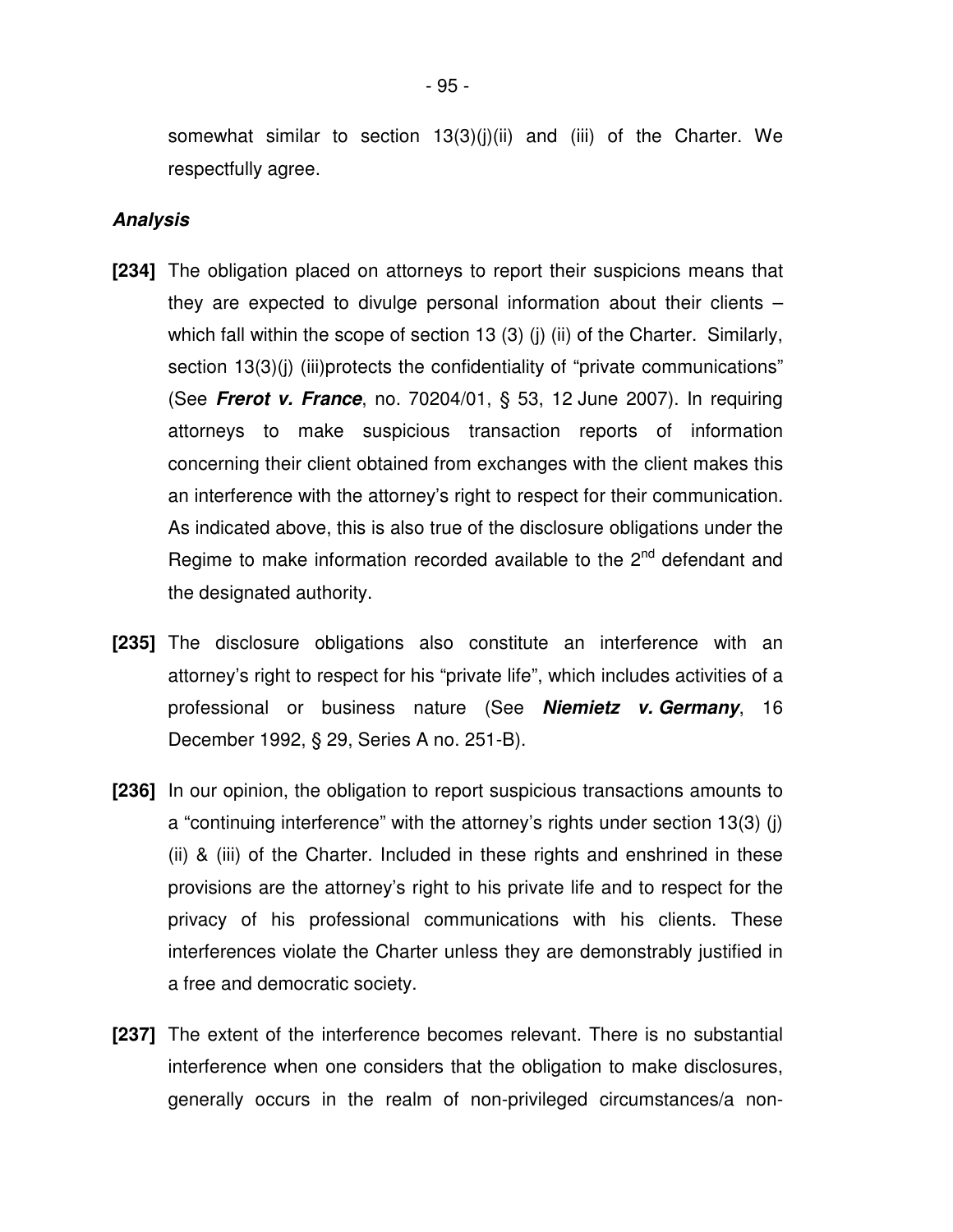somewhat similar to section 13(3)(j)(ii) and (iii) of the Charter. We respectfully agree.

***Analysis***

**[234]** The obligation placed on attorneys to report their suspicions means that they are expected to divulge personal information about their clients – which fall within the scope of section 13 (3) (j) (ii) of the Charter. Similarly, section 13(3)(j) (iii)protects the confidentiality of "private communications" (See ***Frerot v. France***, no. 70204/01, § 53, 12 June 2007). In requiring attorneys to make suspicious transaction reports of information concerning their client obtained from exchanges with the client makes this an interference with the attorney's right to respect for their communication. As indicated above, this is also true of the disclosure obligations under the Regime to make information recorded available to the 2nd defendant and the designated authority.

**[235]** The disclosure obligations also constitute an interference with an attorney's right to respect for his "private life", which includes activities of a professional or business nature (See ***Niemietz v. Germany***, 16 December 1992, § 29, Series A no. 251-B).

**[236]** In our opinion, the obligation to report suspicious transactions amounts to a "continuing interference" with the attorney's rights under section 13(3) (j) (ii) & (iii) of the Charter. Included in these rights and enshrined in these provisions are the attorney's right to his private life and to respect for the privacy of his professional communications with his clients. These interferences violate the Charter unless they are demonstrably justified in a free and democratic society.

**[237]** The extent of the interference becomes relevant. There is no substantial interference when one considers that the obligation to make disclosures, generally occurs in the realm of non-privileged circumstances/a non-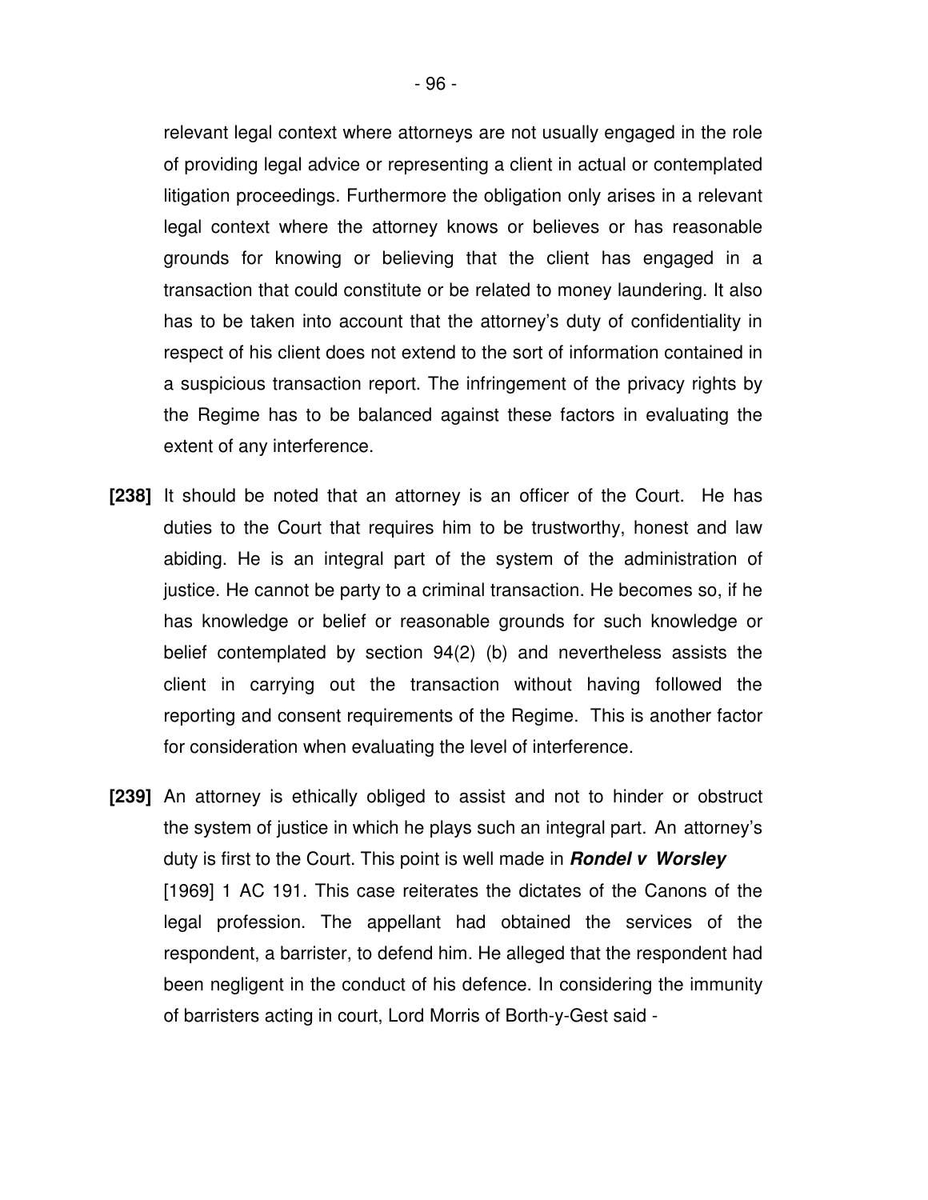relevant legal context where attorneys are not usually engaged in the role of providing legal advice or representing a client in actual or contemplated litigation proceedings. Furthermore the obligation only arises in a relevant legal context where the attorney knows or believes or has reasonable grounds for knowing or believing that the client has engaged in a transaction that could constitute or be related to money laundering. It also has to be taken into account that the attorney's duty of confidentiality in respect of his client does not extend to the sort of information contained in a suspicious transaction report. The infringement of the privacy rights by the Regime has to be balanced against these factors in evaluating the extent of any interference.

**[238]** It should be noted that an attorney is an officer of the Court. He has duties to the Court that requires him to be trustworthy, honest and law abiding. He is an integral part of the system of the administration of justice. He cannot be party to a criminal transaction. He becomes so, if he has knowledge or belief or reasonable grounds for such knowledge or belief contemplated by section 94(2) (b) and nevertheless assists the client in carrying out the transaction without having followed the reporting and consent requirements of the Regime. This is another factor for consideration when evaluating the level of interference.

**[239]** An attorney is ethically obliged to assist and not to hinder or obstruct the system of justice in which he plays such an integral part. An attorney's duty is first to the Court. This point is well made in ***Rondel v Worsley*** [1969] 1 AC 191. This case reiterates the dictates of the Canons of the legal profession. The appellant had obtained the services of the respondent, a barrister, to defend him. He alleged that the respondent had been negligent in the conduct of his defence. In considering the immunity of barristers acting in court, Lord Morris of Borth-y-Gest said -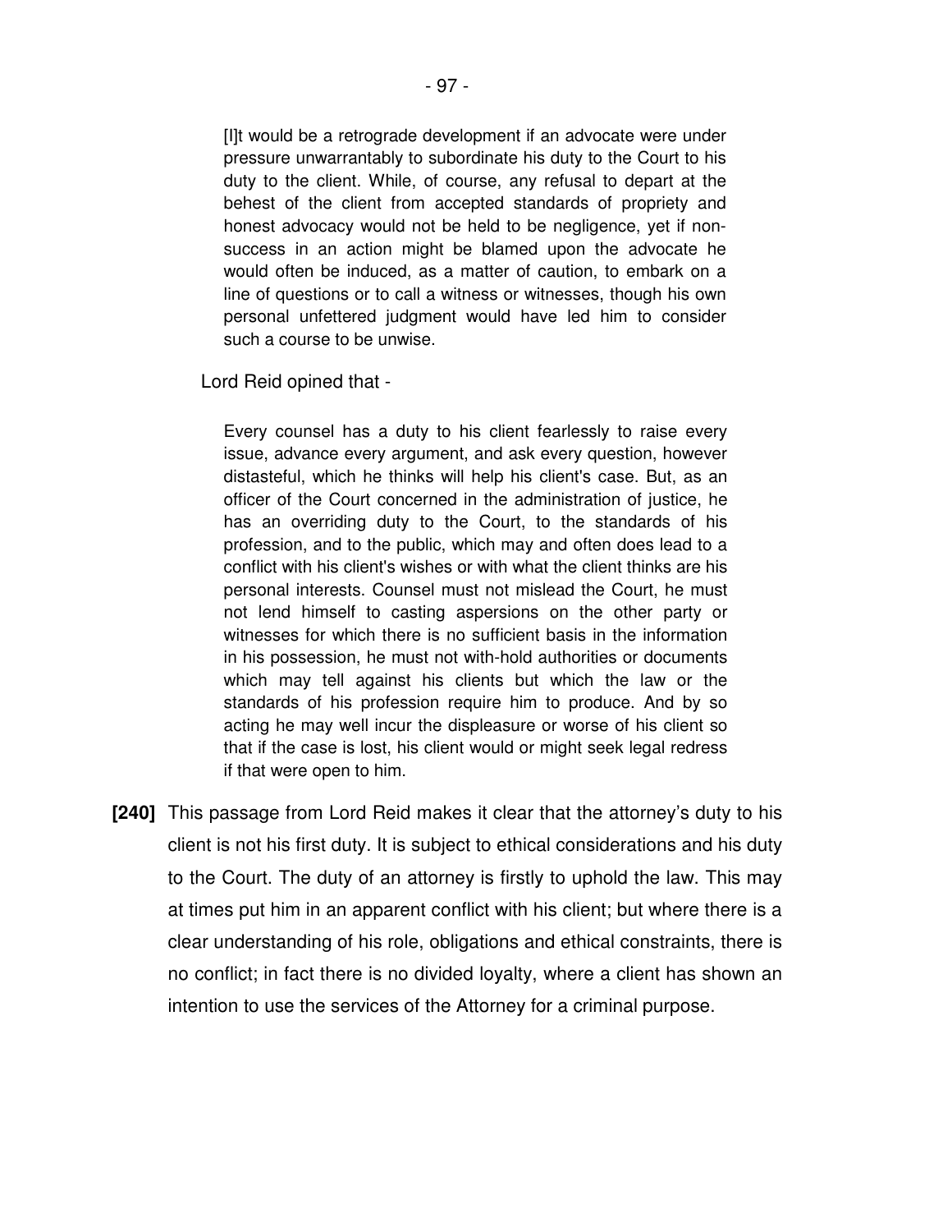> [I]t would be a retrograde development if an advocate were under pressure unwarrantably to subordinate his duty to the Court to his duty to the client. While, of course, any refusal to depart at the behest of the client from accepted standards of propriety and honest advocacy would not be held to be negligence, yet if non-success in an action might be blamed upon the advocate he would often be induced, as a matter of caution, to embark on a line of questions or to call a witness or witnesses, though his own personal unfettered judgment would have led him to consider such a course to be unwise.

Lord Reid opined that -

> Every counsel has a duty to his client fearlessly to raise every issue, advance every argument, and ask every question, however distasteful, which he thinks will help his client's case. But, as an officer of the Court concerned in the administration of justice, he has an overriding duty to the Court, to the standards of his profession, and to the public, which may and often does lead to a conflict with his client's wishes or with what the client thinks are his personal interests. Counsel must not mislead the Court, he must not lend himself to casting aspersions on the other party or witnesses for which there is no sufficient basis in the information in his possession, he must not with-hold authorities or documents which may tell against his clients but which the law or the standards of his profession require him to produce. And by so acting he may well incur the displeasure or worse of his client so that if the case is lost, his client would or might seek legal redress if that were open to him.

**[240]** This passage from Lord Reid makes it clear that the attorney's duty to his client is not his first duty. It is subject to ethical considerations and his duty to the Court. The duty of an attorney is firstly to uphold the law. This may at times put him in an apparent conflict with his client; but where there is a clear understanding of his role, obligations and ethical constraints, there is no conflict; in fact there is no divided loyalty, where a client has shown an intention to use the services of the Attorney for a criminal purpose.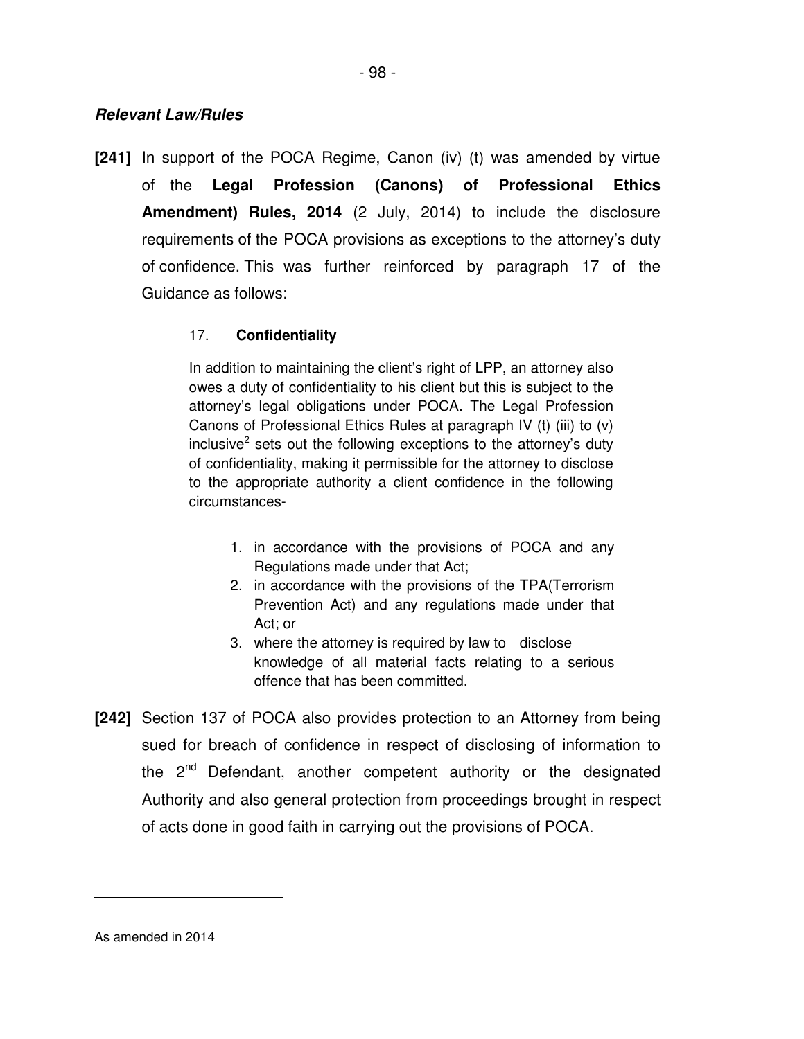***Relevant Law/Rules***

**[241]** In support of the POCA Regime, Canon (iv) (t) was amended by virtue of the **Legal Profession (Canons) of Professional Ethics Amendment) Rules, 2014** (2 July, 2014) to include the disclosure requirements of the POCA provisions as exceptions to the attorney's duty of confidence. This was further reinforced by paragraph 17 of the Guidance as follows:

> 17. **Confidentiality**
>
> In addition to maintaining the client's right of LPP, an attorney also owes a duty of confidentiality to his client but this is subject to the attorney's legal obligations under POCA. The Legal Profession Canons of Professional Ethics Rules at paragraph IV (t) (iii) to (v) inclusive[2] sets out the following exceptions to the attorney's duty of confidentiality, making it permissible for the attorney to disclose to the appropriate authority a client confidence in the following circumstances-
>
> 1. in accordance with the provisions of POCA and any Regulations made under that Act;
> 2. in accordance with the provisions of the TPA(Terrorism Prevention Act) and any regulations made under that Act; or
> 3. where the attorney is required by law to disclose knowledge of all material facts relating to a serious offence that has been committed.

**[242]** Section 137 of POCA also provides protection to an Attorney from being sued for breach of confidence in respect of disclosing of information to the 2nd Defendant, another competent authority or the designated Authority and also general protection from proceedings brought in respect of acts done in good faith in carrying out the provisions of POCA.

---

As amended in 2014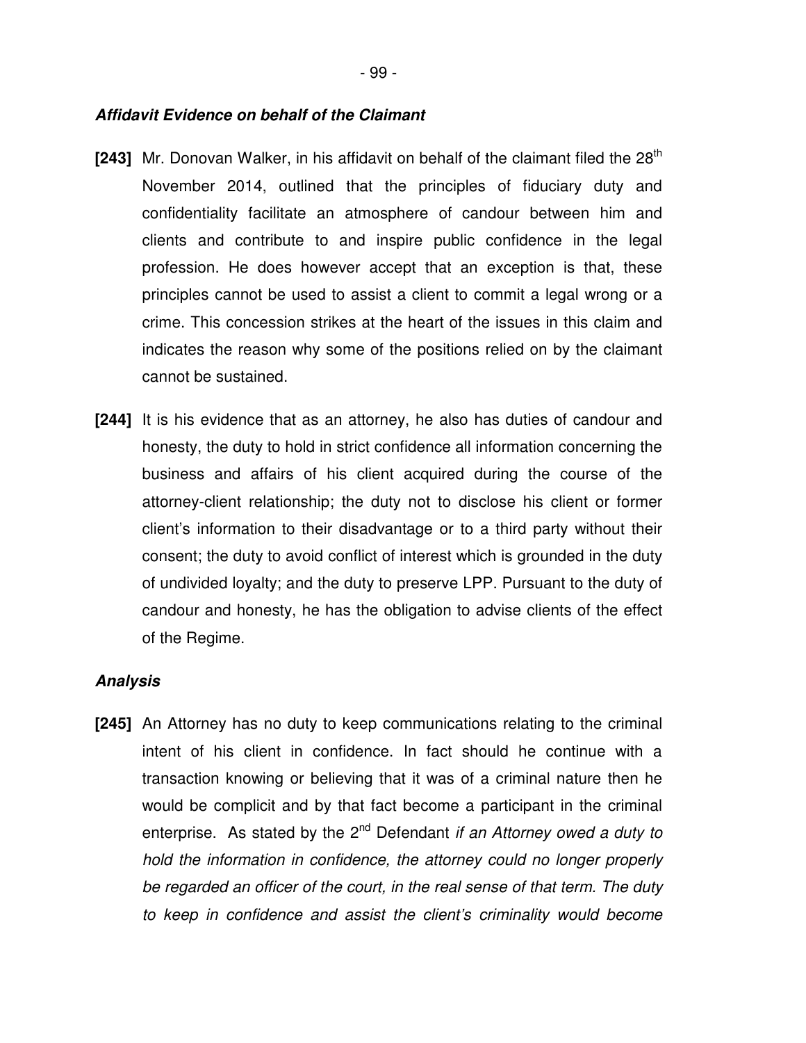***Affidavit Evidence on behalf of the Claimant***

**[243]** Mr. Donovan Walker, in his affidavit on behalf of the claimant filed the 28th November 2014, outlined that the principles of fiduciary duty and confidentiality facilitate an atmosphere of candour between him and clients and contribute to and inspire public confidence in the legal profession. He does however accept that an exception is that, these principles cannot be used to assist a client to commit a legal wrong or a crime. This concession strikes at the heart of the issues in this claim and indicates the reason why some of the positions relied on by the claimant cannot be sustained.

**[244]** It is his evidence that as an attorney, he also has duties of candour and honesty, the duty to hold in strict confidence all information concerning the business and affairs of his client acquired during the course of the attorney-client relationship; the duty not to disclose his client or former client's information to their disadvantage or to a third party without their consent; the duty to avoid conflict of interest which is grounded in the duty of undivided loyalty; and the duty to preserve LPP. Pursuant to the duty of candour and honesty, he has the obligation to advise clients of the effect of the Regime.

***Analysis***

**[245]** An Attorney has no duty to keep communications relating to the criminal intent of his client in confidence. In fact should he continue with a transaction knowing or believing that it was of a criminal nature then he would be complicit and by that fact become a participant in the criminal enterprise. As stated by the 2nd Defendant *if an Attorney owed a duty to hold the information in confidence, the attorney could no longer properly be regarded an officer of the court, in the real sense of that term. The duty to keep in confidence and assist the client's criminality would become*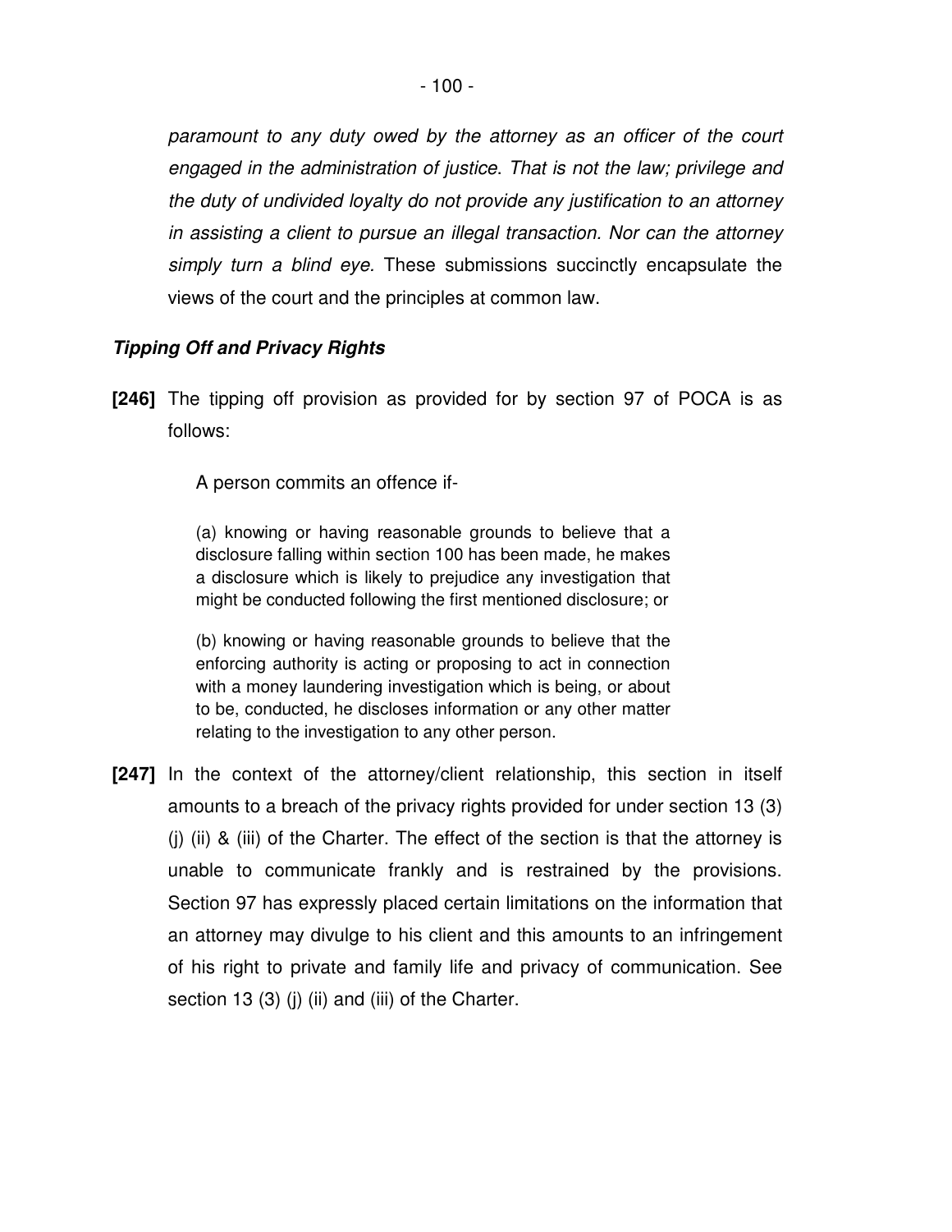*paramount to any duty owed by the attorney as an officer of the court engaged in the administration of justice. That is not the law; privilege and the duty of undivided loyalty do not provide any justification to an attorney in assisting a client to pursue an illegal transaction. Nor can the attorney simply turn a blind eye.* These submissions succinctly encapsulate the views of the court and the principles at common law.

***Tipping Off and Privacy Rights***

**[246]** The tipping off provision as provided for by section 97 of POCA is as follows:

> A person commits an offence if-
>
> (a) knowing or having reasonable grounds to believe that a disclosure falling within section 100 has been made, he makes a disclosure which is likely to prejudice any investigation that might be conducted following the first mentioned disclosure; or
>
> (b) knowing or having reasonable grounds to believe that the enforcing authority is acting or proposing to act in connection with a money laundering investigation which is being, or about to be, conducted, he discloses information or any other matter relating to the investigation to any other person.

**[247]** In the context of the attorney/client relationship, this section in itself amounts to a breach of the privacy rights provided for under section 13 (3) (j) (ii) & (iii) of the Charter. The effect of the section is that the attorney is unable to communicate frankly and is restrained by the provisions. Section 97 has expressly placed certain limitations on the information that an attorney may divulge to his client and this amounts to an infringement of his right to private and family life and privacy of communication. See section 13 (3) (j) (ii) and (iii) of the Charter.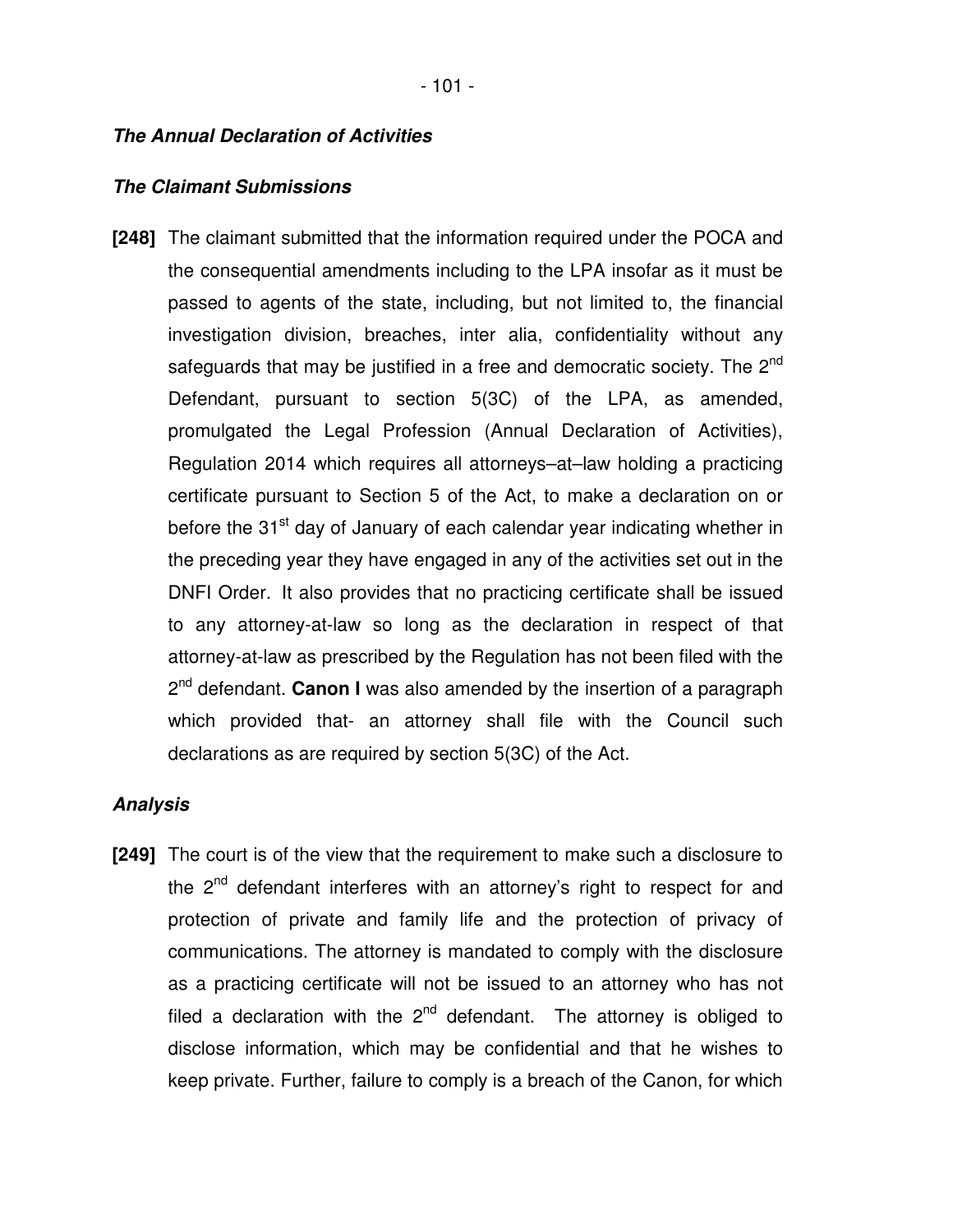***The Annual Declaration of Activities***

***The Claimant Submissions***

**[248]** The claimant submitted that the information required under the POCA and the consequential amendments including to the LPA insofar as it must be passed to agents of the state, including, but not limited to, the financial investigation division, breaches, inter alia, confidentiality without any safeguards that may be justified in a free and democratic society. The 2nd Defendant, pursuant to section 5(3C) of the LPA, as amended, promulgated the Legal Profession (Annual Declaration of Activities), Regulation 2014 which requires all attorneys–at–law holding a practicing certificate pursuant to Section 5 of the Act, to make a declaration on or before the 31st day of January of each calendar year indicating whether in the preceding year they have engaged in any of the activities set out in the DNFI Order. It also provides that no practicing certificate shall be issued to any attorney-at-law so long as the declaration in respect of that attorney-at-law as prescribed by the Regulation has not been filed with the 2nd defendant. **Canon I** was also amended by the insertion of a paragraph which provided that- an attorney shall file with the Council such declarations as are required by section 5(3C) of the Act.

***Analysis***

**[249]** The court is of the view that the requirement to make such a disclosure to the 2nd defendant interferes with an attorney's right to respect for and protection of private and family life and the protection of privacy of communications. The attorney is mandated to comply with the disclosure as a practicing certificate will not be issued to an attorney who has not filed a declaration with the 2nd defendant. The attorney is obliged to disclose information, which may be confidential and that he wishes to keep private. Further, failure to comply is a breach of the Canon, for which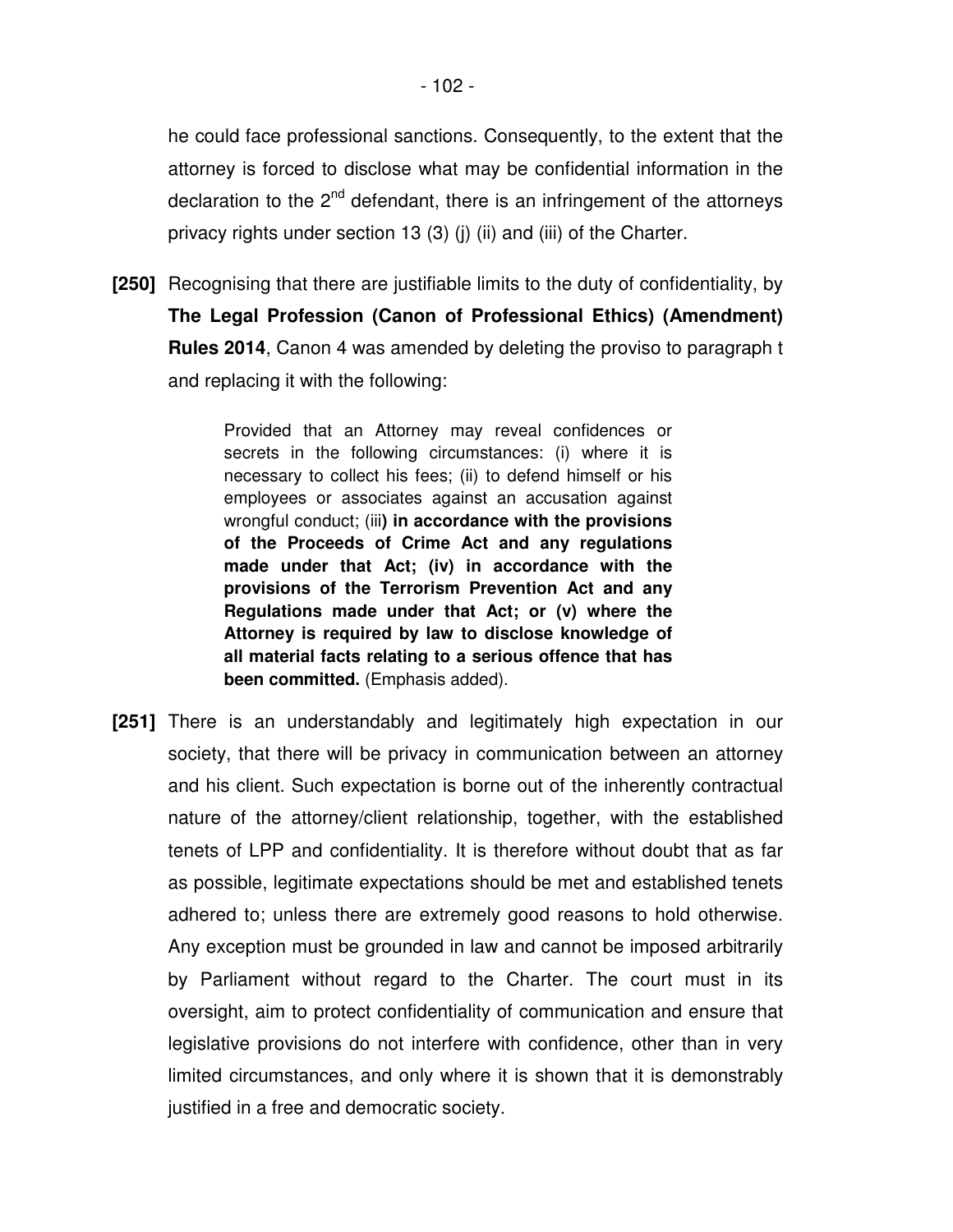he could face professional sanctions. Consequently, to the extent that the attorney is forced to disclose what may be confidential information in the declaration to the 2nd defendant, there is an infringement of the attorneys privacy rights under section 13 (3) (j) (ii) and (iii) of the Charter.

**[250]** Recognising that there are justifiable limits to the duty of confidentiality, by **The Legal Profession (Canon of Professional Ethics) (Amendment) Rules 2014**, Canon 4 was amended by deleting the proviso to paragraph t and replacing it with the following:

> Provided that an Attorney may reveal confidences or secrets in the following circumstances: (i) where it is necessary to collect his fees; (ii) to defend himself or his employees or associates against an accusation against wrongful conduct; (iii**) in accordance with the provisions of the Proceeds of Crime Act and any regulations made under that Act; (iv) in accordance with the provisions of the Terrorism Prevention Act and any Regulations made under that Act; or (v) where the Attorney is required by law to disclose knowledge of all material facts relating to a serious offence that has been committed.** (Emphasis added).

**[251]** There is an understandably and legitimately high expectation in our society, that there will be privacy in communication between an attorney and his client. Such expectation is borne out of the inherently contractual nature of the attorney/client relationship, together, with the established tenets of LPP and confidentiality. It is therefore without doubt that as far as possible, legitimate expectations should be met and established tenets adhered to; unless there are extremely good reasons to hold otherwise. Any exception must be grounded in law and cannot be imposed arbitrarily by Parliament without regard to the Charter. The court must in its oversight, aim to protect confidentiality of communication and ensure that legislative provisions do not interfere with confidence, other than in very limited circumstances, and only where it is shown that it is demonstrably justified in a free and democratic society.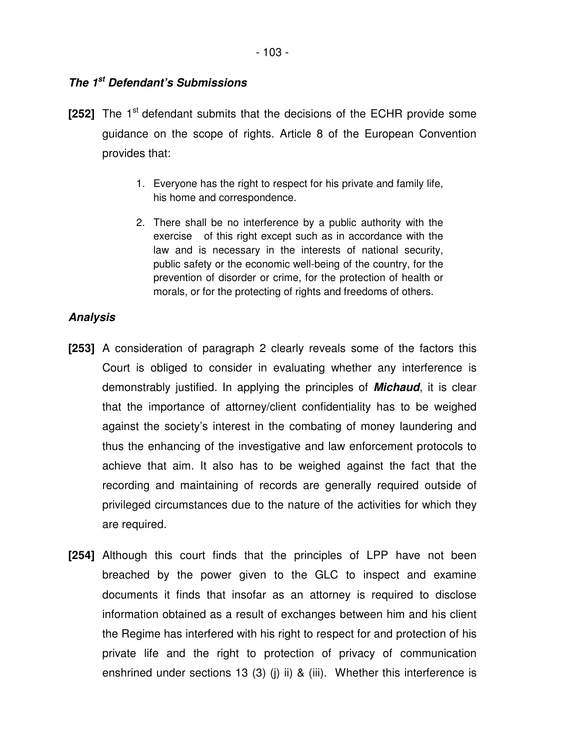### ***The 1st Defendant's Submissions***

**[252]** The 1st defendant submits that the decisions of the ECHR provide some guidance on the scope of rights. Article 8 of the European Convention provides that:

> 1. Everyone has the right to respect for his private and family life, his home and correspondence.
>
> 2. There shall be no interference by a public authority with the exercise of this right except such as in accordance with the law and is necessary in the interests of national security, public safety or the economic well-being of the country, for the prevention of disorder or crime, for the protection of health or morals, or for the protecting of rights and freedoms of others.

### ***Analysis***

**[253]** A consideration of paragraph 2 clearly reveals some of the factors this Court is obliged to consider in evaluating whether any interference is demonstrably justified. In applying the principles of ***Michaud***, it is clear that the importance of attorney/client confidentiality has to be weighed against the society's interest in the combating of money laundering and thus the enhancing of the investigative and law enforcement protocols to achieve that aim. It also has to be weighed against the fact that the recording and maintaining of records are generally required outside of privileged circumstances due to the nature of the activities for which they are required.

**[254]** Although this court finds that the principles of LPP have not been breached by the power given to the GLC to inspect and examine documents it finds that insofar as an attorney is required to disclose information obtained as a result of exchanges between him and his client the Regime has interfered with his right to respect for and protection of his private life and the right to protection of privacy of communication enshrined under sections 13 (3) (j) ii) & (iii). Whether this interference is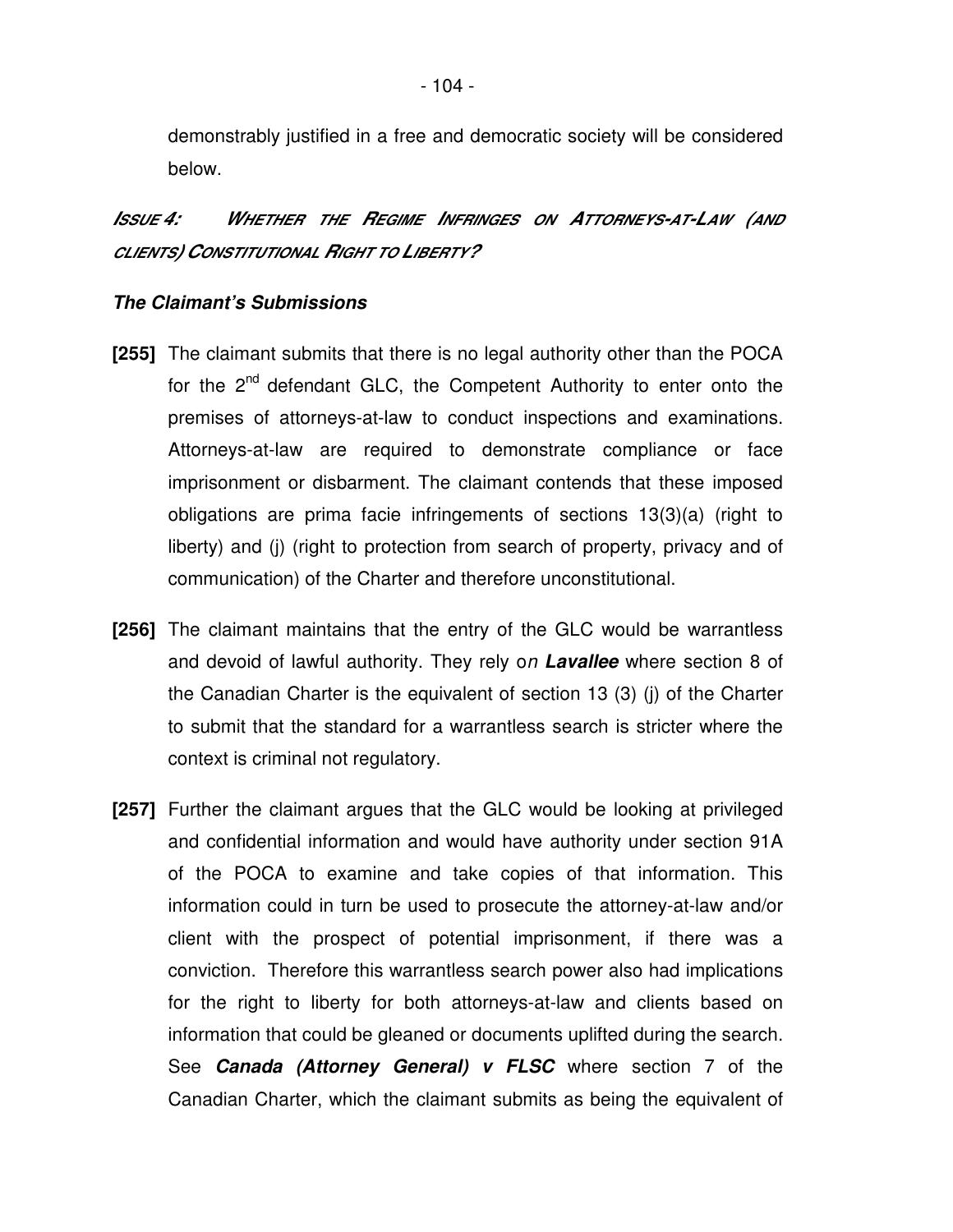demonstrably justified in a free and democratic society will be considered below.

## *Issue 4: Whether the Regime Infringes on Attorneys-at-Law (and clients) Constitutional Right to Liberty?*

### *The Claimant's Submissions*

**[255]** The claimant submits that there is no legal authority other than the POCA for the 2nd defendant GLC, the Competent Authority to enter onto the premises of attorneys-at-law to conduct inspections and examinations. Attorneys-at-law are required to demonstrate compliance or face imprisonment or disbarment. The claimant contends that these imposed obligations are prima facie infringements of sections 13(3)(a) (right to liberty) and (j) (right to protection from search of property, privacy and of communication) of the Charter and therefore unconstitutional.

**[256]** The claimant maintains that the entry of the GLC would be warrantless and devoid of lawful authority. They rely o*n* ***Lavallee*** where section 8 of the Canadian Charter is the equivalent of section 13 (3) (j) of the Charter to submit that the standard for a warrantless search is stricter where the context is criminal not regulatory.

**[257]** Further the claimant argues that the GLC would be looking at privileged and confidential information and would have authority under section 91A of the POCA to examine and take copies of that information. This information could in turn be used to prosecute the attorney-at-law and/or client with the prospect of potential imprisonment, if there was a conviction. Therefore this warrantless search power also had implications for the right to liberty for both attorneys-at-law and clients based on information that could be gleaned or documents uplifted during the search. See ***Canada (Attorney General) v FLSC*** where section 7 of the Canadian Charter, which the claimant submits as being the equivalent of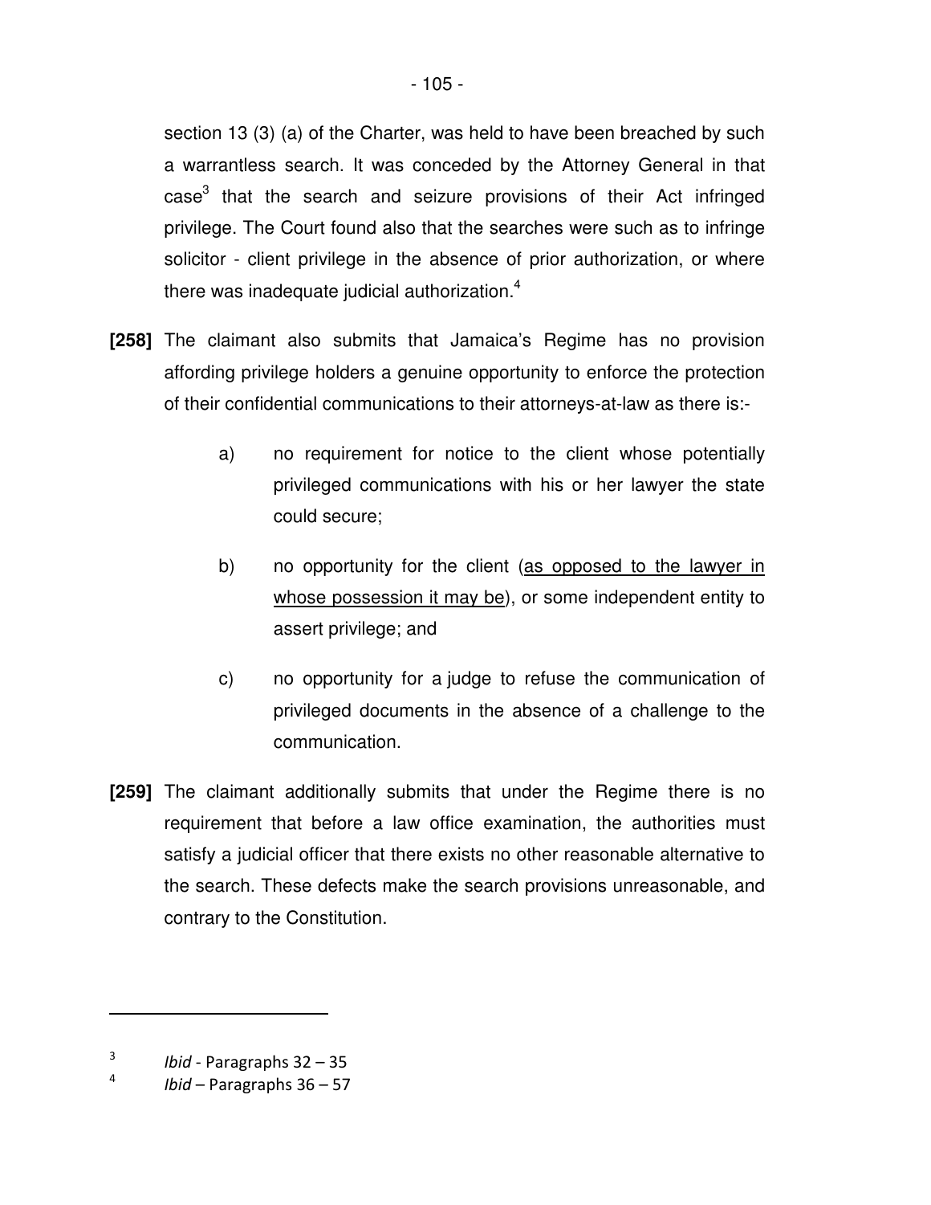section 13 (3) (a) of the Charter, was held to have been breached by such a warrantless search. It was conceded by the Attorney General in that case[3] that the search and seizure provisions of their Act infringed privilege. The Court found also that the searches were such as to infringe solicitor - client privilege in the absence of prior authorization, or where there was inadequate judicial authorization.[4]

**[258]** The claimant also submits that Jamaica's Regime has no provision affording privilege holders a genuine opportunity to enforce the protection of their confidential communications to their attorneys-at-law as there is:-

a) no requirement for notice to the client whose potentially privileged communications with his or her lawyer the state could secure;

b) no opportunity for the client (<u>as opposed to the lawyer in whose possession it may be</u>), or some independent entity to assert privilege; and

c) no opportunity for a judge to refuse the communication of privileged documents in the absence of a challenge to the communication.

**[259]** The claimant additionally submits that under the Regime there is no requirement that before a law office examination, the authorities must satisfy a judicial officer that there exists no other reasonable alternative to the search. These defects make the search provisions unreasonable, and contrary to the Constitution.

---

[3] *Ibid* - Paragraphs 32 – 35

[4] *Ibid* – Paragraphs 36 – 57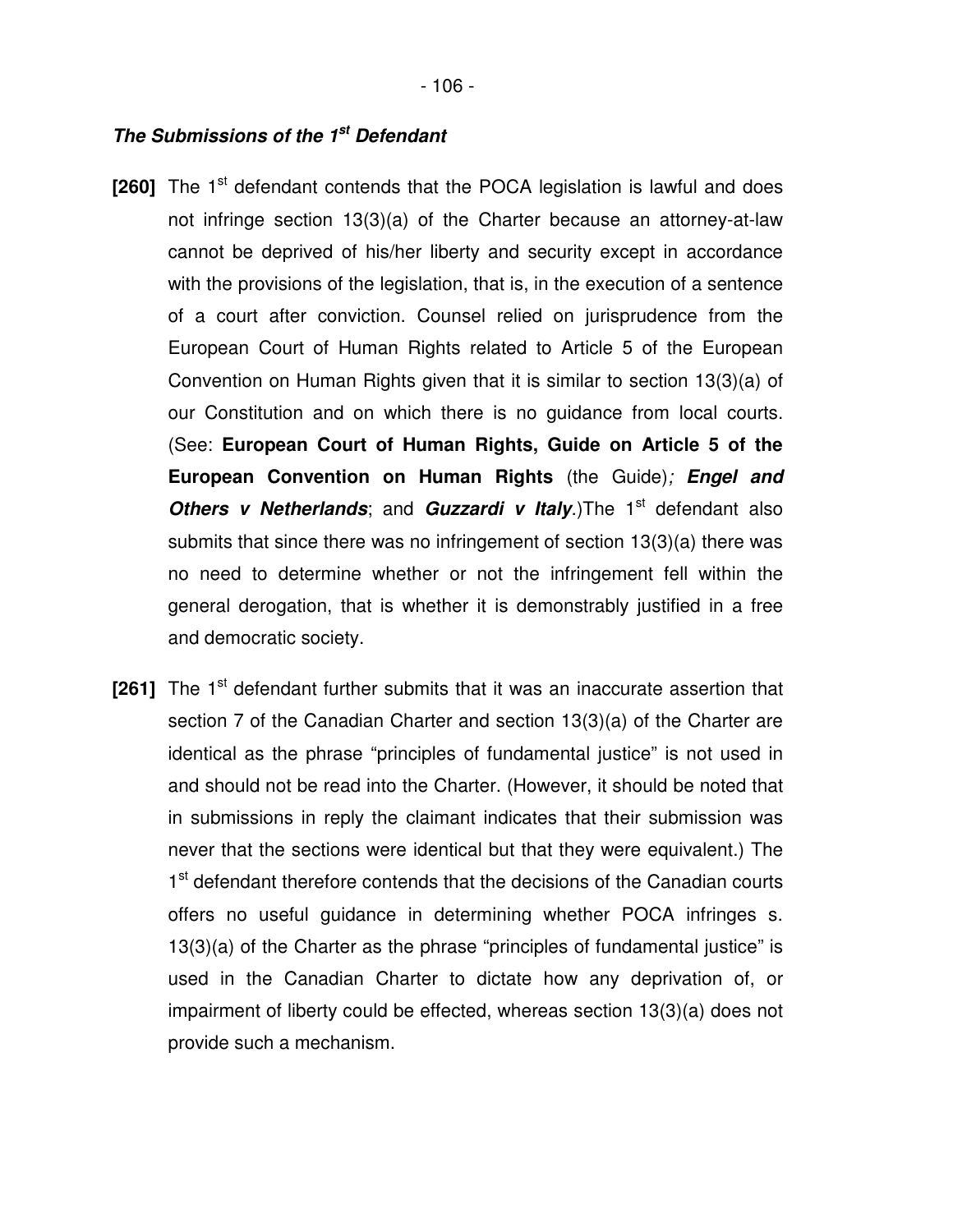***The Submissions of the 1st Defendant***

**[260]** The 1st defendant contends that the POCA legislation is lawful and does not infringe section 13(3)(a) of the Charter because an attorney-at-law cannot be deprived of his/her liberty and security except in accordance with the provisions of the legislation, that is, in the execution of a sentence of a court after conviction. Counsel relied on jurisprudence from the European Court of Human Rights related to Article 5 of the European Convention on Human Rights given that it is similar to section 13(3)(a) of our Constitution and on which there is no guidance from local courts. (See: **European Court of Human Rights, Guide on Article 5 of the European Convention on Human Rights** (the Guide)***; Engel and Others v Netherlands***; and ***Guzzardi v Italy***.)The 1st defendant also submits that since there was no infringement of section 13(3)(a) there was no need to determine whether or not the infringement fell within the general derogation, that is whether it is demonstrably justified in a free and democratic society.

**[261]** The 1st defendant further submits that it was an inaccurate assertion that section 7 of the Canadian Charter and section 13(3)(a) of the Charter are identical as the phrase "principles of fundamental justice" is not used in and should not be read into the Charter. (However, it should be noted that in submissions in reply the claimant indicates that their submission was never that the sections were identical but that they were equivalent.) The 1st defendant therefore contends that the decisions of the Canadian courts offers no useful guidance in determining whether POCA infringes s. 13(3)(a) of the Charter as the phrase "principles of fundamental justice" is used in the Canadian Charter to dictate how any deprivation of, or impairment of liberty could be effected, whereas section 13(3)(a) does not provide such a mechanism.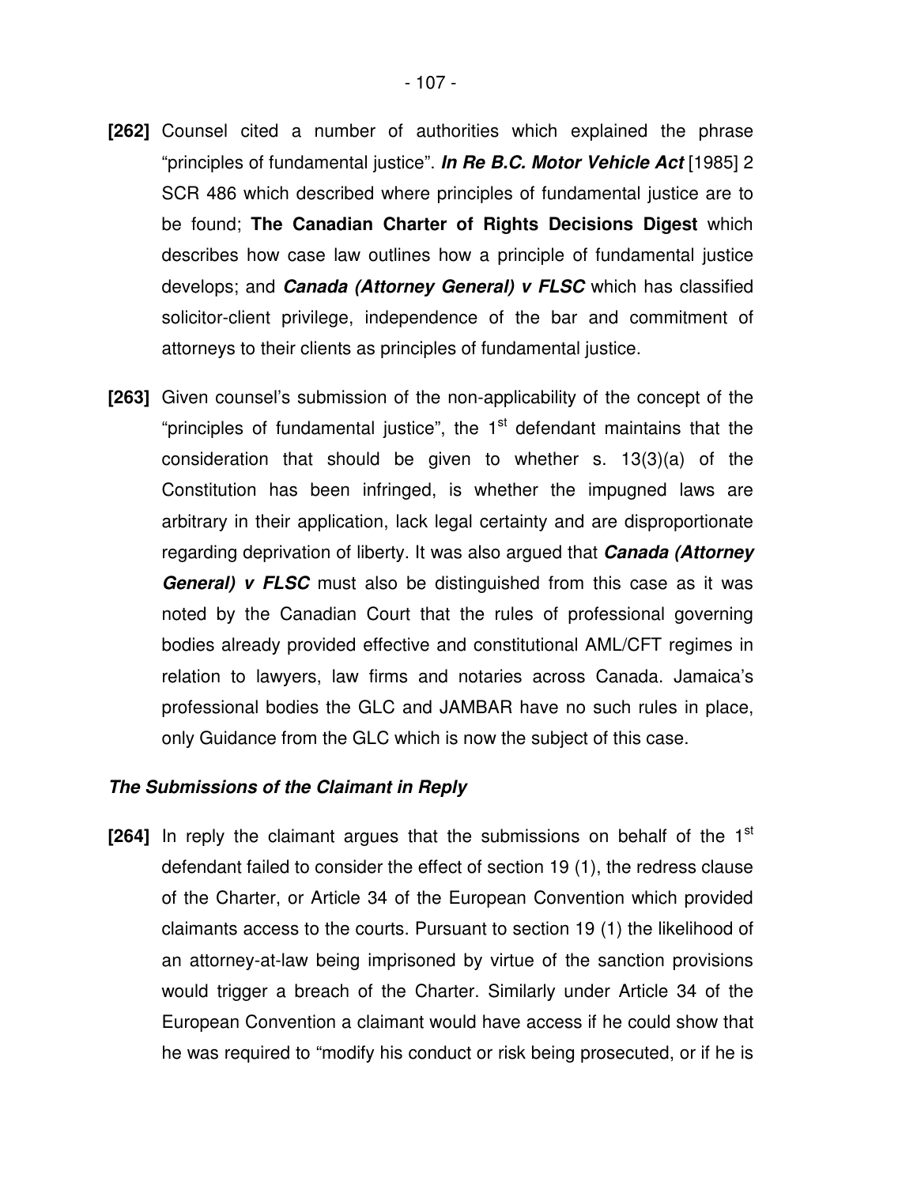**[262]** Counsel cited a number of authorities which explained the phrase "principles of fundamental justice". ***In Re B.C. Motor Vehicle Act*** [1985] 2 SCR 486 which described where principles of fundamental justice are to be found; **The Canadian Charter of Rights Decisions Digest** which describes how case law outlines how a principle of fundamental justice develops; and ***Canada (Attorney General) v FLSC*** which has classified solicitor-client privilege, independence of the bar and commitment of attorneys to their clients as principles of fundamental justice.

**[263]** Given counsel's submission of the non-applicability of the concept of the "principles of fundamental justice", the 1st defendant maintains that the consideration that should be given to whether s. 13(3)(a) of the Constitution has been infringed, is whether the impugned laws are arbitrary in their application, lack legal certainty and are disproportionate regarding deprivation of liberty. It was also argued that ***Canada (Attorney General) v FLSC*** must also be distinguished from this case as it was noted by the Canadian Court that the rules of professional governing bodies already provided effective and constitutional AML/CFT regimes in relation to lawyers, law firms and notaries across Canada. Jamaica's professional bodies the GLC and JAMBAR have no such rules in place, only Guidance from the GLC which is now the subject of this case.

***The Submissions of the Claimant in Reply***

**[264]** In reply the claimant argues that the submissions on behalf of the 1st defendant failed to consider the effect of section 19 (1), the redress clause of the Charter, or Article 34 of the European Convention which provided claimants access to the courts. Pursuant to section 19 (1) the likelihood of an attorney-at-law being imprisoned by virtue of the sanction provisions would trigger a breach of the Charter. Similarly under Article 34 of the European Convention a claimant would have access if he could show that he was required to "modify his conduct or risk being prosecuted, or if he is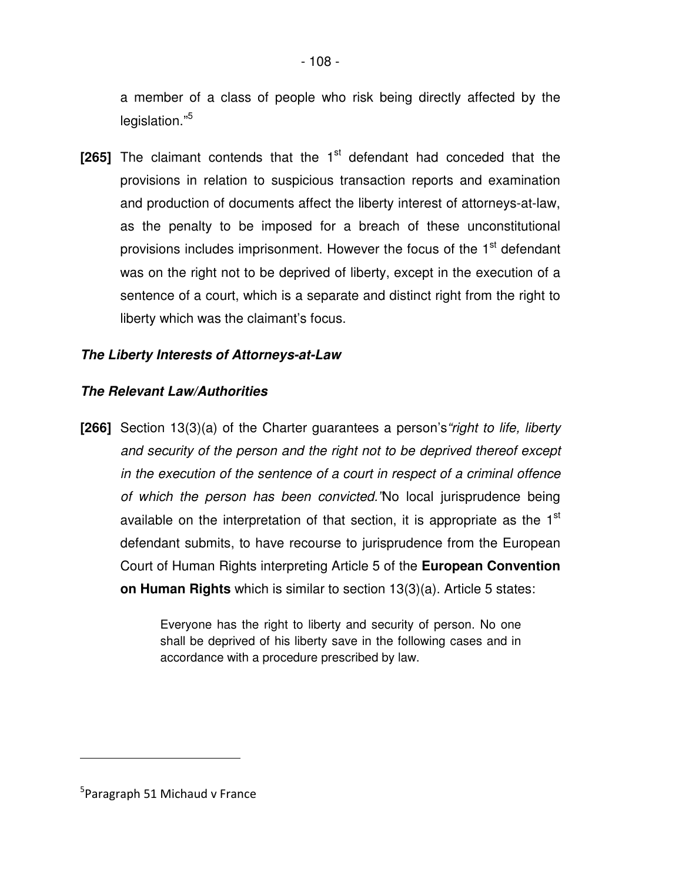a member of a class of people who risk being directly affected by the legislation."[5]

**[265]** The claimant contends that the 1st defendant had conceded that the provisions in relation to suspicious transaction reports and examination and production of documents affect the liberty interest of attorneys-at-law, as the penalty to be imposed for a breach of these unconstitutional provisions includes imprisonment. However the focus of the 1st defendant was on the right not to be deprived of liberty, except in the execution of a sentence of a court, which is a separate and distinct right from the right to liberty which was the claimant's focus.

***The Liberty Interests of Attorneys-at-Law***

***The Relevant Law/Authorities***

**[266]** Section 13(3)(a) of the Charter guarantees a person's *"right to life, liberty and security of the person and the right not to be deprived thereof except in the execution of the sentence of a court in respect of a criminal offence of which the person has been convicted."* No local jurisprudence being available on the interpretation of that section, it is appropriate as the 1st defendant submits, to have recourse to jurisprudence from the European Court of Human Rights interpreting Article 5 of the **European Convention on Human Rights** which is similar to section 13(3)(a). Article 5 states:

> Everyone has the right to liberty and security of person. No one shall be deprived of his liberty save in the following cases and in accordance with a procedure prescribed by law.

---

[5] Paragraph 51 Michaud v France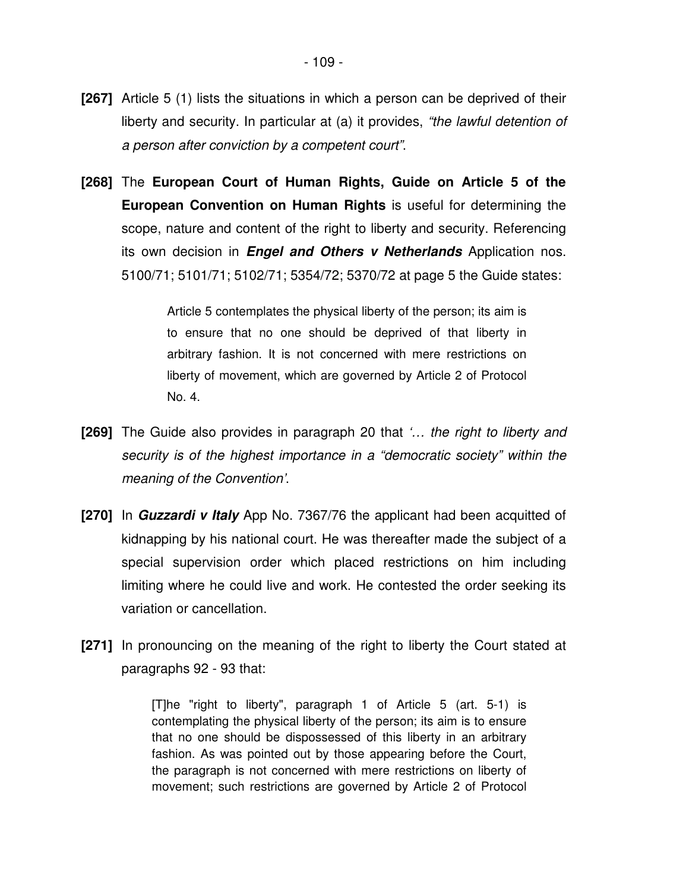**[267]** Article 5 (1) lists the situations in which a person can be deprived of their liberty and security. In particular at (a) it provides, *"the lawful detention of a person after conviction by a competent court"*.

**[268]** The **European Court of Human Rights, Guide on Article 5 of the European Convention on Human Rights** is useful for determining the scope, nature and content of the right to liberty and security. Referencing its own decision in ***Engel and Others v Netherlands*** Application nos. 5100/71; 5101/71; 5102/71; 5354/72; 5370/72 at page 5 the Guide states:

> Article 5 contemplates the physical liberty of the person; its aim is to ensure that no one should be deprived of that liberty in arbitrary fashion. It is not concerned with mere restrictions on liberty of movement, which are governed by Article 2 of Protocol No. 4.

**[269]** The Guide also provides in paragraph 20 that *'… the right to liberty and security is of the highest importance in a "democratic society" within the meaning of the Convention'*.

**[270]** In ***Guzzardi v Italy*** App No. 7367/76 the applicant had been acquitted of kidnapping by his national court. He was thereafter made the subject of a special supervision order which placed restrictions on him including limiting where he could live and work. He contested the order seeking its variation or cancellation.

**[271]** In pronouncing on the meaning of the right to liberty the Court stated at paragraphs 92 - 93 that:

> [T]he "right to liberty", paragraph 1 of Article 5 (art. 5-1) is contemplating the physical liberty of the person; its aim is to ensure that no one should be dispossessed of this liberty in an arbitrary fashion. As was pointed out by those appearing before the Court, the paragraph is not concerned with mere restrictions on liberty of movement; such restrictions are governed by Article 2 of Protocol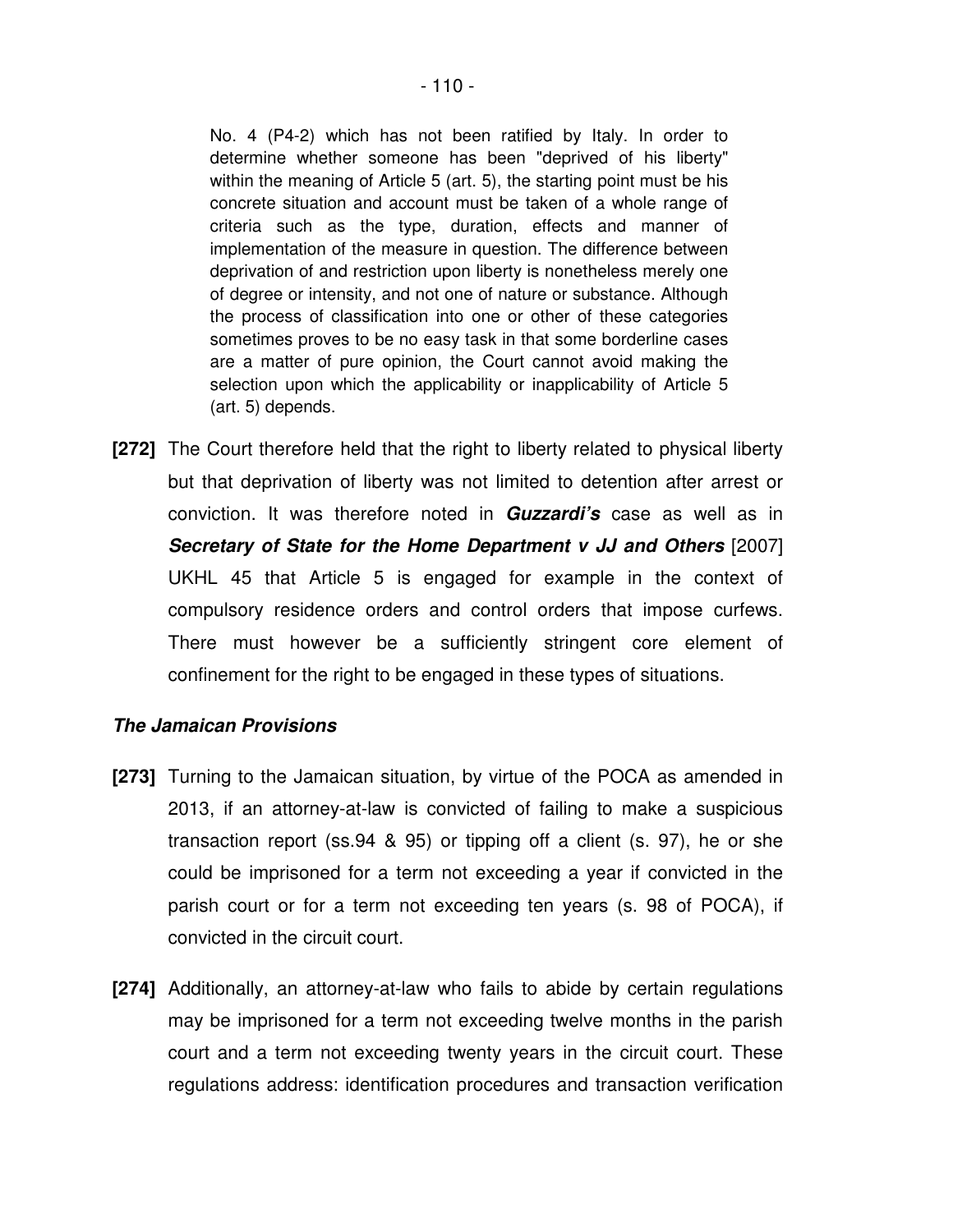> No. 4 (P4-2) which has not been ratified by Italy. In order to determine whether someone has been "deprived of his liberty" within the meaning of Article 5 (art. 5), the starting point must be his concrete situation and account must be taken of a whole range of criteria such as the type, duration, effects and manner of implementation of the measure in question. The difference between deprivation of and restriction upon liberty is nonetheless merely one of degree or intensity, and not one of nature or substance. Although the process of classification into one or other of these categories sometimes proves to be no easy task in that some borderline cases are a matter of pure opinion, the Court cannot avoid making the selection upon which the applicability or inapplicability of Article 5 (art. 5) depends.

**[272]** The Court therefore held that the right to liberty related to physical liberty but that deprivation of liberty was not limited to detention after arrest or conviction. It was therefore noted in ***Guzzardi's*** case as well as in ***Secretary of State for the Home Department v JJ and Others*** [2007] UKHL 45 that Article 5 is engaged for example in the context of compulsory residence orders and control orders that impose curfews. There must however be a sufficiently stringent core element of confinement for the right to be engaged in these types of situations.

***The Jamaican Provisions***

**[273]** Turning to the Jamaican situation, by virtue of the POCA as amended in 2013, if an attorney-at-law is convicted of failing to make a suspicious transaction report (ss.94 & 95) or tipping off a client (s. 97), he or she could be imprisoned for a term not exceeding a year if convicted in the parish court or for a term not exceeding ten years (s. 98 of POCA), if convicted in the circuit court.

**[274]** Additionally, an attorney-at-law who fails to abide by certain regulations may be imprisoned for a term not exceeding twelve months in the parish court and a term not exceeding twenty years in the circuit court. These regulations address: identification procedures and transaction verification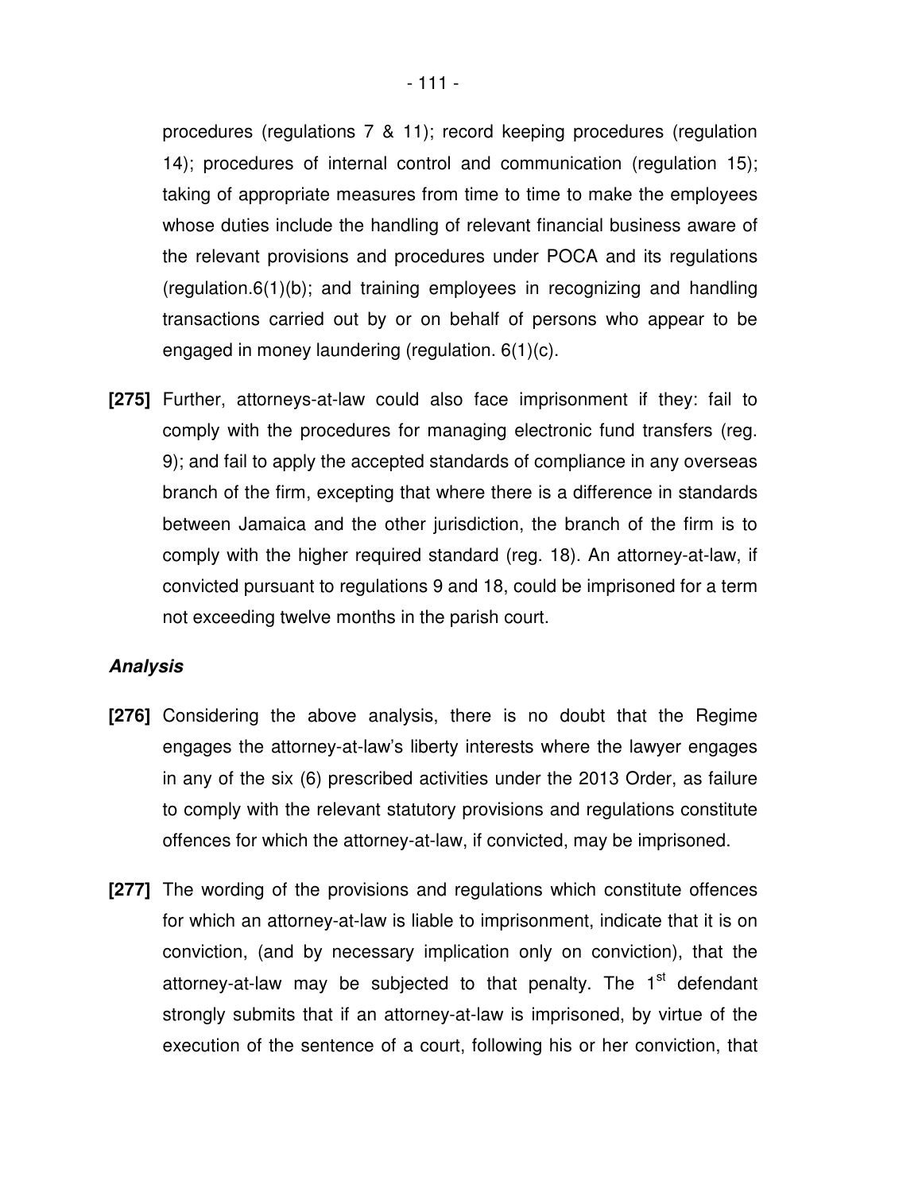procedures (regulations 7 & 11); record keeping procedures (regulation 14); procedures of internal control and communication (regulation 15); taking of appropriate measures from time to time to make the employees whose duties include the handling of relevant financial business aware of the relevant provisions and procedures under POCA and its regulations (regulation.6(1)(b); and training employees in recognizing and handling transactions carried out by or on behalf of persons who appear to be engaged in money laundering (regulation. 6(1)(c).

**[275]** Further, attorneys-at-law could also face imprisonment if they: fail to comply with the procedures for managing electronic fund transfers (reg. 9); and fail to apply the accepted standards of compliance in any overseas branch of the firm, excepting that where there is a difference in standards between Jamaica and the other jurisdiction, the branch of the firm is to comply with the higher required standard (reg. 18). An attorney-at-law, if convicted pursuant to regulations 9 and 18, could be imprisoned for a term not exceeding twelve months in the parish court.

***Analysis***

**[276]** Considering the above analysis, there is no doubt that the Regime engages the attorney-at-law's liberty interests where the lawyer engages in any of the six (6) prescribed activities under the 2013 Order, as failure to comply with the relevant statutory provisions and regulations constitute offences for which the attorney-at-law, if convicted, may be imprisoned.

**[277]** The wording of the provisions and regulations which constitute offences for which an attorney-at-law is liable to imprisonment, indicate that it is on conviction, (and by necessary implication only on conviction), that the attorney-at-law may be subjected to that penalty. The 1st defendant strongly submits that if an attorney-at-law is imprisoned, by virtue of the execution of the sentence of a court, following his or her conviction, that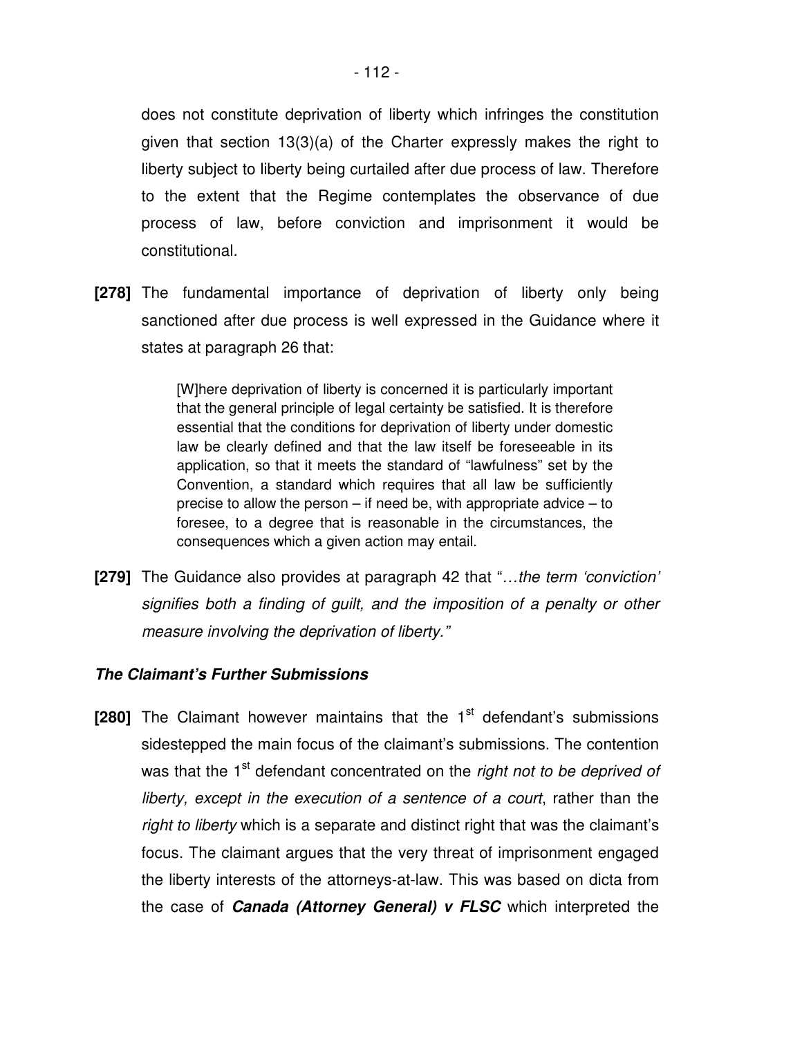does not constitute deprivation of liberty which infringes the constitution given that section 13(3)(a) of the Charter expressly makes the right to liberty subject to liberty being curtailed after due process of law. Therefore to the extent that the Regime contemplates the observance of due process of law, before conviction and imprisonment it would be constitutional.

**[278]** The fundamental importance of deprivation of liberty only being sanctioned after due process is well expressed in the Guidance where it states at paragraph 26 that:

> [W]here deprivation of liberty is concerned it is particularly important that the general principle of legal certainty be satisfied. It is therefore essential that the conditions for deprivation of liberty under domestic law be clearly defined and that the law itself be foreseeable in its application, so that it meets the standard of "lawfulness" set by the Convention, a standard which requires that all law be sufficiently precise to allow the person – if need be, with appropriate advice – to foresee, to a degree that is reasonable in the circumstances, the consequences which a given action may entail.

**[279]** The Guidance also provides at paragraph 42 that "*…the term 'conviction' signifies both a finding of guilt, and the imposition of a penalty or other measure involving the deprivation of liberty."*

***The Claimant's Further Submissions***

**[280]** The Claimant however maintains that the 1st defendant's submissions sidestepped the main focus of the claimant's submissions. The contention was that the 1st defendant concentrated on the *right not to be deprived of liberty, except in the execution of a sentence of a court*, rather than the *right to liberty* which is a separate and distinct right that was the claimant's focus. The claimant argues that the very threat of imprisonment engaged the liberty interests of the attorneys-at-law. This was based on dicta from the case of ***Canada (Attorney General) v FLSC*** which interpreted the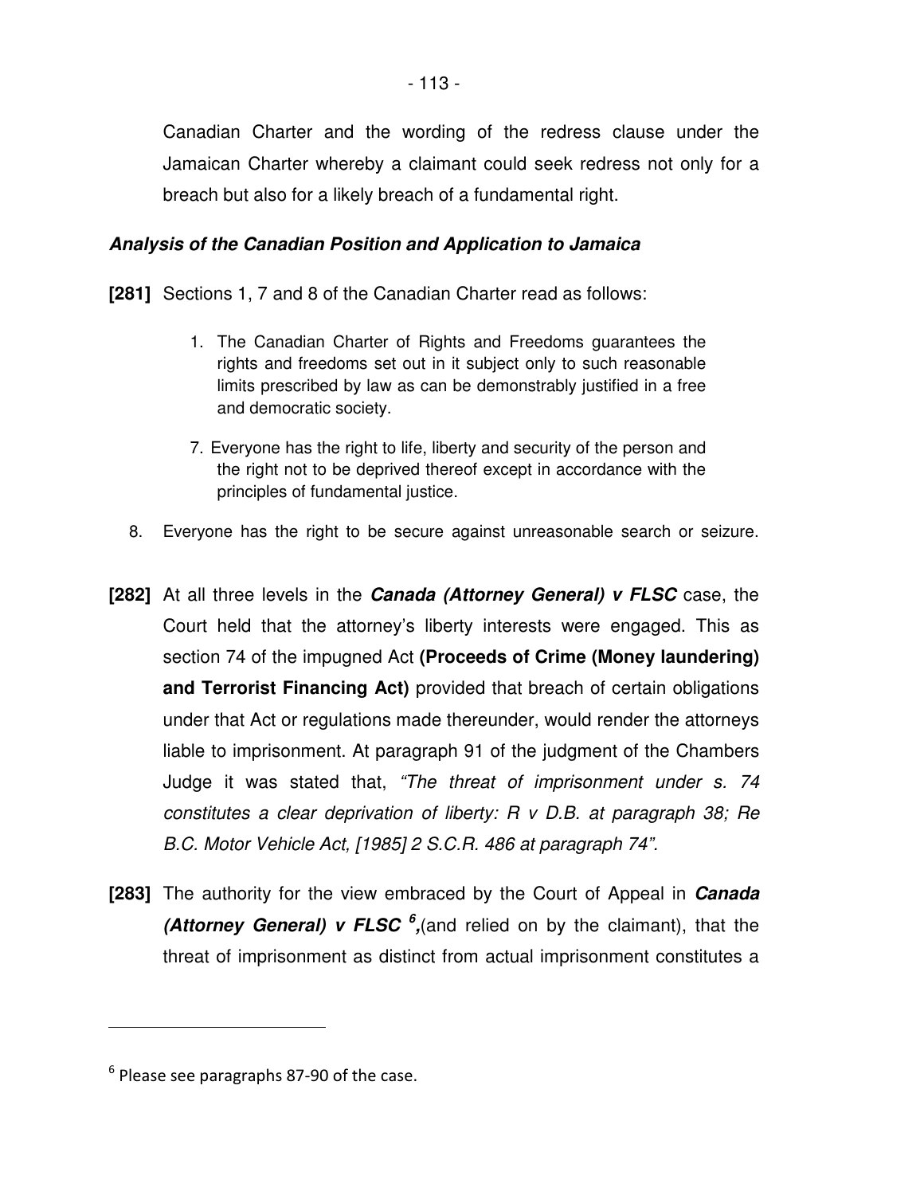Canadian Charter and the wording of the redress clause under the Jamaican Charter whereby a claimant could seek redress not only for a breach but also for a likely breach of a fundamental right.

### ***Analysis of the Canadian Position and Application to Jamaica***

**[281]** Sections 1, 7 and 8 of the Canadian Charter read as follows:

> 1. The Canadian Charter of Rights and Freedoms guarantees the rights and freedoms set out in it subject only to such reasonable limits prescribed by law as can be demonstrably justified in a free and democratic society.
>
> 7. Everyone has the right to life, liberty and security of the person and the right not to be deprived thereof except in accordance with the principles of fundamental justice.
>
> 8. Everyone has the right to be secure against unreasonable search or seizure.

**[282]** At all three levels in the ***Canada (Attorney General) v FLSC*** case, the Court held that the attorney's liberty interests were engaged. This as section 74 of the impugned Act **(Proceeds of Crime (Money laundering) and Terrorist Financing Act)** provided that breach of certain obligations under that Act or regulations made thereunder, would render the attorneys liable to imprisonment. At paragraph 91 of the judgment of the Chambers Judge it was stated that, *"The threat of imprisonment under s. 74 constitutes a clear deprivation of liberty: R v D.B. at paragraph 38; Re B.C. Motor Vehicle Act, [1985] 2 S.C.R. 486 at paragraph 74".*

**[283]** The authority for the view embraced by the Court of Appeal in ***Canada (Attorney General) v FLSC*** [6]**,**(and relied on by the claimant), that the threat of imprisonment as distinct from actual imprisonment constitutes a

---

[6] Please see paragraphs 87-90 of the case.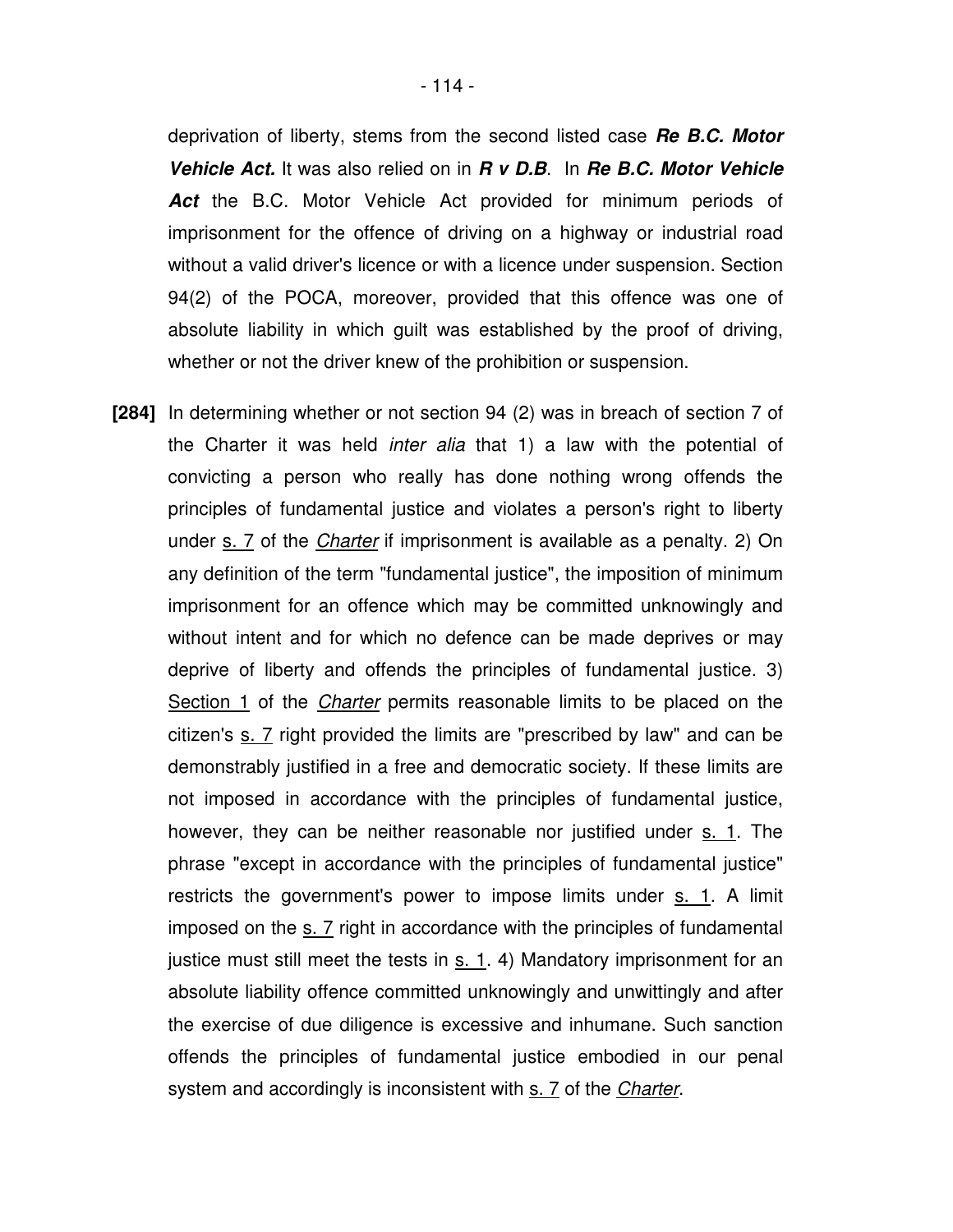deprivation of liberty, stems from the second listed case ***Re B.C. Motor Vehicle Act.*** It was also relied on in ***R v D.B***. In ***Re B.C. Motor Vehicle Act*** the B.C. Motor Vehicle Act provided for minimum periods of imprisonment for the offence of driving on a highway or industrial road without a valid driver's licence or with a licence under suspension. Section 94(2) of the POCA, moreover, provided that this offence was one of absolute liability in which guilt was established by the proof of driving, whether or not the driver knew of the prohibition or suspension.

**[284]** In determining whether or not section 94 (2) was in breach of section 7 of the Charter it was held *inter alia* that 1) a law with the potential of convicting a person who really has done nothing wrong offends the principles of fundamental justice and violates a person's right to liberty under s. 7 of the *Charter* if imprisonment is available as a penalty. 2) On any definition of the term "fundamental justice", the imposition of minimum imprisonment for an offence which may be committed unknowingly and without intent and for which no defence can be made deprives or may deprive of liberty and offends the principles of fundamental justice. 3) Section 1 of the *Charter* permits reasonable limits to be placed on the citizen's s. 7 right provided the limits are "prescribed by law" and can be demonstrably justified in a free and democratic society. If these limits are not imposed in accordance with the principles of fundamental justice, however, they can be neither reasonable nor justified under s. 1. The phrase "except in accordance with the principles of fundamental justice" restricts the government's power to impose limits under s. 1. A limit imposed on the s. 7 right in accordance with the principles of fundamental justice must still meet the tests in s. 1. 4) Mandatory imprisonment for an absolute liability offence committed unknowingly and unwittingly and after the exercise of due diligence is excessive and inhumane. Such sanction offends the principles of fundamental justice embodied in our penal system and accordingly is inconsistent with s. 7 of the *Charter*.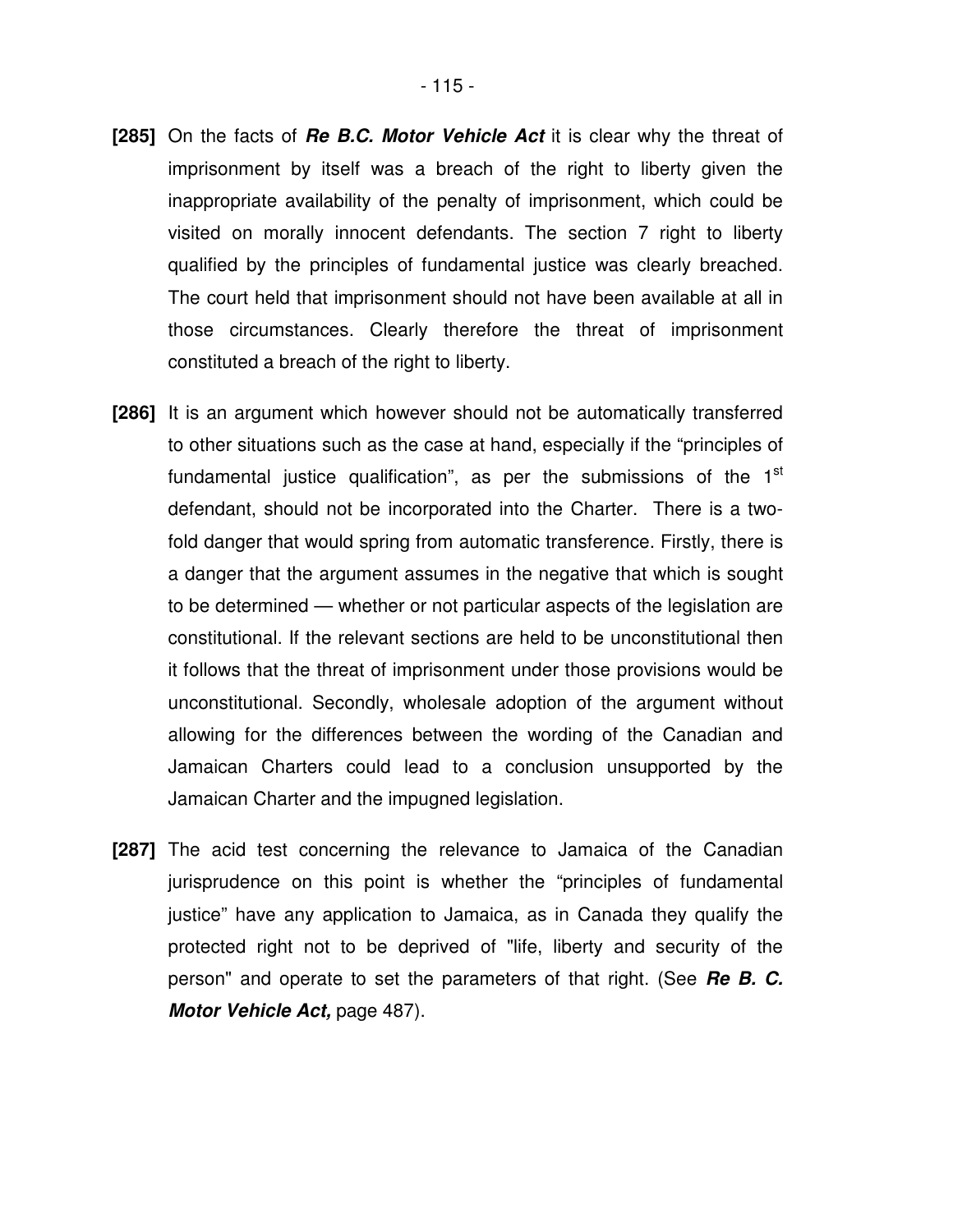**[285]** On the facts of ***Re B.C. Motor Vehicle Act*** it is clear why the threat of imprisonment by itself was a breach of the right to liberty given the inappropriate availability of the penalty of imprisonment, which could be visited on morally innocent defendants. The section 7 right to liberty qualified by the principles of fundamental justice was clearly breached. The court held that imprisonment should not have been available at all in those circumstances. Clearly therefore the threat of imprisonment constituted a breach of the right to liberty.

**[286]** It is an argument which however should not be automatically transferred to other situations such as the case at hand, especially if the "principles of fundamental justice qualification", as per the submissions of the 1st defendant, should not be incorporated into the Charter. There is a two-fold danger that would spring from automatic transference. Firstly, there is a danger that the argument assumes in the negative that which is sought to be determined — whether or not particular aspects of the legislation are constitutional. If the relevant sections are held to be unconstitutional then it follows that the threat of imprisonment under those provisions would be unconstitutional. Secondly, wholesale adoption of the argument without allowing for the differences between the wording of the Canadian and Jamaican Charters could lead to a conclusion unsupported by the Jamaican Charter and the impugned legislation.

**[287]** The acid test concerning the relevance to Jamaica of the Canadian jurisprudence on this point is whether the "principles of fundamental justice" have any application to Jamaica, as in Canada they qualify the protected right not to be deprived of "life, liberty and security of the person" and operate to set the parameters of that right. (See ***Re B. C. Motor Vehicle Act,*** page 487).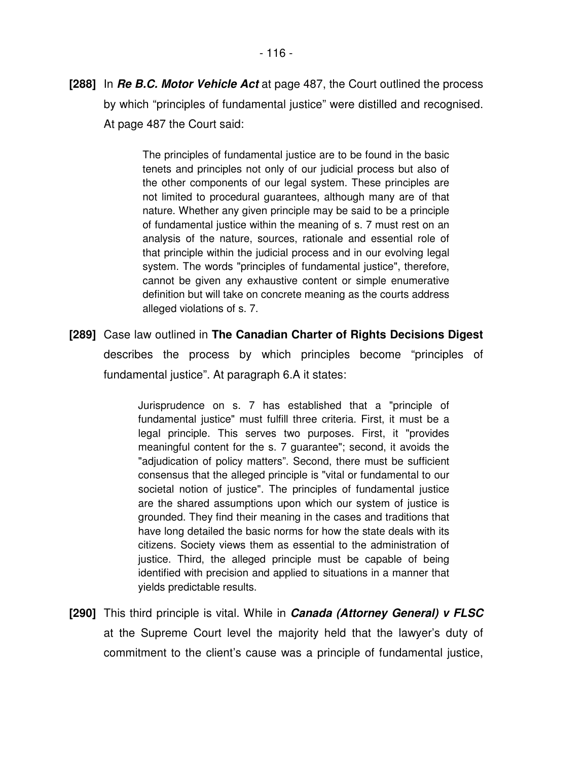**[288]** In ***Re B.C. Motor Vehicle Act*** at page 487, the Court outlined the process by which "principles of fundamental justice" were distilled and recognised. At page 487 the Court said:

> The principles of fundamental justice are to be found in the basic tenets and principles not only of our judicial process but also of the other components of our legal system. These principles are not limited to procedural guarantees, although many are of that nature. Whether any given principle may be said to be a principle of fundamental justice within the meaning of s. 7 must rest on an analysis of the nature, sources, rationale and essential role of that principle within the judicial process and in our evolving legal system. The words "principles of fundamental justice", therefore, cannot be given any exhaustive content or simple enumerative definition but will take on concrete meaning as the courts address alleged violations of s. 7.

**[289]** Case law outlined in **The Canadian Charter of Rights Decisions Digest** describes the process by which principles become "principles of fundamental justice". At paragraph 6.A it states:

> Jurisprudence on s. 7 has established that a "principle of fundamental justice" must fulfill three criteria. First, it must be a legal principle. This serves two purposes. First, it "provides meaningful content for the s. 7 guarantee"; second, it avoids the "adjudication of policy matters". Second, there must be sufficient consensus that the alleged principle is "vital or fundamental to our societal notion of justice". The principles of fundamental justice are the shared assumptions upon which our system of justice is grounded. They find their meaning in the cases and traditions that have long detailed the basic norms for how the state deals with its citizens. Society views them as essential to the administration of justice. Third, the alleged principle must be capable of being identified with precision and applied to situations in a manner that yields predictable results.

**[290]** This third principle is vital. While in ***Canada (Attorney General) v FLSC*** at the Supreme Court level the majority held that the lawyer's duty of commitment to the client's cause was a principle of fundamental justice,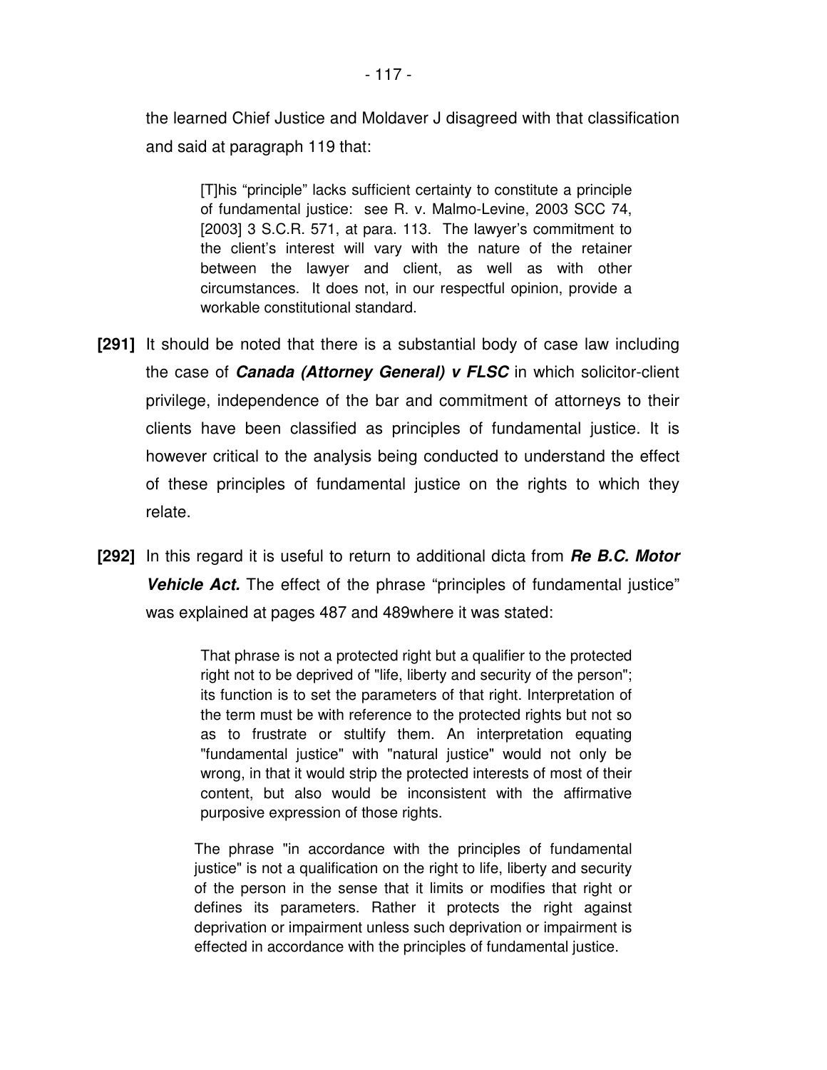the learned Chief Justice and Moldaver J disagreed with that classification and said at paragraph 119 that:

> [T]his "principle" lacks sufficient certainty to constitute a principle of fundamental justice: see R. v. Malmo-Levine, 2003 SCC 74, [2003] 3 S.C.R. 571, at para. 113. The lawyer's commitment to the client's interest will vary with the nature of the retainer between the lawyer and client, as well as with other circumstances. It does not, in our respectful opinion, provide a workable constitutional standard.

**[291]** It should be noted that there is a substantial body of case law including the case of ***Canada (Attorney General) v FLSC*** in which solicitor-client privilege, independence of the bar and commitment of attorneys to their clients have been classified as principles of fundamental justice. It is however critical to the analysis being conducted to understand the effect of these principles of fundamental justice on the rights to which they relate.

**[292]** In this regard it is useful to return to additional dicta from ***Re B.C. Motor Vehicle Act.*** The effect of the phrase "principles of fundamental justice" was explained at pages 487 and 489where it was stated:

> That phrase is not a protected right but a qualifier to the protected right not to be deprived of "life, liberty and security of the person"; its function is to set the parameters of that right. Interpretation of the term must be with reference to the protected rights but not so as to frustrate or stultify them. An interpretation equating "fundamental justice" with "natural justice" would not only be wrong, in that it would strip the protected interests of most of their content, but also would be inconsistent with the affirmative purposive expression of those rights.
>
> The phrase "in accordance with the principles of fundamental justice" is not a qualification on the right to life, liberty and security of the person in the sense that it limits or modifies that right or defines its parameters. Rather it protects the right against deprivation or impairment unless such deprivation or impairment is effected in accordance with the principles of fundamental justice.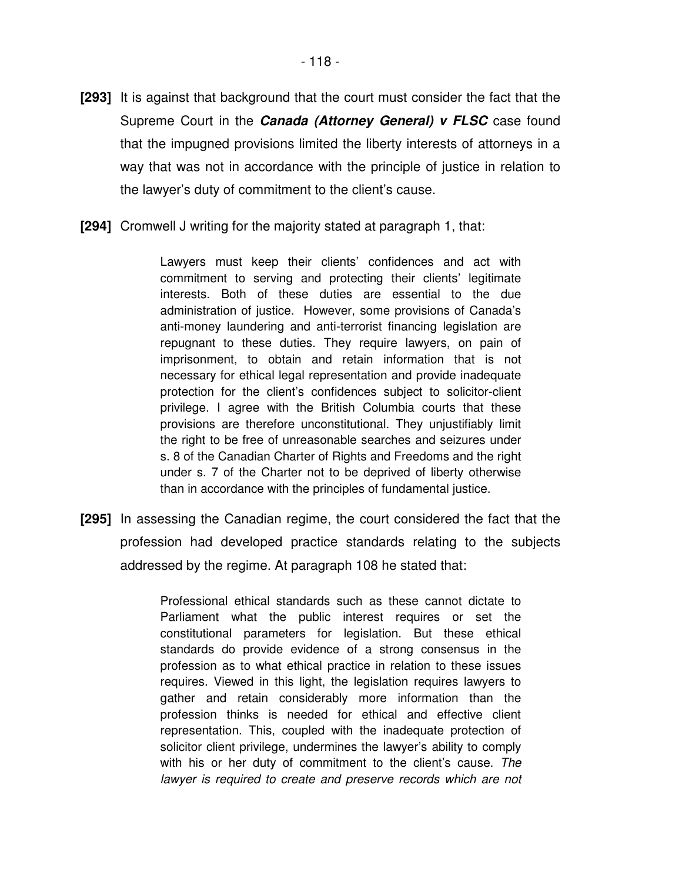**[293]** It is against that background that the court must consider the fact that the Supreme Court in the ***Canada (Attorney General) v FLSC*** case found that the impugned provisions limited the liberty interests of attorneys in a way that was not in accordance with the principle of justice in relation to the lawyer's duty of commitment to the client's cause.

**[294]** Cromwell J writing for the majority stated at paragraph 1, that:

> Lawyers must keep their clients' confidences and act with commitment to serving and protecting their clients' legitimate interests. Both of these duties are essential to the due administration of justice. However, some provisions of Canada's anti-money laundering and anti-terrorist financing legislation are repugnant to these duties. They require lawyers, on pain of imprisonment, to obtain and retain information that is not necessary for ethical legal representation and provide inadequate protection for the client's confidences subject to solicitor-client privilege. I agree with the British Columbia courts that these provisions are therefore unconstitutional. They unjustifiably limit the right to be free of unreasonable searches and seizures under s. 8 of the Canadian Charter of Rights and Freedoms and the right under s. 7 of the Charter not to be deprived of liberty otherwise than in accordance with the principles of fundamental justice.

**[295]** In assessing the Canadian regime, the court considered the fact that the profession had developed practice standards relating to the subjects addressed by the regime. At paragraph 108 he stated that:

> Professional ethical standards such as these cannot dictate to Parliament what the public interest requires or set the constitutional parameters for legislation. But these ethical standards do provide evidence of a strong consensus in the profession as to what ethical practice in relation to these issues requires. Viewed in this light, the legislation requires lawyers to gather and retain considerably more information than the profession thinks is needed for ethical and effective client representation. This, coupled with the inadequate protection of solicitor client privilege, undermines the lawyer's ability to comply with his or her duty of commitment to the client's cause. *The lawyer is required to create and preserve records which are not*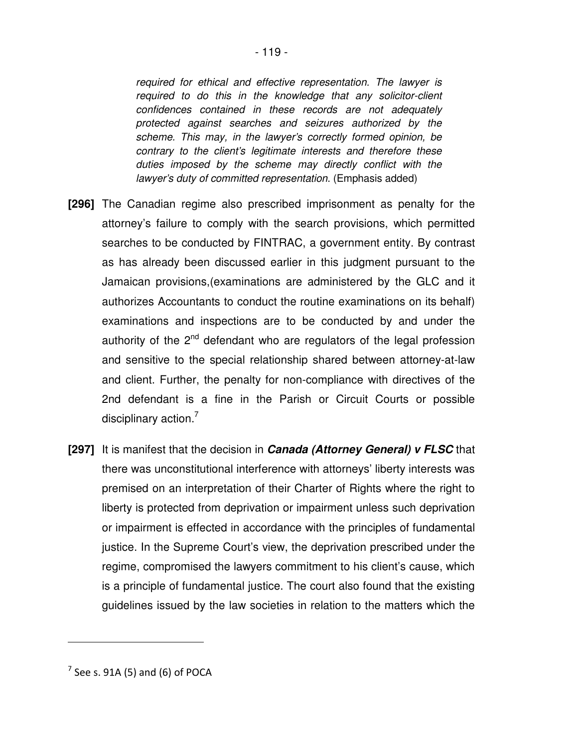> *required for ethical and effective representation. The lawyer is required to do this in the knowledge that any solicitor-client confidences contained in these records are not adequately protected against searches and seizures authorized by the scheme. This may, in the lawyer's correctly formed opinion, be contrary to the client's legitimate interests and therefore these duties imposed by the scheme may directly conflict with the lawyer's duty of committed representation.* (Emphasis added)

**[296]** The Canadian regime also prescribed imprisonment as penalty for the attorney's failure to comply with the search provisions, which permitted searches to be conducted by FINTRAC, a government entity. By contrast as has already been discussed earlier in this judgment pursuant to the Jamaican provisions,(examinations are administered by the GLC and it authorizes Accountants to conduct the routine examinations on its behalf) examinations and inspections are to be conducted by and under the authority of the 2nd defendant who are regulators of the legal profession and sensitive to the special relationship shared between attorney-at-law and client. Further, the penalty for non-compliance with directives of the 2nd defendant is a fine in the Parish or Circuit Courts or possible disciplinary action.[7]

**[297]** It is manifest that the decision in ***Canada (Attorney General) v FLSC*** that there was unconstitutional interference with attorneys' liberty interests was premised on an interpretation of their Charter of Rights where the right to liberty is protected from deprivation or impairment unless such deprivation or impairment is effected in accordance with the principles of fundamental justice. In the Supreme Court's view, the deprivation prescribed under the regime, compromised the lawyers commitment to his client's cause, which is a principle of fundamental justice. The court also found that the existing guidelines issued by the law societies in relation to the matters which the

---

[7] See s. 91A (5) and (6) of POCA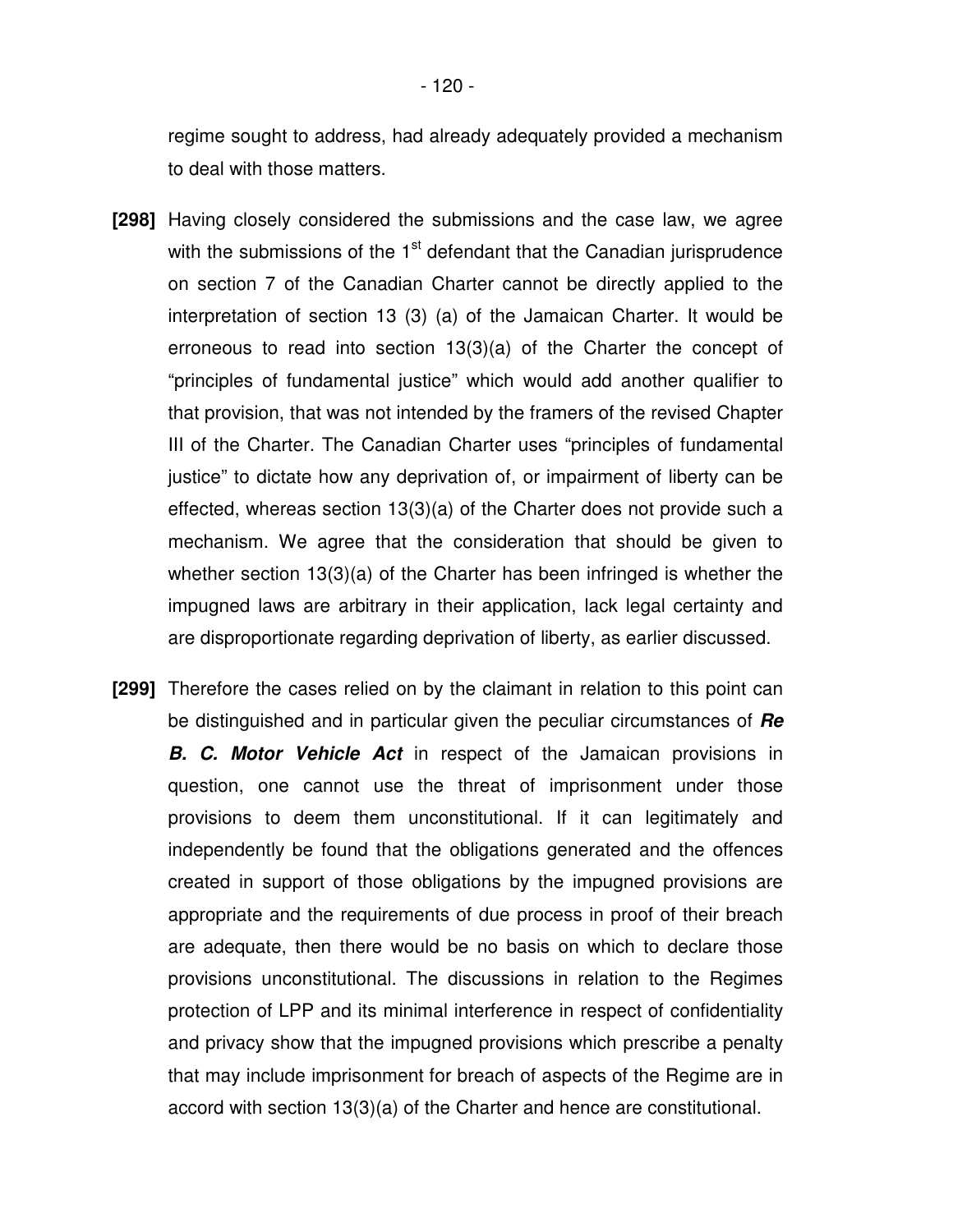regime sought to address, had already adequately provided a mechanism to deal with those matters.

**[298]** Having closely considered the submissions and the case law, we agree with the submissions of the 1st defendant that the Canadian jurisprudence on section 7 of the Canadian Charter cannot be directly applied to the interpretation of section 13 (3) (a) of the Jamaican Charter. It would be erroneous to read into section 13(3)(a) of the Charter the concept of "principles of fundamental justice" which would add another qualifier to that provision, that was not intended by the framers of the revised Chapter III of the Charter. The Canadian Charter uses "principles of fundamental justice" to dictate how any deprivation of, or impairment of liberty can be effected, whereas section 13(3)(a) of the Charter does not provide such a mechanism. We agree that the consideration that should be given to whether section 13(3)(a) of the Charter has been infringed is whether the impugned laws are arbitrary in their application, lack legal certainty and are disproportionate regarding deprivation of liberty, as earlier discussed.

**[299]** Therefore the cases relied on by the claimant in relation to this point can be distinguished and in particular given the peculiar circumstances of ***Re B. C. Motor Vehicle Act*** in respect of the Jamaican provisions in question, one cannot use the threat of imprisonment under those provisions to deem them unconstitutional. If it can legitimately and independently be found that the obligations generated and the offences created in support of those obligations by the impugned provisions are appropriate and the requirements of due process in proof of their breach are adequate, then there would be no basis on which to declare those provisions unconstitutional. The discussions in relation to the Regimes protection of LPP and its minimal interference in respect of confidentiality and privacy show that the impugned provisions which prescribe a penalty that may include imprisonment for breach of aspects of the Regime are in accord with section 13(3)(a) of the Charter and hence are constitutional.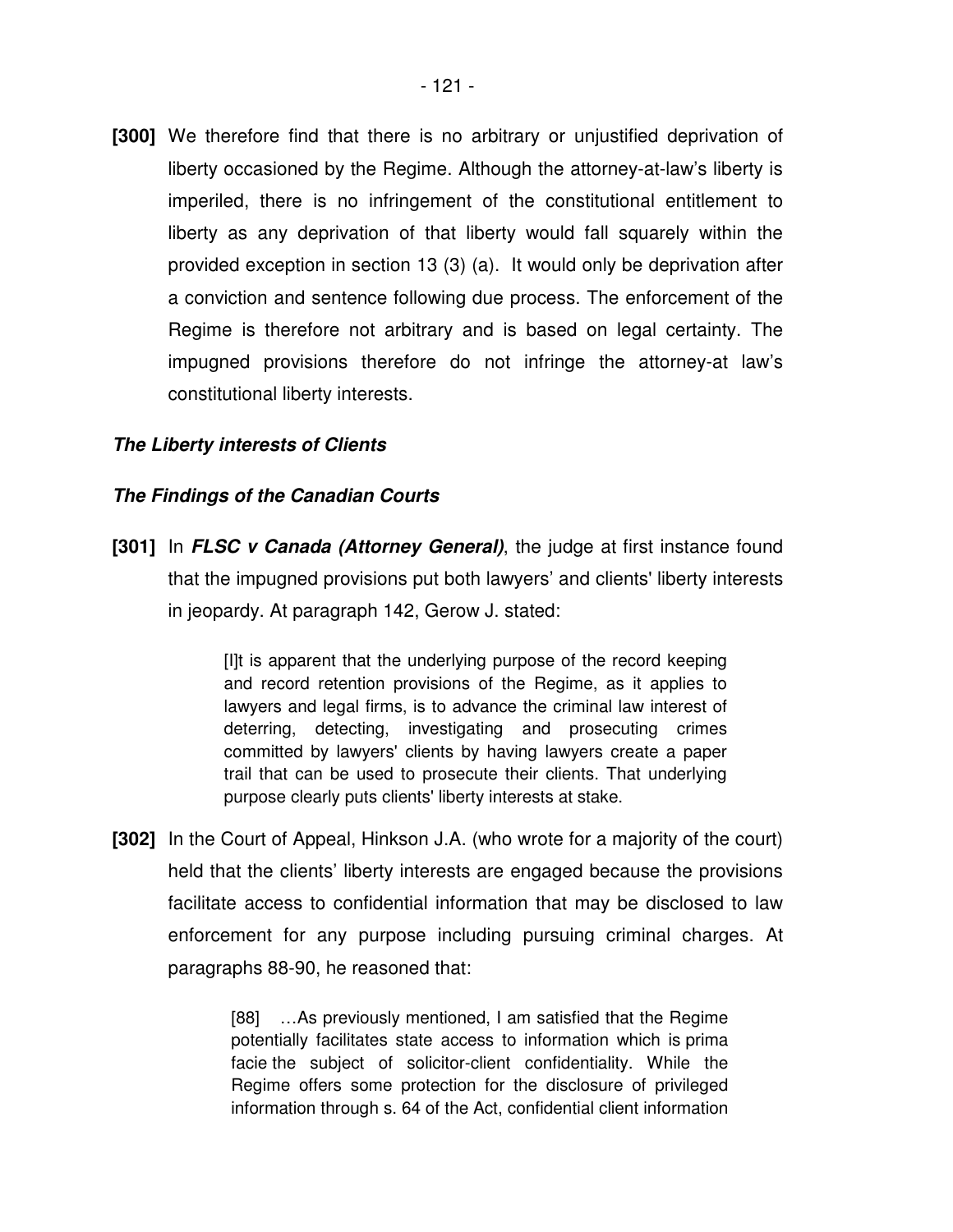**[300]** We therefore find that there is no arbitrary or unjustified deprivation of liberty occasioned by the Regime. Although the attorney-at-law's liberty is imperiled, there is no infringement of the constitutional entitlement to liberty as any deprivation of that liberty would fall squarely within the provided exception in section 13 (3) (a). It would only be deprivation after a conviction and sentence following due process. The enforcement of the Regime is therefore not arbitrary and is based on legal certainty. The impugned provisions therefore do not infringe the attorney-at law's constitutional liberty interests.

***The Liberty interests of Clients***

***The Findings of the Canadian Courts***

**[301]** In ***FLSC v Canada (Attorney General)***, the judge at first instance found that the impugned provisions put both lawyers' and clients' liberty interests in jeopardy. At paragraph 142, Gerow J. stated:

> [I]t is apparent that the underlying purpose of the record keeping and record retention provisions of the Regime, as it applies to lawyers and legal firms, is to advance the criminal law interest of deterring, detecting, investigating and prosecuting crimes committed by lawyers' clients by having lawyers create a paper trail that can be used to prosecute their clients. That underlying purpose clearly puts clients' liberty interests at stake.

**[302]** In the Court of Appeal, Hinkson J.A. (who wrote for a majority of the court) held that the clients' liberty interests are engaged because the provisions facilitate access to confidential information that may be disclosed to law enforcement for any purpose including pursuing criminal charges. At paragraphs 88-90, he reasoned that:

> [88] …As previously mentioned, I am satisfied that the Regime potentially facilitates state access to information which is prima facie the subject of solicitor-client confidentiality. While the Regime offers some protection for the disclosure of privileged information through s. 64 of the Act, confidential client information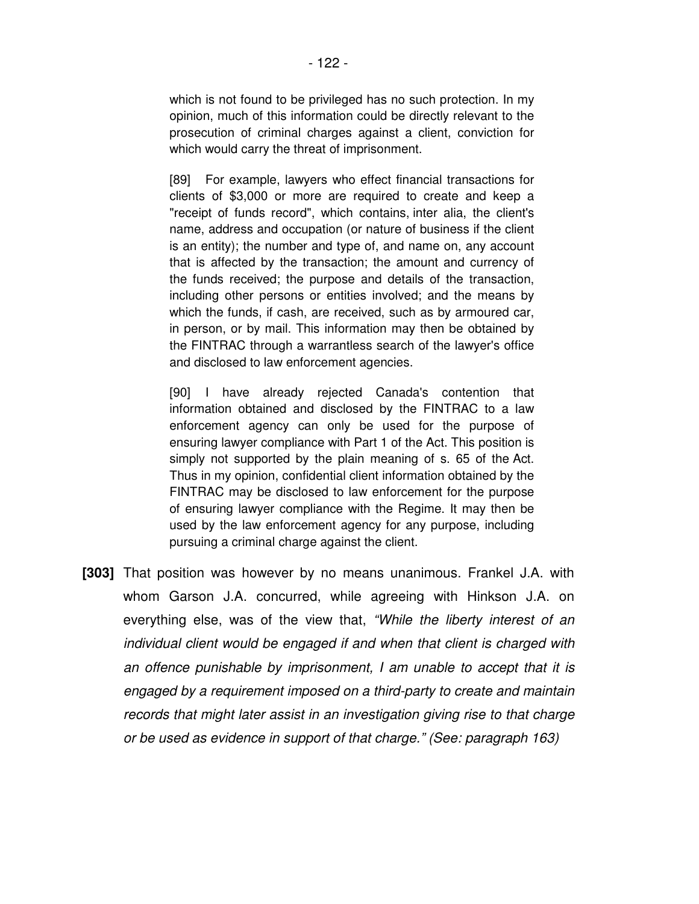> which is not found to be privileged has no such protection. In my opinion, much of this information could be directly relevant to the prosecution of criminal charges against a client, conviction for which would carry the threat of imprisonment.
>
> [89] For example, lawyers who effect financial transactions for clients of $3,000 or more are required to create and keep a "receipt of funds record", which contains, inter alia, the client's name, address and occupation (or nature of business if the client is an entity); the number and type of, and name on, any account that is affected by the transaction; the amount and currency of the funds received; the purpose and details of the transaction, including other persons or entities involved; and the means by which the funds, if cash, are received, such as by armoured car, in person, or by mail. This information may then be obtained by the FINTRAC through a warrantless search of the lawyer's office and disclosed to law enforcement agencies.
>
> [90] I have already rejected Canada's contention that information obtained and disclosed by the FINTRAC to a law enforcement agency can only be used for the purpose of ensuring lawyer compliance with Part 1 of the Act. This position is simply not supported by the plain meaning of s. 65 of the Act. Thus in my opinion, confidential client information obtained by the FINTRAC may be disclosed to law enforcement for the purpose of ensuring lawyer compliance with the Regime. It may then be used by the law enforcement agency for any purpose, including pursuing a criminal charge against the client.

**[303]** That position was however by no means unanimous. Frankel J.A. with whom Garson J.A. concurred, while agreeing with Hinkson J.A. on everything else, was of the view that, *"While the liberty interest of an individual client would be engaged if and when that client is charged with an offence punishable by imprisonment, I am unable to accept that it is engaged by a requirement imposed on a third-party to create and maintain records that might later assist in an investigation giving rise to that charge or be used as evidence in support of that charge." (See: paragraph 163)*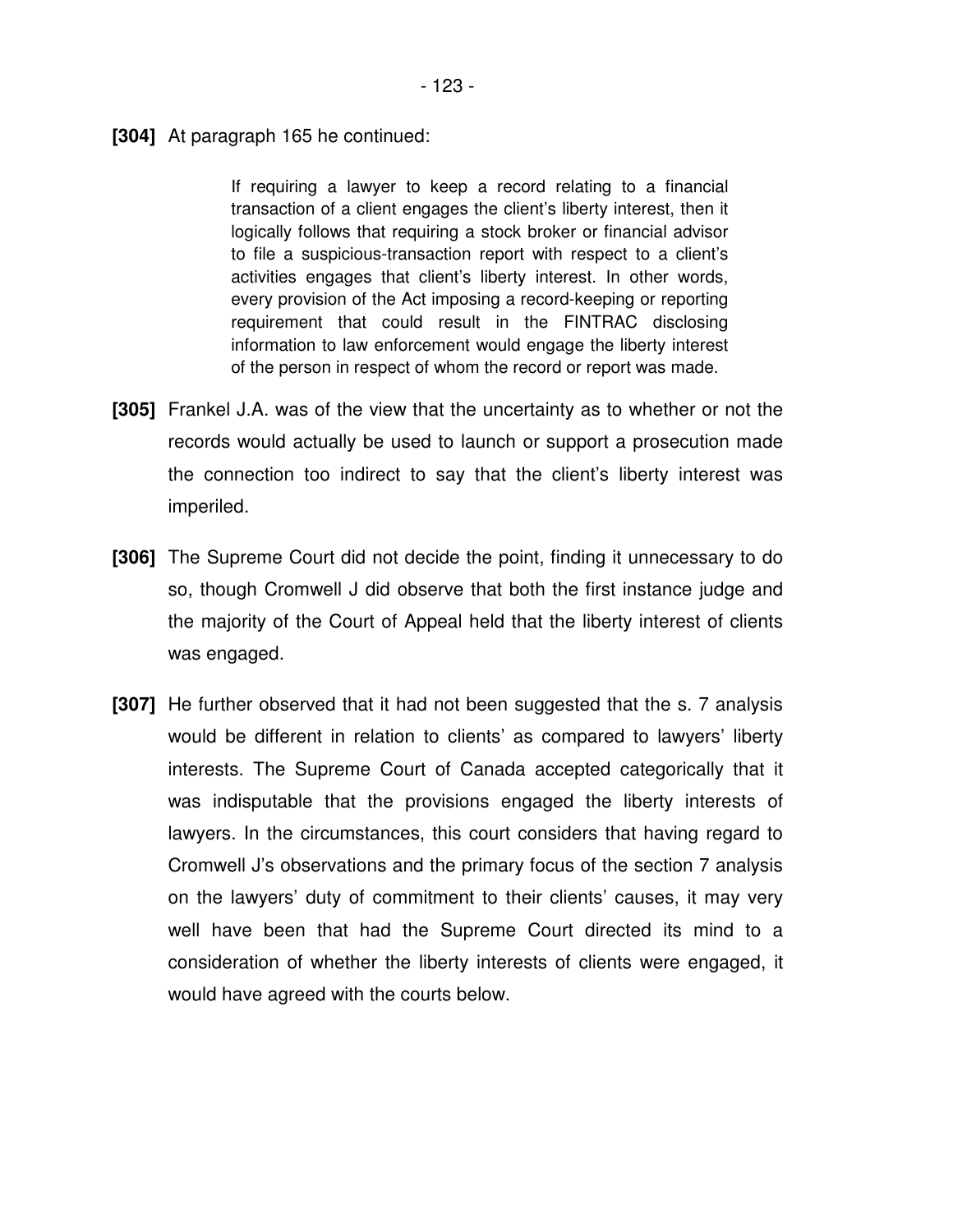**[304]** At paragraph 165 he continued:

> If requiring a lawyer to keep a record relating to a financial transaction of a client engages the client's liberty interest, then it logically follows that requiring a stock broker or financial advisor to file a suspicious-transaction report with respect to a client's activities engages that client's liberty interest. In other words, every provision of the Act imposing a record-keeping or reporting requirement that could result in the FINTRAC disclosing information to law enforcement would engage the liberty interest of the person in respect of whom the record or report was made.

**[305]** Frankel J.A. was of the view that the uncertainty as to whether or not the records would actually be used to launch or support a prosecution made the connection too indirect to say that the client's liberty interest was imperiled.

**[306]** The Supreme Court did not decide the point, finding it unnecessary to do so, though Cromwell J did observe that both the first instance judge and the majority of the Court of Appeal held that the liberty interest of clients was engaged.

**[307]** He further observed that it had not been suggested that the s. 7 analysis would be different in relation to clients' as compared to lawyers' liberty interests. The Supreme Court of Canada accepted categorically that it was indisputable that the provisions engaged the liberty interests of lawyers. In the circumstances, this court considers that having regard to Cromwell J's observations and the primary focus of the section 7 analysis on the lawyers' duty of commitment to their clients' causes, it may very well have been that had the Supreme Court directed its mind to a consideration of whether the liberty interests of clients were engaged, it would have agreed with the courts below.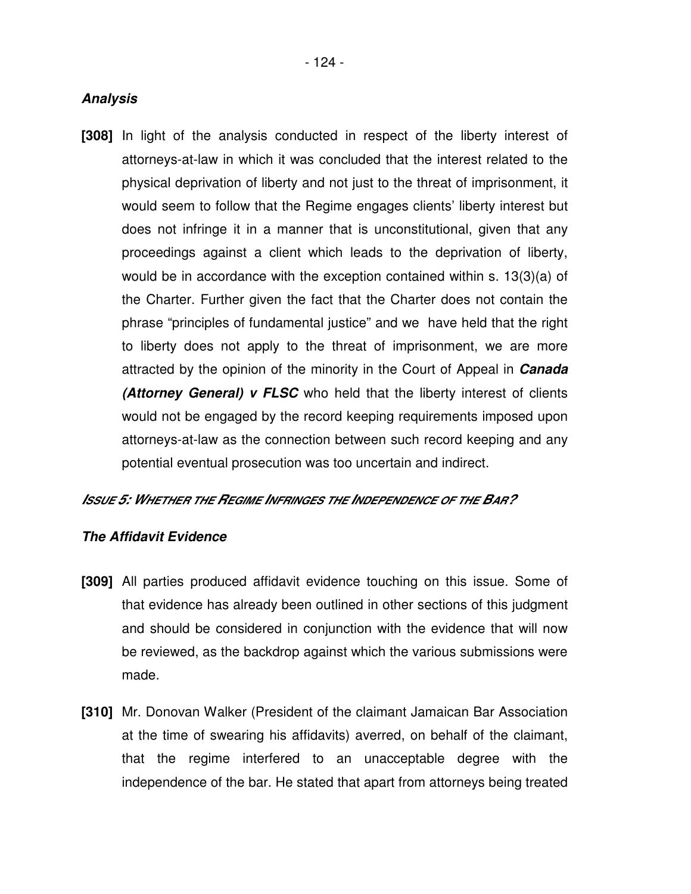***Analysis***

**[308]** In light of the analysis conducted in respect of the liberty interest of attorneys-at-law in which it was concluded that the interest related to the physical deprivation of liberty and not just to the threat of imprisonment, it would seem to follow that the Regime engages clients' liberty interest but does not infringe it in a manner that is unconstitutional, given that any proceedings against a client which leads to the deprivation of liberty, would be in accordance with the exception contained within s. 13(3)(a) of the Charter. Further given the fact that the Charter does not contain the phrase "principles of fundamental justice" and we have held that the right to liberty does not apply to the threat of imprisonment, we are more attracted by the opinion of the minority in the Court of Appeal in ***Canada (Attorney General) v FLSC*** who held that the liberty interest of clients would not be engaged by the record keeping requirements imposed upon attorneys-at-law as the connection between such record keeping and any potential eventual prosecution was too uncertain and indirect.

***ISSUE 5: WHETHER THE REGIME INFRINGES THE INDEPENDENCE OF THE BAR?***

***The Affidavit Evidence***

**[309]** All parties produced affidavit evidence touching on this issue. Some of that evidence has already been outlined in other sections of this judgment and should be considered in conjunction with the evidence that will now be reviewed, as the backdrop against which the various submissions were made.

**[310]** Mr. Donovan Walker (President of the claimant Jamaican Bar Association at the time of swearing his affidavits) averred, on behalf of the claimant, that the regime interfered to an unacceptable degree with the independence of the bar. He stated that apart from attorneys being treated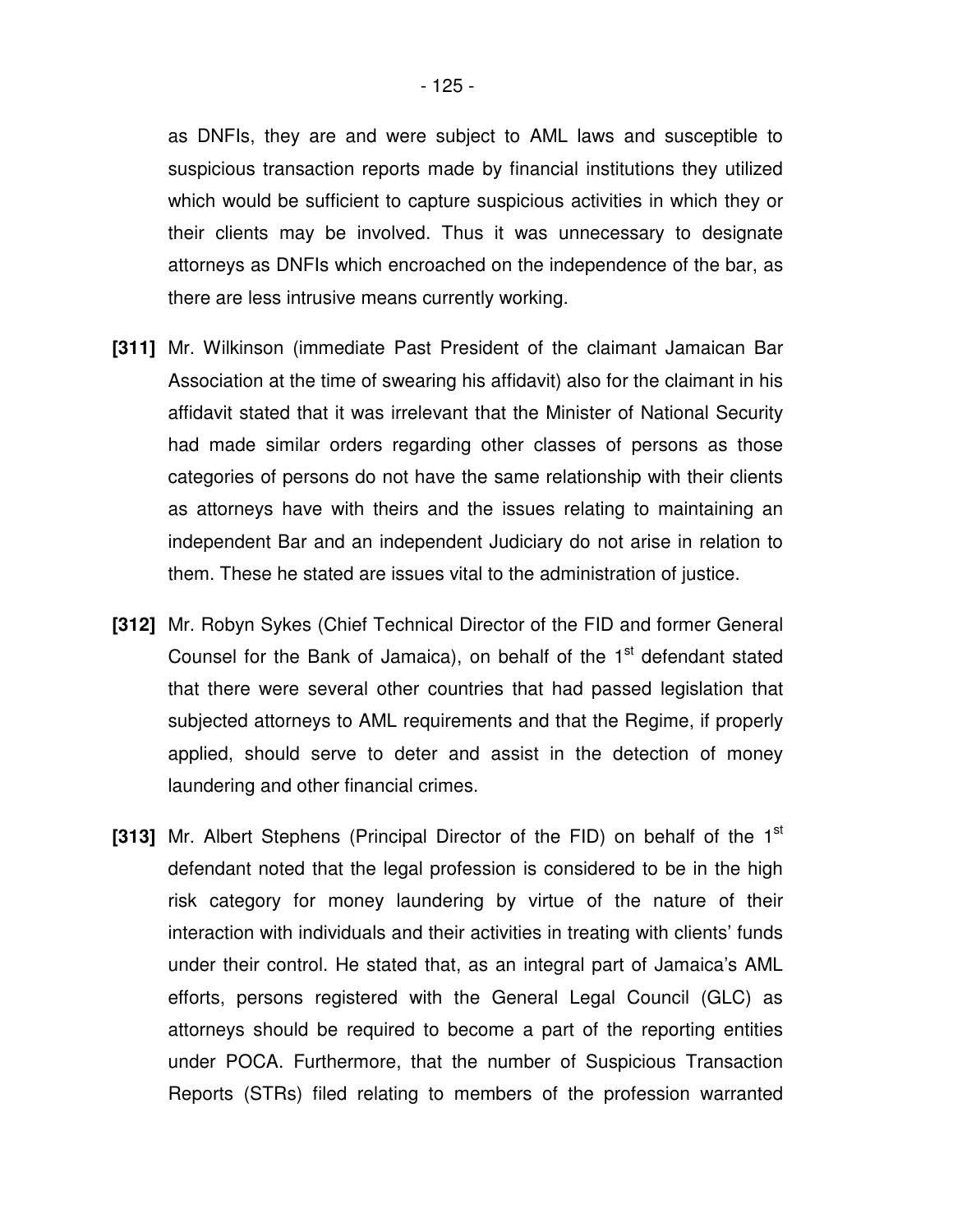as DNFIs, they are and were subject to AML laws and susceptible to suspicious transaction reports made by financial institutions they utilized which would be sufficient to capture suspicious activities in which they or their clients may be involved. Thus it was unnecessary to designate attorneys as DNFIs which encroached on the independence of the bar, as there are less intrusive means currently working.

**[311]** Mr. Wilkinson (immediate Past President of the claimant Jamaican Bar Association at the time of swearing his affidavit) also for the claimant in his affidavit stated that it was irrelevant that the Minister of National Security had made similar orders regarding other classes of persons as those categories of persons do not have the same relationship with their clients as attorneys have with theirs and the issues relating to maintaining an independent Bar and an independent Judiciary do not arise in relation to them. These he stated are issues vital to the administration of justice.

**[312]** Mr. Robyn Sykes (Chief Technical Director of the FID and former General Counsel for the Bank of Jamaica), on behalf of the 1st defendant stated that there were several other countries that had passed legislation that subjected attorneys to AML requirements and that the Regime, if properly applied, should serve to deter and assist in the detection of money laundering and other financial crimes.

**[313]** Mr. Albert Stephens (Principal Director of the FID) on behalf of the 1st defendant noted that the legal profession is considered to be in the high risk category for money laundering by virtue of the nature of their interaction with individuals and their activities in treating with clients' funds under their control. He stated that, as an integral part of Jamaica's AML efforts, persons registered with the General Legal Council (GLC) as attorneys should be required to become a part of the reporting entities under POCA. Furthermore, that the number of Suspicious Transaction Reports (STRs) filed relating to members of the profession warranted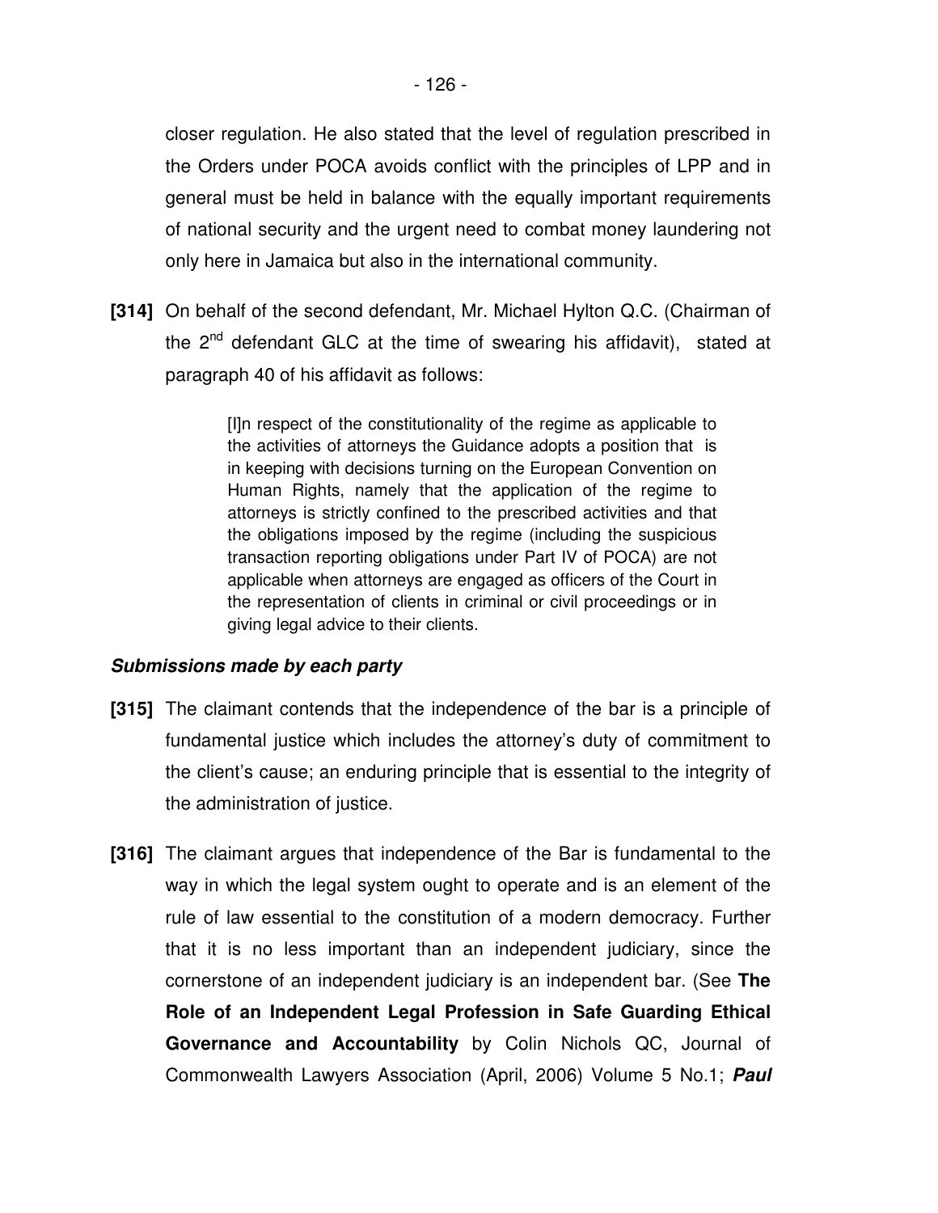closer regulation. He also stated that the level of regulation prescribed in the Orders under POCA avoids conflict with the principles of LPP and in general must be held in balance with the equally important requirements of national security and the urgent need to combat money laundering not only here in Jamaica but also in the international community.

**[314]** On behalf of the second defendant, Mr. Michael Hylton Q.C. (Chairman of the 2nd defendant GLC at the time of swearing his affidavit), stated at paragraph 40 of his affidavit as follows:

> [I]n respect of the constitutionality of the regime as applicable to the activities of attorneys the Guidance adopts a position that is in keeping with decisions turning on the European Convention on Human Rights, namely that the application of the regime to attorneys is strictly confined to the prescribed activities and that the obligations imposed by the regime (including the suspicious transaction reporting obligations under Part IV of POCA) are not applicable when attorneys are engaged as officers of the Court in the representation of clients in criminal or civil proceedings or in giving legal advice to their clients.

***Submissions made by each party***

**[315]** The claimant contends that the independence of the bar is a principle of fundamental justice which includes the attorney's duty of commitment to the client's cause; an enduring principle that is essential to the integrity of the administration of justice.

**[316]** The claimant argues that independence of the Bar is fundamental to the way in which the legal system ought to operate and is an element of the rule of law essential to the constitution of a modern democracy. Further that it is no less important than an independent judiciary, since the cornerstone of an independent judiciary is an independent bar. (See **The Role of an Independent Legal Profession in Safe Guarding Ethical Governance and Accountability** by Colin Nichols QC, Journal of Commonwealth Lawyers Association (April, 2006) Volume 5 No.1; ***Paul***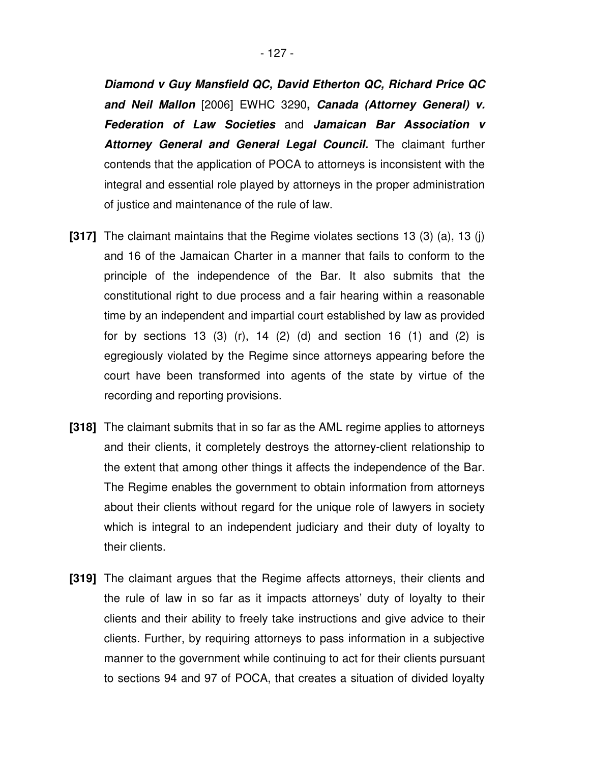***Diamond v Guy Mansfield QC, David Etherton QC, Richard Price QC and Neil Mallon*** [2006] EWHC 3290**,** ***Canada (Attorney General) v. Federation of Law Societies*** and ***Jamaican Bar Association v Attorney General and General Legal Council.*** The claimant further contends that the application of POCA to attorneys is inconsistent with the integral and essential role played by attorneys in the proper administration of justice and maintenance of the rule of law.

**[317]** The claimant maintains that the Regime violates sections 13 (3) (a), 13 (j) and 16 of the Jamaican Charter in a manner that fails to conform to the principle of the independence of the Bar. It also submits that the constitutional right to due process and a fair hearing within a reasonable time by an independent and impartial court established by law as provided for by sections 13 (3) (r), 14 (2) (d) and section 16 (1) and (2) is egregiously violated by the Regime since attorneys appearing before the court have been transformed into agents of the state by virtue of the recording and reporting provisions.

**[318]** The claimant submits that in so far as the AML regime applies to attorneys and their clients, it completely destroys the attorney-client relationship to the extent that among other things it affects the independence of the Bar. The Regime enables the government to obtain information from attorneys about their clients without regard for the unique role of lawyers in society which is integral to an independent judiciary and their duty of loyalty to their clients.

**[319]** The claimant argues that the Regime affects attorneys, their clients and the rule of law in so far as it impacts attorneys' duty of loyalty to their clients and their ability to freely take instructions and give advice to their clients. Further, by requiring attorneys to pass information in a subjective manner to the government while continuing to act for their clients pursuant to sections 94 and 97 of POCA, that creates a situation of divided loyalty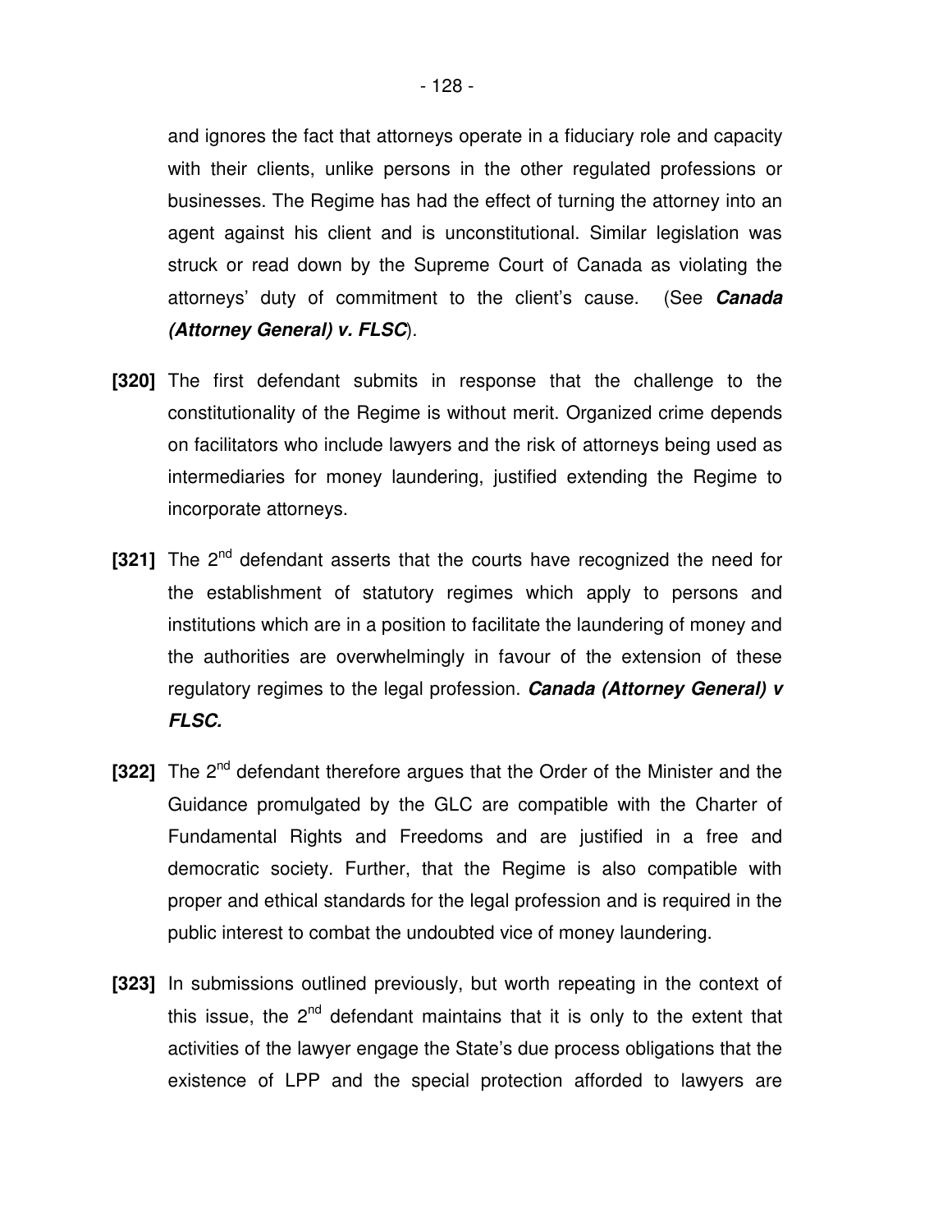and ignores the fact that attorneys operate in a fiduciary role and capacity with their clients, unlike persons in the other regulated professions or businesses. The Regime has had the effect of turning the attorney into an agent against his client and is unconstitutional. Similar legislation was struck or read down by the Supreme Court of Canada as violating the attorneys' duty of commitment to the client's cause. (See ***Canada (Attorney General) v. FLSC***).

**[320]** The first defendant submits in response that the challenge to the constitutionality of the Regime is without merit. Organized crime depends on facilitators who include lawyers and the risk of attorneys being used as intermediaries for money laundering, justified extending the Regime to incorporate attorneys.

**[321]** The 2nd defendant asserts that the courts have recognized the need for the establishment of statutory regimes which apply to persons and institutions which are in a position to facilitate the laundering of money and the authorities are overwhelmingly in favour of the extension of these regulatory regimes to the legal profession. ***Canada (Attorney General) v FLSC.***

**[322]** The 2nd defendant therefore argues that the Order of the Minister and the Guidance promulgated by the GLC are compatible with the Charter of Fundamental Rights and Freedoms and are justified in a free and democratic society. Further, that the Regime is also compatible with proper and ethical standards for the legal profession and is required in the public interest to combat the undoubted vice of money laundering.

**[323]** In submissions outlined previously, but worth repeating in the context of this issue, the 2nd defendant maintains that it is only to the extent that activities of the lawyer engage the State's due process obligations that the existence of LPP and the special protection afforded to lawyers are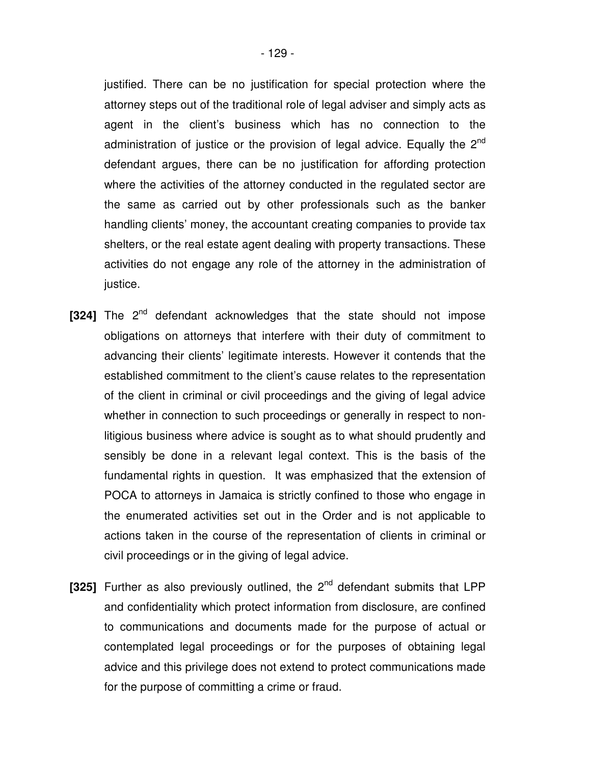justified. There can be no justification for special protection where the attorney steps out of the traditional role of legal adviser and simply acts as agent in the client's business which has no connection to the administration of justice or the provision of legal advice. Equally the 2nd defendant argues, there can be no justification for affording protection where the activities of the attorney conducted in the regulated sector are the same as carried out by other professionals such as the banker handling clients' money, the accountant creating companies to provide tax shelters, or the real estate agent dealing with property transactions. These activities do not engage any role of the attorney in the administration of justice.

**[324]** The 2nd defendant acknowledges that the state should not impose obligations on attorneys that interfere with their duty of commitment to advancing their clients' legitimate interests. However it contends that the established commitment to the client's cause relates to the representation of the client in criminal or civil proceedings and the giving of legal advice whether in connection to such proceedings or generally in respect to non-litigious business where advice is sought as to what should prudently and sensibly be done in a relevant legal context. This is the basis of the fundamental rights in question. It was emphasized that the extension of POCA to attorneys in Jamaica is strictly confined to those who engage in the enumerated activities set out in the Order and is not applicable to actions taken in the course of the representation of clients in criminal or civil proceedings or in the giving of legal advice.

**[325]** Further as also previously outlined, the 2nd defendant submits that LPP and confidentiality which protect information from disclosure, are confined to communications and documents made for the purpose of actual or contemplated legal proceedings or for the purposes of obtaining legal advice and this privilege does not extend to protect communications made for the purpose of committing a crime or fraud.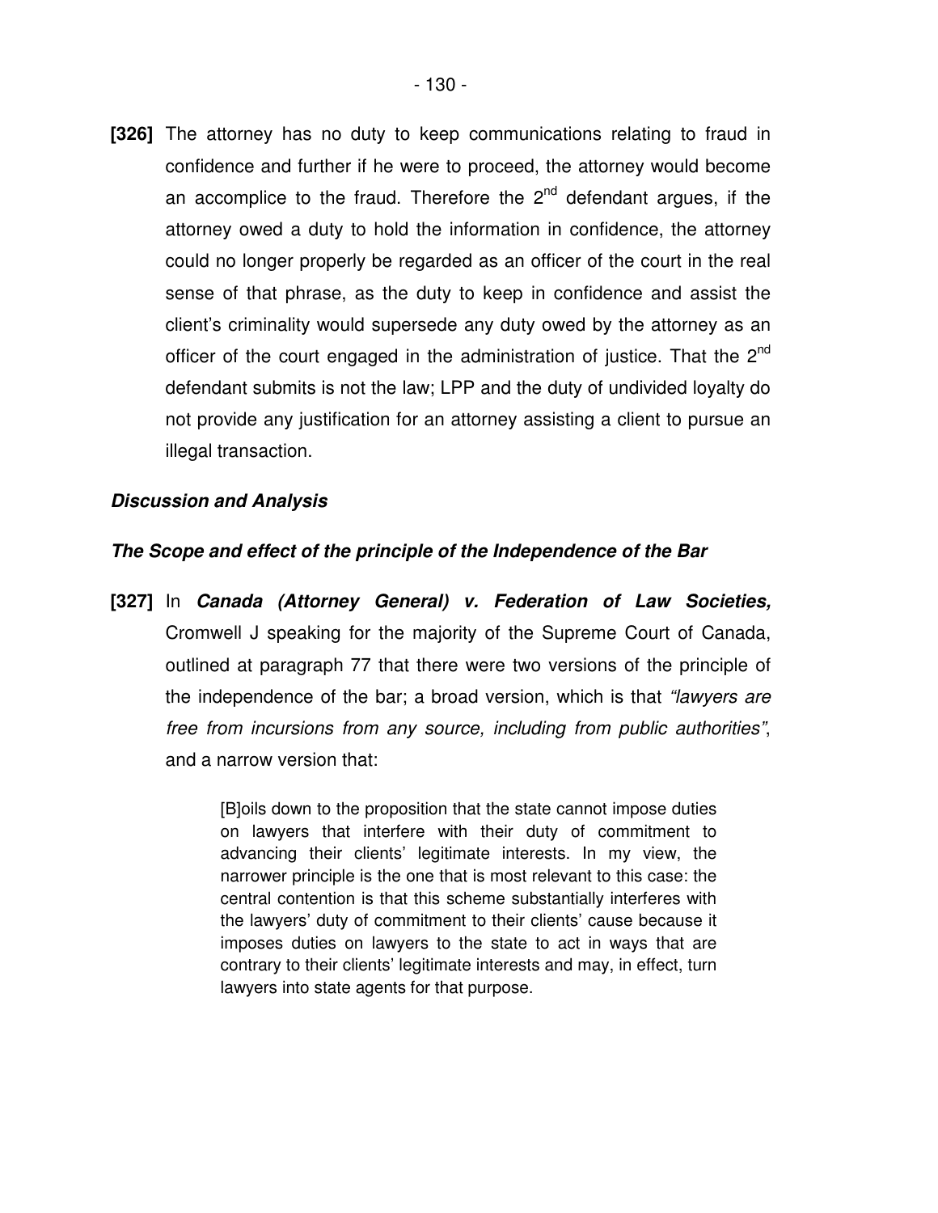**[326]** The attorney has no duty to keep communications relating to fraud in confidence and further if he were to proceed, the attorney would become an accomplice to the fraud. Therefore the 2nd defendant argues, if the attorney owed a duty to hold the information in confidence, the attorney could no longer properly be regarded as an officer of the court in the real sense of that phrase, as the duty to keep in confidence and assist the client's criminality would supersede any duty owed by the attorney as an officer of the court engaged in the administration of justice. That the 2nd defendant submits is not the law; LPP and the duty of undivided loyalty do not provide any justification for an attorney assisting a client to pursue an illegal transaction.

***Discussion and Analysis***

***The Scope and effect of the principle of the Independence of the Bar***

**[327]** In ***Canada (Attorney General) v. Federation of Law Societies,*** Cromwell J speaking for the majority of the Supreme Court of Canada, outlined at paragraph 77 that there were two versions of the principle of the independence of the bar; a broad version, which is that *"lawyers are free from incursions from any source, including from public authorities"*, and a narrow version that:

> [B]oils down to the proposition that the state cannot impose duties on lawyers that interfere with their duty of commitment to advancing their clients' legitimate interests. In my view, the narrower principle is the one that is most relevant to this case: the central contention is that this scheme substantially interferes with the lawyers' duty of commitment to their clients' cause because it imposes duties on lawyers to the state to act in ways that are contrary to their clients' legitimate interests and may, in effect, turn lawyers into state agents for that purpose.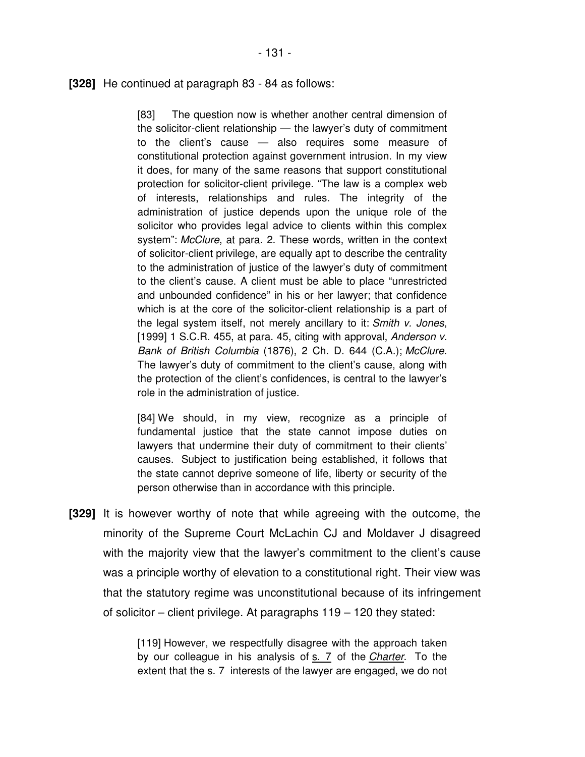**[328]** He continued at paragraph 83 - 84 as follows:

> [83] The question now is whether another central dimension of the solicitor-client relationship — the lawyer's duty of commitment to the client's cause — also requires some measure of constitutional protection against government intrusion. In my view it does, for many of the same reasons that support constitutional protection for solicitor-client privilege. "The law is a complex web of interests, relationships and rules. The integrity of the administration of justice depends upon the unique role of the solicitor who provides legal advice to clients within this complex system": *McClure*, at para. 2. These words, written in the context of solicitor-client privilege, are equally apt to describe the centrality to the administration of justice of the lawyer's duty of commitment to the client's cause. A client must be able to place "unrestricted and unbounded confidence" in his or her lawyer; that confidence which is at the core of the solicitor-client relationship is a part of the legal system itself, not merely ancillary to it: *Smith v. Jones*, [1999] 1 S.C.R. 455, at para. 45, citing with approval, *Anderson v. Bank of British Columbia* (1876), 2 Ch. D. 644 (C.A.); *McClure*. The lawyer's duty of commitment to the client's cause, along with the protection of the client's confidences, is central to the lawyer's role in the administration of justice.
>
> [84] We should, in my view, recognize as a principle of fundamental justice that the state cannot impose duties on lawyers that undermine their duty of commitment to their clients' causes. Subject to justification being established, it follows that the state cannot deprive someone of life, liberty or security of the person otherwise than in accordance with this principle.

**[329]** It is however worthy of note that while agreeing with the outcome, the minority of the Supreme Court McLachin CJ and Moldaver J disagreed with the majority view that the lawyer's commitment to the client's cause was a principle worthy of elevation to a constitutional right. Their view was that the statutory regime was unconstitutional because of its infringement of solicitor – client privilege. At paragraphs 119 – 120 they stated:

> [119] However, we respectfully disagree with the approach taken by our colleague in his analysis of s. 7 of the *Charter*. To the extent that the s. 7 interests of the lawyer are engaged, we do not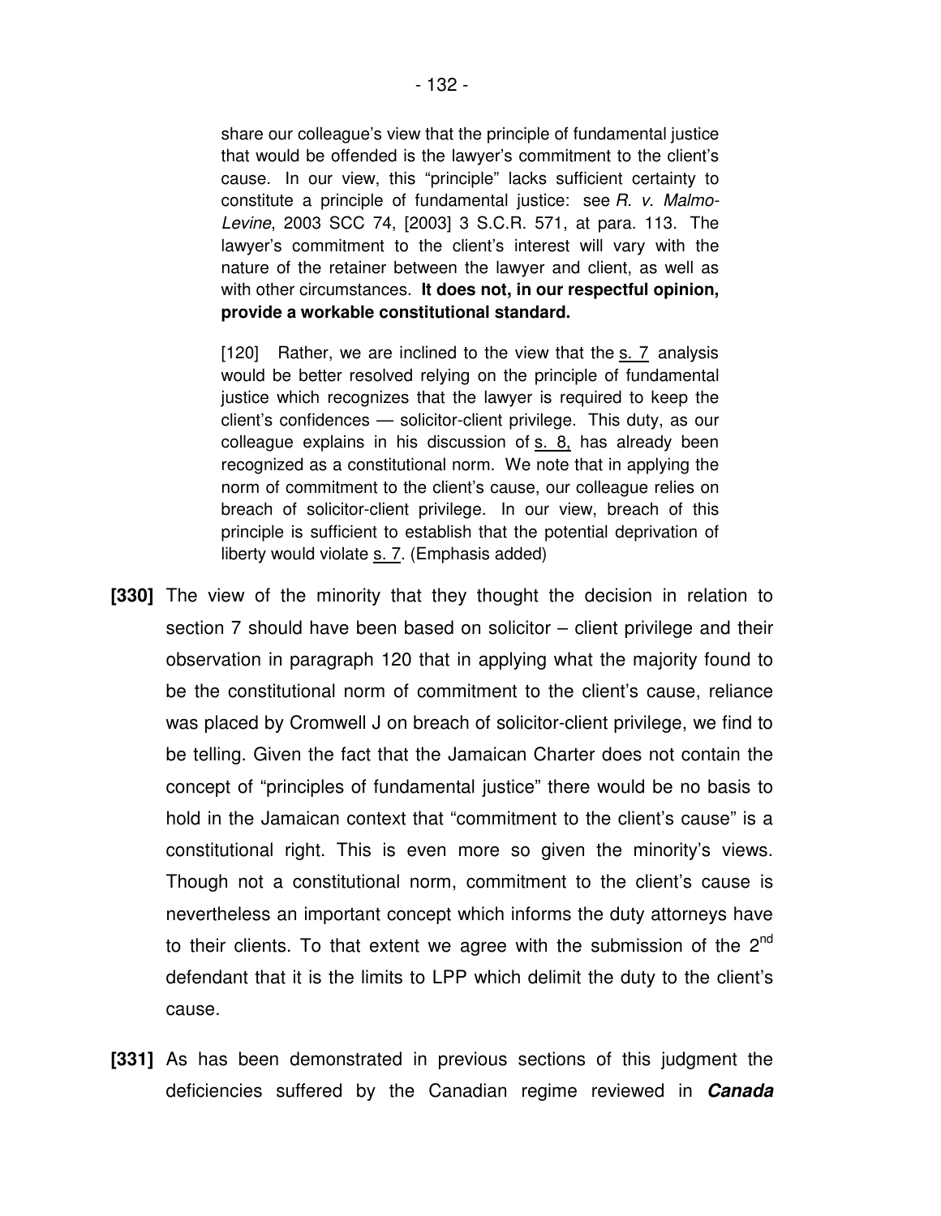> share our colleague's view that the principle of fundamental justice that would be offended is the lawyer's commitment to the client's cause. In our view, this "principle" lacks sufficient certainty to constitute a principle of fundamental justice: see *R. v. Malmo-Levine*, 2003 SCC 74, [2003] 3 S.C.R. 571, at para. 113. The lawyer's commitment to the client's interest will vary with the nature of the retainer between the lawyer and client, as well as with other circumstances. **It does not, in our respectful opinion, provide a workable constitutional standard.**
>
> [120] Rather, we are inclined to the view that the s. 7 analysis would be better resolved relying on the principle of fundamental justice which recognizes that the lawyer is required to keep the client's confidences — solicitor-client privilege. This duty, as our colleague explains in his discussion of s. 8, has already been recognized as a constitutional norm. We note that in applying the norm of commitment to the client's cause, our colleague relies on breach of solicitor-client privilege. In our view, breach of this principle is sufficient to establish that the potential deprivation of liberty would violate s. 7. (Emphasis added)

**[330]** The view of the minority that they thought the decision in relation to section 7 should have been based on solicitor – client privilege and their observation in paragraph 120 that in applying what the majority found to be the constitutional norm of commitment to the client's cause, reliance was placed by Cromwell J on breach of solicitor-client privilege, we find to be telling. Given the fact that the Jamaican Charter does not contain the concept of "principles of fundamental justice" there would be no basis to hold in the Jamaican context that "commitment to the client's cause" is a constitutional right. This is even more so given the minority's views. Though not a constitutional norm, commitment to the client's cause is nevertheless an important concept which informs the duty attorneys have to their clients. To that extent we agree with the submission of the 2nd defendant that it is the limits to LPP which delimit the duty to the client's cause.

**[331]** As has been demonstrated in previous sections of this judgment the deficiencies suffered by the Canadian regime reviewed in ***Canada***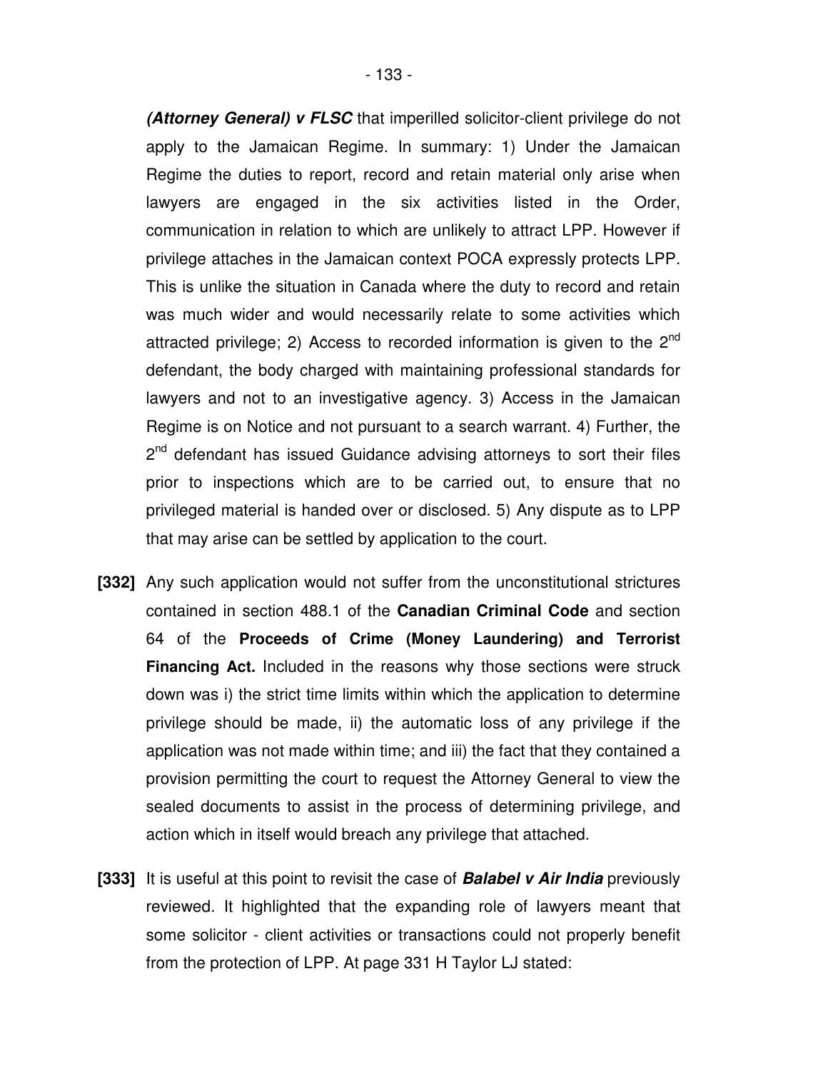***(Attorney General) v FLSC*** that imperilled solicitor-client privilege do not apply to the Jamaican Regime. In summary: 1) Under the Jamaican Regime the duties to report, record and retain material only arise when lawyers are engaged in the six activities listed in the Order, communication in relation to which are unlikely to attract LPP. However if privilege attaches in the Jamaican context POCA expressly protects LPP. This is unlike the situation in Canada where the duty to record and retain was much wider and would necessarily relate to some activities which attracted privilege; 2) Access to recorded information is given to the 2nd defendant, the body charged with maintaining professional standards for lawyers and not to an investigative agency. 3) Access in the Jamaican Regime is on Notice and not pursuant to a search warrant. 4) Further, the 2nd defendant has issued Guidance advising attorneys to sort their files prior to inspections which are to be carried out, to ensure that no privileged material is handed over or disclosed. 5) Any dispute as to LPP that may arise can be settled by application to the court.

**[332]** Any such application would not suffer from the unconstitutional strictures contained in section 488.1 of the **Canadian Criminal Code** and section 64 of the **Proceeds of Crime (Money Laundering) and Terrorist Financing Act.** Included in the reasons why those sections were struck down was i) the strict time limits within which the application to determine privilege should be made, ii) the automatic loss of any privilege if the application was not made within time; and iii) the fact that they contained a provision permitting the court to request the Attorney General to view the sealed documents to assist in the process of determining privilege, and action which in itself would breach any privilege that attached.

**[333]** It is useful at this point to revisit the case of ***Balabel v Air India*** previously reviewed. It highlighted that the expanding role of lawyers meant that some solicitor - client activities or transactions could not properly benefit from the protection of LPP. At page 331 H Taylor LJ stated: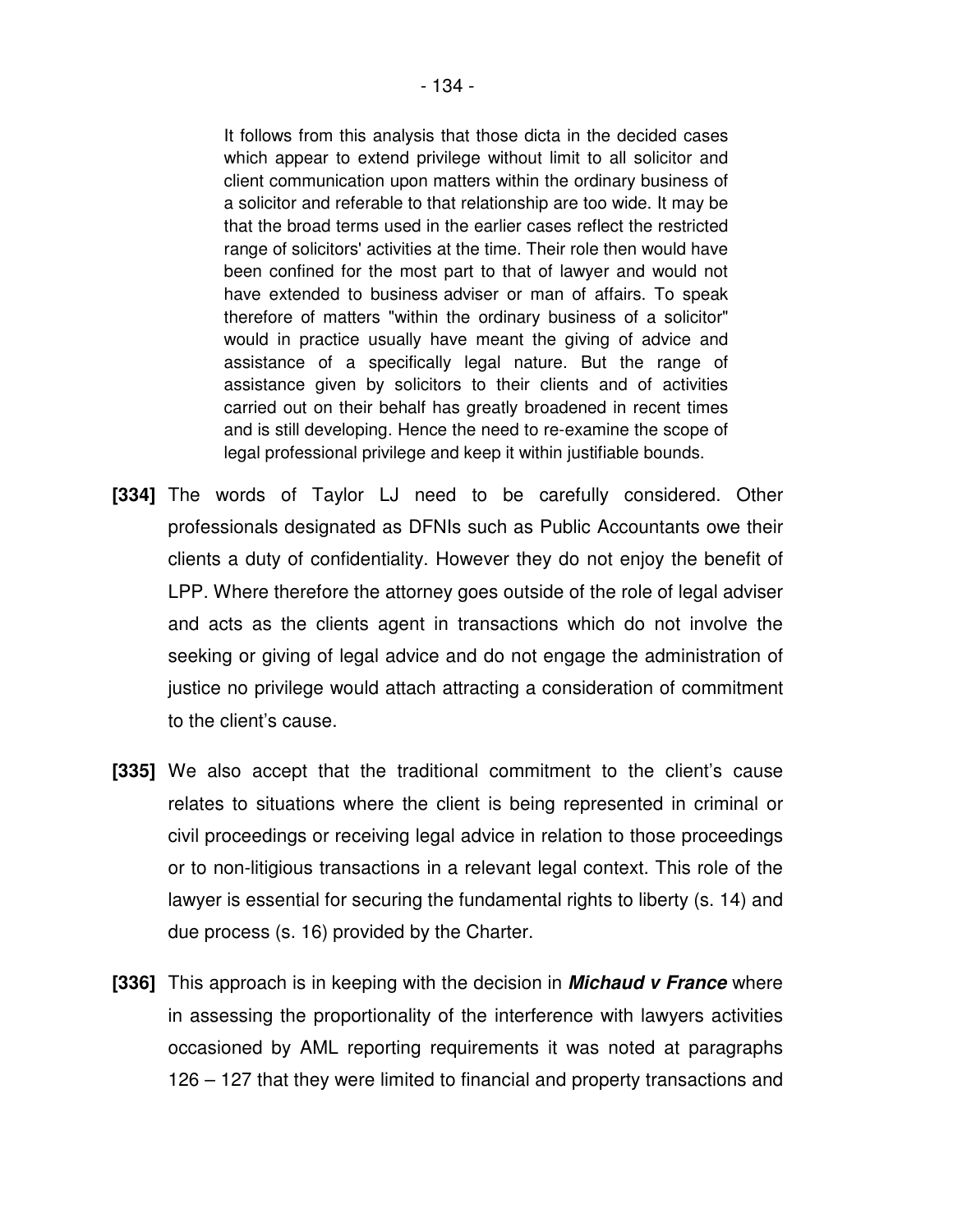> It follows from this analysis that those dicta in the decided cases which appear to extend privilege without limit to all solicitor and client communication upon matters within the ordinary business of a solicitor and referable to that relationship are too wide. It may be that the broad terms used in the earlier cases reflect the restricted range of solicitors' activities at the time. Their role then would have been confined for the most part to that of lawyer and would not have extended to business adviser or man of affairs. To speak therefore of matters "within the ordinary business of a solicitor" would in practice usually have meant the giving of advice and assistance of a specifically legal nature. But the range of assistance given by solicitors to their clients and of activities carried out on their behalf has greatly broadened in recent times and is still developing. Hence the need to re-examine the scope of legal professional privilege and keep it within justifiable bounds.

**[334]** The words of Taylor LJ need to be carefully considered. Other professionals designated as DFNIs such as Public Accountants owe their clients a duty of confidentiality. However they do not enjoy the benefit of LPP. Where therefore the attorney goes outside of the role of legal adviser and acts as the clients agent in transactions which do not involve the seeking or giving of legal advice and do not engage the administration of justice no privilege would attach attracting a consideration of commitment to the client's cause.

**[335]** We also accept that the traditional commitment to the client's cause relates to situations where the client is being represented in criminal or civil proceedings or receiving legal advice in relation to those proceedings or to non-litigious transactions in a relevant legal context. This role of the lawyer is essential for securing the fundamental rights to liberty (s. 14) and due process (s. 16) provided by the Charter.

**[336]** This approach is in keeping with the decision in ***Michaud v France*** where in assessing the proportionality of the interference with lawyers activities occasioned by AML reporting requirements it was noted at paragraphs 126 – 127 that they were limited to financial and property transactions and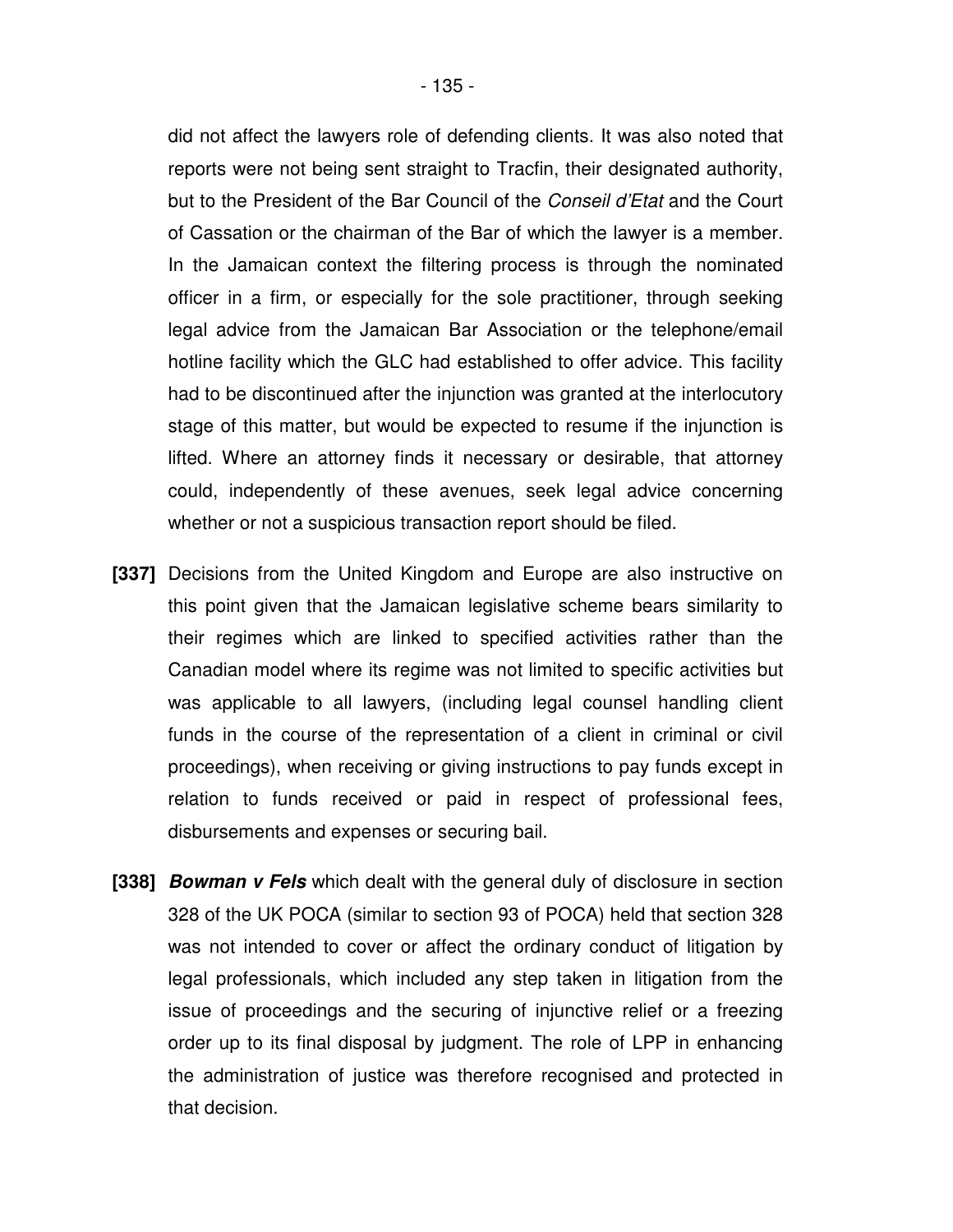did not affect the lawyers role of defending clients. It was also noted that reports were not being sent straight to Tracfin, their designated authority, but to the President of the Bar Council of the *Conseil d'Etat* and the Court of Cassation or the chairman of the Bar of which the lawyer is a member. In the Jamaican context the filtering process is through the nominated officer in a firm, or especially for the sole practitioner, through seeking legal advice from the Jamaican Bar Association or the telephone/email hotline facility which the GLC had established to offer advice. This facility had to be discontinued after the injunction was granted at the interlocutory stage of this matter, but would be expected to resume if the injunction is lifted. Where an attorney finds it necessary or desirable, that attorney could, independently of these avenues, seek legal advice concerning whether or not a suspicious transaction report should be filed.

**[337]** Decisions from the United Kingdom and Europe are also instructive on this point given that the Jamaican legislative scheme bears similarity to their regimes which are linked to specified activities rather than the Canadian model where its regime was not limited to specific activities but was applicable to all lawyers, (including legal counsel handling client funds in the course of the representation of a client in criminal or civil proceedings), when receiving or giving instructions to pay funds except in relation to funds received or paid in respect of professional fees, disbursements and expenses or securing bail.

**[338]** ***Bowman v Fels*** which dealt with the general duly of disclosure in section 328 of the UK POCA (similar to section 93 of POCA) held that section 328 was not intended to cover or affect the ordinary conduct of litigation by legal professionals, which included any step taken in litigation from the issue of proceedings and the securing of injunctive relief or a freezing order up to its final disposal by judgment. The role of LPP in enhancing the administration of justice was therefore recognised and protected in that decision.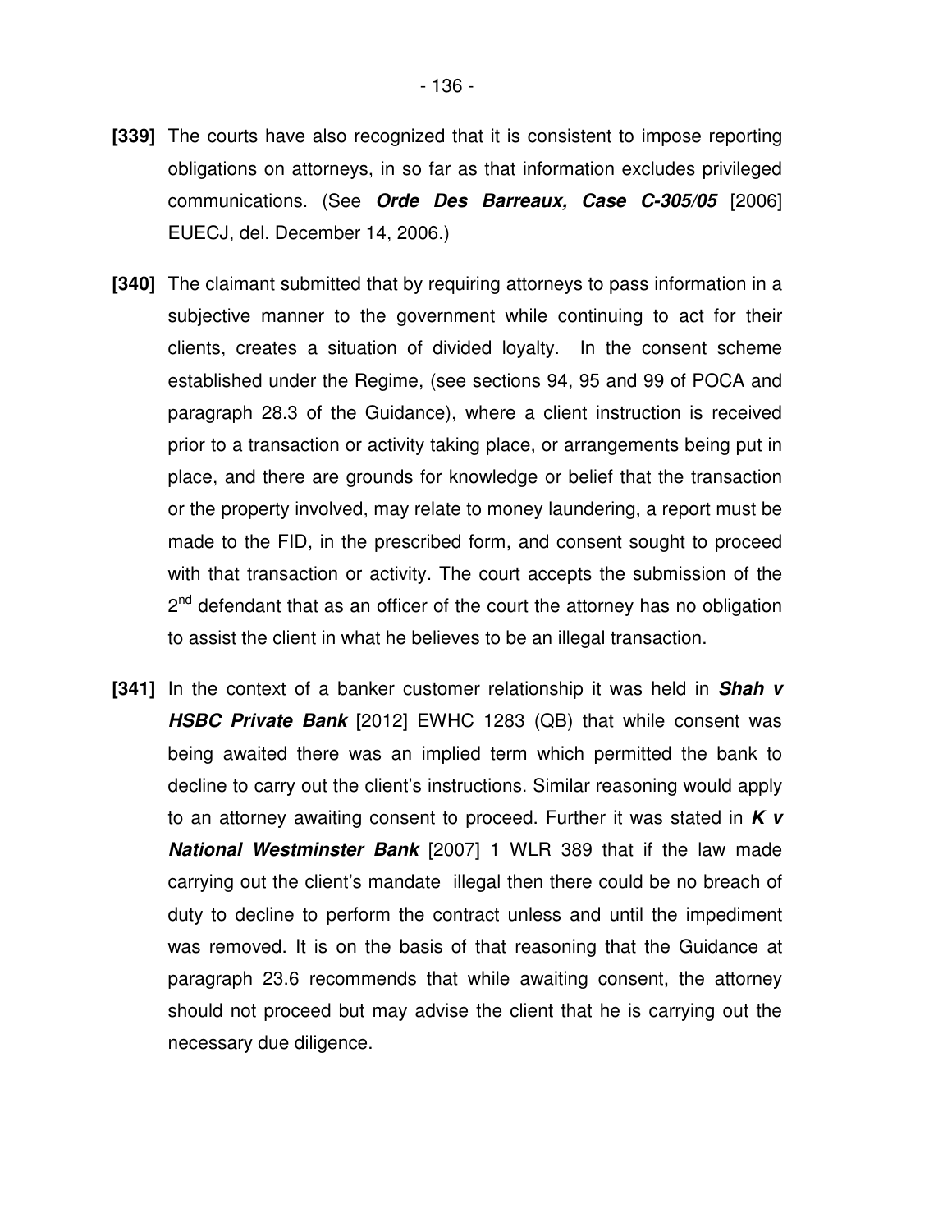**[339]** The courts have also recognized that it is consistent to impose reporting obligations on attorneys, in so far as that information excludes privileged communications. (See ***Orde Des Barreaux, Case C-305/05*** [2006] EUECJ, del. December 14, 2006.)

**[340]** The claimant submitted that by requiring attorneys to pass information in a subjective manner to the government while continuing to act for their clients, creates a situation of divided loyalty. In the consent scheme established under the Regime, (see sections 94, 95 and 99 of POCA and paragraph 28.3 of the Guidance), where a client instruction is received prior to a transaction or activity taking place, or arrangements being put in place, and there are grounds for knowledge or belief that the transaction or the property involved, may relate to money laundering, a report must be made to the FID, in the prescribed form, and consent sought to proceed with that transaction or activity. The court accepts the submission of the 2nd defendant that as an officer of the court the attorney has no obligation to assist the client in what he believes to be an illegal transaction.

**[341]** In the context of a banker customer relationship it was held in ***Shah v HSBC Private Bank*** [2012] EWHC 1283 (QB) that while consent was being awaited there was an implied term which permitted the bank to decline to carry out the client's instructions. Similar reasoning would apply to an attorney awaiting consent to proceed. Further it was stated in ***K v National Westminster Bank*** [2007] 1 WLR 389 that if the law made carrying out the client's mandate illegal then there could be no breach of duty to decline to perform the contract unless and until the impediment was removed. It is on the basis of that reasoning that the Guidance at paragraph 23.6 recommends that while awaiting consent, the attorney should not proceed but may advise the client that he is carrying out the necessary due diligence.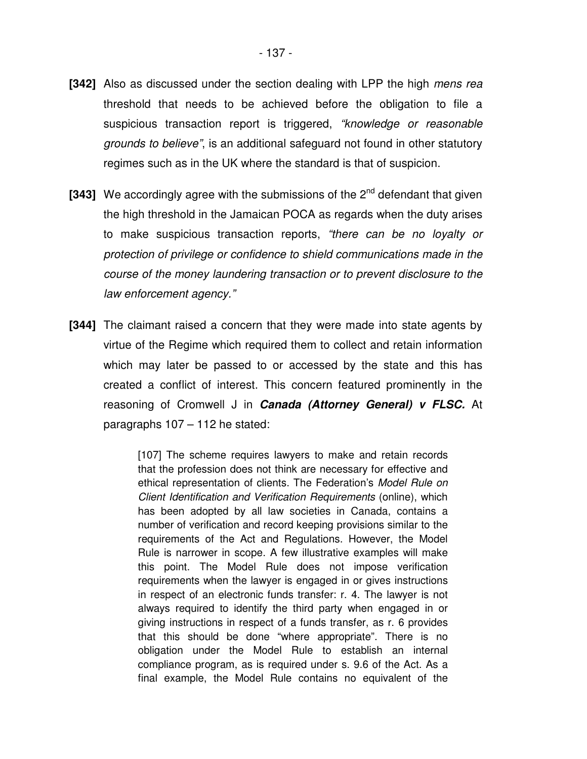**[342]** Also as discussed under the section dealing with LPP the high *mens rea* threshold that needs to be achieved before the obligation to file a suspicious transaction report is triggered, *"knowledge or reasonable grounds to believe"*, is an additional safeguard not found in other statutory regimes such as in the UK where the standard is that of suspicion.

**[343]** We accordingly agree with the submissions of the 2nd defendant that given the high threshold in the Jamaican POCA as regards when the duty arises to make suspicious transaction reports, *"there can be no loyalty or protection of privilege or confidence to shield communications made in the course of the money laundering transaction or to prevent disclosure to the law enforcement agency."*

**[344]** The claimant raised a concern that they were made into state agents by virtue of the Regime which required them to collect and retain information which may later be passed to or accessed by the state and this has created a conflict of interest. This concern featured prominently in the reasoning of Cromwell J in ***Canada (Attorney General) v FLSC.*** At paragraphs 107 – 112 he stated:

> [107] The scheme requires lawyers to make and retain records that the profession does not think are necessary for effective and ethical representation of clients. The Federation's *Model Rule on Client Identification and Verification Requirements* (online), which has been adopted by all law societies in Canada, contains a number of verification and record keeping provisions similar to the requirements of the Act and Regulations. However, the Model Rule is narrower in scope. A few illustrative examples will make this point. The Model Rule does not impose verification requirements when the lawyer is engaged in or gives instructions in respect of an electronic funds transfer: r. 4. The lawyer is not always required to identify the third party when engaged in or giving instructions in respect of a funds transfer, as r. 6 provides that this should be done "where appropriate". There is no obligation under the Model Rule to establish an internal compliance program, as is required under s. 9.6 of the Act. As a final example, the Model Rule contains no equivalent of the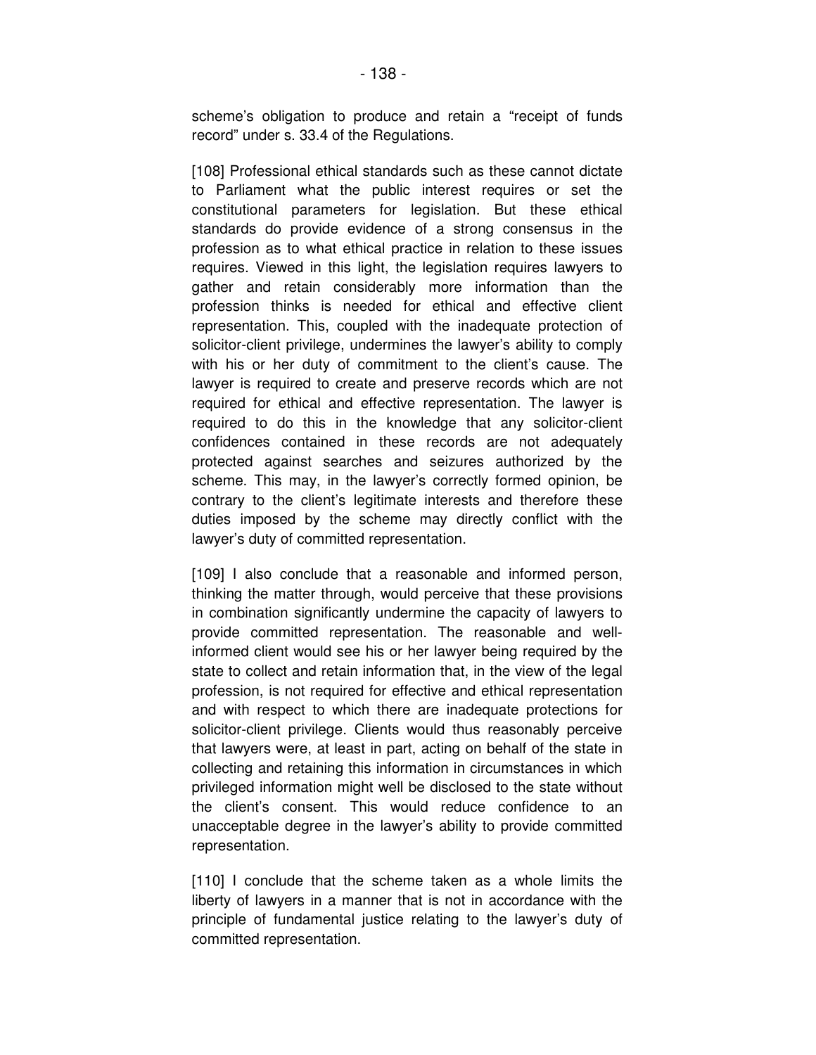scheme's obligation to produce and retain a "receipt of funds record" under s. 33.4 of the Regulations.

[108] Professional ethical standards such as these cannot dictate to Parliament what the public interest requires or set the constitutional parameters for legislation. But these ethical standards do provide evidence of a strong consensus in the profession as to what ethical practice in relation to these issues requires. Viewed in this light, the legislation requires lawyers to gather and retain considerably more information than the profession thinks is needed for ethical and effective client representation. This, coupled with the inadequate protection of solicitor-client privilege, undermines the lawyer's ability to comply with his or her duty of commitment to the client's cause. The lawyer is required to create and preserve records which are not required for ethical and effective representation. The lawyer is required to do this in the knowledge that any solicitor-client confidences contained in these records are not adequately protected against searches and seizures authorized by the scheme. This may, in the lawyer's correctly formed opinion, be contrary to the client's legitimate interests and therefore these duties imposed by the scheme may directly conflict with the lawyer's duty of committed representation.

[109] I also conclude that a reasonable and informed person, thinking the matter through, would perceive that these provisions in combination significantly undermine the capacity of lawyers to provide committed representation. The reasonable and well-informed client would see his or her lawyer being required by the state to collect and retain information that, in the view of the legal profession, is not required for effective and ethical representation and with respect to which there are inadequate protections for solicitor-client privilege. Clients would thus reasonably perceive that lawyers were, at least in part, acting on behalf of the state in collecting and retaining this information in circumstances in which privileged information might well be disclosed to the state without the client's consent. This would reduce confidence to an unacceptable degree in the lawyer's ability to provide committed representation.

[110] I conclude that the scheme taken as a whole limits the liberty of lawyers in a manner that is not in accordance with the principle of fundamental justice relating to the lawyer's duty of committed representation.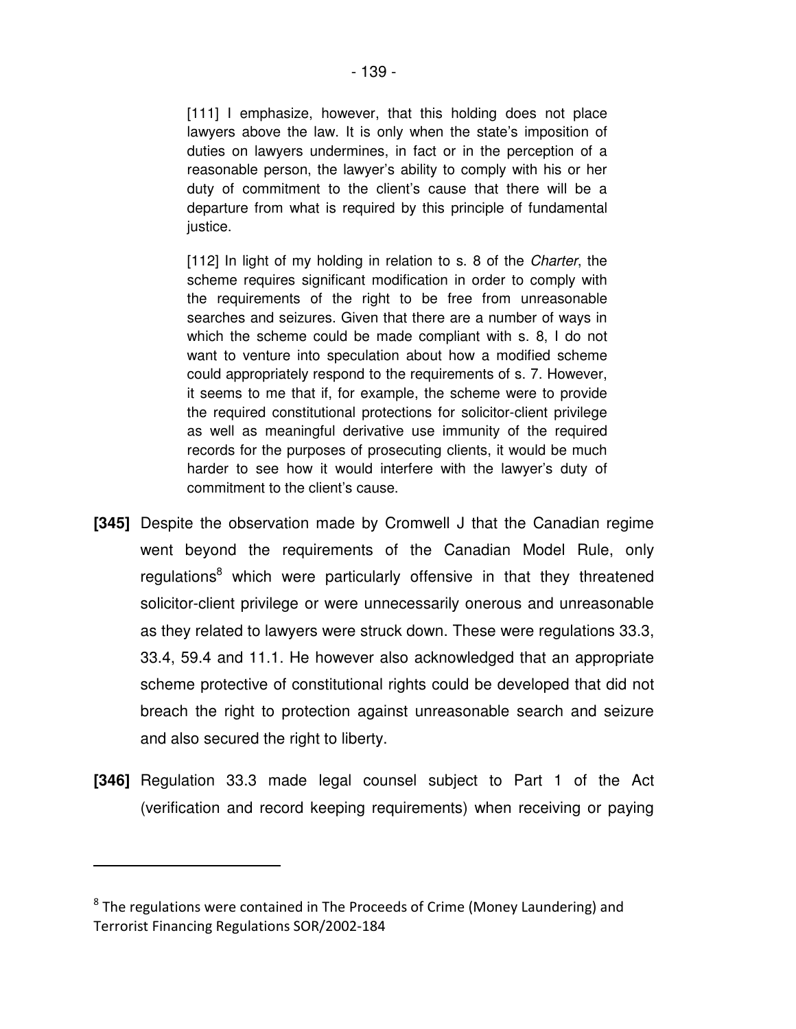> [111] I emphasize, however, that this holding does not place lawyers above the law. It is only when the state's imposition of duties on lawyers undermines, in fact or in the perception of a reasonable person, the lawyer's ability to comply with his or her duty of commitment to the client's cause that there will be a departure from what is required by this principle of fundamental justice.
>
> [112] In light of my holding in relation to s. 8 of the *Charter*, the scheme requires significant modification in order to comply with the requirements of the right to be free from unreasonable searches and seizures. Given that there are a number of ways in which the scheme could be made compliant with s. 8, I do not want to venture into speculation about how a modified scheme could appropriately respond to the requirements of s. 7. However, it seems to me that if, for example, the scheme were to provide the required constitutional protections for solicitor-client privilege as well as meaningful derivative use immunity of the required records for the purposes of prosecuting clients, it would be much harder to see how it would interfere with the lawyer's duty of commitment to the client's cause.

**[345]** Despite the observation made by Cromwell J that the Canadian regime went beyond the requirements of the Canadian Model Rule, only regulations[8] which were particularly offensive in that they threatened solicitor-client privilege or were unnecessarily onerous and unreasonable as they related to lawyers were struck down. These were regulations 33.3, 33.4, 59.4 and 11.1. He however also acknowledged that an appropriate scheme protective of constitutional rights could be developed that did not breach the right to protection against unreasonable search and seizure and also secured the right to liberty.

**[346]** Regulation 33.3 made legal counsel subject to Part 1 of the Act (verification and record keeping requirements) when receiving or paying

---

[8] The regulations were contained in The Proceeds of Crime (Money Laundering) and Terrorist Financing Regulations SOR/2002-184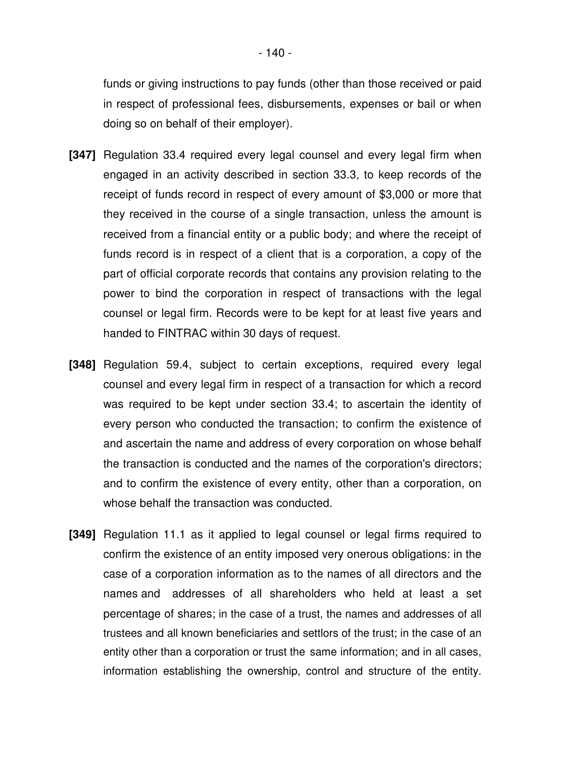funds or giving instructions to pay funds (other than those received or paid in respect of professional fees, disbursements, expenses or bail or when doing so on behalf of their employer).

**[347]** Regulation 33.4 required every legal counsel and every legal firm when engaged in an activity described in section 33.3, to keep records of the receipt of funds record in respect of every amount of $3,000 or more that they received in the course of a single transaction, unless the amount is received from a financial entity or a public body; and where the receipt of funds record is in respect of a client that is a corporation, a copy of the part of official corporate records that contains any provision relating to the power to bind the corporation in respect of transactions with the legal counsel or legal firm. Records were to be kept for at least five years and handed to FINTRAC within 30 days of request.

**[348]** Regulation 59.4, subject to certain exceptions, required every legal counsel and every legal firm in respect of a transaction for which a record was required to be kept under section 33.4; to ascertain the identity of every person who conducted the transaction; to confirm the existence of and ascertain the name and address of every corporation on whose behalf the transaction is conducted and the names of the corporation's directors; and to confirm the existence of every entity, other than a corporation, on whose behalf the transaction was conducted.

**[349]** Regulation 11.1 as it applied to legal counsel or legal firms required to confirm the existence of an entity imposed very onerous obligations: in the case of a corporation information as to the names of all directors and the names and addresses of all shareholders who held at least a set percentage of shares; in the case of a trust, the names and addresses of all trustees and all known beneficiaries and settlors of the trust; in the case of an entity other than a corporation or trust the same information; and in all cases, information establishing the ownership, control and structure of the entity.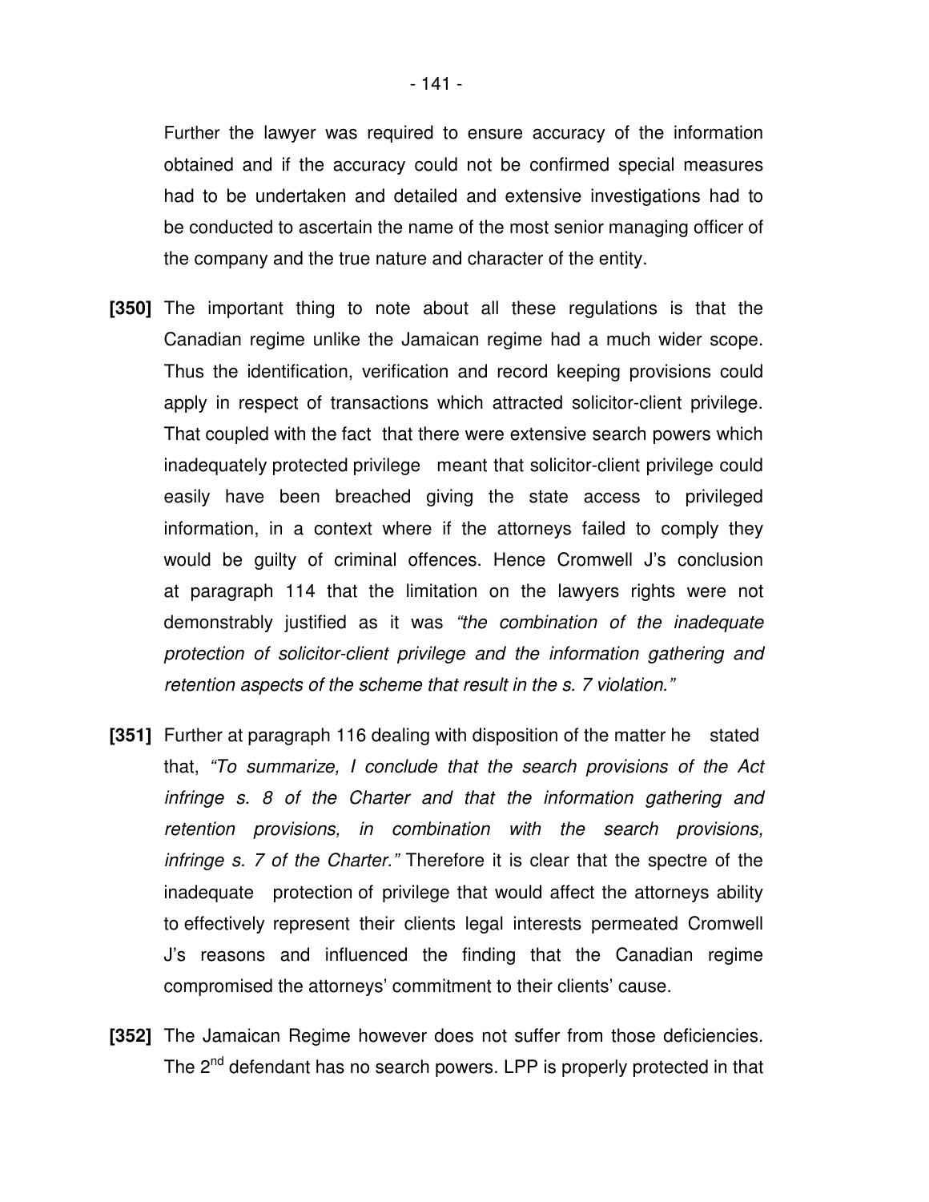Further the lawyer was required to ensure accuracy of the information obtained and if the accuracy could not be confirmed special measures had to be undertaken and detailed and extensive investigations had to be conducted to ascertain the name of the most senior managing officer of the company and the true nature and character of the entity.

**[350]** The important thing to note about all these regulations is that the Canadian regime unlike the Jamaican regime had a much wider scope. Thus the identification, verification and record keeping provisions could apply in respect of transactions which attracted solicitor-client privilege. That coupled with the fact that there were extensive search powers which inadequately protected privilege meant that solicitor-client privilege could easily have been breached giving the state access to privileged information, in a context where if the attorneys failed to comply they would be guilty of criminal offences. Hence Cromwell J's conclusion at paragraph 114 that the limitation on the lawyers rights were not demonstrably justified as it was *"the combination of the inadequate protection of solicitor-client privilege and the information gathering and retention aspects of the scheme that result in the s. 7 violation."*

**[351]** Further at paragraph 116 dealing with disposition of the matter he stated that, *"To summarize, I conclude that the search provisions of the Act infringe s. 8 of the Charter and that the information gathering and retention provisions, in combination with the search provisions, infringe s. 7 of the Charter."* Therefore it is clear that the spectre of the inadequate protection of privilege that would affect the attorneys ability to effectively represent their clients legal interests permeated Cromwell J's reasons and influenced the finding that the Canadian regime compromised the attorneys' commitment to their clients' cause.

**[352]** The Jamaican Regime however does not suffer from those deficiencies. The 2nd defendant has no search powers. LPP is properly protected in that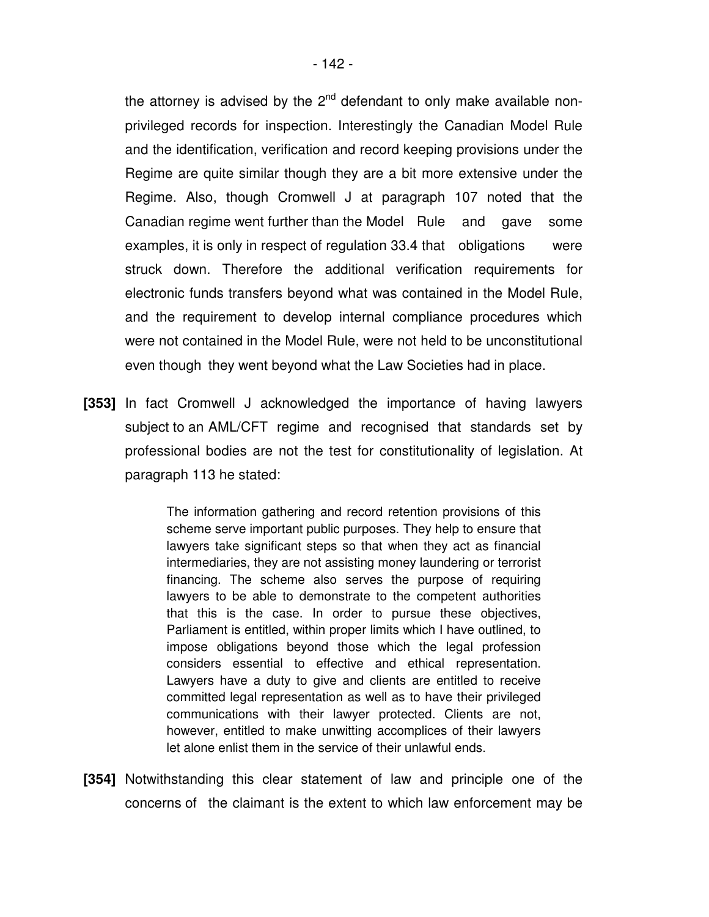the attorney is advised by the 2nd defendant to only make available non-privileged records for inspection. Interestingly the Canadian Model Rule and the identification, verification and record keeping provisions under the Regime are quite similar though they are a bit more extensive under the Regime. Also, though Cromwell J at paragraph 107 noted that the Canadian regime went further than the Model Rule and gave some examples, it is only in respect of regulation 33.4 that obligations were struck down. Therefore the additional verification requirements for electronic funds transfers beyond what was contained in the Model Rule, and the requirement to develop internal compliance procedures which were not contained in the Model Rule, were not held to be unconstitutional even though they went beyond what the Law Societies had in place.

**[353]** In fact Cromwell J acknowledged the importance of having lawyers subject to an AML/CFT regime and recognised that standards set by professional bodies are not the test for constitutionality of legislation. At paragraph 113 he stated:

> The information gathering and record retention provisions of this scheme serve important public purposes. They help to ensure that lawyers take significant steps so that when they act as financial intermediaries, they are not assisting money laundering or terrorist financing. The scheme also serves the purpose of requiring lawyers to be able to demonstrate to the competent authorities that this is the case. In order to pursue these objectives, Parliament is entitled, within proper limits which I have outlined, to impose obligations beyond those which the legal profession considers essential to effective and ethical representation. Lawyers have a duty to give and clients are entitled to receive committed legal representation as well as to have their privileged communications with their lawyer protected. Clients are not, however, entitled to make unwitting accomplices of their lawyers let alone enlist them in the service of their unlawful ends.

**[354]** Notwithstanding this clear statement of law and principle one of the concerns of the claimant is the extent to which law enforcement may be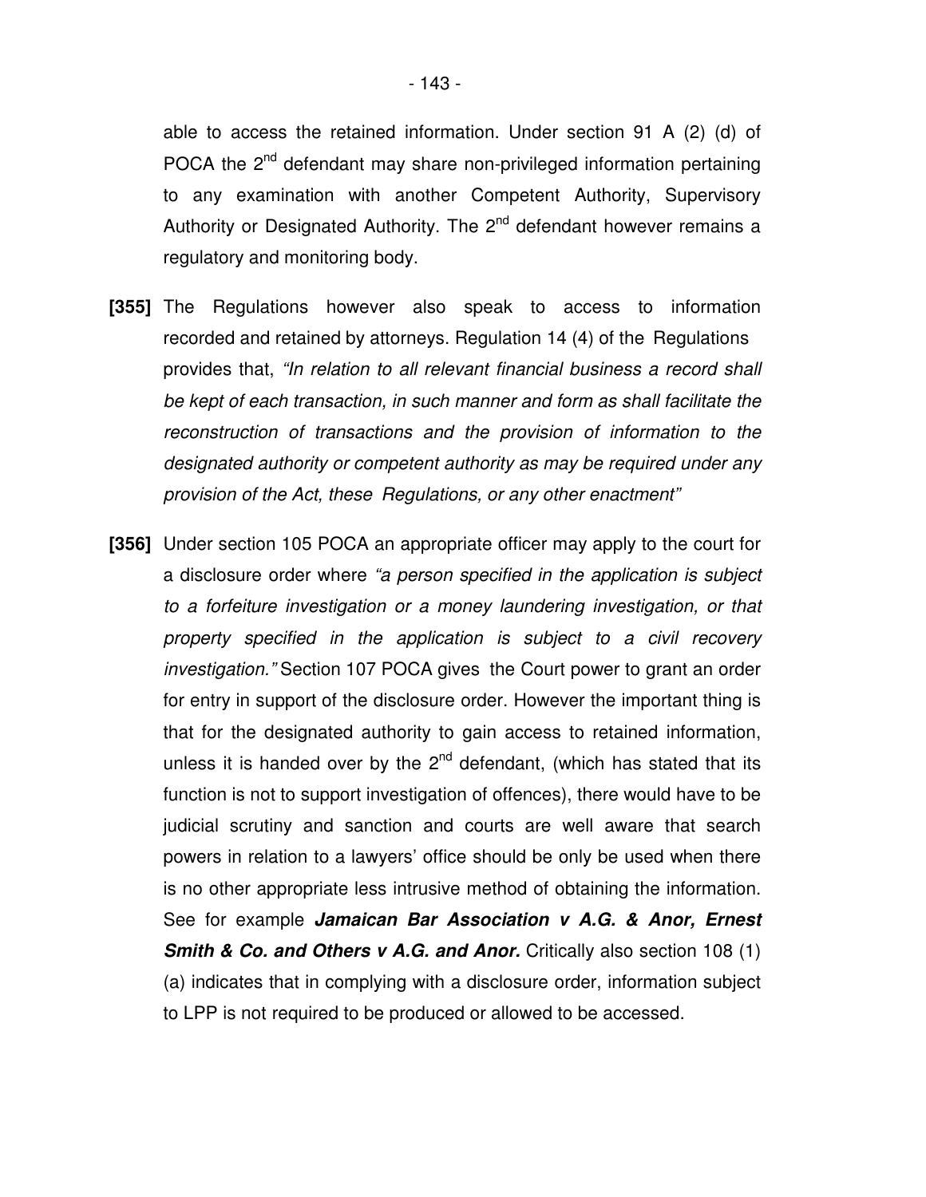able to access the retained information. Under section 91 A (2) (d) of POCA the 2nd defendant may share non-privileged information pertaining to any examination with another Competent Authority, Supervisory Authority or Designated Authority. The 2nd defendant however remains a regulatory and monitoring body.

**[355]** The Regulations however also speak to access to information recorded and retained by attorneys. Regulation 14 (4) of the Regulations provides that, *"In relation to all relevant financial business a record shall be kept of each transaction, in such manner and form as shall facilitate the reconstruction of transactions and the provision of information to the designated authority or competent authority as may be required under any provision of the Act, these Regulations, or any other enactment"*

**[356]** Under section 105 POCA an appropriate officer may apply to the court for a disclosure order where *"a person specified in the application is subject to a forfeiture investigation or a money laundering investigation, or that property specified in the application is subject to a civil recovery investigation."* Section 107 POCA gives the Court power to grant an order for entry in support of the disclosure order. However the important thing is that for the designated authority to gain access to retained information, unless it is handed over by the 2nd defendant, (which has stated that its function is not to support investigation of offences), there would have to be judicial scrutiny and sanction and courts are well aware that search powers in relation to a lawyers' office should be only be used when there is no other appropriate less intrusive method of obtaining the information. See for example ***Jamaican Bar Association v A.G. & Anor, Ernest Smith & Co. and Others v A.G. and Anor.*** Critically also section 108 (1) (a) indicates that in complying with a disclosure order, information subject to LPP is not required to be produced or allowed to be accessed.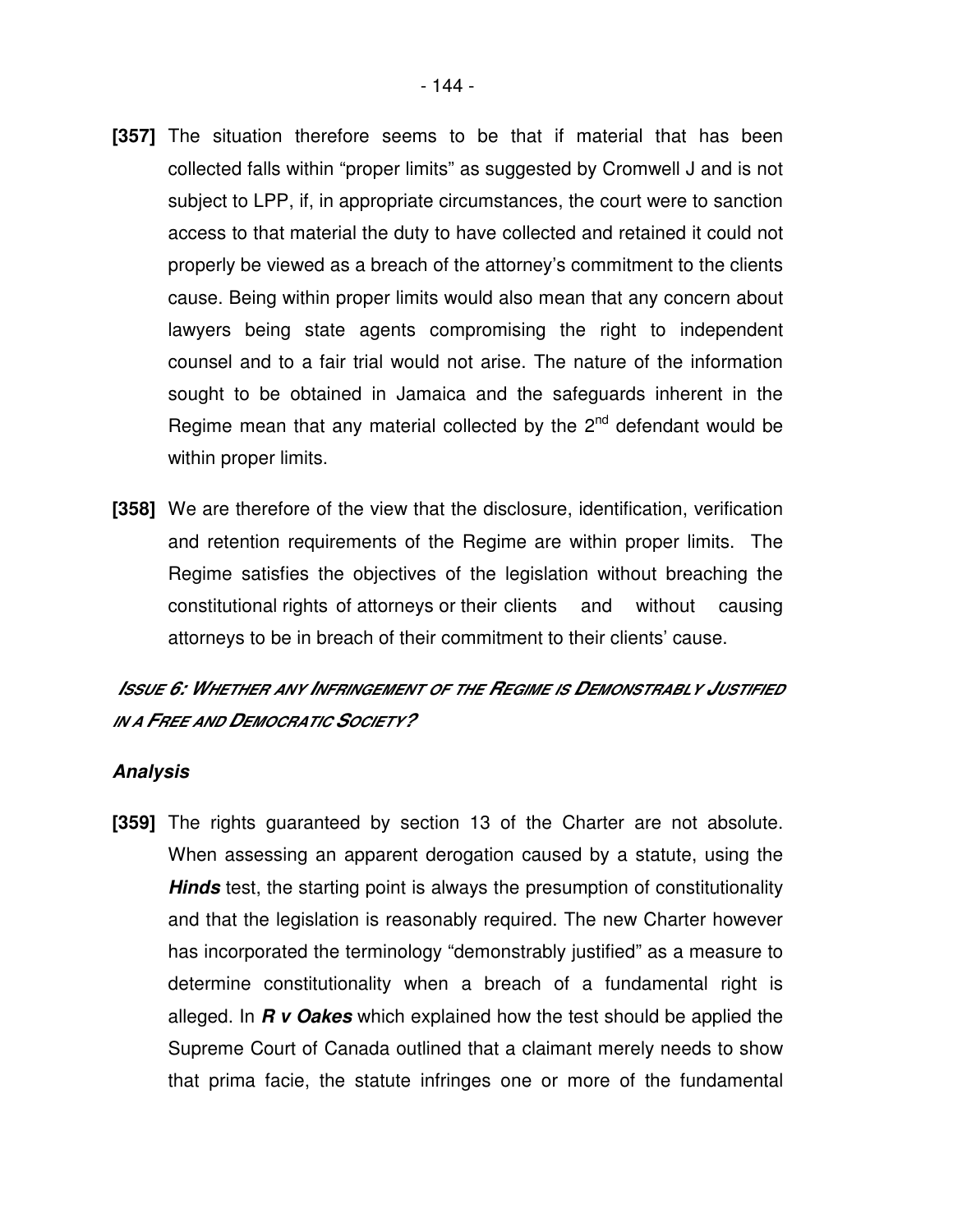**[357]** The situation therefore seems to be that if material that has been collected falls within "proper limits" as suggested by Cromwell J and is not subject to LPP, if, in appropriate circumstances, the court were to sanction access to that material the duty to have collected and retained it could not properly be viewed as a breach of the attorney's commitment to the clients cause. Being within proper limits would also mean that any concern about lawyers being state agents compromising the right to independent counsel and to a fair trial would not arise. The nature of the information sought to be obtained in Jamaica and the safeguards inherent in the Regime mean that any material collected by the 2nd defendant would be within proper limits.

**[358]** We are therefore of the view that the disclosure, identification, verification and retention requirements of the Regime are within proper limits. The Regime satisfies the objectives of the legislation without breaching the constitutional rights of attorneys or their clients and without causing attorneys to be in breach of their commitment to their clients' cause.

## *Issue 6: Whether any Infringement of the Regime is Demonstrably Justified in a Free and Democratic Society?*

### *Analysis*

**[359]** The rights guaranteed by section 13 of the Charter are not absolute. When assessing an apparent derogation caused by a statute, using the ***Hinds*** test, the starting point is always the presumption of constitutionality and that the legislation is reasonably required. The new Charter however has incorporated the terminology "demonstrably justified" as a measure to determine constitutionality when a breach of a fundamental right is alleged. In ***R v Oakes*** which explained how the test should be applied the Supreme Court of Canada outlined that a claimant merely needs to show that prima facie, the statute infringes one or more of the fundamental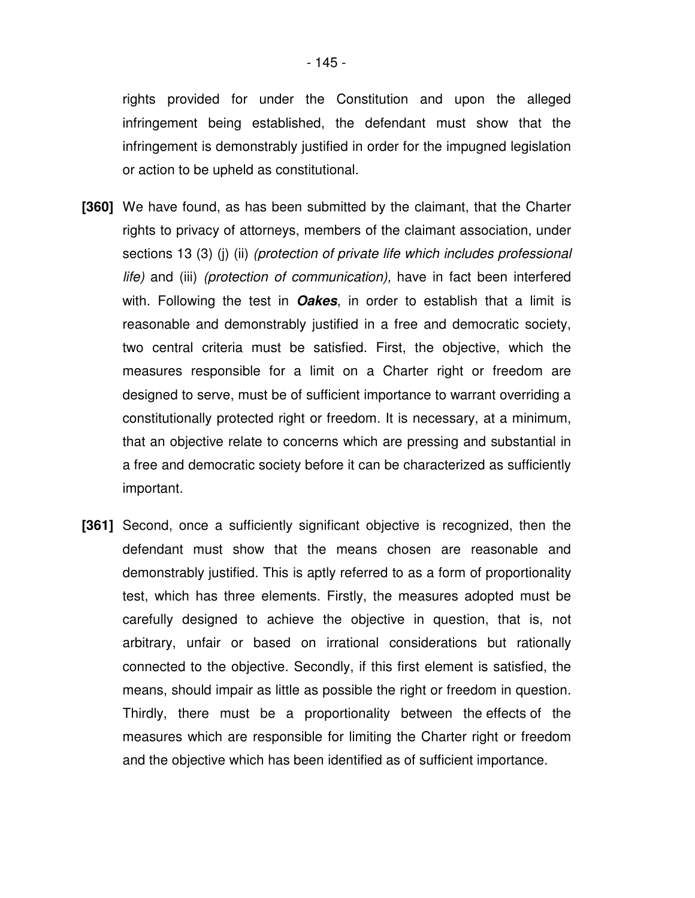rights provided for under the Constitution and upon the alleged infringement being established, the defendant must show that the infringement is demonstrably justified in order for the impugned legislation or action to be upheld as constitutional.

**[360]** We have found, as has been submitted by the claimant, that the Charter rights to privacy of attorneys, members of the claimant association, under sections 13 (3) (j) (ii) *(protection of private life which includes professional life)* and (iii) *(protection of communication),* have in fact been interfered with. Following the test in ***Oakes***, in order to establish that a limit is reasonable and demonstrably justified in a free and democratic society, two central criteria must be satisfied. First, the objective, which the measures responsible for a limit on a Charter right or freedom are designed to serve, must be of sufficient importance to warrant overriding a constitutionally protected right or freedom. It is necessary, at a minimum, that an objective relate to concerns which are pressing and substantial in a free and democratic society before it can be characterized as sufficiently important.

**[361]** Second, once a sufficiently significant objective is recognized, then the defendant must show that the means chosen are reasonable and demonstrably justified. This is aptly referred to as a form of proportionality test, which has three elements. Firstly, the measures adopted must be carefully designed to achieve the objective in question, that is, not arbitrary, unfair or based on irrational considerations but rationally connected to the objective. Secondly, if this first element is satisfied, the means, should impair as little as possible the right or freedom in question. Thirdly, there must be a proportionality between the effects of the measures which are responsible for limiting the Charter right or freedom and the objective which has been identified as of sufficient importance.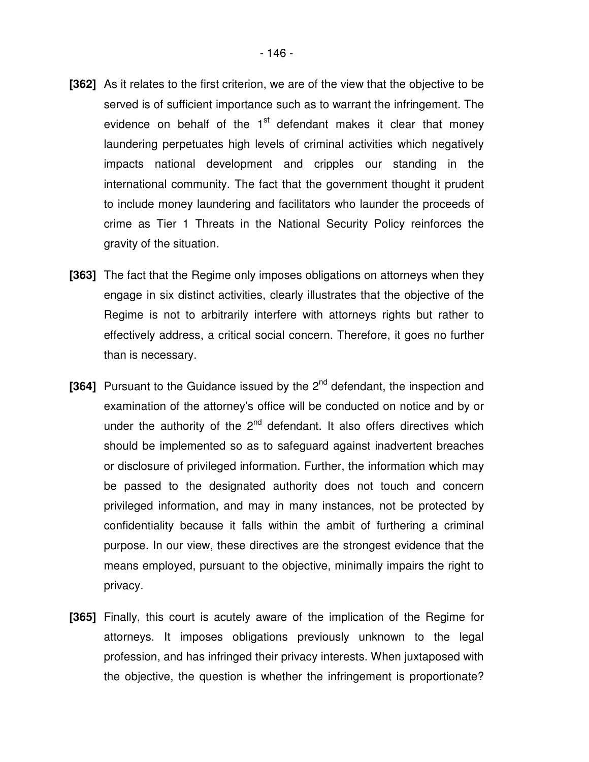**[362]** As it relates to the first criterion, we are of the view that the objective to be served is of sufficient importance such as to warrant the infringement. The evidence on behalf of the 1st defendant makes it clear that money laundering perpetuates high levels of criminal activities which negatively impacts national development and cripples our standing in the international community. The fact that the government thought it prudent to include money laundering and facilitators who launder the proceeds of crime as Tier 1 Threats in the National Security Policy reinforces the gravity of the situation.

**[363]** The fact that the Regime only imposes obligations on attorneys when they engage in six distinct activities, clearly illustrates that the objective of the Regime is not to arbitrarily interfere with attorneys rights but rather to effectively address, a critical social concern. Therefore, it goes no further than is necessary.

**[364]** Pursuant to the Guidance issued by the 2nd defendant, the inspection and examination of the attorney's office will be conducted on notice and by or under the authority of the 2nd defendant. It also offers directives which should be implemented so as to safeguard against inadvertent breaches or disclosure of privileged information. Further, the information which may be passed to the designated authority does not touch and concern privileged information, and may in many instances, not be protected by confidentiality because it falls within the ambit of furthering a criminal purpose. In our view, these directives are the strongest evidence that the means employed, pursuant to the objective, minimally impairs the right to privacy.

**[365]** Finally, this court is acutely aware of the implication of the Regime for attorneys. It imposes obligations previously unknown to the legal profession, and has infringed their privacy interests. When juxtaposed with the objective, the question is whether the infringement is proportionate?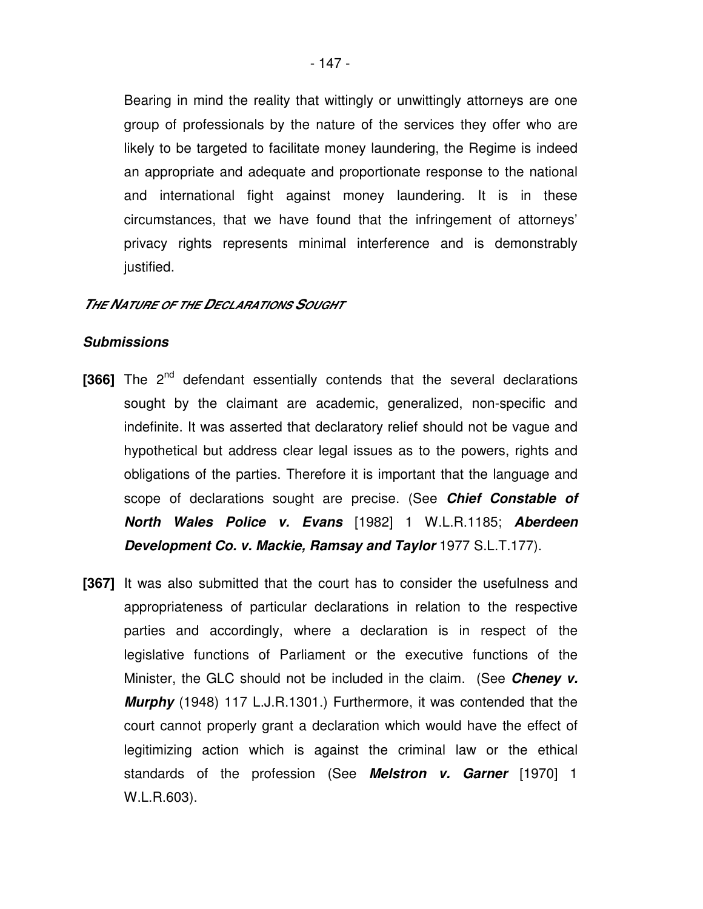Bearing in mind the reality that wittingly or unwittingly attorneys are one group of professionals by the nature of the services they offer who are likely to be targeted to facilitate money laundering, the Regime is indeed an appropriate and adequate and proportionate response to the national and international fight against money laundering. It is in these circumstances, that we have found that the infringement of attorneys' privacy rights represents minimal interference and is demonstrably justified.

***THE NATURE OF THE DECLARATIONS SOUGHT***

***Submissions***

**[366]** The 2nd defendant essentially contends that the several declarations sought by the claimant are academic, generalized, non-specific and indefinite. It was asserted that declaratory relief should not be vague and hypothetical but address clear legal issues as to the powers, rights and obligations of the parties. Therefore it is important that the language and scope of declarations sought are precise. (See ***Chief Constable of North Wales Police v. Evans*** [1982] 1 W.L.R.1185; ***Aberdeen Development Co. v. Mackie, Ramsay and Taylor*** 1977 S.L.T.177).

**[367]** It was also submitted that the court has to consider the usefulness and appropriateness of particular declarations in relation to the respective parties and accordingly, where a declaration is in respect of the legislative functions of Parliament or the executive functions of the Minister, the GLC should not be included in the claim. (See ***Cheney v. Murphy*** (1948) 117 L.J.R.1301.) Furthermore, it was contended that the court cannot properly grant a declaration which would have the effect of legitimizing action which is against the criminal law or the ethical standards of the profession (See ***Melstron v. Garner*** [1970] 1 W.L.R.603).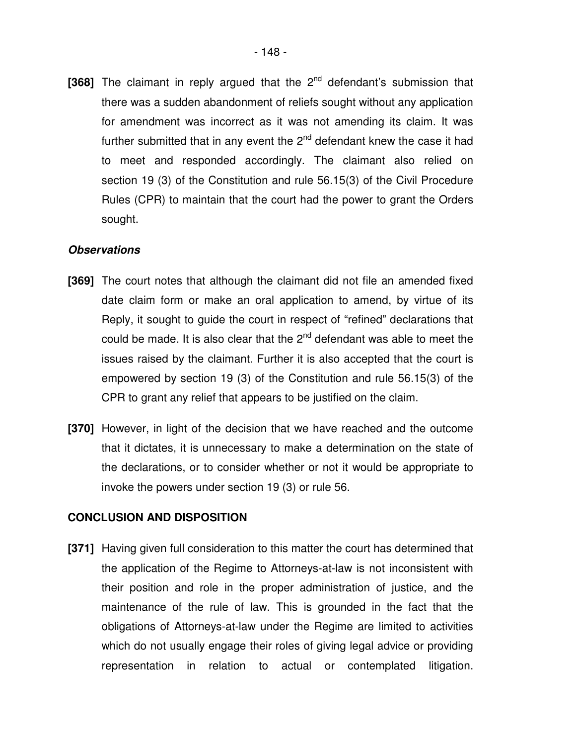**[368]** The claimant in reply argued that the 2nd defendant's submission that there was a sudden abandonment of reliefs sought without any application for amendment was incorrect as it was not amending its claim. It was further submitted that in any event the 2nd defendant knew the case it had to meet and responded accordingly. The claimant also relied on section 19 (3) of the Constitution and rule 56.15(3) of the Civil Procedure Rules (CPR) to maintain that the court had the power to grant the Orders sought.

***Observations***

**[369]** The court notes that although the claimant did not file an amended fixed date claim form or make an oral application to amend, by virtue of its Reply, it sought to guide the court in respect of "refined" declarations that could be made. It is also clear that the 2nd defendant was able to meet the issues raised by the claimant. Further it is also accepted that the court is empowered by section 19 (3) of the Constitution and rule 56.15(3) of the CPR to grant any relief that appears to be justified on the claim.

**[370]** However, in light of the decision that we have reached and the outcome that it dictates, it is unnecessary to make a determination on the state of the declarations, or to consider whether or not it would be appropriate to invoke the powers under section 19 (3) or rule 56.

**CONCLUSION AND DISPOSITION**

**[371]** Having given full consideration to this matter the court has determined that the application of the Regime to Attorneys-at-law is not inconsistent with their position and role in the proper administration of justice, and the maintenance of the rule of law. This is grounded in the fact that the obligations of Attorneys-at-law under the Regime are limited to activities which do not usually engage their roles of giving legal advice or providing representation in relation to actual or contemplated litigation.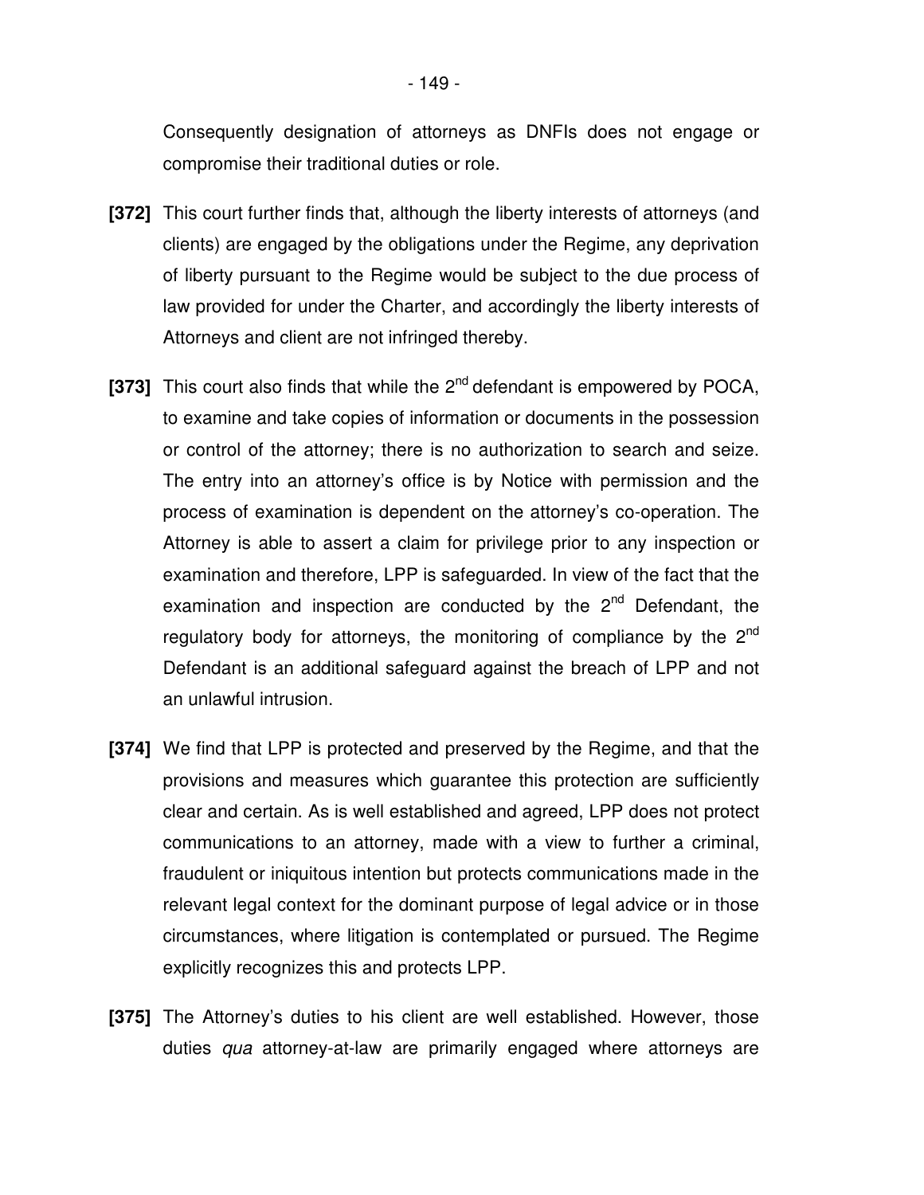Consequently designation of attorneys as DNFIs does not engage or compromise their traditional duties or role.

**[372]** This court further finds that, although the liberty interests of attorneys (and clients) are engaged by the obligations under the Regime, any deprivation of liberty pursuant to the Regime would be subject to the due process of law provided for under the Charter, and accordingly the liberty interests of Attorneys and client are not infringed thereby.

**[373]** This court also finds that while the 2nd defendant is empowered by POCA, to examine and take copies of information or documents in the possession or control of the attorney; there is no authorization to search and seize. The entry into an attorney's office is by Notice with permission and the process of examination is dependent on the attorney's co-operation. The Attorney is able to assert a claim for privilege prior to any inspection or examination and therefore, LPP is safeguarded. In view of the fact that the examination and inspection are conducted by the 2nd Defendant, the regulatory body for attorneys, the monitoring of compliance by the 2nd Defendant is an additional safeguard against the breach of LPP and not an unlawful intrusion.

**[374]** We find that LPP is protected and preserved by the Regime, and that the provisions and measures which guarantee this protection are sufficiently clear and certain. As is well established and agreed, LPP does not protect communications to an attorney, made with a view to further a criminal, fraudulent or iniquitous intention but protects communications made in the relevant legal context for the dominant purpose of legal advice or in those circumstances, where litigation is contemplated or pursued. The Regime explicitly recognizes this and protects LPP.

**[375]** The Attorney's duties to his client are well established. However, those duties *qua* attorney-at-law are primarily engaged where attorneys are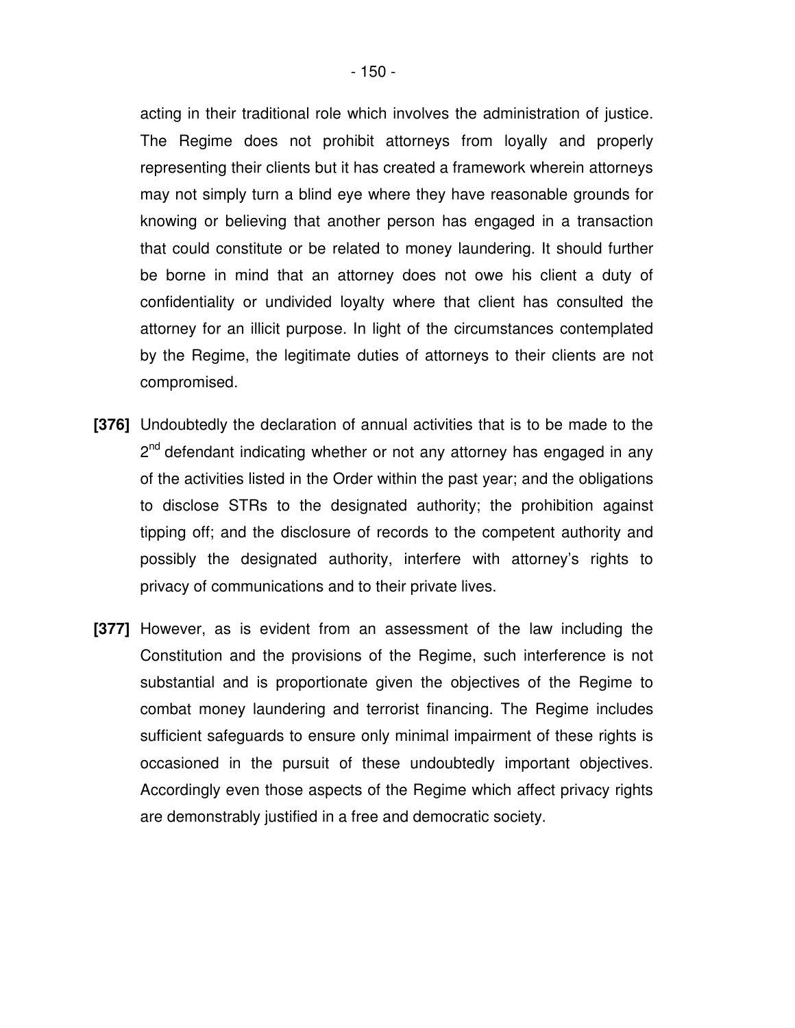acting in their traditional role which involves the administration of justice. The Regime does not prohibit attorneys from loyally and properly representing their clients but it has created a framework wherein attorneys may not simply turn a blind eye where they have reasonable grounds for knowing or believing that another person has engaged in a transaction that could constitute or be related to money laundering. It should further be borne in mind that an attorney does not owe his client a duty of confidentiality or undivided loyalty where that client has consulted the attorney for an illicit purpose. In light of the circumstances contemplated by the Regime, the legitimate duties of attorneys to their clients are not compromised.

**[376]** Undoubtedly the declaration of annual activities that is to be made to the 2nd defendant indicating whether or not any attorney has engaged in any of the activities listed in the Order within the past year; and the obligations to disclose STRs to the designated authority; the prohibition against tipping off; and the disclosure of records to the competent authority and possibly the designated authority, interfere with attorney's rights to privacy of communications and to their private lives.

**[377]** However, as is evident from an assessment of the law including the Constitution and the provisions of the Regime, such interference is not substantial and is proportionate given the objectives of the Regime to combat money laundering and terrorist financing. The Regime includes sufficient safeguards to ensure only minimal impairment of these rights is occasioned in the pursuit of these undoubtedly important objectives. Accordingly even those aspects of the Regime which affect privacy rights are demonstrably justified in a free and democratic society.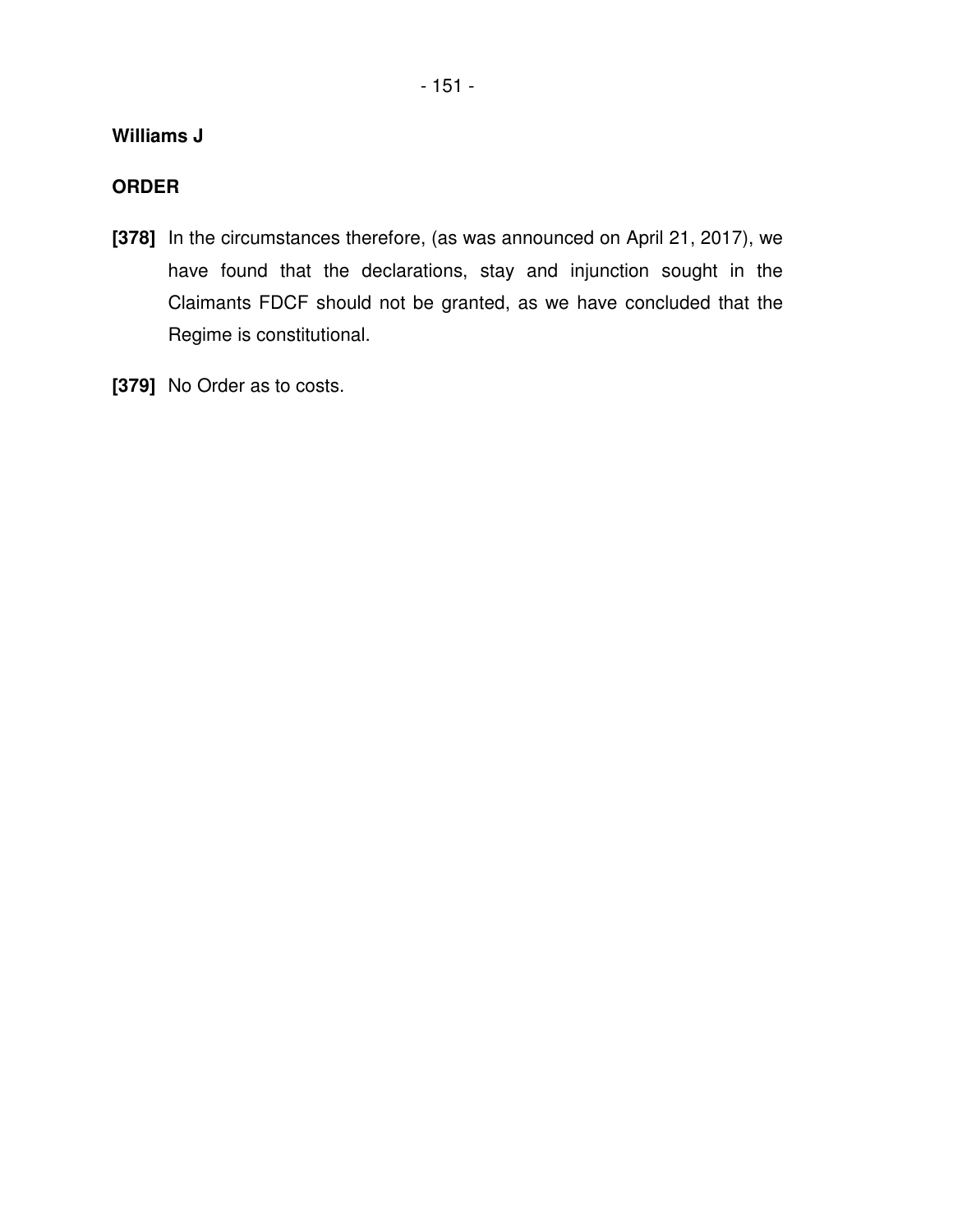**Williams J**

**ORDER**

**[378]** In the circumstances therefore, (as was announced on April 21, 2017), we have found that the declarations, stay and injunction sought in the Claimants FDCF should not be granted, as we have concluded that the Regime is constitutional.

**[379]** No Order as to costs.